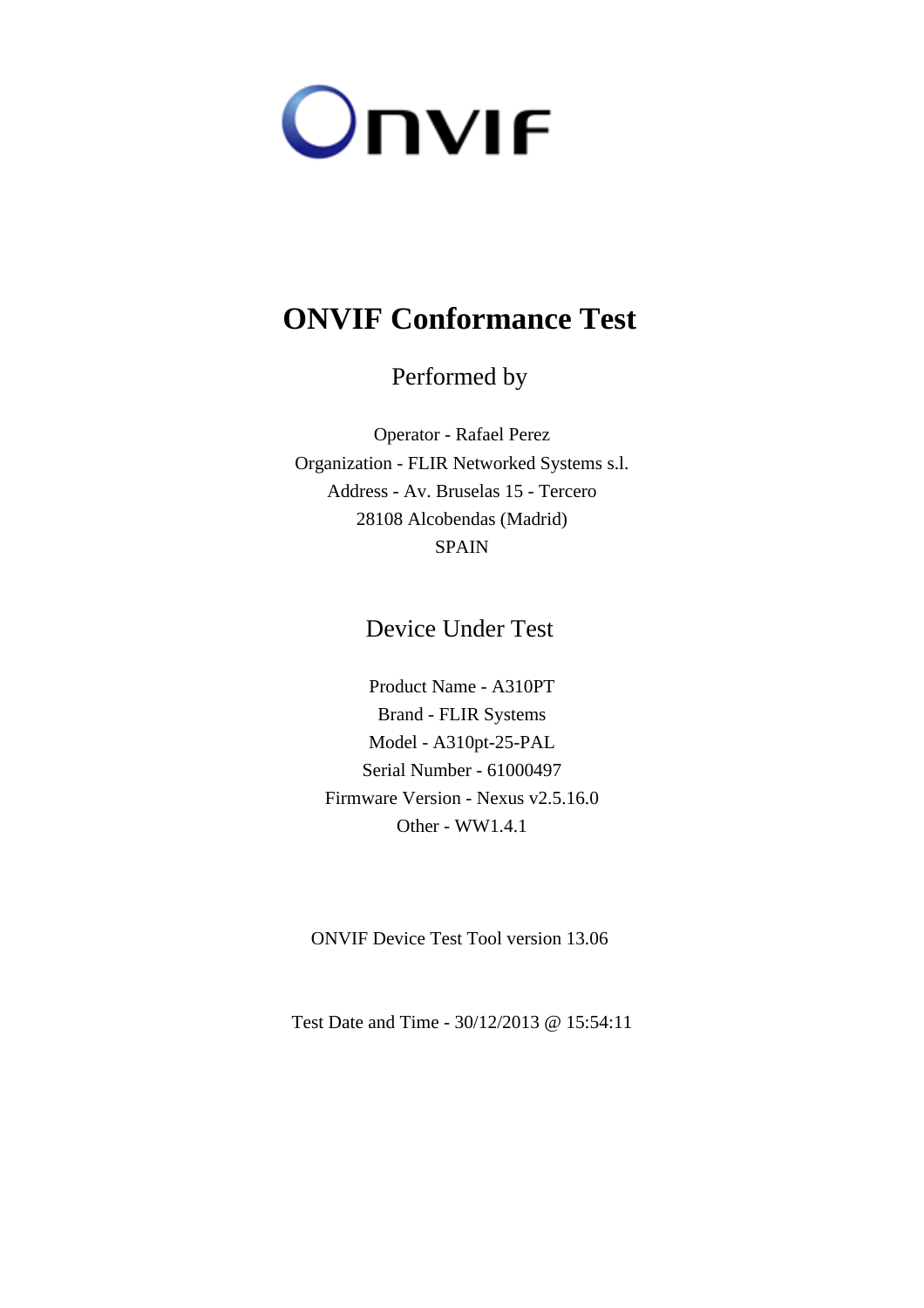ONVIF

# ONVIF Conformance Test

Performed by

Operator - Rafael Perez
Organization - FLIR Networked Systems s.l.
Address - Av. Bruselas 15 - Tercero
28108 Alcobendas (Madrid)
SPAIN

## Device Under Test

Product Name - A310PT
Brand - FLIR Systems
Model - A310pt-25-PAL
Serial Number - 61000497
Firmware Version - Nexus v2.5.16.0
Other - WW1.4.1

ONVIF Device Test Tool version 13.06

Test Date and Time - 30/12/2013 @ 15:54:11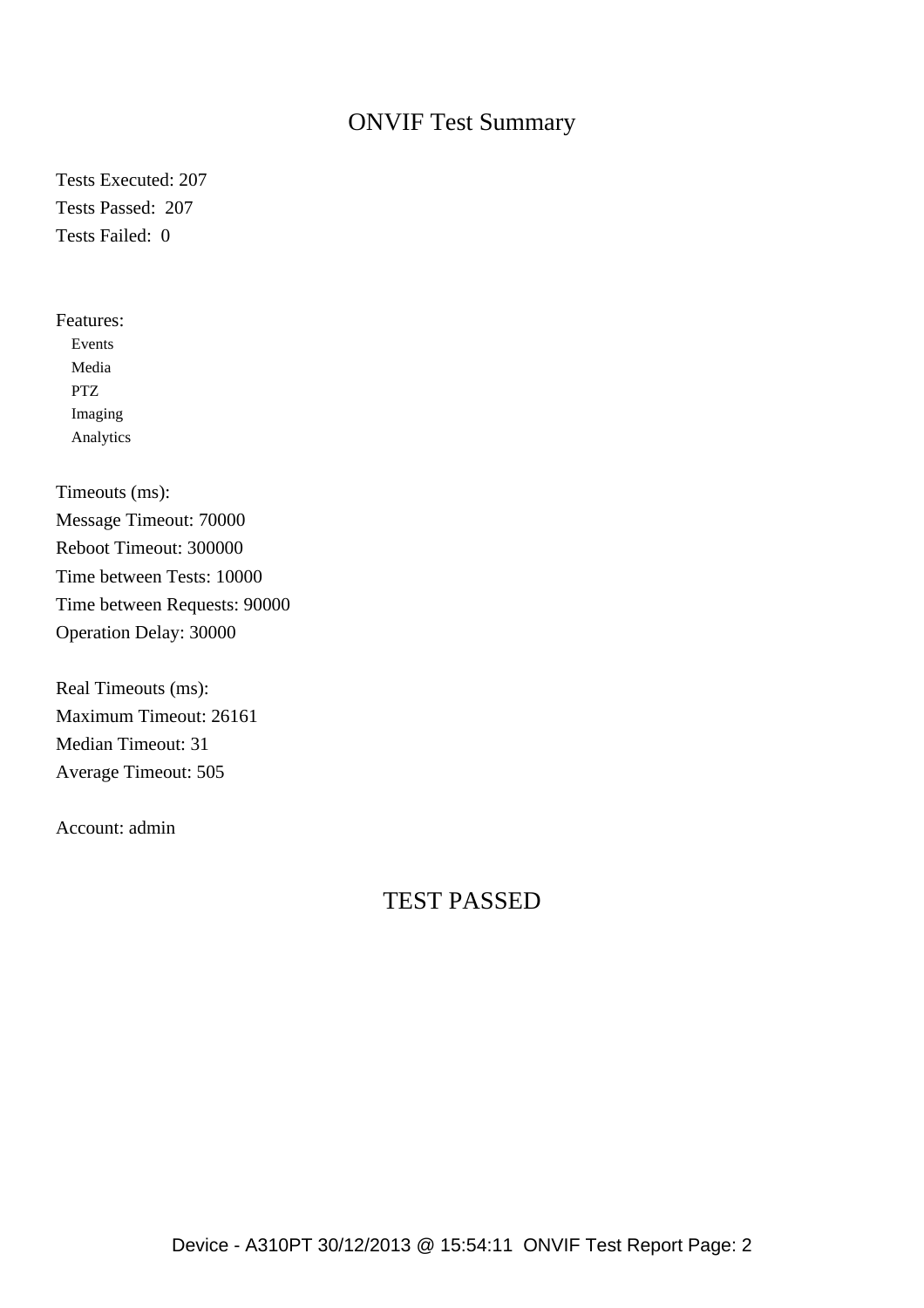# ONVIF Test Summary

Tests Executed: 207

Tests Passed: 207

Tests Failed: 0

Features:

- Events
- Media
- PTZ
- Imaging
- Analytics

Timeouts (ms):

Message Timeout: 70000

Reboot Timeout: 300000

Time between Tests: 10000

Time between Requests: 90000

Operation Delay: 30000

Real Timeouts (ms):

Maximum Timeout: 26161

Median Timeout: 31

Average Timeout: 505

Account: admin

## TEST PASSED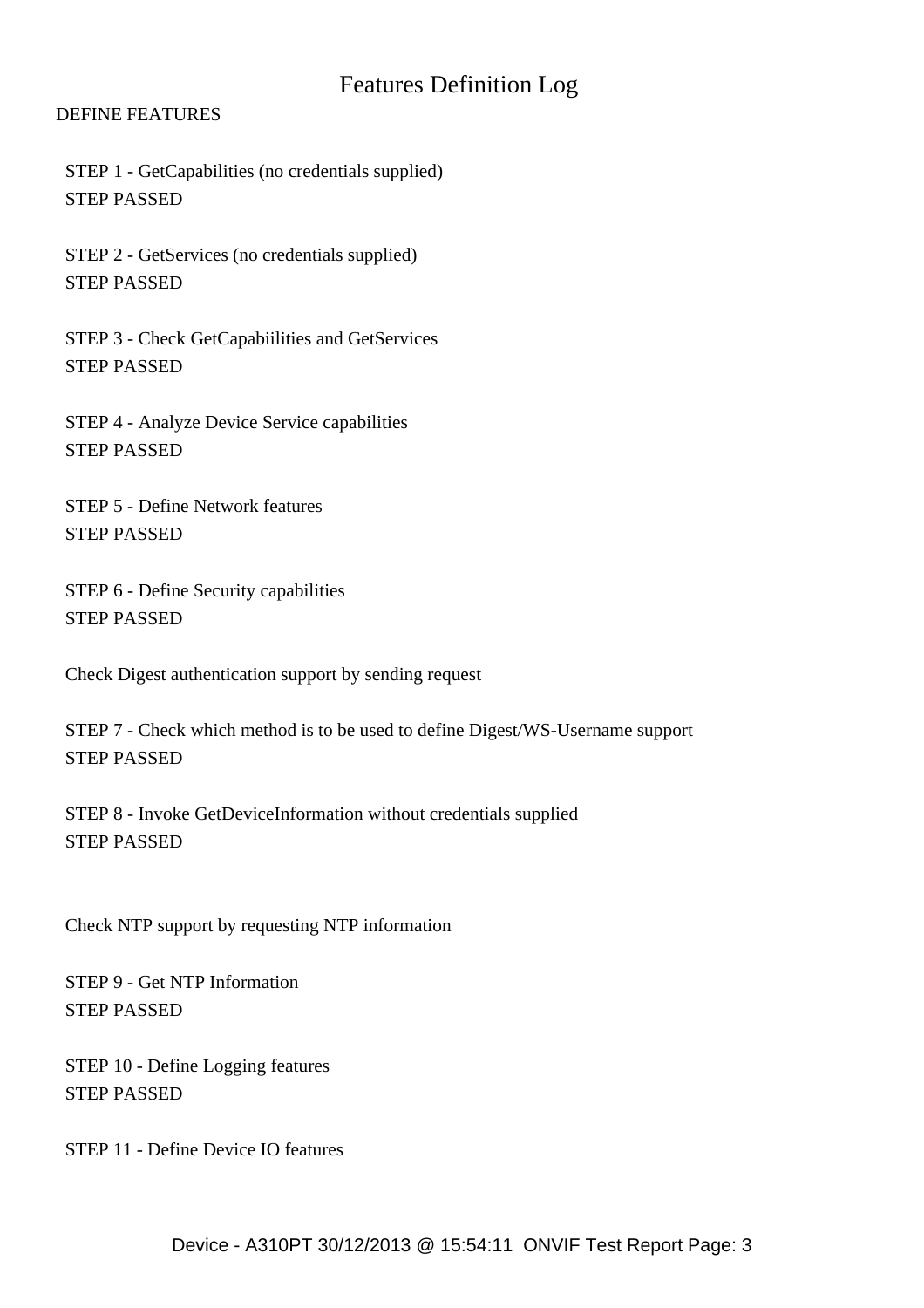# Features Definition Log

DEFINE FEATURES

STEP 1 - GetCapabilities (no credentials supplied)
STEP PASSED

STEP 2 - GetServices (no credentials supplied)
STEP PASSED

STEP 3 - Check GetCapabiilities and GetServices
STEP PASSED

STEP 4 - Analyze Device Service capabilities
STEP PASSED

STEP 5 - Define Network features
STEP PASSED

STEP 6 - Define Security capabilities
STEP PASSED

Check Digest authentication support by sending request

STEP 7 - Check which method is to be used to define Digest/WS-Username support
STEP PASSED

STEP 8 - Invoke GetDeviceInformation without credentials supplied
STEP PASSED

Check NTP support by requesting NTP information

STEP 9 - Get NTP Information
STEP PASSED

STEP 10 - Define Logging features
STEP PASSED

STEP 11 - Define Device IO features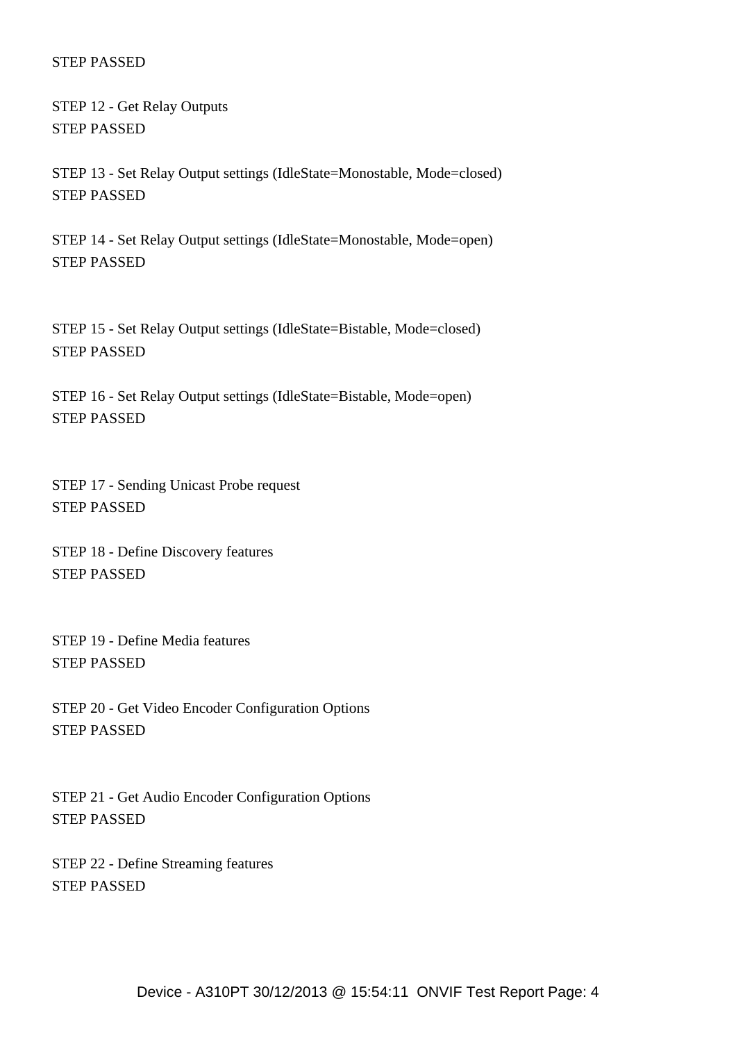STEP PASSED

STEP 12 - Get Relay Outputs
STEP PASSED

STEP 13 - Set Relay Output settings (IdleState=Monostable, Mode=closed)
STEP PASSED

STEP 14 - Set Relay Output settings (IdleState=Monostable, Mode=open)
STEP PASSED

STEP 15 - Set Relay Output settings (IdleState=Bistable, Mode=closed)
STEP PASSED

STEP 16 - Set Relay Output settings (IdleState=Bistable, Mode=open)
STEP PASSED

STEP 17 - Sending Unicast Probe request
STEP PASSED

STEP 18 - Define Discovery features
STEP PASSED

STEP 19 - Define Media features
STEP PASSED

STEP 20 - Get Video Encoder Configuration Options
STEP PASSED

STEP 21 - Get Audio Encoder Configuration Options
STEP PASSED

STEP 22 - Define Streaming features
STEP PASSED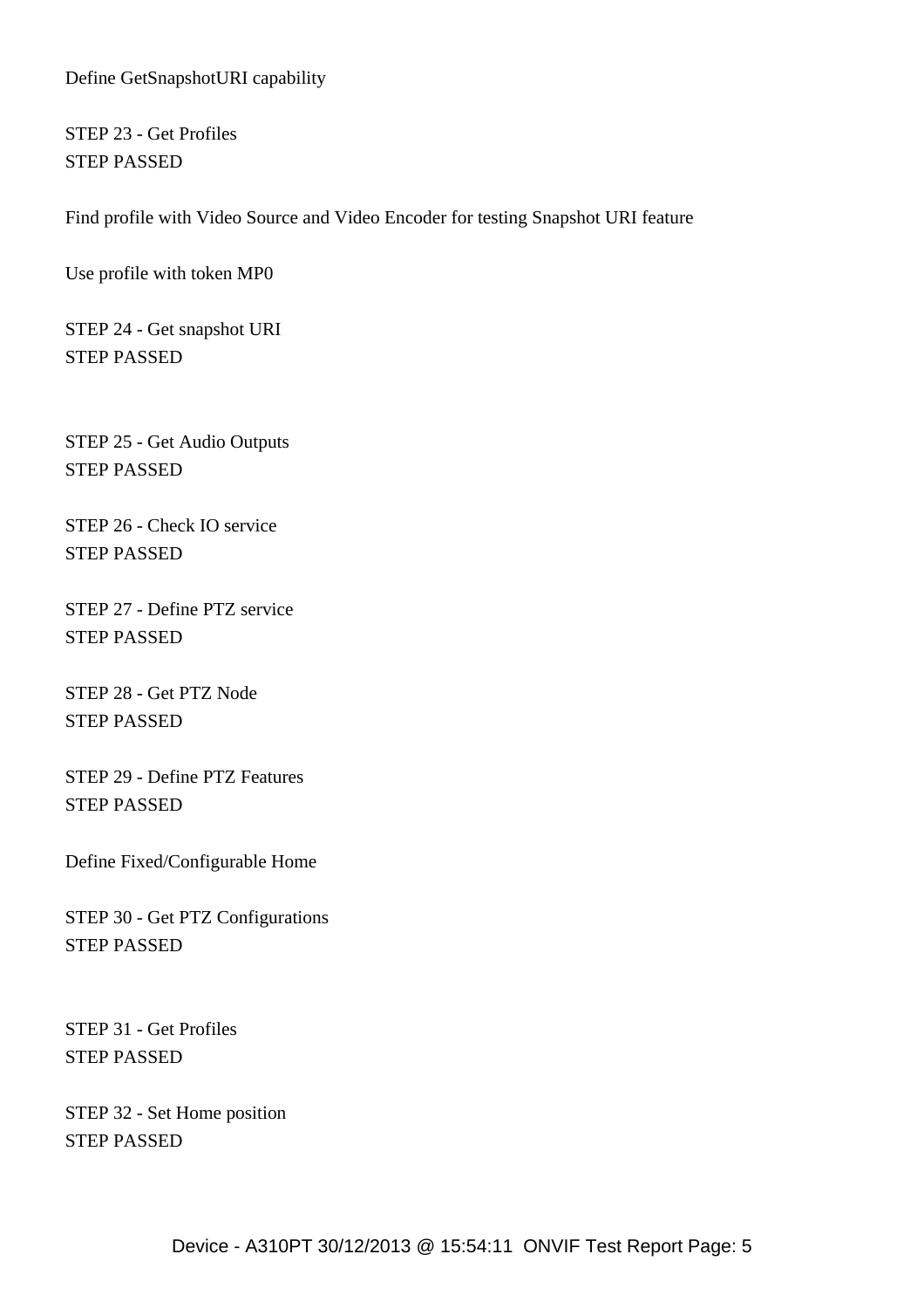Define GetSnapshotURI capability

STEP 23 - Get Profiles
STEP PASSED

Find profile with Video Source and Video Encoder for testing Snapshot URI feature

Use profile with token MP0

STEP 24 - Get snapshot URI
STEP PASSED

STEP 25 - Get Audio Outputs
STEP PASSED

STEP 26 - Check IO service
STEP PASSED

STEP 27 - Define PTZ service
STEP PASSED

STEP 28 - Get PTZ Node
STEP PASSED

STEP 29 - Define PTZ Features
STEP PASSED

Define Fixed/Configurable Home

STEP 30 - Get PTZ Configurations
STEP PASSED

STEP 31 - Get Profiles
STEP PASSED

STEP 32 - Set Home position
STEP PASSED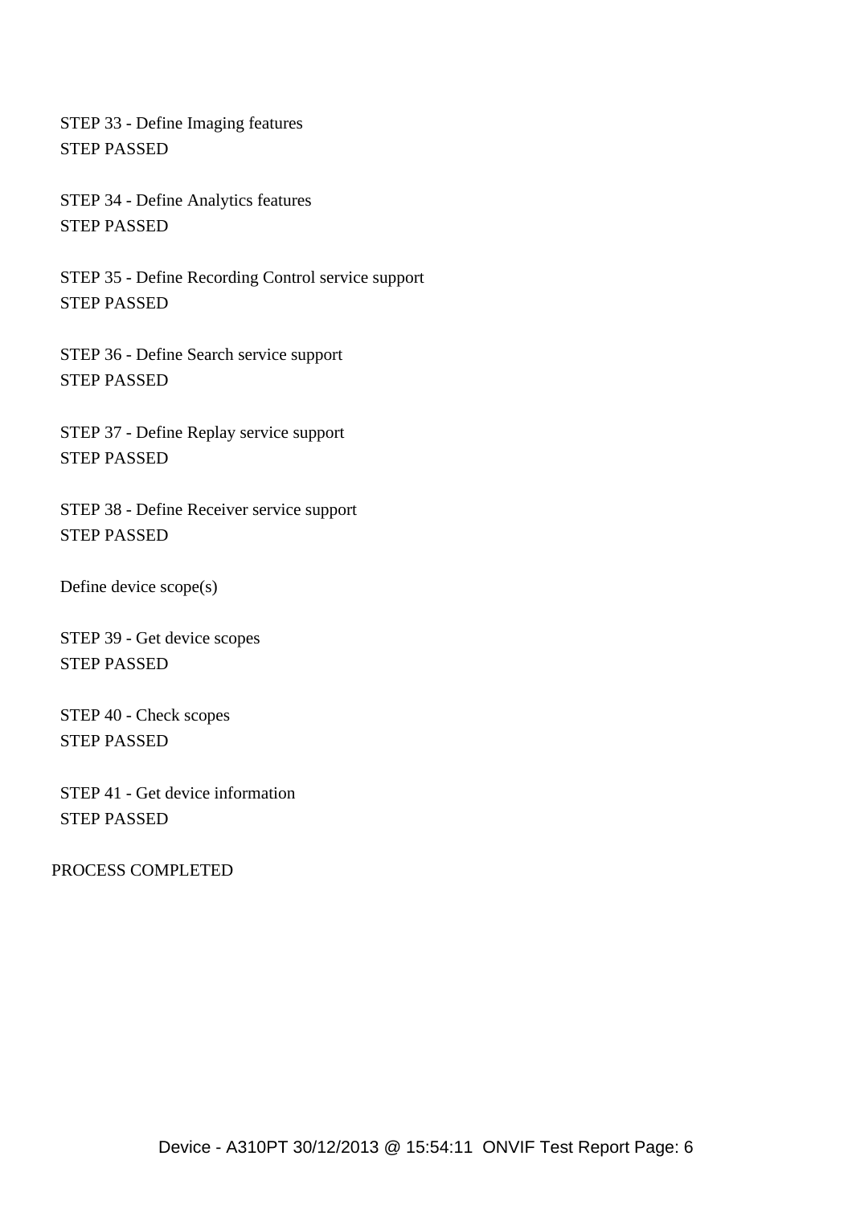STEP 33 - Define Imaging features
STEP PASSED

STEP 34 - Define Analytics features
STEP PASSED

STEP 35 - Define Recording Control service support
STEP PASSED

STEP 36 - Define Search service support
STEP PASSED

STEP 37 - Define Replay service support
STEP PASSED

STEP 38 - Define Receiver service support
STEP PASSED

Define device scope(s)

STEP 39 - Get device scopes
STEP PASSED

STEP 40 - Check scopes
STEP PASSED

STEP 41 - Get device information
STEP PASSED

PROCESS COMPLETED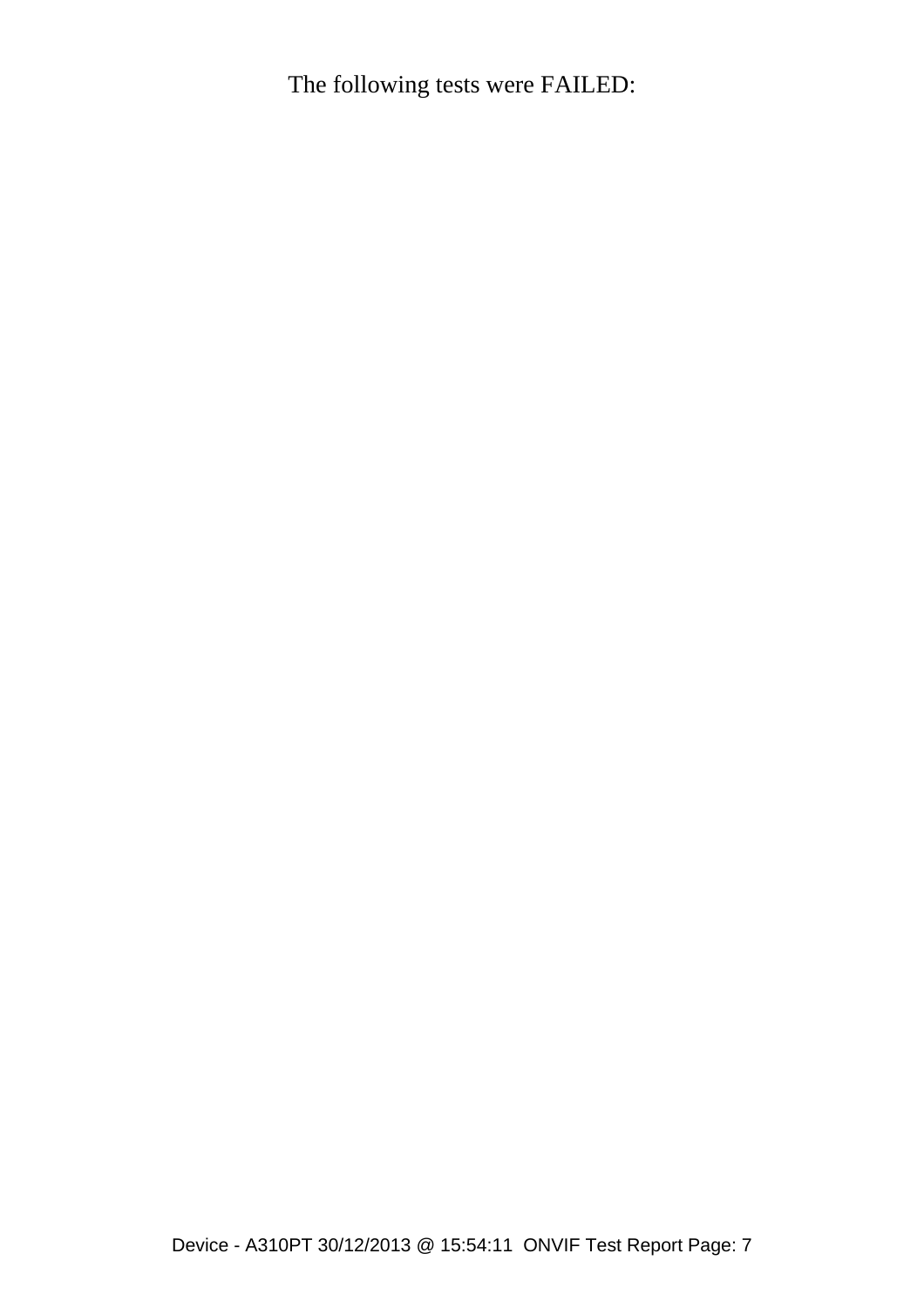The following tests were FAILED: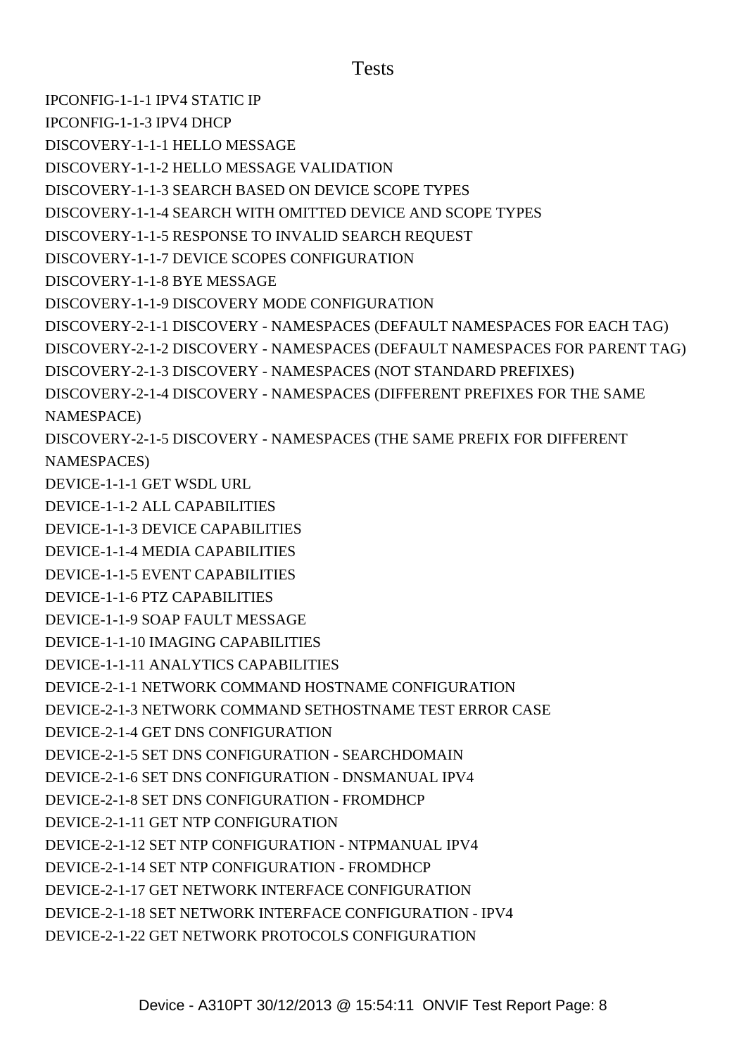# Tests

IPCONFIG-1-1-1 IPV4 STATIC IP

IPCONFIG-1-1-3 IPV4 DHCP

DISCOVERY-1-1-1 HELLO MESSAGE

DISCOVERY-1-1-2 HELLO MESSAGE VALIDATION

DISCOVERY-1-1-3 SEARCH BASED ON DEVICE SCOPE TYPES

DISCOVERY-1-1-4 SEARCH WITH OMITTED DEVICE AND SCOPE TYPES

DISCOVERY-1-1-5 RESPONSE TO INVALID SEARCH REQUEST

DISCOVERY-1-1-7 DEVICE SCOPES CONFIGURATION

DISCOVERY-1-1-8 BYE MESSAGE

DISCOVERY-1-1-9 DISCOVERY MODE CONFIGURATION

DISCOVERY-2-1-1 DISCOVERY - NAMESPACES (DEFAULT NAMESPACES FOR EACH TAG)

DISCOVERY-2-1-2 DISCOVERY - NAMESPACES (DEFAULT NAMESPACES FOR PARENT TAG)

DISCOVERY-2-1-3 DISCOVERY - NAMESPACES (NOT STANDARD PREFIXES)

DISCOVERY-2-1-4 DISCOVERY - NAMESPACES (DIFFERENT PREFIXES FOR THE SAME NAMESPACE)

DISCOVERY-2-1-5 DISCOVERY - NAMESPACES (THE SAME PREFIX FOR DIFFERENT NAMESPACES)

DEVICE-1-1-1 GET WSDL URL

DEVICE-1-1-2 ALL CAPABILITIES

DEVICE-1-1-3 DEVICE CAPABILITIES

DEVICE-1-1-4 MEDIA CAPABILITIES

DEVICE-1-1-5 EVENT CAPABILITIES

DEVICE-1-1-6 PTZ CAPABILITIES

DEVICE-1-1-9 SOAP FAULT MESSAGE

DEVICE-1-1-10 IMAGING CAPABILITIES

DEVICE-1-1-11 ANALYTICS CAPABILITIES

DEVICE-2-1-1 NETWORK COMMAND HOSTNAME CONFIGURATION

DEVICE-2-1-3 NETWORK COMMAND SETHOSTNAME TEST ERROR CASE

DEVICE-2-1-4 GET DNS CONFIGURATION

DEVICE-2-1-5 SET DNS CONFIGURATION - SEARCHDOMAIN

DEVICE-2-1-6 SET DNS CONFIGURATION - DNSMANUAL IPV4

DEVICE-2-1-8 SET DNS CONFIGURATION - FROMDHCP

DEVICE-2-1-11 GET NTP CONFIGURATION

DEVICE-2-1-12 SET NTP CONFIGURATION - NTPMANUAL IPV4

DEVICE-2-1-14 SET NTP CONFIGURATION - FROMDHCP

DEVICE-2-1-17 GET NETWORK INTERFACE CONFIGURATION

DEVICE-2-1-18 SET NETWORK INTERFACE CONFIGURATION - IPV4

DEVICE-2-1-22 GET NETWORK PROTOCOLS CONFIGURATION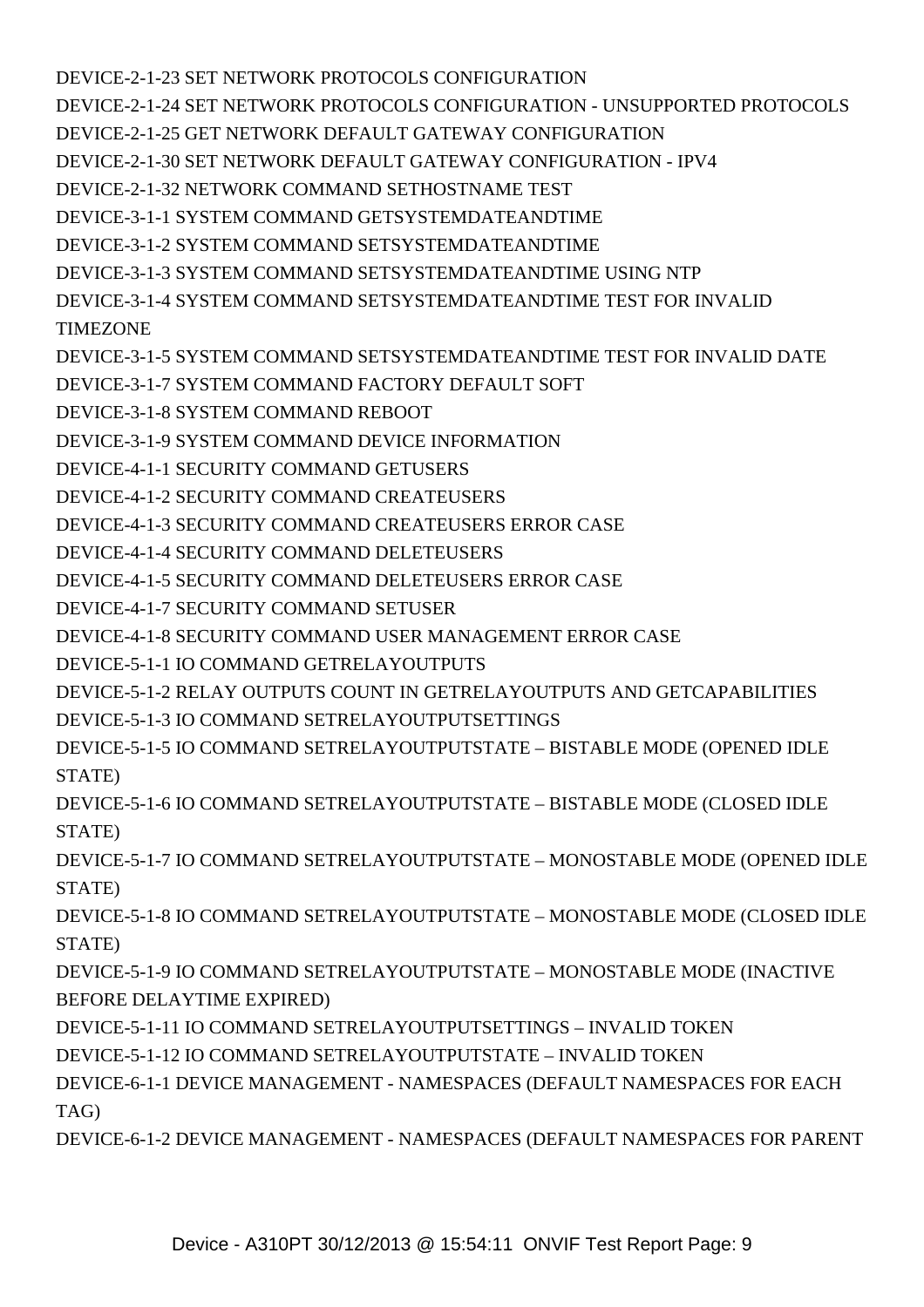DEVICE-2-1-23 SET NETWORK PROTOCOLS CONFIGURATION
DEVICE-2-1-24 SET NETWORK PROTOCOLS CONFIGURATION - UNSUPPORTED PROTOCOLS
DEVICE-2-1-25 GET NETWORK DEFAULT GATEWAY CONFIGURATION
DEVICE-2-1-30 SET NETWORK DEFAULT GATEWAY CONFIGURATION - IPV4
DEVICE-2-1-32 NETWORK COMMAND SETHOSTNAME TEST
DEVICE-3-1-1 SYSTEM COMMAND GETSYSTEMDATEANDTIME
DEVICE-3-1-2 SYSTEM COMMAND SETSYSTEMDATEANDTIME
DEVICE-3-1-3 SYSTEM COMMAND SETSYSTEMDATEANDTIME USING NTP
DEVICE-3-1-4 SYSTEM COMMAND SETSYSTEMDATEANDTIME TEST FOR INVALID TIMEZONE
DEVICE-3-1-5 SYSTEM COMMAND SETSYSTEMDATEANDTIME TEST FOR INVALID DATE
DEVICE-3-1-7 SYSTEM COMMAND FACTORY DEFAULT SOFT
DEVICE-3-1-8 SYSTEM COMMAND REBOOT
DEVICE-3-1-9 SYSTEM COMMAND DEVICE INFORMATION
DEVICE-4-1-1 SECURITY COMMAND GETUSERS
DEVICE-4-1-2 SECURITY COMMAND CREATEUSERS
DEVICE-4-1-3 SECURITY COMMAND CREATEUSERS ERROR CASE
DEVICE-4-1-4 SECURITY COMMAND DELETEUSERS
DEVICE-4-1-5 SECURITY COMMAND DELETEUSERS ERROR CASE
DEVICE-4-1-7 SECURITY COMMAND SETUSER
DEVICE-4-1-8 SECURITY COMMAND USER MANAGEMENT ERROR CASE
DEVICE-5-1-1 IO COMMAND GETRELAYOUTPUTS
DEVICE-5-1-2 RELAY OUTPUTS COUNT IN GETRELAYOUTPUTS AND GETCAPABILITIES
DEVICE-5-1-3 IO COMMAND SETRELAYOUTPUTSETTINGS
DEVICE-5-1-5 IO COMMAND SETRELAYOUTPUTSTATE – BISTABLE MODE (OPENED IDLE STATE)
DEVICE-5-1-6 IO COMMAND SETRELAYOUTPUTSTATE – BISTABLE MODE (CLOSED IDLE STATE)
DEVICE-5-1-7 IO COMMAND SETRELAYOUTPUTSTATE – MONOSTABLE MODE (OPENED IDLE STATE)
DEVICE-5-1-8 IO COMMAND SETRELAYOUTPUTSTATE – MONOSTABLE MODE (CLOSED IDLE STATE)
DEVICE-5-1-9 IO COMMAND SETRELAYOUTPUTSTATE – MONOSTABLE MODE (INACTIVE BEFORE DELAYTIME EXPIRED)
DEVICE-5-1-11 IO COMMAND SETRELAYOUTPUTSETTINGS – INVALID TOKEN
DEVICE-5-1-12 IO COMMAND SETRELAYOUTPUTSTATE – INVALID TOKEN
DEVICE-6-1-1 DEVICE MANAGEMENT - NAMESPACES (DEFAULT NAMESPACES FOR EACH TAG)
DEVICE-6-1-2 DEVICE MANAGEMENT - NAMESPACES (DEFAULT NAMESPACES FOR PARENT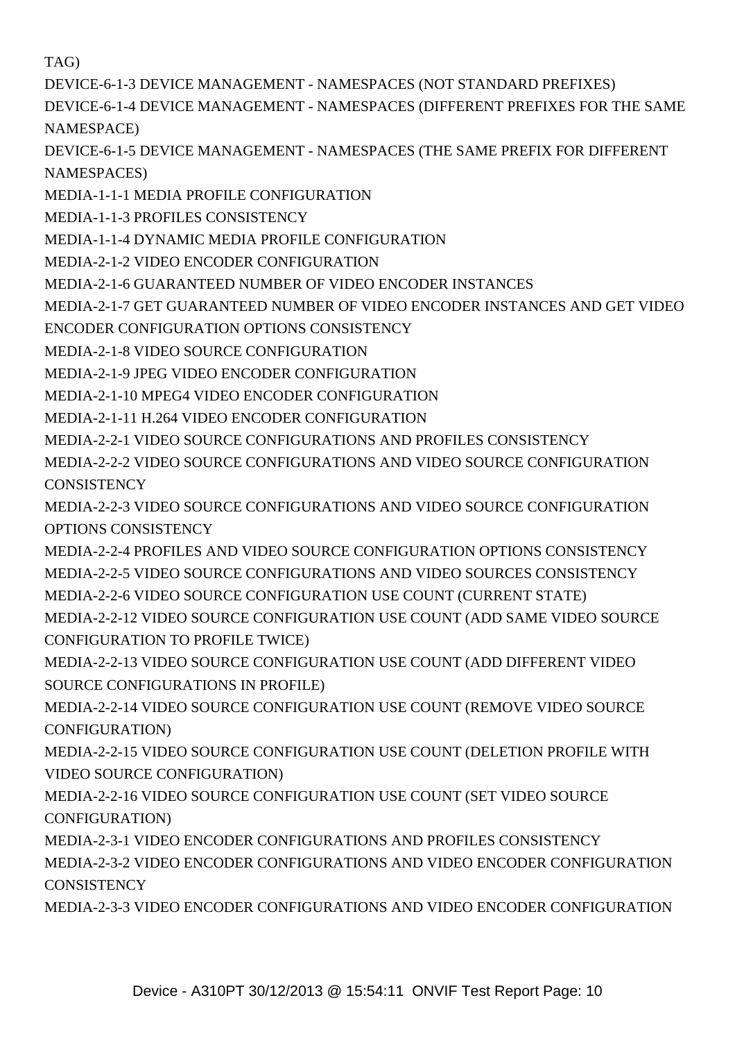TAG)

DEVICE-6-1-3 DEVICE MANAGEMENT - NAMESPACES (NOT STANDARD PREFIXES)

DEVICE-6-1-4 DEVICE MANAGEMENT - NAMESPACES (DIFFERENT PREFIXES FOR THE SAME NAMESPACE)

DEVICE-6-1-5 DEVICE MANAGEMENT - NAMESPACES (THE SAME PREFIX FOR DIFFERENT NAMESPACES)

MEDIA-1-1-1 MEDIA PROFILE CONFIGURATION

MEDIA-1-1-3 PROFILES CONSISTENCY

MEDIA-1-1-4 DYNAMIC MEDIA PROFILE CONFIGURATION

MEDIA-2-1-2 VIDEO ENCODER CONFIGURATION

MEDIA-2-1-6 GUARANTEED NUMBER OF VIDEO ENCODER INSTANCES

MEDIA-2-1-7 GET GUARANTEED NUMBER OF VIDEO ENCODER INSTANCES AND GET VIDEO ENCODER CONFIGURATION OPTIONS CONSISTENCY

MEDIA-2-1-8 VIDEO SOURCE CONFIGURATION

MEDIA-2-1-9 JPEG VIDEO ENCODER CONFIGURATION

MEDIA-2-1-10 MPEG4 VIDEO ENCODER CONFIGURATION

MEDIA-2-1-11 H.264 VIDEO ENCODER CONFIGURATION

MEDIA-2-2-1 VIDEO SOURCE CONFIGURATIONS AND PROFILES CONSISTENCY

MEDIA-2-2-2 VIDEO SOURCE CONFIGURATIONS AND VIDEO SOURCE CONFIGURATION CONSISTENCY

MEDIA-2-2-3 VIDEO SOURCE CONFIGURATIONS AND VIDEO SOURCE CONFIGURATION OPTIONS CONSISTENCY

MEDIA-2-2-4 PROFILES AND VIDEO SOURCE CONFIGURATION OPTIONS CONSISTENCY

MEDIA-2-2-5 VIDEO SOURCE CONFIGURATIONS AND VIDEO SOURCES CONSISTENCY

MEDIA-2-2-6 VIDEO SOURCE CONFIGURATION USE COUNT (CURRENT STATE)

MEDIA-2-2-12 VIDEO SOURCE CONFIGURATION USE COUNT (ADD SAME VIDEO SOURCE CONFIGURATION TO PROFILE TWICE)

MEDIA-2-2-13 VIDEO SOURCE CONFIGURATION USE COUNT (ADD DIFFERENT VIDEO SOURCE CONFIGURATIONS IN PROFILE)

MEDIA-2-2-14 VIDEO SOURCE CONFIGURATION USE COUNT (REMOVE VIDEO SOURCE CONFIGURATION)

MEDIA-2-2-15 VIDEO SOURCE CONFIGURATION USE COUNT (DELETION PROFILE WITH VIDEO SOURCE CONFIGURATION)

MEDIA-2-2-16 VIDEO SOURCE CONFIGURATION USE COUNT (SET VIDEO SOURCE CONFIGURATION)

MEDIA-2-3-1 VIDEO ENCODER CONFIGURATIONS AND PROFILES CONSISTENCY

MEDIA-2-3-2 VIDEO ENCODER CONFIGURATIONS AND VIDEO ENCODER CONFIGURATION CONSISTENCY

MEDIA-2-3-3 VIDEO ENCODER CONFIGURATIONS AND VIDEO ENCODER CONFIGURATION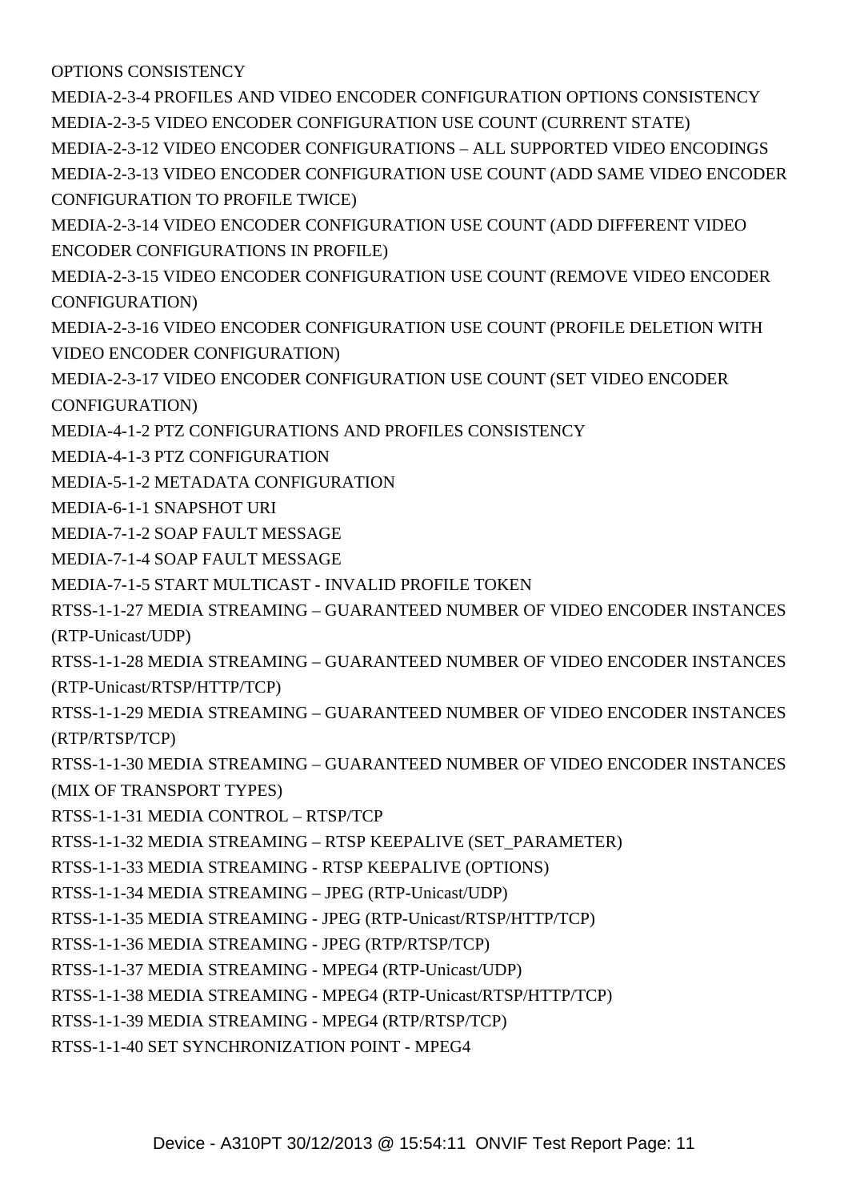OPTIONS CONSISTENCY

MEDIA-2-3-4 PROFILES AND VIDEO ENCODER CONFIGURATION OPTIONS CONSISTENCY

MEDIA-2-3-5 VIDEO ENCODER CONFIGURATION USE COUNT (CURRENT STATE)

MEDIA-2-3-12 VIDEO ENCODER CONFIGURATIONS – ALL SUPPORTED VIDEO ENCODINGS

MEDIA-2-3-13 VIDEO ENCODER CONFIGURATION USE COUNT (ADD SAME VIDEO ENCODER CONFIGURATION TO PROFILE TWICE)

MEDIA-2-3-14 VIDEO ENCODER CONFIGURATION USE COUNT (ADD DIFFERENT VIDEO ENCODER CONFIGURATIONS IN PROFILE)

MEDIA-2-3-15 VIDEO ENCODER CONFIGURATION USE COUNT (REMOVE VIDEO ENCODER CONFIGURATION)

MEDIA-2-3-16 VIDEO ENCODER CONFIGURATION USE COUNT (PROFILE DELETION WITH VIDEO ENCODER CONFIGURATION)

MEDIA-2-3-17 VIDEO ENCODER CONFIGURATION USE COUNT (SET VIDEO ENCODER CONFIGURATION)

MEDIA-4-1-2 PTZ CONFIGURATIONS AND PROFILES CONSISTENCY

MEDIA-4-1-3 PTZ CONFIGURATION

MEDIA-5-1-2 METADATA CONFIGURATION

MEDIA-6-1-1 SNAPSHOT URI

MEDIA-7-1-2 SOAP FAULT MESSAGE

MEDIA-7-1-4 SOAP FAULT MESSAGE

MEDIA-7-1-5 START MULTICAST - INVALID PROFILE TOKEN

RTSS-1-1-27 MEDIA STREAMING – GUARANTEED NUMBER OF VIDEO ENCODER INSTANCES (RTP-Unicast/UDP)

RTSS-1-1-28 MEDIA STREAMING – GUARANTEED NUMBER OF VIDEO ENCODER INSTANCES (RTP-Unicast/RTSP/HTTP/TCP)

RTSS-1-1-29 MEDIA STREAMING – GUARANTEED NUMBER OF VIDEO ENCODER INSTANCES (RTP/RTSP/TCP)

RTSS-1-1-30 MEDIA STREAMING – GUARANTEED NUMBER OF VIDEO ENCODER INSTANCES (MIX OF TRANSPORT TYPES)

RTSS-1-1-31 MEDIA CONTROL – RTSP/TCP

RTSS-1-1-32 MEDIA STREAMING – RTSP KEEPALIVE (SET_PARAMETER)

RTSS-1-1-33 MEDIA STREAMING - RTSP KEEPALIVE (OPTIONS)

RTSS-1-1-34 MEDIA STREAMING – JPEG (RTP-Unicast/UDP)

RTSS-1-1-35 MEDIA STREAMING - JPEG (RTP-Unicast/RTSP/HTTP/TCP)

RTSS-1-1-36 MEDIA STREAMING - JPEG (RTP/RTSP/TCP)

RTSS-1-1-37 MEDIA STREAMING - MPEG4 (RTP-Unicast/UDP)

RTSS-1-1-38 MEDIA STREAMING - MPEG4 (RTP-Unicast/RTSP/HTTP/TCP)

RTSS-1-1-39 MEDIA STREAMING - MPEG4 (RTP/RTSP/TCP)

RTSS-1-1-40 SET SYNCHRONIZATION POINT - MPEG4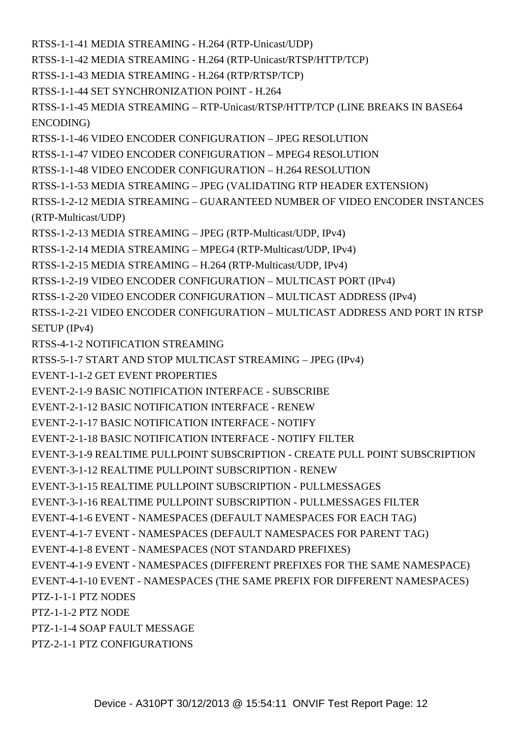RTSS-1-1-41 MEDIA STREAMING - H.264 (RTP-Unicast/UDP)

RTSS-1-1-42 MEDIA STREAMING - H.264 (RTP-Unicast/RTSP/HTTP/TCP)

RTSS-1-1-43 MEDIA STREAMING - H.264 (RTP/RTSP/TCP)

RTSS-1-1-44 SET SYNCHRONIZATION POINT - H.264

RTSS-1-1-45 MEDIA STREAMING – RTP-Unicast/RTSP/HTTP/TCP (LINE BREAKS IN BASE64 ENCODING)

RTSS-1-1-46 VIDEO ENCODER CONFIGURATION – JPEG RESOLUTION

RTSS-1-1-47 VIDEO ENCODER CONFIGURATION – MPEG4 RESOLUTION

RTSS-1-1-48 VIDEO ENCODER CONFIGURATION – H.264 RESOLUTION

RTSS-1-1-53 MEDIA STREAMING – JPEG (VALIDATING RTP HEADER EXTENSION)

RTSS-1-2-12 MEDIA STREAMING – GUARANTEED NUMBER OF VIDEO ENCODER INSTANCES (RTP-Multicast/UDP)

RTSS-1-2-13 MEDIA STREAMING – JPEG (RTP-Multicast/UDP, IPv4)

RTSS-1-2-14 MEDIA STREAMING – MPEG4 (RTP-Multicast/UDP, IPv4)

RTSS-1-2-15 MEDIA STREAMING – H.264 (RTP-Multicast/UDP, IPv4)

RTSS-1-2-19 VIDEO ENCODER CONFIGURATION – MULTICAST PORT (IPv4)

RTSS-1-2-20 VIDEO ENCODER CONFIGURATION – MULTICAST ADDRESS (IPv4)

RTSS-1-2-21 VIDEO ENCODER CONFIGURATION – MULTICAST ADDRESS AND PORT IN RTSP SETUP (IPv4)

RTSS-4-1-2 NOTIFICATION STREAMING

RTSS-5-1-7 START AND STOP MULTICAST STREAMING – JPEG (IPv4)

EVENT-1-1-2 GET EVENT PROPERTIES

EVENT-2-1-9 BASIC NOTIFICATION INTERFACE - SUBSCRIBE

EVENT-2-1-12 BASIC NOTIFICATION INTERFACE - RENEW

EVENT-2-1-17 BASIC NOTIFICATION INTERFACE - NOTIFY

EVENT-2-1-18 BASIC NOTIFICATION INTERFACE - NOTIFY FILTER

EVENT-3-1-9 REALTIME PULLPOINT SUBSCRIPTION - CREATE PULL POINT SUBSCRIPTION

EVENT-3-1-12 REALTIME PULLPOINT SUBSCRIPTION - RENEW

EVENT-3-1-15 REALTIME PULLPOINT SUBSCRIPTION - PULLMESSAGES

EVENT-3-1-16 REALTIME PULLPOINT SUBSCRIPTION - PULLMESSAGES FILTER

EVENT-4-1-6 EVENT - NAMESPACES (DEFAULT NAMESPACES FOR EACH TAG)

EVENT-4-1-7 EVENT - NAMESPACES (DEFAULT NAMESPACES FOR PARENT TAG)

EVENT-4-1-8 EVENT - NAMESPACES (NOT STANDARD PREFIXES)

EVENT-4-1-9 EVENT - NAMESPACES (DIFFERENT PREFIXES FOR THE SAME NAMESPACE)

EVENT-4-1-10 EVENT - NAMESPACES (THE SAME PREFIX FOR DIFFERENT NAMESPACES)

PTZ-1-1-1 PTZ NODES

PTZ-1-1-2 PTZ NODE

PTZ-1-1-4 SOAP FAULT MESSAGE

PTZ-2-1-1 PTZ CONFIGURATIONS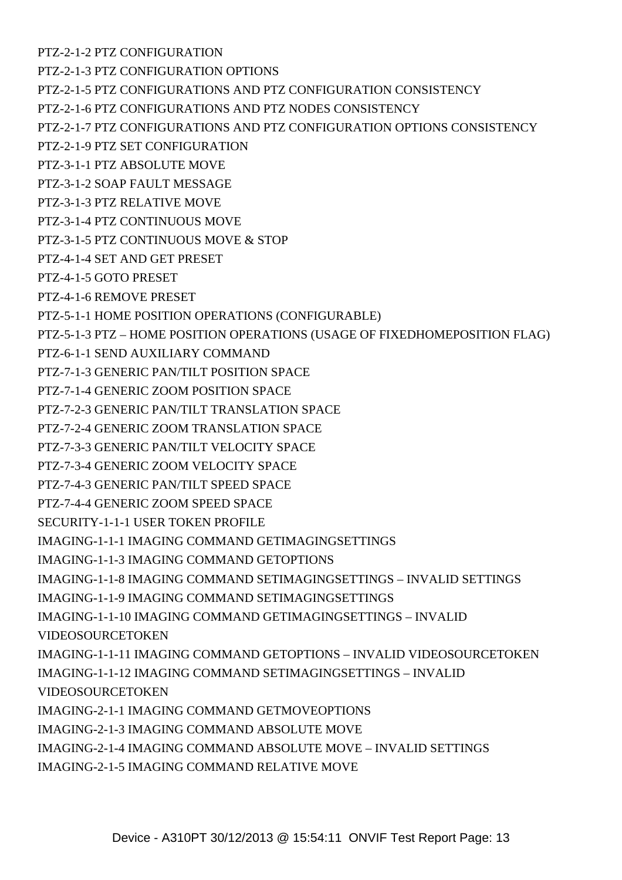PTZ-2-1-2 PTZ CONFIGURATION

PTZ-2-1-3 PTZ CONFIGURATION OPTIONS

PTZ-2-1-5 PTZ CONFIGURATIONS AND PTZ CONFIGURATION CONSISTENCY

PTZ-2-1-6 PTZ CONFIGURATIONS AND PTZ NODES CONSISTENCY

PTZ-2-1-7 PTZ CONFIGURATIONS AND PTZ CONFIGURATION OPTIONS CONSISTENCY

PTZ-2-1-9 PTZ SET CONFIGURATION

PTZ-3-1-1 PTZ ABSOLUTE MOVE

PTZ-3-1-2 SOAP FAULT MESSAGE

PTZ-3-1-3 PTZ RELATIVE MOVE

PTZ-3-1-4 PTZ CONTINUOUS MOVE

PTZ-3-1-5 PTZ CONTINUOUS MOVE & STOP

PTZ-4-1-4 SET AND GET PRESET

PTZ-4-1-5 GOTO PRESET

PTZ-4-1-6 REMOVE PRESET

PTZ-5-1-1 HOME POSITION OPERATIONS (CONFIGURABLE)

PTZ-5-1-3 PTZ – HOME POSITION OPERATIONS (USAGE OF FIXEDHOMEPOSITION FLAG)

PTZ-6-1-1 SEND AUXILIARY COMMAND

PTZ-7-1-3 GENERIC PAN/TILT POSITION SPACE

PTZ-7-1-4 GENERIC ZOOM POSITION SPACE

PTZ-7-2-3 GENERIC PAN/TILT TRANSLATION SPACE

PTZ-7-2-4 GENERIC ZOOM TRANSLATION SPACE

PTZ-7-3-3 GENERIC PAN/TILT VELOCITY SPACE

PTZ-7-3-4 GENERIC ZOOM VELOCITY SPACE

PTZ-7-4-3 GENERIC PAN/TILT SPEED SPACE

PTZ-7-4-4 GENERIC ZOOM SPEED SPACE

SECURITY-1-1-1 USER TOKEN PROFILE

IMAGING-1-1-1 IMAGING COMMAND GETIMAGINGSETTINGS

IMAGING-1-1-3 IMAGING COMMAND GETOPTIONS

IMAGING-1-1-8 IMAGING COMMAND SETIMAGINGSETTINGS – INVALID SETTINGS

IMAGING-1-1-9 IMAGING COMMAND SETIMAGINGSETTINGS

IMAGING-1-1-10 IMAGING COMMAND GETIMAGINGSETTINGS – INVALID VIDEOSOURCETOKEN

IMAGING-1-1-11 IMAGING COMMAND GETOPTIONS – INVALID VIDEOSOURCETOKEN

IMAGING-1-1-12 IMAGING COMMAND SETIMAGINGSETTINGS – INVALID VIDEOSOURCETOKEN

IMAGING-2-1-1 IMAGING COMMAND GETMOVEOPTIONS

IMAGING-2-1-3 IMAGING COMMAND ABSOLUTE MOVE

IMAGING-2-1-4 IMAGING COMMAND ABSOLUTE MOVE – INVALID SETTINGS

IMAGING-2-1-5 IMAGING COMMAND RELATIVE MOVE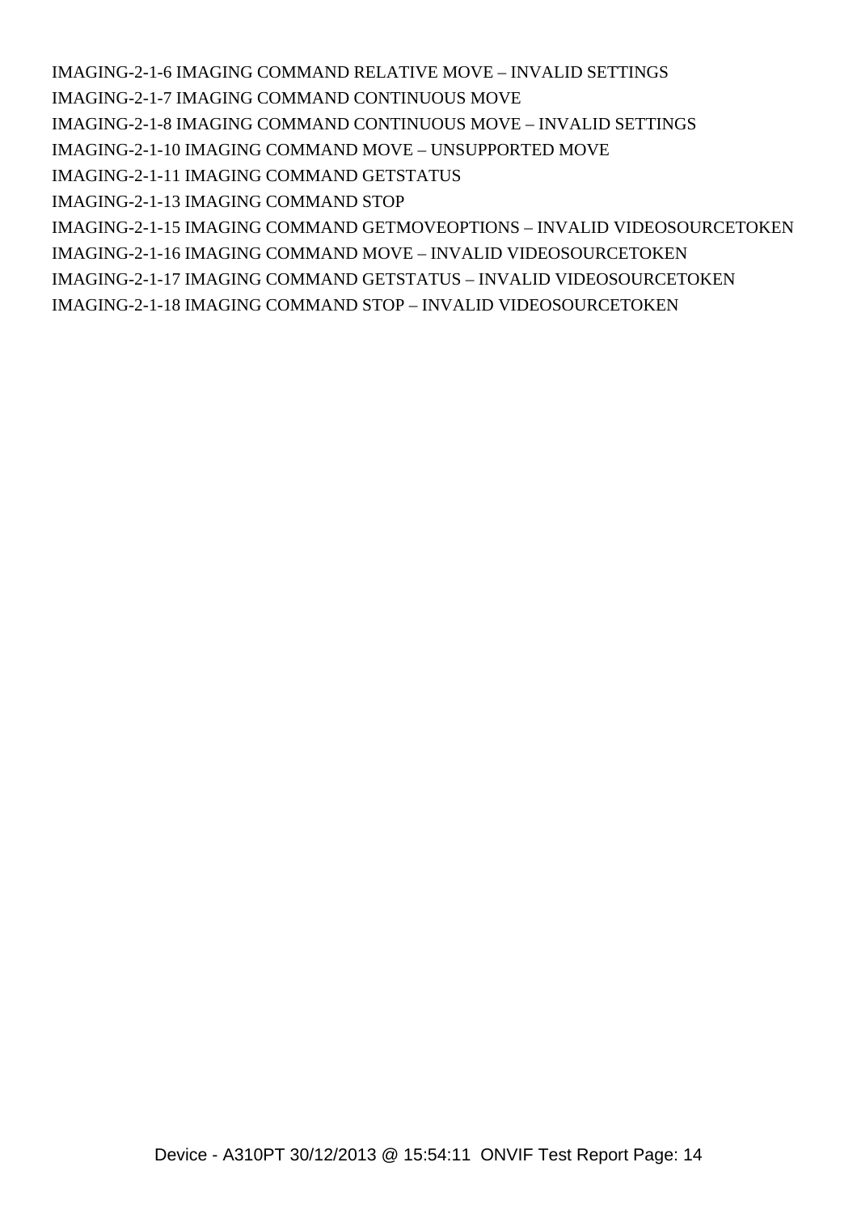IMAGING-2-1-6 IMAGING COMMAND RELATIVE MOVE – INVALID SETTINGS

IMAGING-2-1-7 IMAGING COMMAND CONTINUOUS MOVE

IMAGING-2-1-8 IMAGING COMMAND CONTINUOUS MOVE – INVALID SETTINGS

IMAGING-2-1-10 IMAGING COMMAND MOVE – UNSUPPORTED MOVE

IMAGING-2-1-11 IMAGING COMMAND GETSTATUS

IMAGING-2-1-13 IMAGING COMMAND STOP

IMAGING-2-1-15 IMAGING COMMAND GETMOVEOPTIONS – INVALID VIDEOSOURCETOKEN

IMAGING-2-1-16 IMAGING COMMAND MOVE – INVALID VIDEOSOURCETOKEN

IMAGING-2-1-17 IMAGING COMMAND GETSTATUS – INVALID VIDEOSOURCETOKEN

IMAGING-2-1-18 IMAGING COMMAND STOP – INVALID VIDEOSOURCETOKEN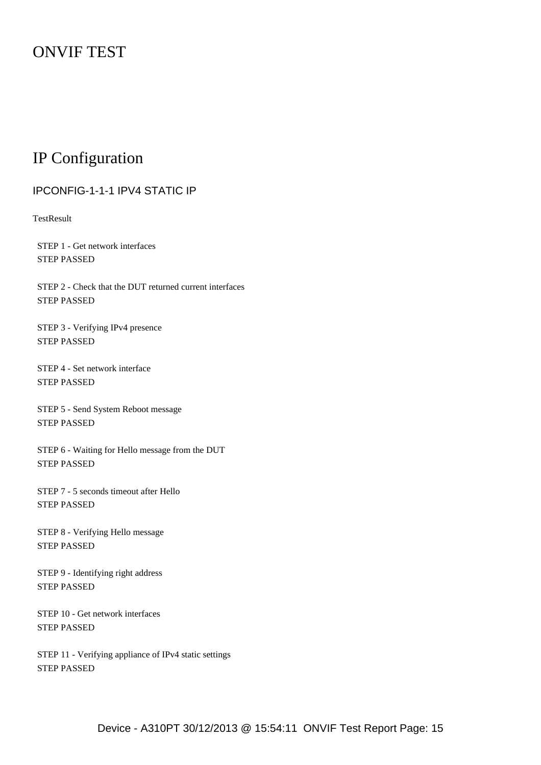# ONVIF TEST

## IP Configuration

### IPCONFIG-1-1-1 IPV4 STATIC IP

TestResult

STEP 1 - Get network interfaces
STEP PASSED

STEP 2 - Check that the DUT returned current interfaces
STEP PASSED

STEP 3 - Verifying IPv4 presence
STEP PASSED

STEP 4 - Set network interface
STEP PASSED

STEP 5 - Send System Reboot message
STEP PASSED

STEP 6 - Waiting for Hello message from the DUT
STEP PASSED

STEP 7 - 5 seconds timeout after Hello
STEP PASSED

STEP 8 - Verifying Hello message
STEP PASSED

STEP 9 - Identifying right address
STEP PASSED

STEP 10 - Get network interfaces
STEP PASSED

STEP 11 - Verifying appliance of IPv4 static settings
STEP PASSED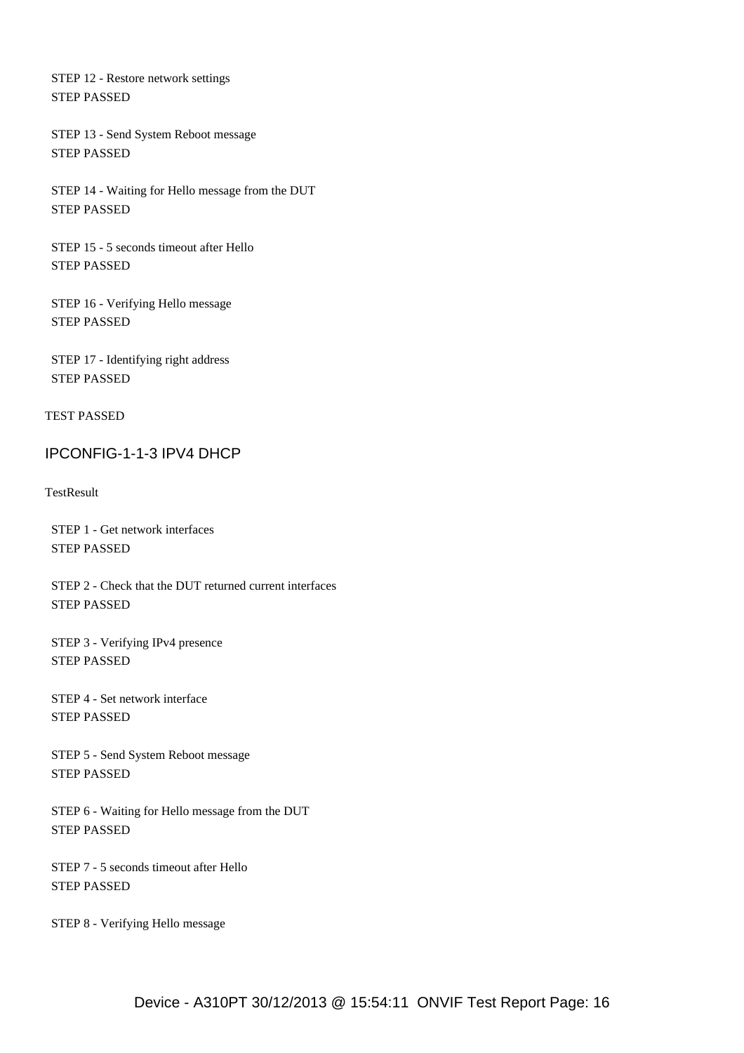STEP 12 - Restore network settings
STEP PASSED

STEP 13 - Send System Reboot message
STEP PASSED

STEP 14 - Waiting for Hello message from the DUT
STEP PASSED

STEP 15 - 5 seconds timeout after Hello
STEP PASSED

STEP 16 - Verifying Hello message
STEP PASSED

STEP 17 - Identifying right address
STEP PASSED

TEST PASSED

## IPCONFIG-1-1-3 IPV4 DHCP

TestResult

STEP 1 - Get network interfaces
STEP PASSED

STEP 2 - Check that the DUT returned current interfaces
STEP PASSED

STEP 3 - Verifying IPv4 presence
STEP PASSED

STEP 4 - Set network interface
STEP PASSED

STEP 5 - Send System Reboot message
STEP PASSED

STEP 6 - Waiting for Hello message from the DUT
STEP PASSED

STEP 7 - 5 seconds timeout after Hello
STEP PASSED

STEP 8 - Verifying Hello message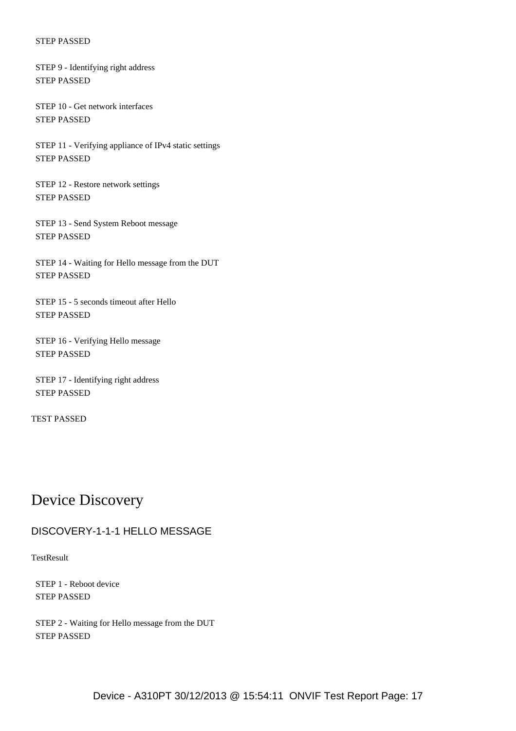STEP PASSED

STEP 9 - Identifying right address
STEP PASSED

STEP 10 - Get network interfaces
STEP PASSED

STEP 11 - Verifying appliance of IPv4 static settings
STEP PASSED

STEP 12 - Restore network settings
STEP PASSED

STEP 13 - Send System Reboot message
STEP PASSED

STEP 14 - Waiting for Hello message from the DUT
STEP PASSED

STEP 15 - 5 seconds timeout after Hello
STEP PASSED

STEP 16 - Verifying Hello message
STEP PASSED

STEP 17 - Identifying right address
STEP PASSED

TEST PASSED

# Device Discovery

## DISCOVERY-1-1-1 HELLO MESSAGE

TestResult

STEP 1 - Reboot device
STEP PASSED

STEP 2 - Waiting for Hello message from the DUT
STEP PASSED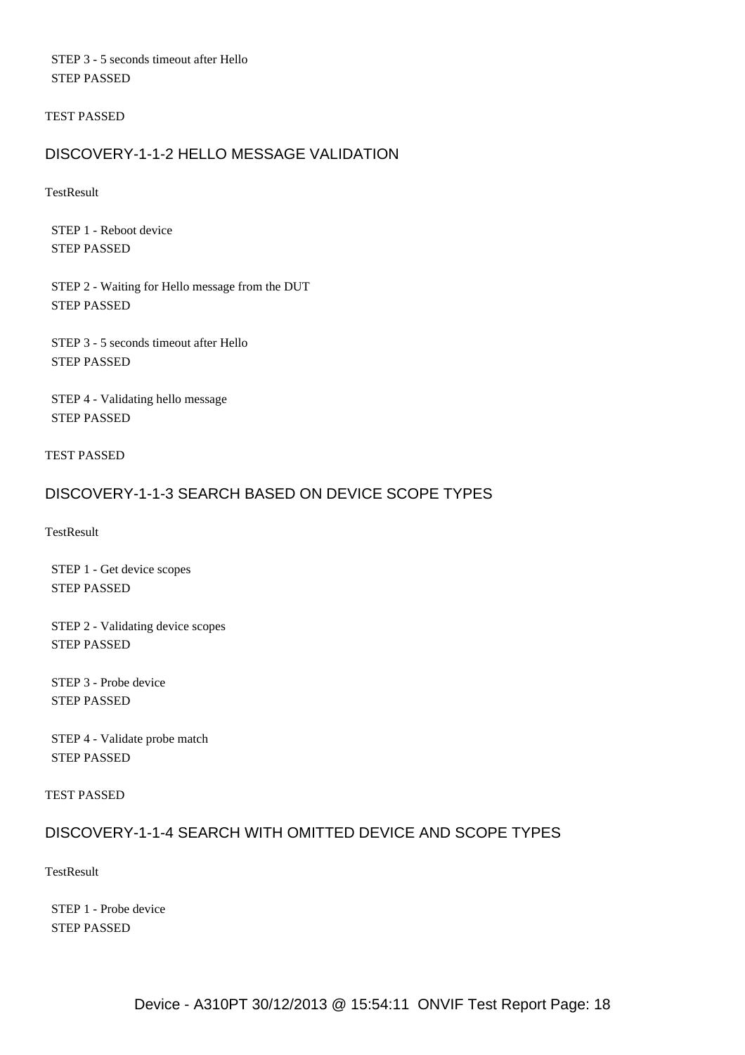STEP 3 - 5 seconds timeout after Hello
STEP PASSED

TEST PASSED

## DISCOVERY-1-1-2 HELLO MESSAGE VALIDATION

TestResult

STEP 1 - Reboot device
STEP PASSED

STEP 2 - Waiting for Hello message from the DUT
STEP PASSED

STEP 3 - 5 seconds timeout after Hello
STEP PASSED

STEP 4 - Validating hello message
STEP PASSED

TEST PASSED

## DISCOVERY-1-1-3 SEARCH BASED ON DEVICE SCOPE TYPES

TestResult

STEP 1 - Get device scopes
STEP PASSED

STEP 2 - Validating device scopes
STEP PASSED

STEP 3 - Probe device
STEP PASSED

STEP 4 - Validate probe match
STEP PASSED

TEST PASSED

## DISCOVERY-1-1-4 SEARCH WITH OMITTED DEVICE AND SCOPE TYPES

TestResult

STEP 1 - Probe device
STEP PASSED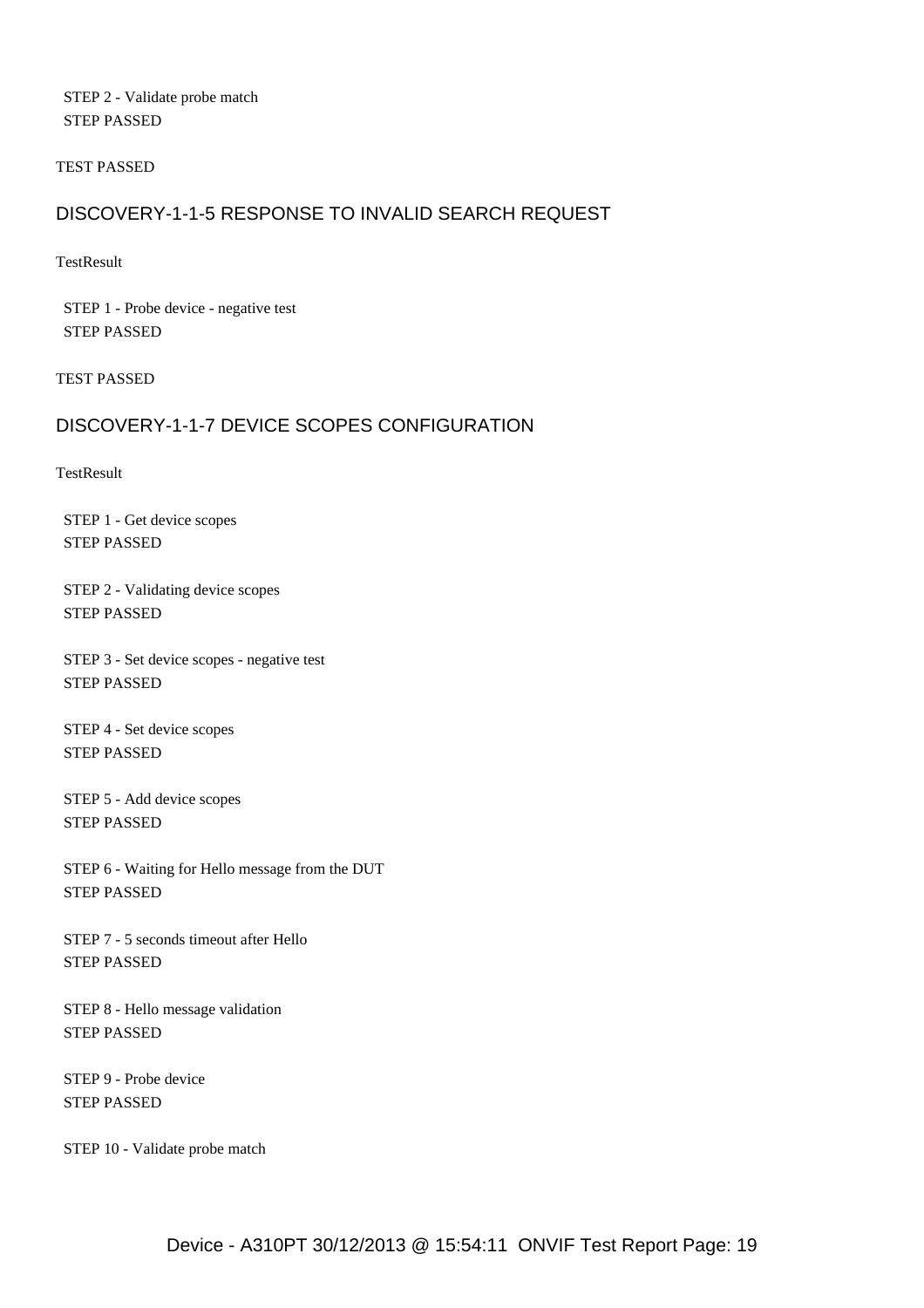STEP 2 - Validate probe match
STEP PASSED

TEST PASSED

## DISCOVERY-1-1-5 RESPONSE TO INVALID SEARCH REQUEST

TestResult

STEP 1 - Probe device - negative test
STEP PASSED

TEST PASSED

## DISCOVERY-1-1-7 DEVICE SCOPES CONFIGURATION

TestResult

STEP 1 - Get device scopes
STEP PASSED

STEP 2 - Validating device scopes
STEP PASSED

STEP 3 - Set device scopes - negative test
STEP PASSED

STEP 4 - Set device scopes
STEP PASSED

STEP 5 - Add device scopes
STEP PASSED

STEP 6 - Waiting for Hello message from the DUT
STEP PASSED

STEP 7 - 5 seconds timeout after Hello
STEP PASSED

STEP 8 - Hello message validation
STEP PASSED

STEP 9 - Probe device
STEP PASSED

STEP 10 - Validate probe match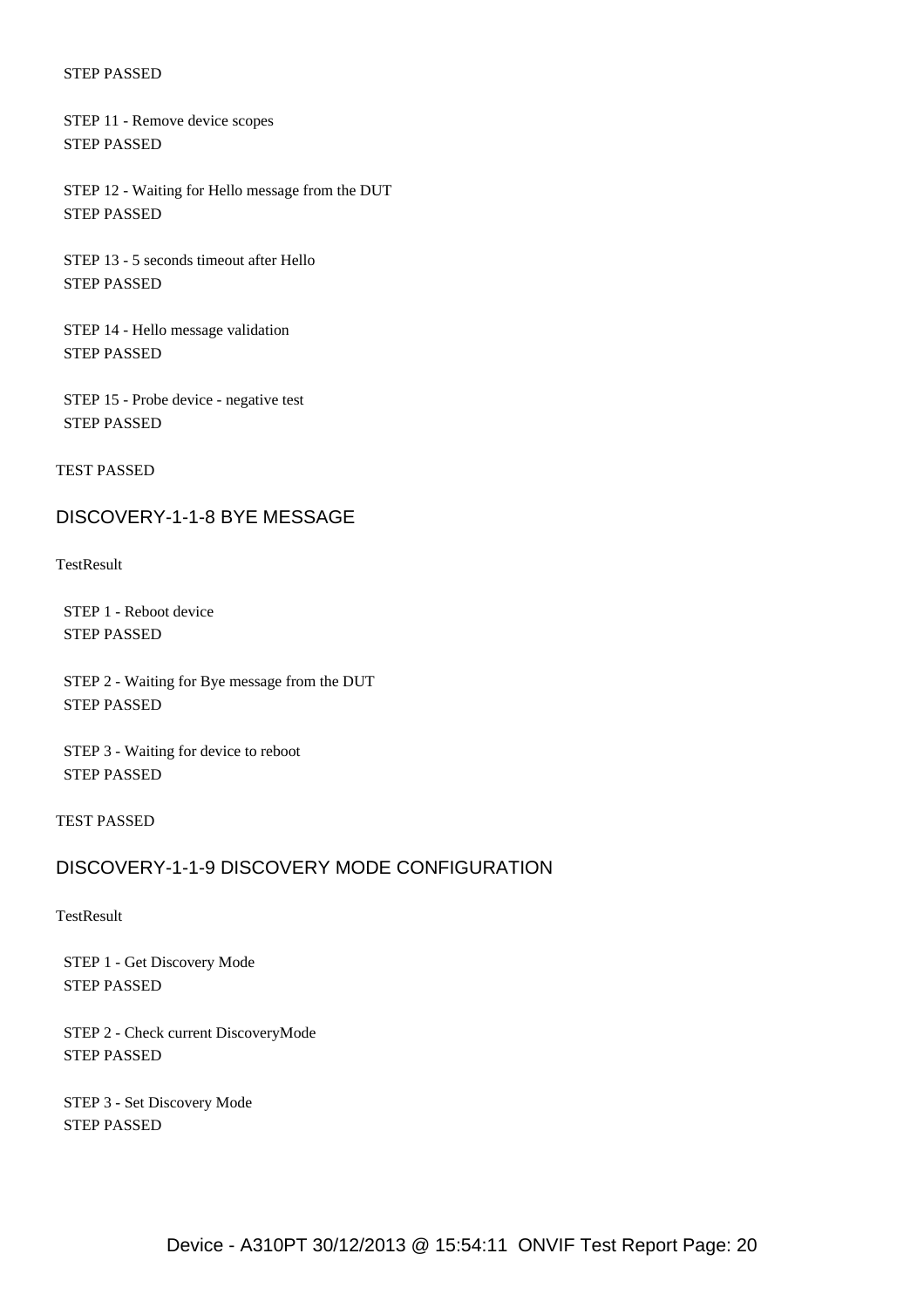STEP PASSED

STEP 11 - Remove device scopes
STEP PASSED

STEP 12 - Waiting for Hello message from the DUT
STEP PASSED

STEP 13 - 5 seconds timeout after Hello
STEP PASSED

STEP 14 - Hello message validation
STEP PASSED

STEP 15 - Probe device - negative test
STEP PASSED

TEST PASSED

## DISCOVERY-1-1-8 BYE MESSAGE

TestResult

STEP 1 - Reboot device
STEP PASSED

STEP 2 - Waiting for Bye message from the DUT
STEP PASSED

STEP 3 - Waiting for device to reboot
STEP PASSED

TEST PASSED

## DISCOVERY-1-1-9 DISCOVERY MODE CONFIGURATION

TestResult

STEP 1 - Get Discovery Mode
STEP PASSED

STEP 2 - Check current DiscoveryMode
STEP PASSED

STEP 3 - Set Discovery Mode
STEP PASSED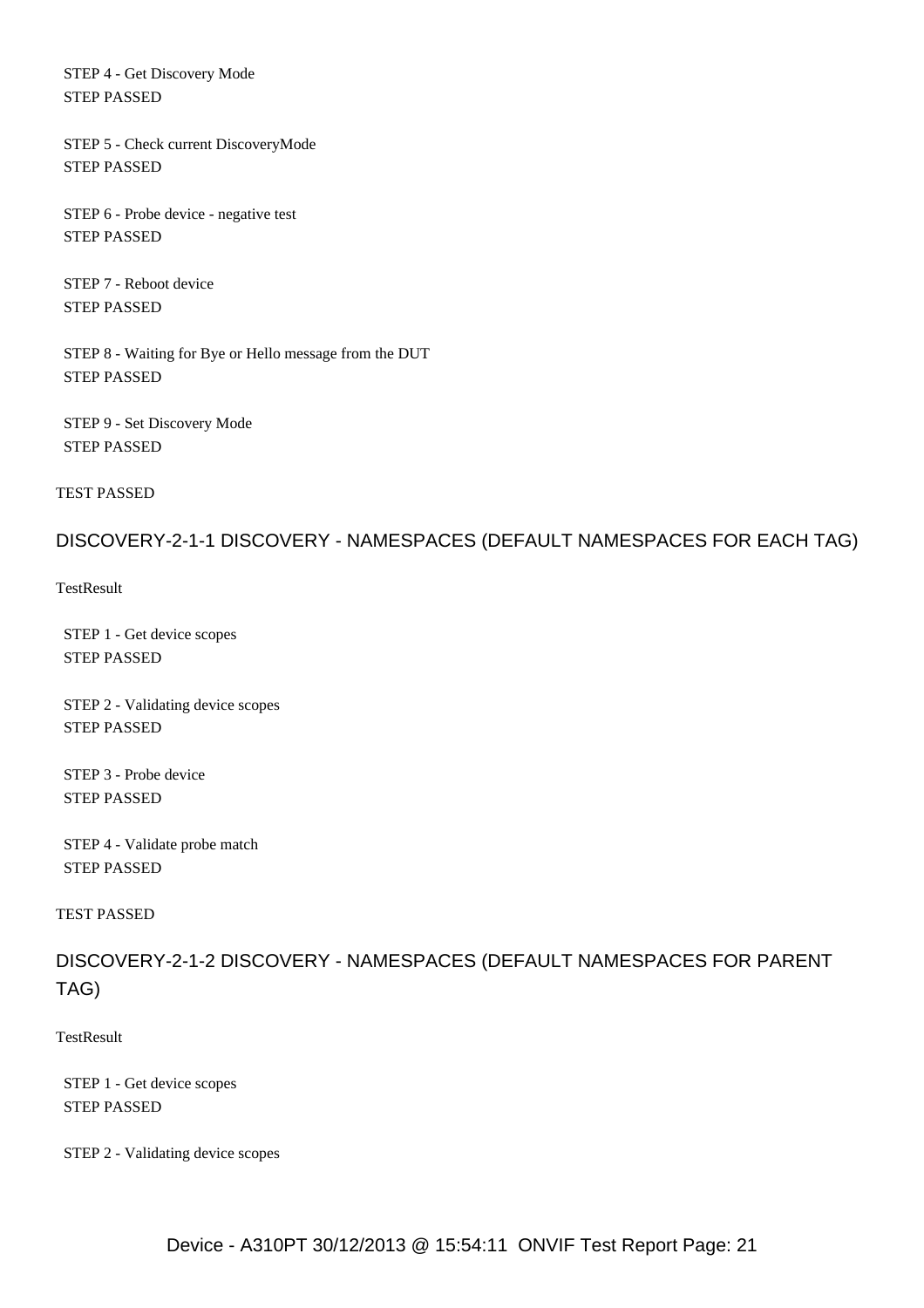STEP 4 - Get Discovery Mode
STEP PASSED

STEP 5 - Check current DiscoveryMode
STEP PASSED

STEP 6 - Probe device - negative test
STEP PASSED

STEP 7 - Reboot device
STEP PASSED

STEP 8 - Waiting for Bye or Hello message from the DUT
STEP PASSED

STEP 9 - Set Discovery Mode
STEP PASSED

TEST PASSED

## DISCOVERY-2-1-1 DISCOVERY - NAMESPACES (DEFAULT NAMESPACES FOR EACH TAG)

TestResult

STEP 1 - Get device scopes
STEP PASSED

STEP 2 - Validating device scopes
STEP PASSED

STEP 3 - Probe device
STEP PASSED

STEP 4 - Validate probe match
STEP PASSED

TEST PASSED

## DISCOVERY-2-1-2 DISCOVERY - NAMESPACES (DEFAULT NAMESPACES FOR PARENT TAG)

TestResult

STEP 1 - Get device scopes
STEP PASSED

STEP 2 - Validating device scopes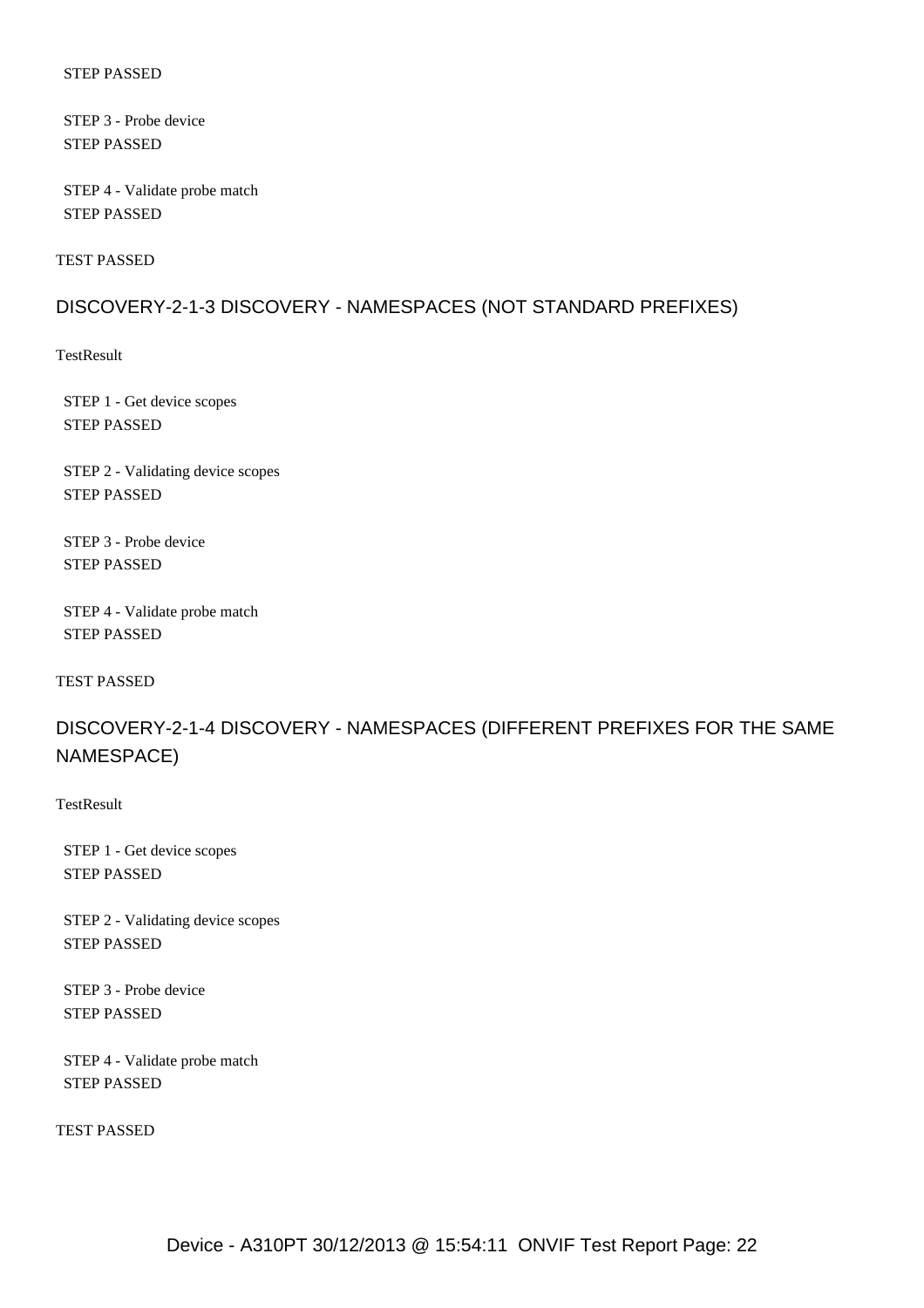STEP PASSED

STEP 3 - Probe device
STEP PASSED

STEP 4 - Validate probe match
STEP PASSED

TEST PASSED

## DISCOVERY-2-1-3 DISCOVERY - NAMESPACES (NOT STANDARD PREFIXES)

TestResult

STEP 1 - Get device scopes
STEP PASSED

STEP 2 - Validating device scopes
STEP PASSED

STEP 3 - Probe device
STEP PASSED

STEP 4 - Validate probe match
STEP PASSED

TEST PASSED

## DISCOVERY-2-1-4 DISCOVERY - NAMESPACES (DIFFERENT PREFIXES FOR THE SAME NAMESPACE)

TestResult

STEP 1 - Get device scopes
STEP PASSED

STEP 2 - Validating device scopes
STEP PASSED

STEP 3 - Probe device
STEP PASSED

STEP 4 - Validate probe match
STEP PASSED

TEST PASSED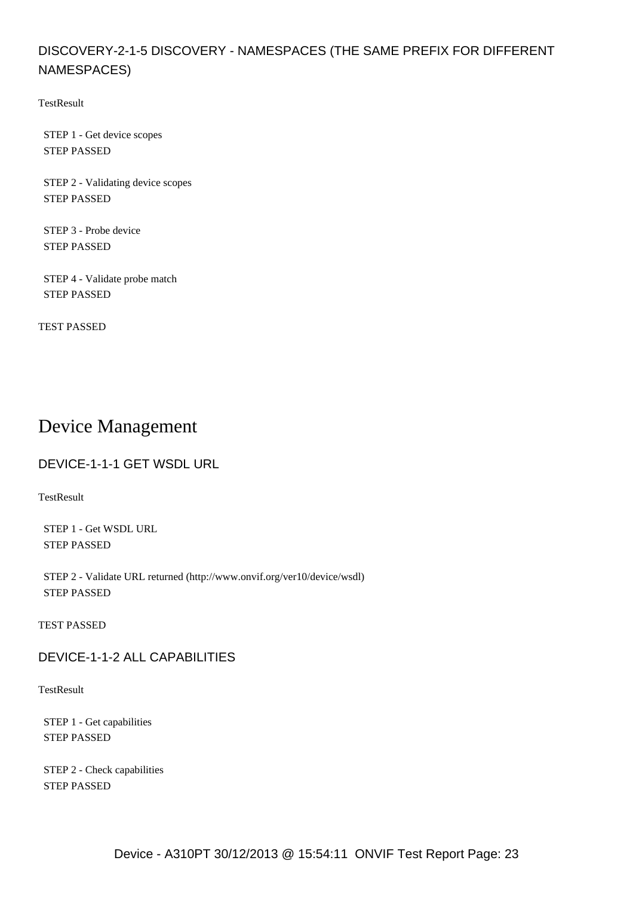### DISCOVERY-2-1-5 DISCOVERY - NAMESPACES (THE SAME PREFIX FOR DIFFERENT NAMESPACES)

TestResult

STEP 1 - Get device scopes
STEP PASSED

STEP 2 - Validating device scopes
STEP PASSED

STEP 3 - Probe device
STEP PASSED

STEP 4 - Validate probe match
STEP PASSED

TEST PASSED

# Device Management

### DEVICE-1-1-1 GET WSDL URL

TestResult

STEP 1 - Get WSDL URL
STEP PASSED

STEP 2 - Validate URL returned (http://www.onvif.org/ver10/device/wsdl)
STEP PASSED

TEST PASSED

### DEVICE-1-1-2 ALL CAPABILITIES

TestResult

STEP 1 - Get capabilities
STEP PASSED

STEP 2 - Check capabilities
STEP PASSED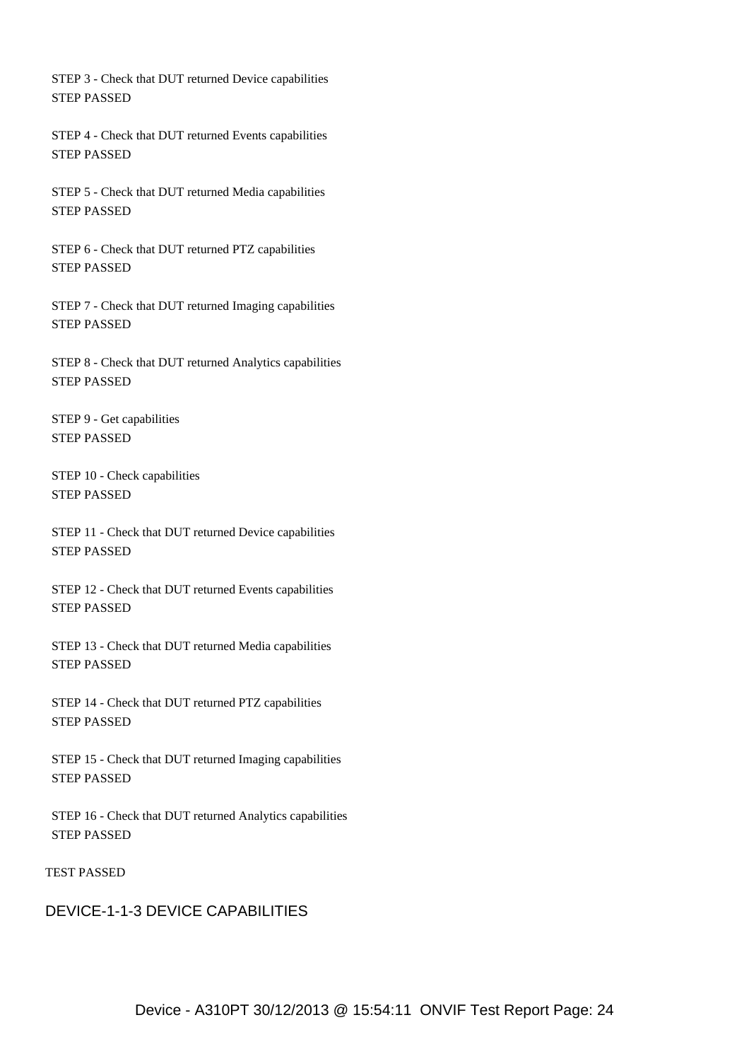STEP 3 - Check that DUT returned Device capabilities
STEP PASSED

STEP 4 - Check that DUT returned Events capabilities
STEP PASSED

STEP 5 - Check that DUT returned Media capabilities
STEP PASSED

STEP 6 - Check that DUT returned PTZ capabilities
STEP PASSED

STEP 7 - Check that DUT returned Imaging capabilities
STEP PASSED

STEP 8 - Check that DUT returned Analytics capabilities
STEP PASSED

STEP 9 - Get capabilities
STEP PASSED

STEP 10 - Check capabilities
STEP PASSED

STEP 11 - Check that DUT returned Device capabilities
STEP PASSED

STEP 12 - Check that DUT returned Events capabilities
STEP PASSED

STEP 13 - Check that DUT returned Media capabilities
STEP PASSED

STEP 14 - Check that DUT returned PTZ capabilities
STEP PASSED

STEP 15 - Check that DUT returned Imaging capabilities
STEP PASSED

STEP 16 - Check that DUT returned Analytics capabilities
STEP PASSED

TEST PASSED

## DEVICE-1-1-3 DEVICE CAPABILITIES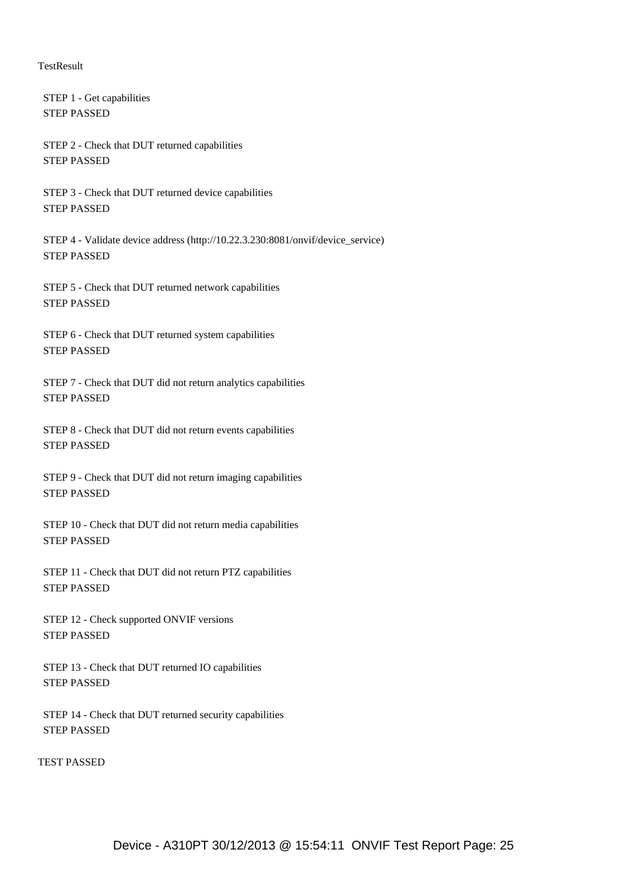TestResult

STEP 1 - Get capabilities
STEP PASSED

STEP 2 - Check that DUT returned capabilities
STEP PASSED

STEP 3 - Check that DUT returned device capabilities
STEP PASSED

STEP 4 - Validate device address (http://10.22.3.230:8081/onvif/device_service)
STEP PASSED

STEP 5 - Check that DUT returned network capabilities
STEP PASSED

STEP 6 - Check that DUT returned system capabilities
STEP PASSED

STEP 7 - Check that DUT did not return analytics capabilities
STEP PASSED

STEP 8 - Check that DUT did not return events capabilities
STEP PASSED

STEP 9 - Check that DUT did not return imaging capabilities
STEP PASSED

STEP 10 - Check that DUT did not return media capabilities
STEP PASSED

STEP 11 - Check that DUT did not return PTZ capabilities
STEP PASSED

STEP 12 - Check supported ONVIF versions
STEP PASSED

STEP 13 - Check that DUT returned IO capabilities
STEP PASSED

STEP 14 - Check that DUT returned security capabilities
STEP PASSED

TEST PASSED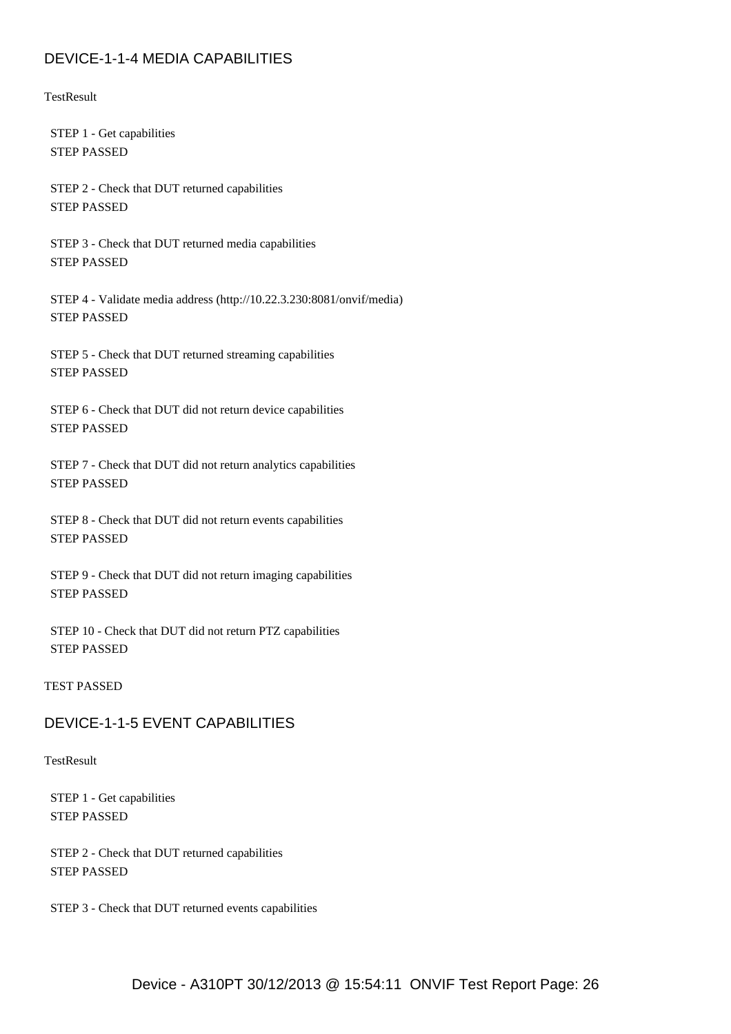## DEVICE-1-1-4 MEDIA CAPABILITIES

TestResult

STEP 1 - Get capabilities
STEP PASSED

STEP 2 - Check that DUT returned capabilities
STEP PASSED

STEP 3 - Check that DUT returned media capabilities
STEP PASSED

STEP 4 - Validate media address (http://10.22.3.230:8081/onvif/media)
STEP PASSED

STEP 5 - Check that DUT returned streaming capabilities
STEP PASSED

STEP 6 - Check that DUT did not return device capabilities
STEP PASSED

STEP 7 - Check that DUT did not return analytics capabilities
STEP PASSED

STEP 8 - Check that DUT did not return events capabilities
STEP PASSED

STEP 9 - Check that DUT did not return imaging capabilities
STEP PASSED

STEP 10 - Check that DUT did not return PTZ capabilities
STEP PASSED

TEST PASSED

## DEVICE-1-1-5 EVENT CAPABILITIES

TestResult

STEP 1 - Get capabilities
STEP PASSED

STEP 2 - Check that DUT returned capabilities
STEP PASSED

STEP 3 - Check that DUT returned events capabilities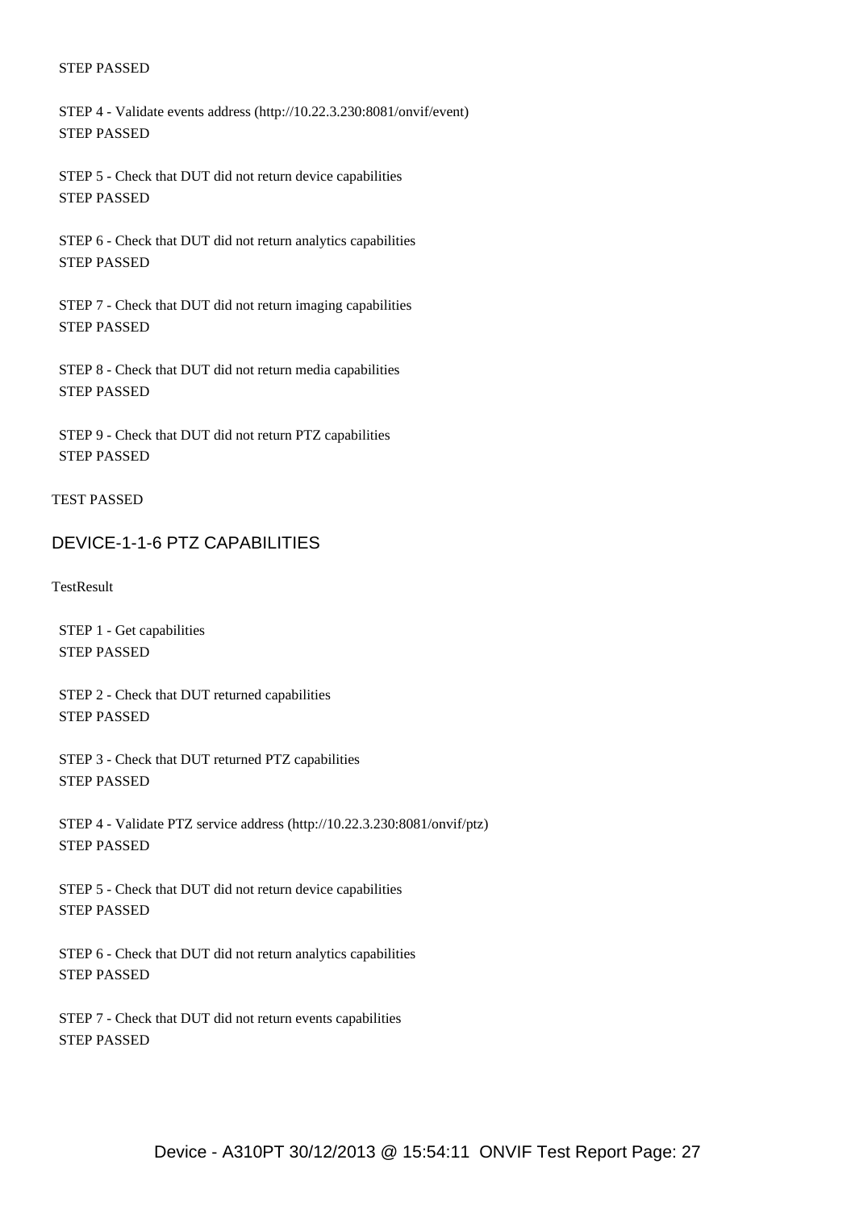STEP PASSED

STEP 4 - Validate events address (http://10.22.3.230:8081/onvif/event)
STEP PASSED

STEP 5 - Check that DUT did not return device capabilities
STEP PASSED

STEP 6 - Check that DUT did not return analytics capabilities
STEP PASSED

STEP 7 - Check that DUT did not return imaging capabilities
STEP PASSED

STEP 8 - Check that DUT did not return media capabilities
STEP PASSED

STEP 9 - Check that DUT did not return PTZ capabilities
STEP PASSED

TEST PASSED

## DEVICE-1-1-6 PTZ CAPABILITIES

TestResult

STEP 1 - Get capabilities
STEP PASSED

STEP 2 - Check that DUT returned capabilities
STEP PASSED

STEP 3 - Check that DUT returned PTZ capabilities
STEP PASSED

STEP 4 - Validate PTZ service address (http://10.22.3.230:8081/onvif/ptz)
STEP PASSED

STEP 5 - Check that DUT did not return device capabilities
STEP PASSED

STEP 6 - Check that DUT did not return analytics capabilities
STEP PASSED

STEP 7 - Check that DUT did not return events capabilities
STEP PASSED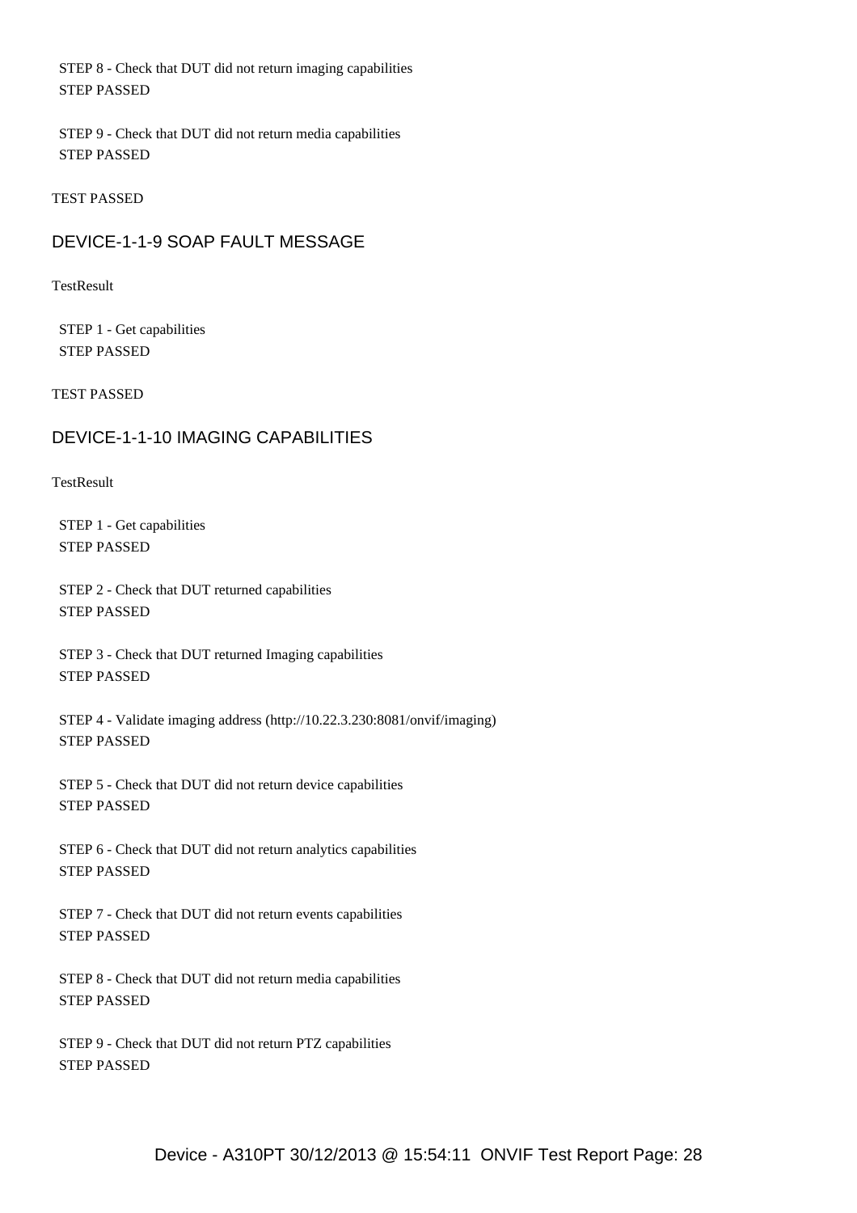STEP 8 - Check that DUT did not return imaging capabilities
STEP PASSED

STEP 9 - Check that DUT did not return media capabilities
STEP PASSED

TEST PASSED

## DEVICE-1-1-9 SOAP FAULT MESSAGE

TestResult

STEP 1 - Get capabilities
STEP PASSED

TEST PASSED

## DEVICE-1-1-10 IMAGING CAPABILITIES

TestResult

STEP 1 - Get capabilities
STEP PASSED

STEP 2 - Check that DUT returned capabilities
STEP PASSED

STEP 3 - Check that DUT returned Imaging capabilities
STEP PASSED

STEP 4 - Validate imaging address (http://10.22.3.230:8081/onvif/imaging)
STEP PASSED

STEP 5 - Check that DUT did not return device capabilities
STEP PASSED

STEP 6 - Check that DUT did not return analytics capabilities
STEP PASSED

STEP 7 - Check that DUT did not return events capabilities
STEP PASSED

STEP 8 - Check that DUT did not return media capabilities
STEP PASSED

STEP 9 - Check that DUT did not return PTZ capabilities
STEP PASSED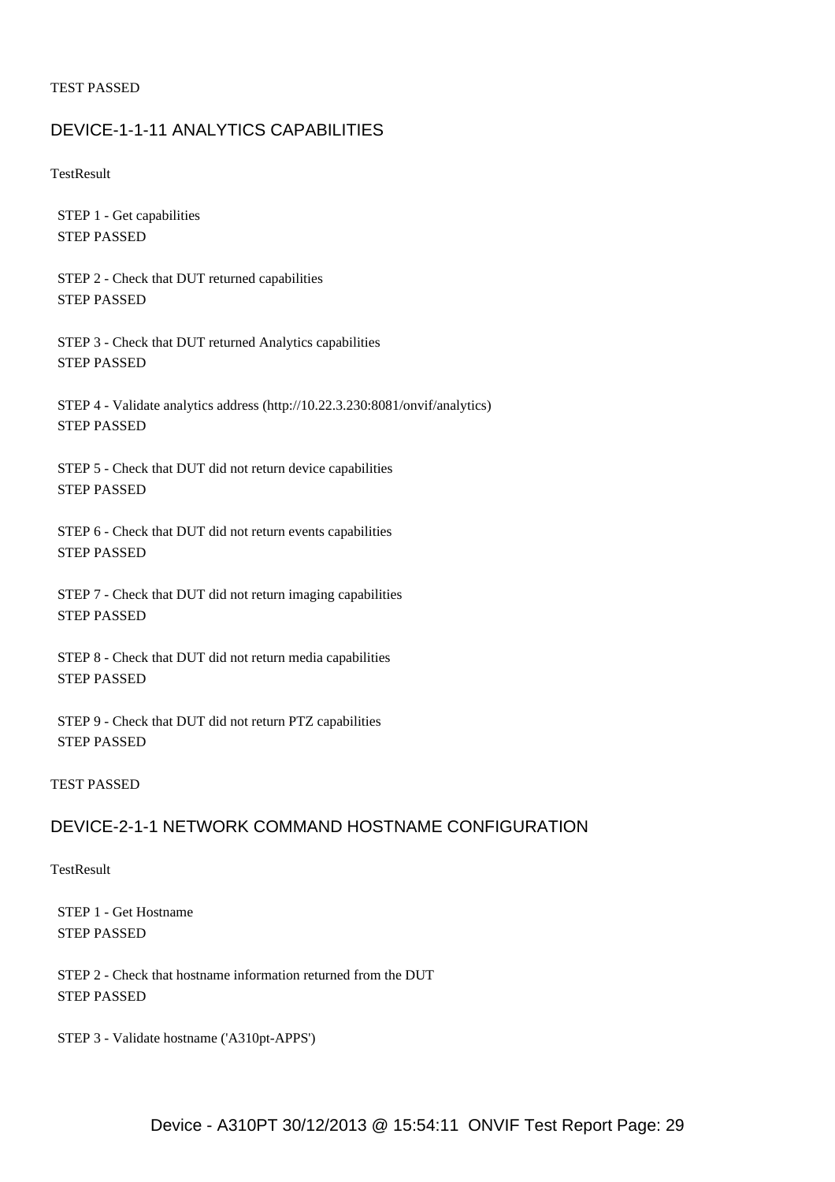TEST PASSED

## DEVICE-1-1-11 ANALYTICS CAPABILITIES

TestResult

STEP 1 - Get capabilities
STEP PASSED

STEP 2 - Check that DUT returned capabilities
STEP PASSED

STEP 3 - Check that DUT returned Analytics capabilities
STEP PASSED

STEP 4 - Validate analytics address (http://10.22.3.230:8081/onvif/analytics)
STEP PASSED

STEP 5 - Check that DUT did not return device capabilities
STEP PASSED

STEP 6 - Check that DUT did not return events capabilities
STEP PASSED

STEP 7 - Check that DUT did not return imaging capabilities
STEP PASSED

STEP 8 - Check that DUT did not return media capabilities
STEP PASSED

STEP 9 - Check that DUT did not return PTZ capabilities
STEP PASSED

TEST PASSED

## DEVICE-2-1-1 NETWORK COMMAND HOSTNAME CONFIGURATION

TestResult

STEP 1 - Get Hostname
STEP PASSED

STEP 2 - Check that hostname information returned from the DUT
STEP PASSED

STEP 3 - Validate hostname ('A310pt-APPS')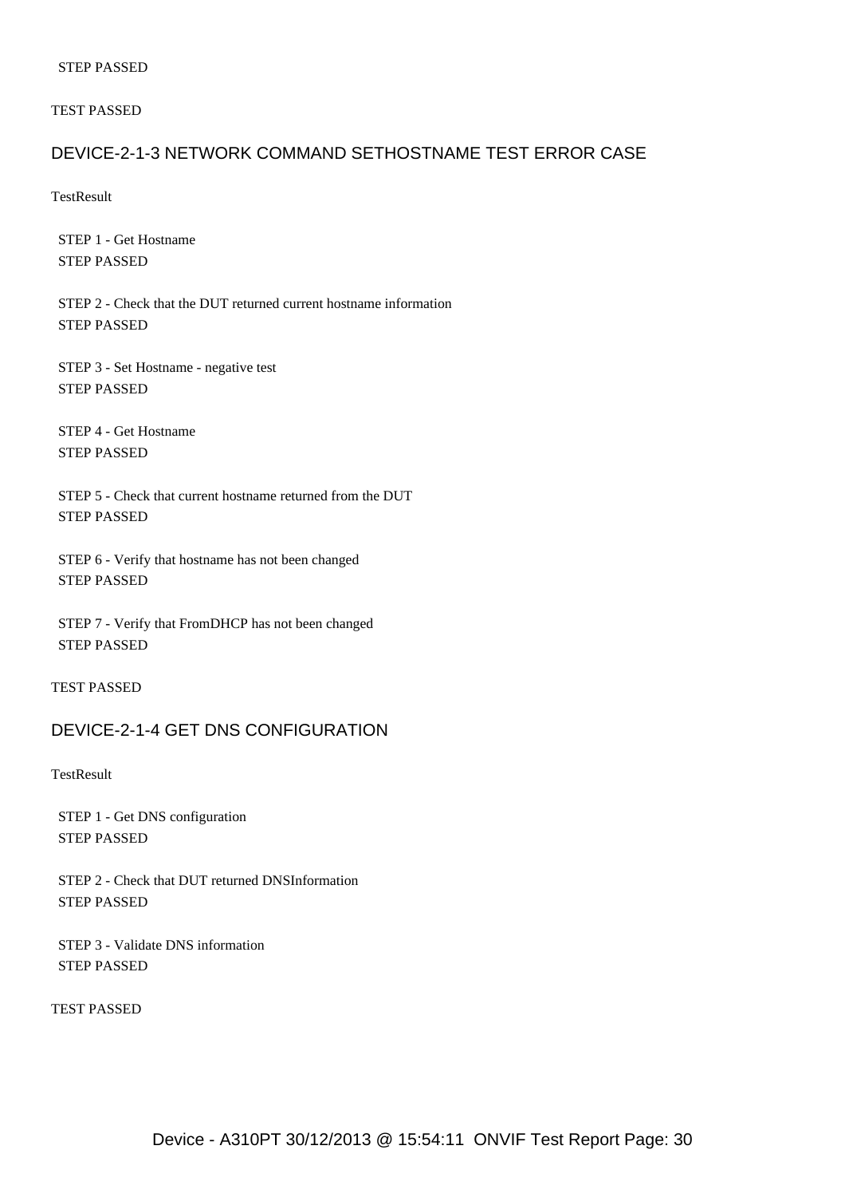STEP PASSED

TEST PASSED

## DEVICE-2-1-3 NETWORK COMMAND SETHOSTNAME TEST ERROR CASE

TestResult

STEP 1 - Get Hostname
STEP PASSED

STEP 2 - Check that the DUT returned current hostname information
STEP PASSED

STEP 3 - Set Hostname - negative test
STEP PASSED

STEP 4 - Get Hostname
STEP PASSED

STEP 5 - Check that current hostname returned from the DUT
STEP PASSED

STEP 6 - Verify that hostname has not been changed
STEP PASSED

STEP 7 - Verify that FromDHCP has not been changed
STEP PASSED

TEST PASSED

## DEVICE-2-1-4 GET DNS CONFIGURATION

TestResult

STEP 1 - Get DNS configuration
STEP PASSED

STEP 2 - Check that DUT returned DNSInformation
STEP PASSED

STEP 3 - Validate DNS information
STEP PASSED

TEST PASSED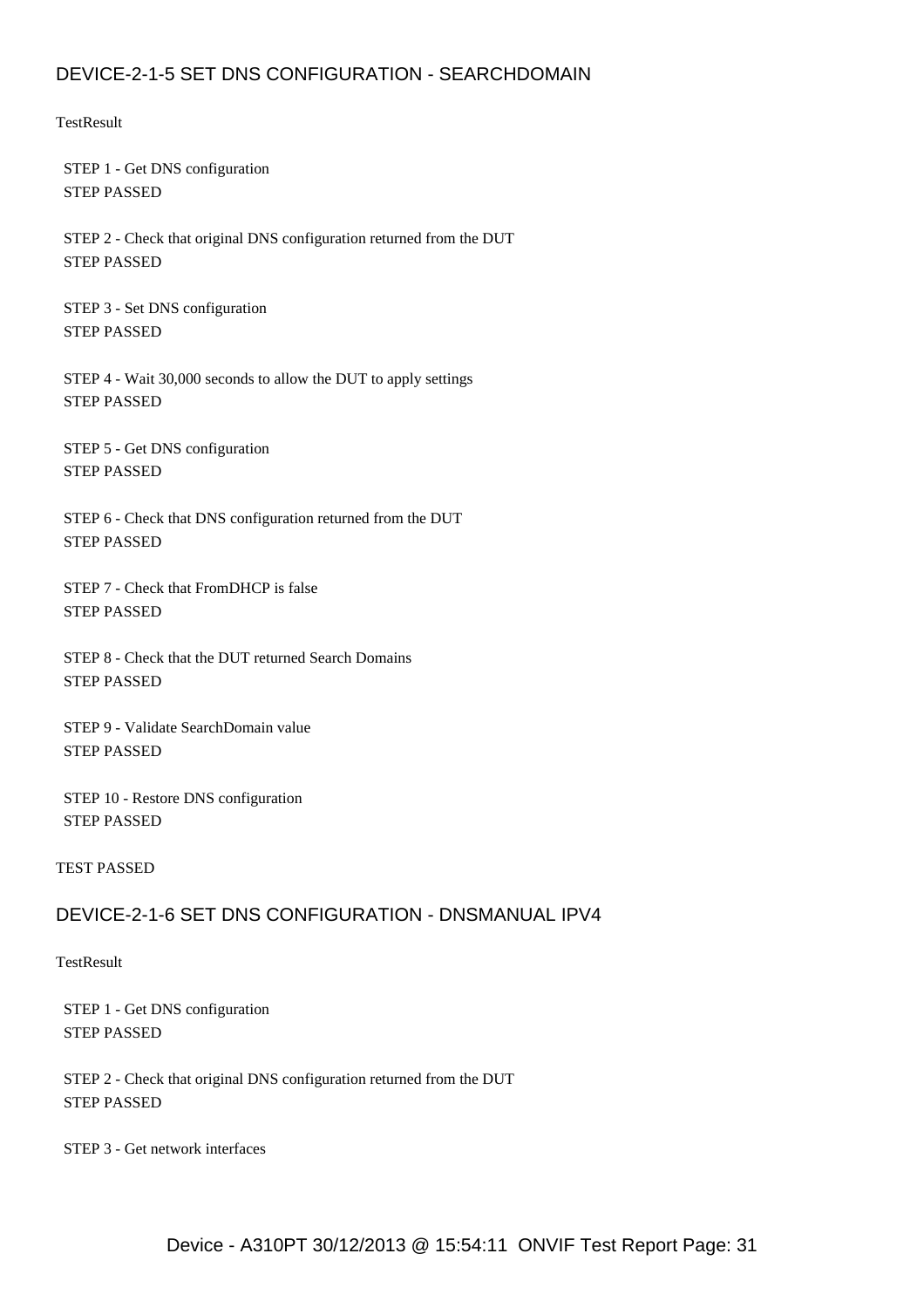## DEVICE-2-1-5 SET DNS CONFIGURATION - SEARCHDOMAIN

TestResult

STEP 1 - Get DNS configuration
STEP PASSED

STEP 2 - Check that original DNS configuration returned from the DUT
STEP PASSED

STEP 3 - Set DNS configuration
STEP PASSED

STEP 4 - Wait 30,000 seconds to allow the DUT to apply settings
STEP PASSED

STEP 5 - Get DNS configuration
STEP PASSED

STEP 6 - Check that DNS configuration returned from the DUT
STEP PASSED

STEP 7 - Check that FromDHCP is false
STEP PASSED

STEP 8 - Check that the DUT returned Search Domains
STEP PASSED

STEP 9 - Validate SearchDomain value
STEP PASSED

STEP 10 - Restore DNS configuration
STEP PASSED

TEST PASSED

## DEVICE-2-1-6 SET DNS CONFIGURATION - DNSMANUAL IPV4

TestResult

STEP 1 - Get DNS configuration
STEP PASSED

STEP 2 - Check that original DNS configuration returned from the DUT
STEP PASSED

STEP 3 - Get network interfaces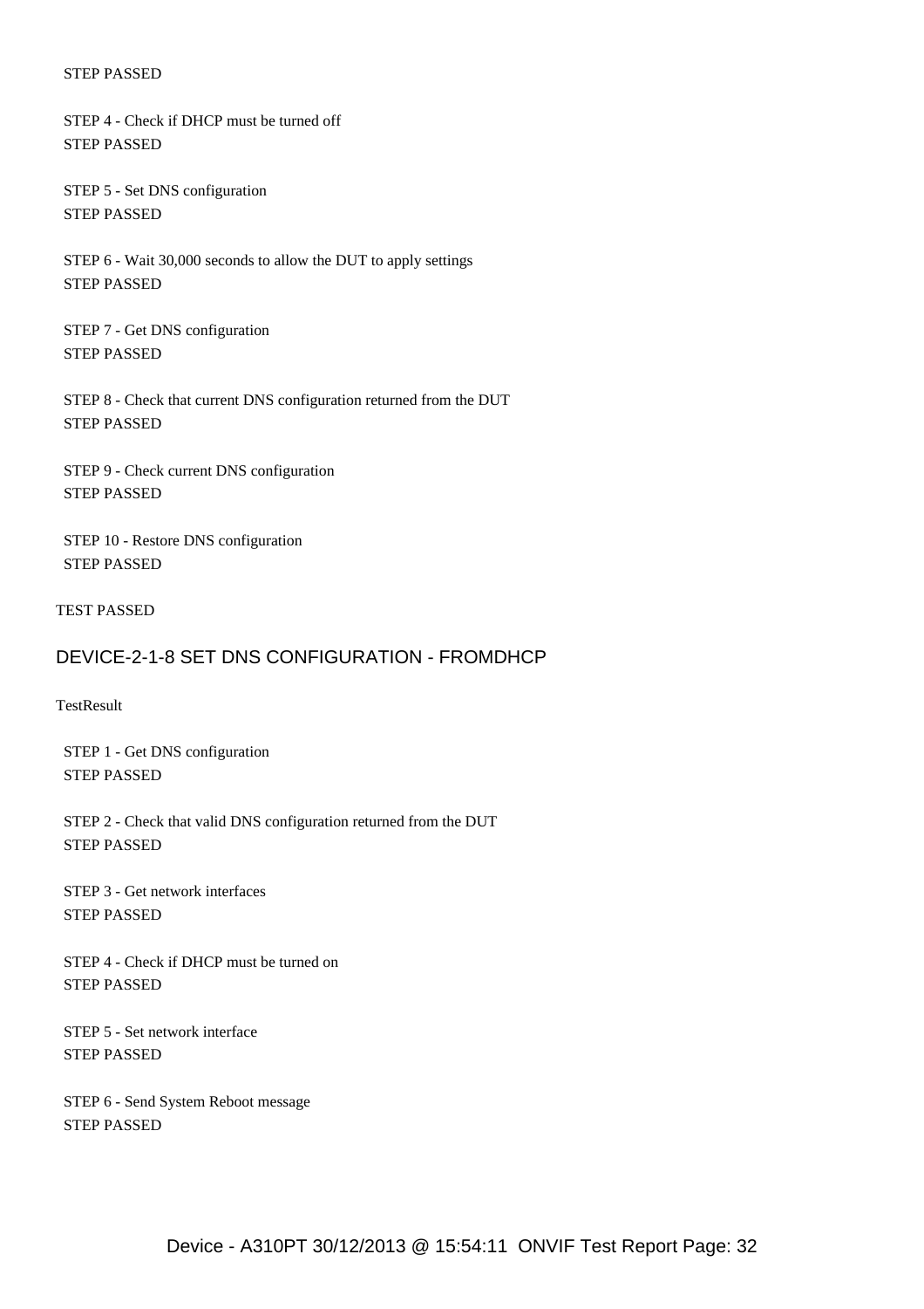STEP PASSED

STEP 4 - Check if DHCP must be turned off
STEP PASSED

STEP 5 - Set DNS configuration
STEP PASSED

STEP 6 - Wait 30,000 seconds to allow the DUT to apply settings
STEP PASSED

STEP 7 - Get DNS configuration
STEP PASSED

STEP 8 - Check that current DNS configuration returned from the DUT
STEP PASSED

STEP 9 - Check current DNS configuration
STEP PASSED

STEP 10 - Restore DNS configuration
STEP PASSED

TEST PASSED

## DEVICE-2-1-8 SET DNS CONFIGURATION - FROMDHCP

TestResult

STEP 1 - Get DNS configuration
STEP PASSED

STEP 2 - Check that valid DNS configuration returned from the DUT
STEP PASSED

STEP 3 - Get network interfaces
STEP PASSED

STEP 4 - Check if DHCP must be turned on
STEP PASSED

STEP 5 - Set network interface
STEP PASSED

STEP 6 - Send System Reboot message
STEP PASSED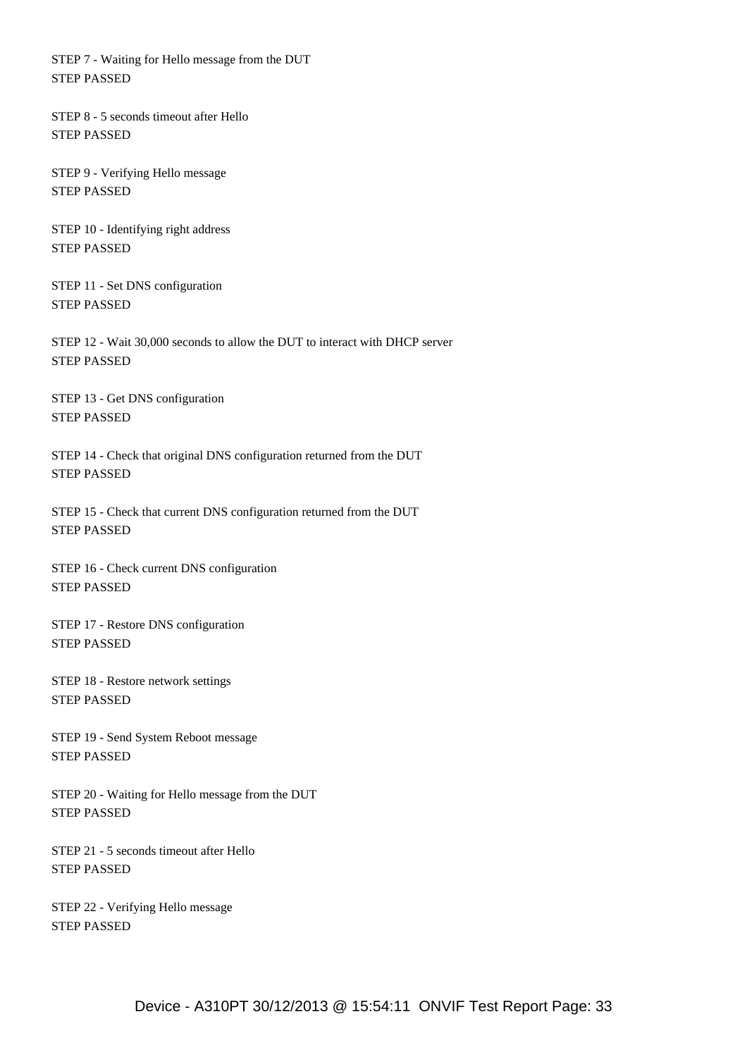STEP 7 - Waiting for Hello message from the DUT
STEP PASSED

STEP 8 - 5 seconds timeout after Hello
STEP PASSED

STEP 9 - Verifying Hello message
STEP PASSED

STEP 10 - Identifying right address
STEP PASSED

STEP 11 - Set DNS configuration
STEP PASSED

STEP 12 - Wait 30,000 seconds to allow the DUT to interact with DHCP server
STEP PASSED

STEP 13 - Get DNS configuration
STEP PASSED

STEP 14 - Check that original DNS configuration returned from the DUT
STEP PASSED

STEP 15 - Check that current DNS configuration returned from the DUT
STEP PASSED

STEP 16 - Check current DNS configuration
STEP PASSED

STEP 17 - Restore DNS configuration
STEP PASSED

STEP 18 - Restore network settings
STEP PASSED

STEP 19 - Send System Reboot message
STEP PASSED

STEP 20 - Waiting for Hello message from the DUT
STEP PASSED

STEP 21 - 5 seconds timeout after Hello
STEP PASSED

STEP 22 - Verifying Hello message
STEP PASSED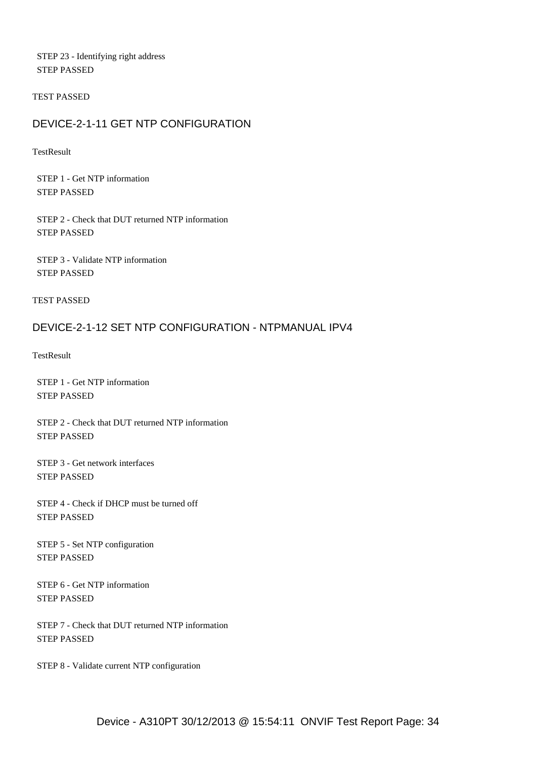STEP 23 - Identifying right address
STEP PASSED

TEST PASSED

## DEVICE-2-1-11 GET NTP CONFIGURATION

TestResult

STEP 1 - Get NTP information
STEP PASSED

STEP 2 - Check that DUT returned NTP information
STEP PASSED

STEP 3 - Validate NTP information
STEP PASSED

TEST PASSED

## DEVICE-2-1-12 SET NTP CONFIGURATION - NTPMANUAL IPV4

TestResult

STEP 1 - Get NTP information
STEP PASSED

STEP 2 - Check that DUT returned NTP information
STEP PASSED

STEP 3 - Get network interfaces
STEP PASSED

STEP 4 - Check if DHCP must be turned off
STEP PASSED

STEP 5 - Set NTP configuration
STEP PASSED

STEP 6 - Get NTP information
STEP PASSED

STEP 7 - Check that DUT returned NTP information
STEP PASSED

STEP 8 - Validate current NTP configuration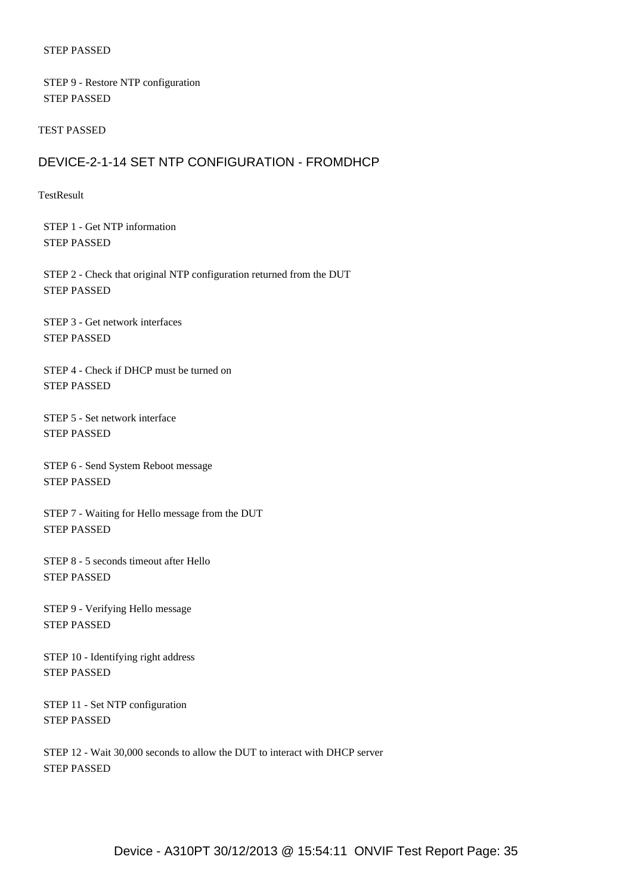STEP PASSED

STEP 9 - Restore NTP configuration
STEP PASSED

TEST PASSED

## DEVICE-2-1-14 SET NTP CONFIGURATION - FROMDHCP

TestResult

STEP 1 - Get NTP information
STEP PASSED

STEP 2 - Check that original NTP configuration returned from the DUT
STEP PASSED

STEP 3 - Get network interfaces
STEP PASSED

STEP 4 - Check if DHCP must be turned on
STEP PASSED

STEP 5 - Set network interface
STEP PASSED

STEP 6 - Send System Reboot message
STEP PASSED

STEP 7 - Waiting for Hello message from the DUT
STEP PASSED

STEP 8 - 5 seconds timeout after Hello
STEP PASSED

STEP 9 - Verifying Hello message
STEP PASSED

STEP 10 - Identifying right address
STEP PASSED

STEP 11 - Set NTP configuration
STEP PASSED

STEP 12 - Wait 30,000 seconds to allow the DUT to interact with DHCP server
STEP PASSED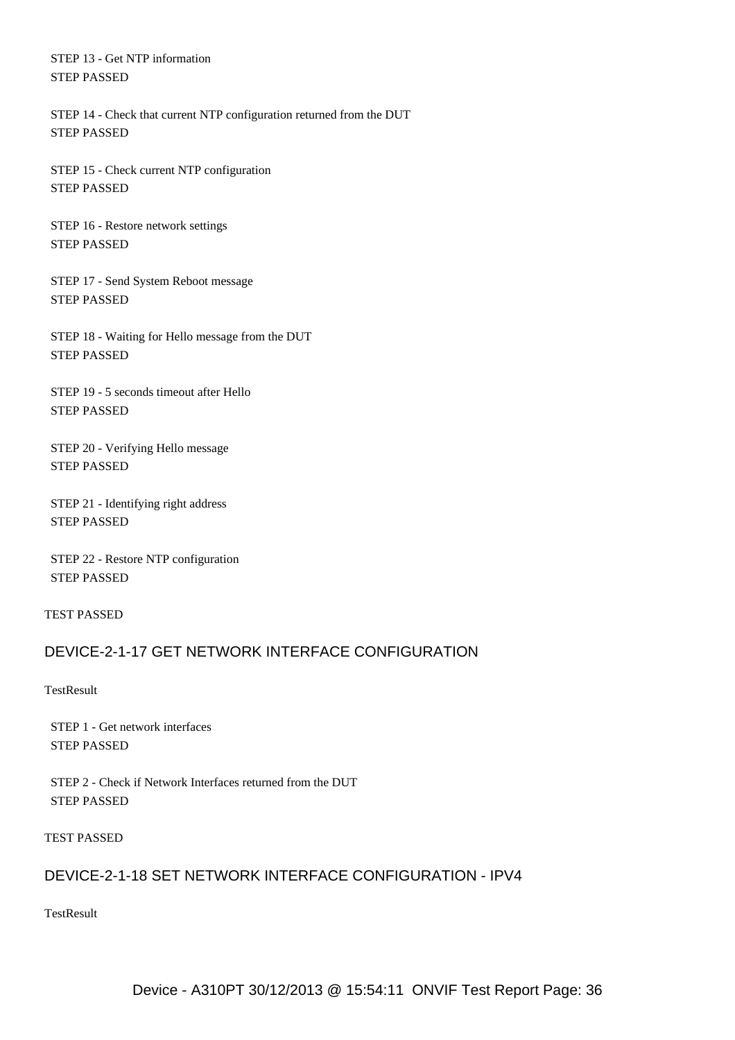STEP 13 - Get NTP information
STEP PASSED

STEP 14 - Check that current NTP configuration returned from the DUT
STEP PASSED

STEP 15 - Check current NTP configuration
STEP PASSED

STEP 16 - Restore network settings
STEP PASSED

STEP 17 - Send System Reboot message
STEP PASSED

STEP 18 - Waiting for Hello message from the DUT
STEP PASSED

STEP 19 - 5 seconds timeout after Hello
STEP PASSED

STEP 20 - Verifying Hello message
STEP PASSED

STEP 21 - Identifying right address
STEP PASSED

STEP 22 - Restore NTP configuration
STEP PASSED

TEST PASSED

## DEVICE-2-1-17 GET NETWORK INTERFACE CONFIGURATION

TestResult

STEP 1 - Get network interfaces
STEP PASSED

STEP 2 - Check if Network Interfaces returned from the DUT
STEP PASSED

TEST PASSED

## DEVICE-2-1-18 SET NETWORK INTERFACE CONFIGURATION - IPV4

TestResult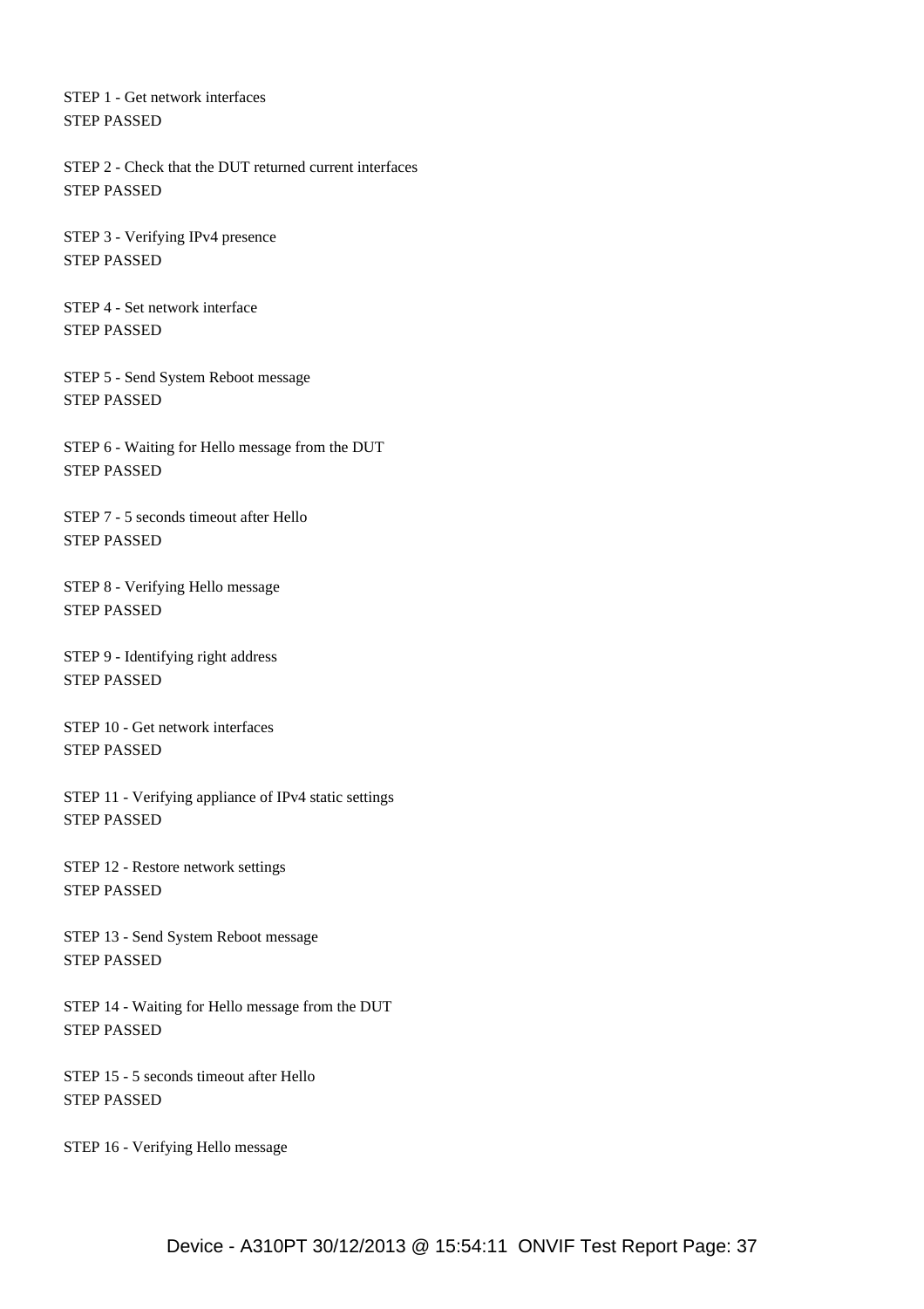STEP 1 - Get network interfaces
STEP PASSED

STEP 2 - Check that the DUT returned current interfaces
STEP PASSED

STEP 3 - Verifying IPv4 presence
STEP PASSED

STEP 4 - Set network interface
STEP PASSED

STEP 5 - Send System Reboot message
STEP PASSED

STEP 6 - Waiting for Hello message from the DUT
STEP PASSED

STEP 7 - 5 seconds timeout after Hello
STEP PASSED

STEP 8 - Verifying Hello message
STEP PASSED

STEP 9 - Identifying right address
STEP PASSED

STEP 10 - Get network interfaces
STEP PASSED

STEP 11 - Verifying appliance of IPv4 static settings
STEP PASSED

STEP 12 - Restore network settings
STEP PASSED

STEP 13 - Send System Reboot message
STEP PASSED

STEP 14 - Waiting for Hello message from the DUT
STEP PASSED

STEP 15 - 5 seconds timeout after Hello
STEP PASSED

STEP 16 - Verifying Hello message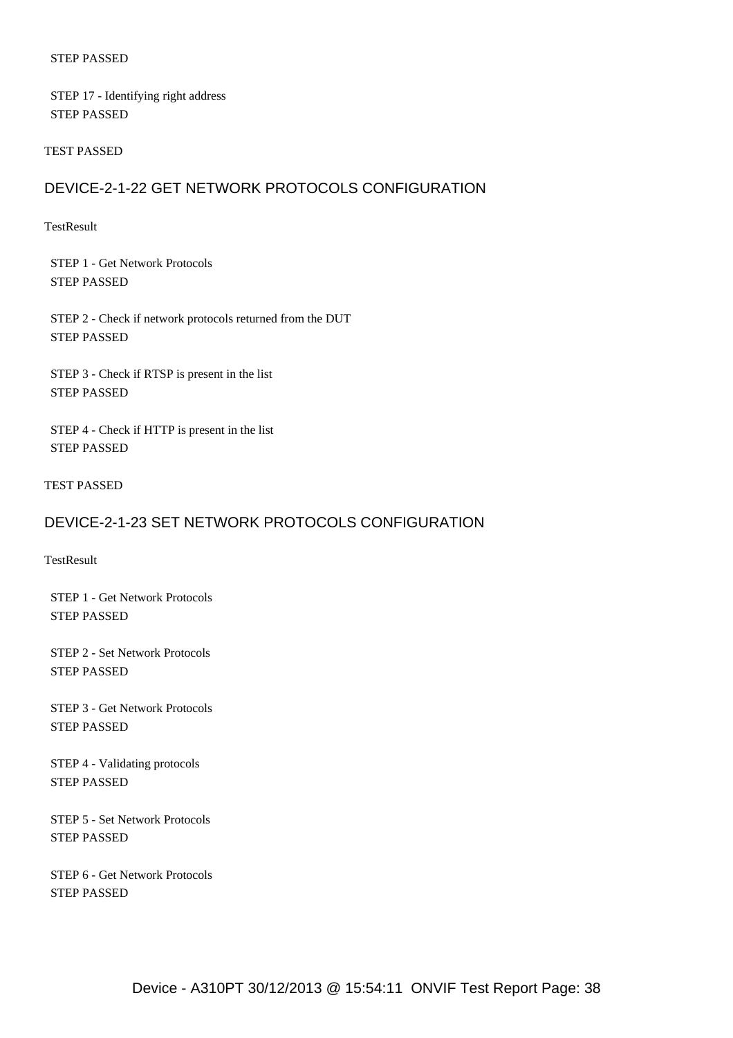STEP PASSED

STEP 17 - Identifying right address
STEP PASSED

TEST PASSED

## DEVICE-2-1-22 GET NETWORK PROTOCOLS CONFIGURATION

TestResult

STEP 1 - Get Network Protocols
STEP PASSED

STEP 2 - Check if network protocols returned from the DUT
STEP PASSED

STEP 3 - Check if RTSP is present in the list
STEP PASSED

STEP 4 - Check if HTTP is present in the list
STEP PASSED

TEST PASSED

## DEVICE-2-1-23 SET NETWORK PROTOCOLS CONFIGURATION

TestResult

STEP 1 - Get Network Protocols
STEP PASSED

STEP 2 - Set Network Protocols
STEP PASSED

STEP 3 - Get Network Protocols
STEP PASSED

STEP 4 - Validating protocols
STEP PASSED

STEP 5 - Set Network Protocols
STEP PASSED

STEP 6 - Get Network Protocols
STEP PASSED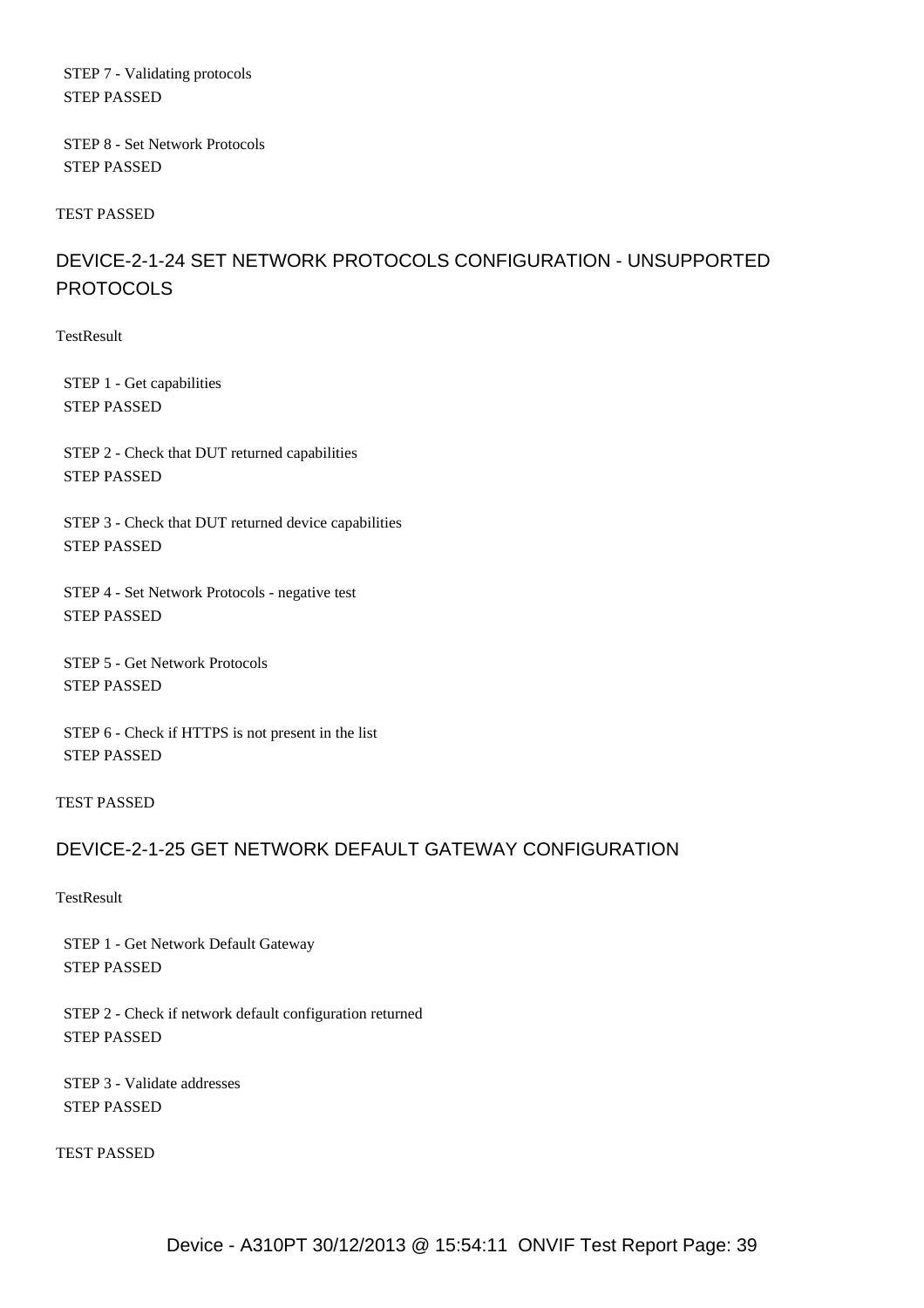STEP 7 - Validating protocols
STEP PASSED

STEP 8 - Set Network Protocols
STEP PASSED

TEST PASSED

## DEVICE-2-1-24 SET NETWORK PROTOCOLS CONFIGURATION - UNSUPPORTED PROTOCOLS

TestResult

STEP 1 - Get capabilities
STEP PASSED

STEP 2 - Check that DUT returned capabilities
STEP PASSED

STEP 3 - Check that DUT returned device capabilities
STEP PASSED

STEP 4 - Set Network Protocols - negative test
STEP PASSED

STEP 5 - Get Network Protocols
STEP PASSED

STEP 6 - Check if HTTPS is not present in the list
STEP PASSED

TEST PASSED

## DEVICE-2-1-25 GET NETWORK DEFAULT GATEWAY CONFIGURATION

TestResult

STEP 1 - Get Network Default Gateway
STEP PASSED

STEP 2 - Check if network default configuration returned
STEP PASSED

STEP 3 - Validate addresses
STEP PASSED

TEST PASSED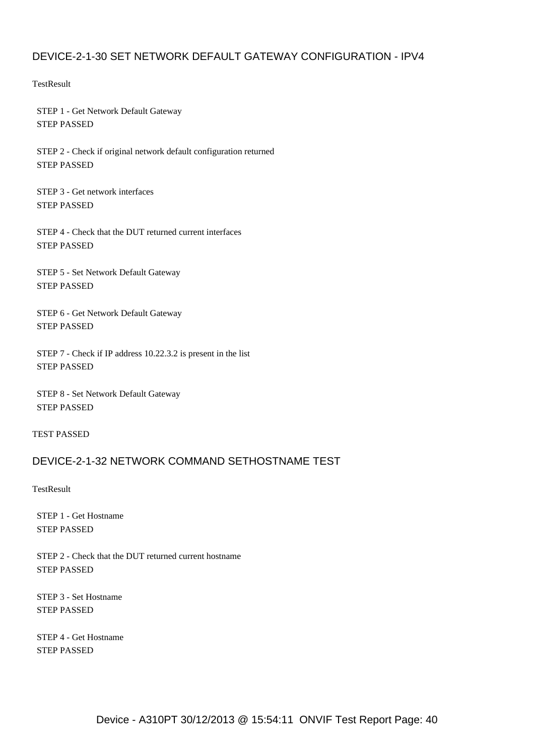## DEVICE-2-1-30 SET NETWORK DEFAULT GATEWAY CONFIGURATION - IPV4

TestResult

STEP 1 - Get Network Default Gateway
STEP PASSED

STEP 2 - Check if original network default configuration returned
STEP PASSED

STEP 3 - Get network interfaces
STEP PASSED

STEP 4 - Check that the DUT returned current interfaces
STEP PASSED

STEP 5 - Set Network Default Gateway
STEP PASSED

STEP 6 - Get Network Default Gateway
STEP PASSED

STEP 7 - Check if IP address 10.22.3.2 is present in the list
STEP PASSED

STEP 8 - Set Network Default Gateway
STEP PASSED

TEST PASSED

## DEVICE-2-1-32 NETWORK COMMAND SETHOSTNAME TEST

TestResult

STEP 1 - Get Hostname
STEP PASSED

STEP 2 - Check that the DUT returned current hostname
STEP PASSED

STEP 3 - Set Hostname
STEP PASSED

STEP 4 - Get Hostname
STEP PASSED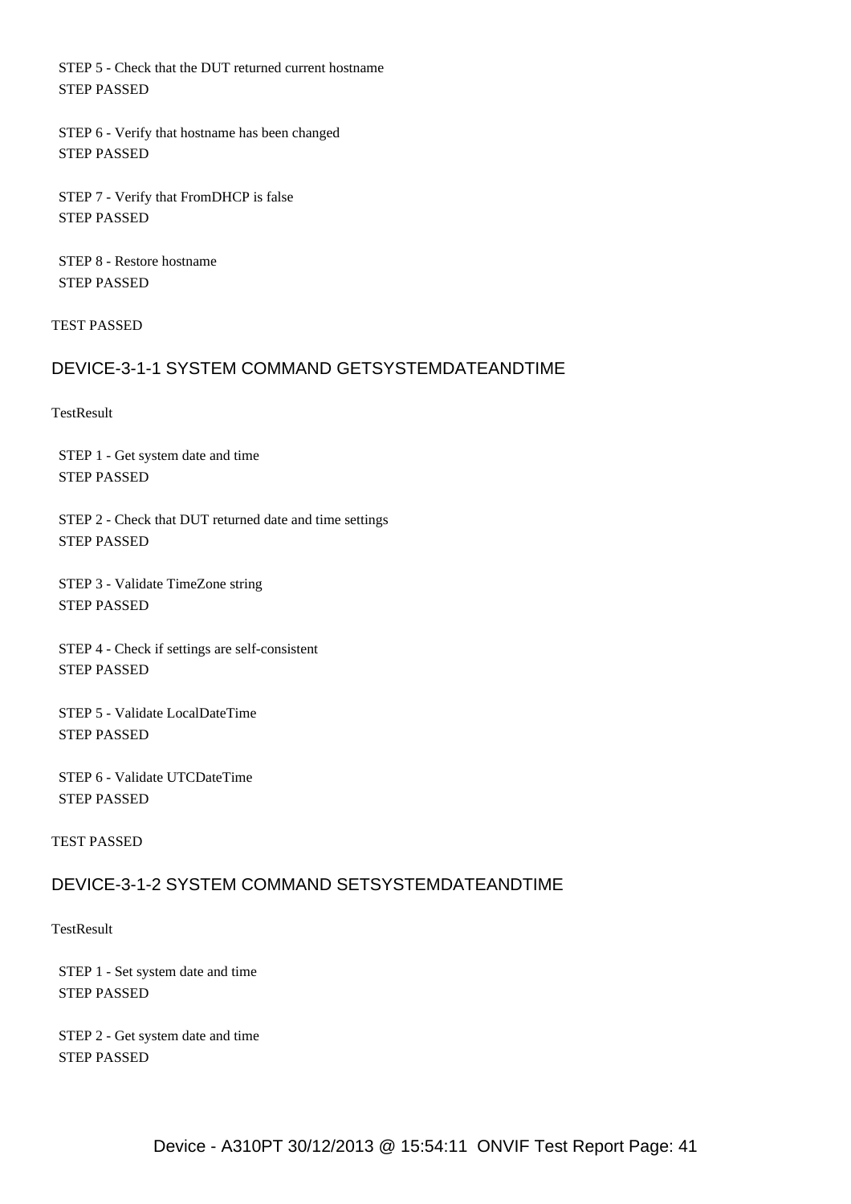STEP 5 - Check that the DUT returned current hostname
STEP PASSED

STEP 6 - Verify that hostname has been changed
STEP PASSED

STEP 7 - Verify that FromDHCP is false
STEP PASSED

STEP 8 - Restore hostname
STEP PASSED

TEST PASSED

## DEVICE-3-1-1 SYSTEM COMMAND GETSYSTEMDATEANDTIME

TestResult

STEP 1 - Get system date and time
STEP PASSED

STEP 2 - Check that DUT returned date and time settings
STEP PASSED

STEP 3 - Validate TimeZone string
STEP PASSED

STEP 4 - Check if settings are self-consistent
STEP PASSED

STEP 5 - Validate LocalDateTime
STEP PASSED

STEP 6 - Validate UTCDateTime
STEP PASSED

TEST PASSED

## DEVICE-3-1-2 SYSTEM COMMAND SETSYSTEMDATEANDTIME

TestResult

STEP 1 - Set system date and time
STEP PASSED

STEP 2 - Get system date and time
STEP PASSED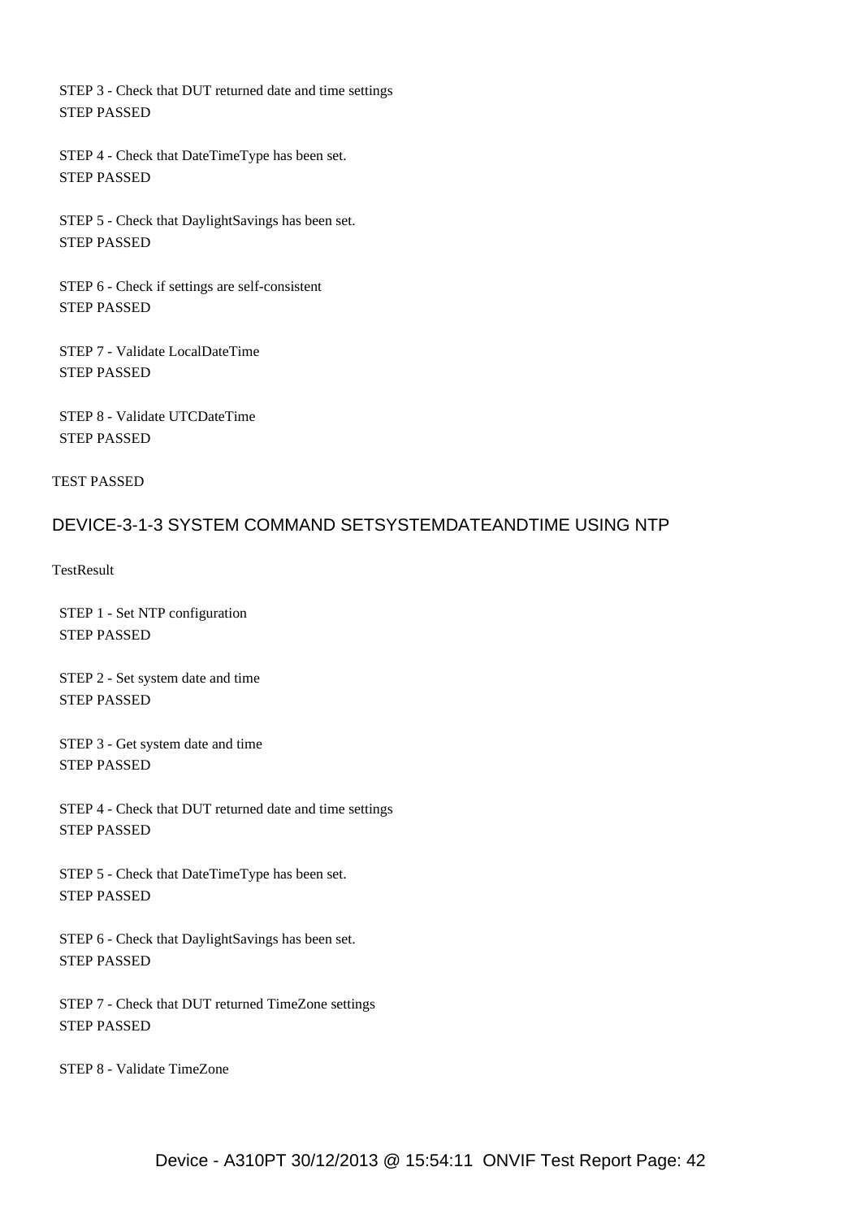STEP 3 - Check that DUT returned date and time settings
STEP PASSED

STEP 4 - Check that DateTimeType has been set.
STEP PASSED

STEP 5 - Check that DaylightSavings has been set.
STEP PASSED

STEP 6 - Check if settings are self-consistent
STEP PASSED

STEP 7 - Validate LocalDateTime
STEP PASSED

STEP 8 - Validate UTCDateTime
STEP PASSED

TEST PASSED

## DEVICE-3-1-3 SYSTEM COMMAND SETSYSTEMDATEANDTIME USING NTP

TestResult

STEP 1 - Set NTP configuration
STEP PASSED

STEP 2 - Set system date and time
STEP PASSED

STEP 3 - Get system date and time
STEP PASSED

STEP 4 - Check that DUT returned date and time settings
STEP PASSED

STEP 5 - Check that DateTimeType has been set.
STEP PASSED

STEP 6 - Check that DaylightSavings has been set.
STEP PASSED

STEP 7 - Check that DUT returned TimeZone settings
STEP PASSED

STEP 8 - Validate TimeZone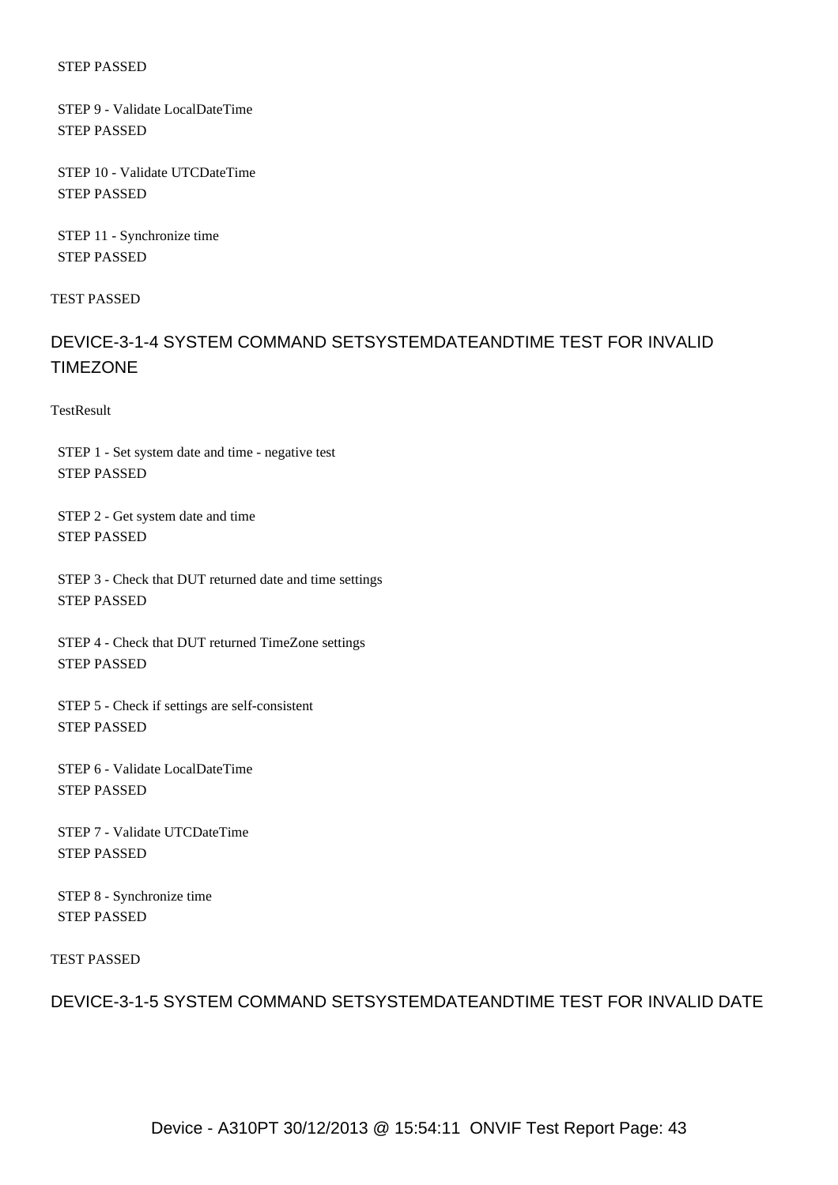STEP PASSED

STEP 9 - Validate LocalDateTime
STEP PASSED

STEP 10 - Validate UTCDateTime
STEP PASSED

STEP 11 - Synchronize time
STEP PASSED

TEST PASSED

## DEVICE-3-1-4 SYSTEM COMMAND SETSYSTEMDATEANDTIME TEST FOR INVALID TIMEZONE

TestResult

STEP 1 - Set system date and time - negative test
STEP PASSED

STEP 2 - Get system date and time
STEP PASSED

STEP 3 - Check that DUT returned date and time settings
STEP PASSED

STEP 4 - Check that DUT returned TimeZone settings
STEP PASSED

STEP 5 - Check if settings are self-consistent
STEP PASSED

STEP 6 - Validate LocalDateTime
STEP PASSED

STEP 7 - Validate UTCDateTime
STEP PASSED

STEP 8 - Synchronize time
STEP PASSED

TEST PASSED

## DEVICE-3-1-5 SYSTEM COMMAND SETSYSTEMDATEANDTIME TEST FOR INVALID DATE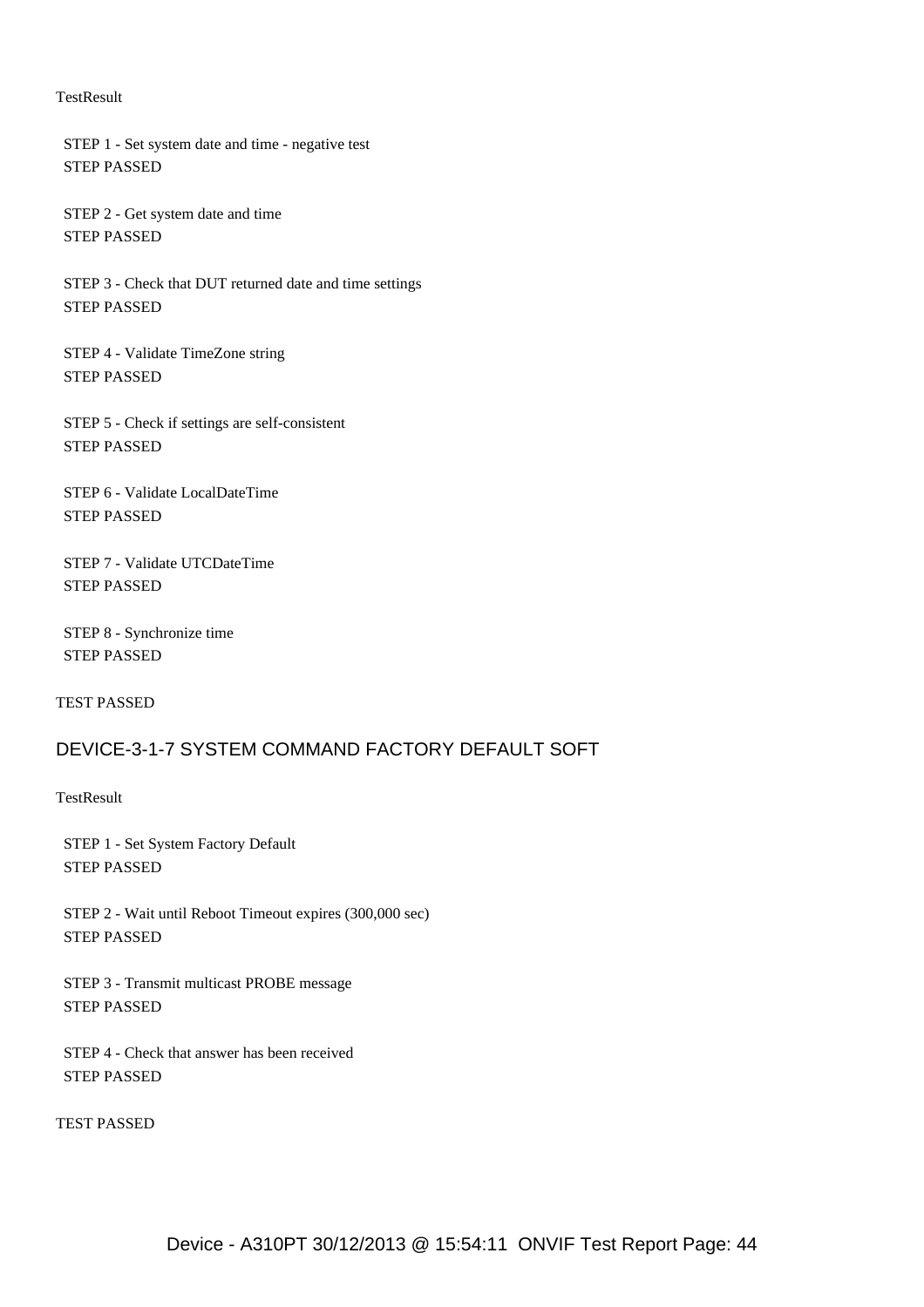TestResult

STEP 1 - Set system date and time - negative test
STEP PASSED

STEP 2 - Get system date and time
STEP PASSED

STEP 3 - Check that DUT returned date and time settings
STEP PASSED

STEP 4 - Validate TimeZone string
STEP PASSED

STEP 5 - Check if settings are self-consistent
STEP PASSED

STEP 6 - Validate LocalDateTime
STEP PASSED

STEP 7 - Validate UTCDateTime
STEP PASSED

STEP 8 - Synchronize time
STEP PASSED

TEST PASSED

## DEVICE-3-1-7 SYSTEM COMMAND FACTORY DEFAULT SOFT

TestResult

STEP 1 - Set System Factory Default
STEP PASSED

STEP 2 - Wait until Reboot Timeout expires (300,000 sec)
STEP PASSED

STEP 3 - Transmit multicast PROBE message
STEP PASSED

STEP 4 - Check that answer has been received
STEP PASSED

TEST PASSED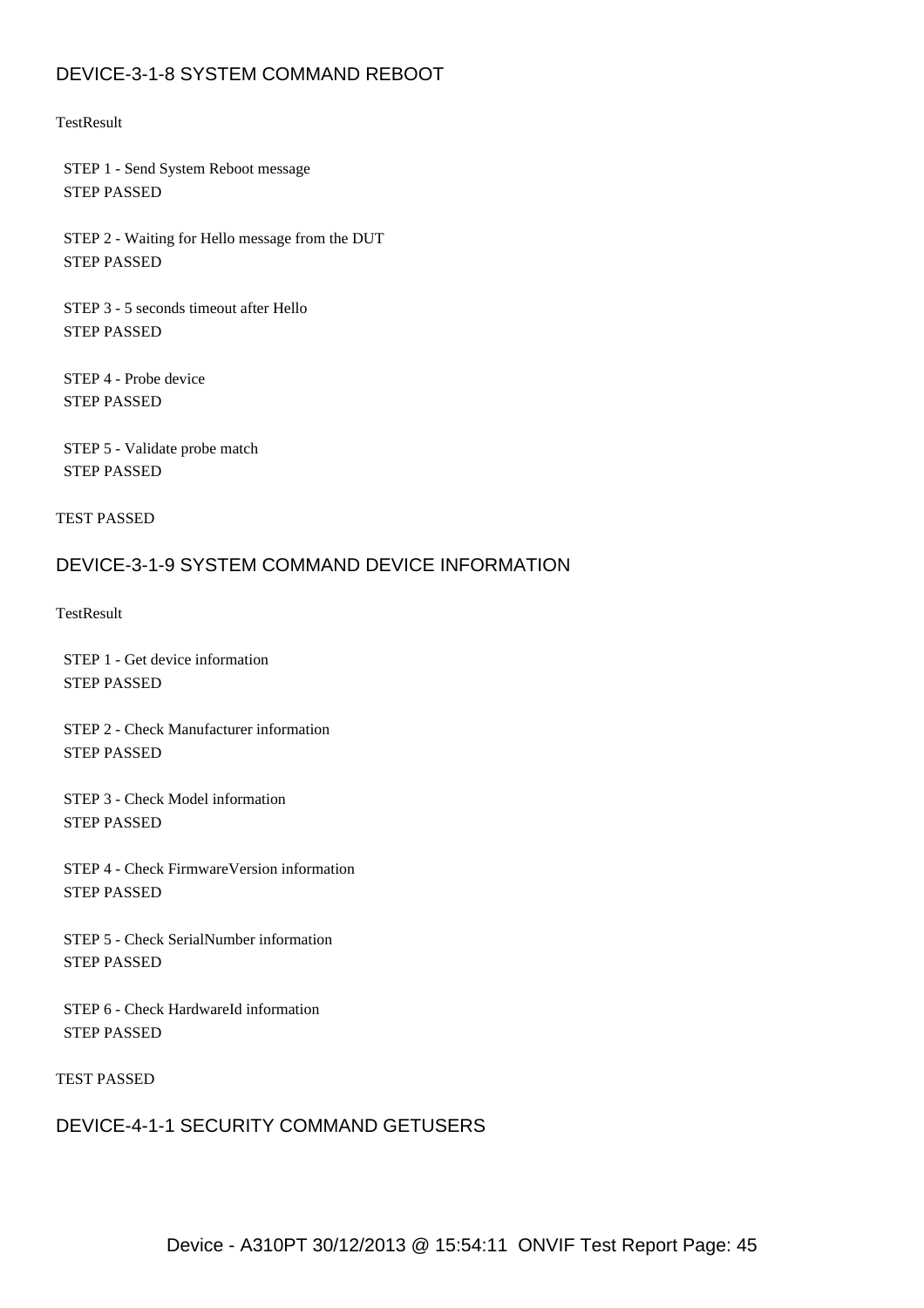## DEVICE-3-1-8 SYSTEM COMMAND REBOOT

TestResult

STEP 1 - Send System Reboot message
STEP PASSED

STEP 2 - Waiting for Hello message from the DUT
STEP PASSED

STEP 3 - 5 seconds timeout after Hello
STEP PASSED

STEP 4 - Probe device
STEP PASSED

STEP 5 - Validate probe match
STEP PASSED

TEST PASSED

## DEVICE-3-1-9 SYSTEM COMMAND DEVICE INFORMATION

TestResult

STEP 1 - Get device information
STEP PASSED

STEP 2 - Check Manufacturer information
STEP PASSED

STEP 3 - Check Model information
STEP PASSED

STEP 4 - Check FirmwareVersion information
STEP PASSED

STEP 5 - Check SerialNumber information
STEP PASSED

STEP 6 - Check HardwareId information
STEP PASSED

TEST PASSED

## DEVICE-4-1-1 SECURITY COMMAND GETUSERS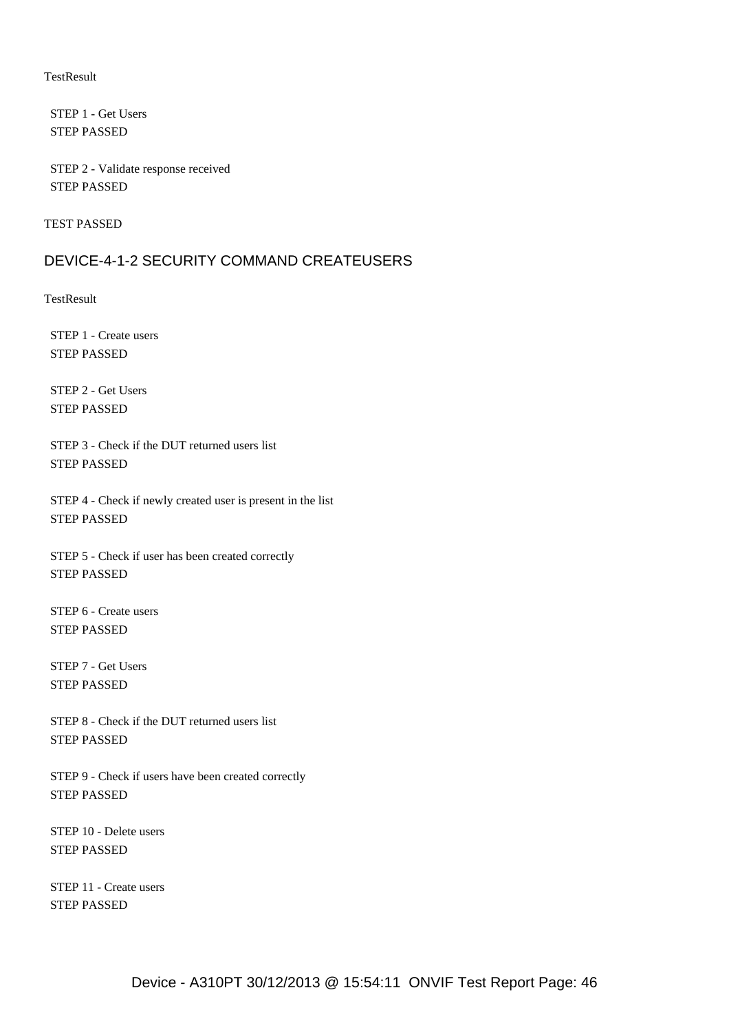TestResult

STEP 1 - Get Users
STEP PASSED

STEP 2 - Validate response received
STEP PASSED

TEST PASSED

## DEVICE-4-1-2 SECURITY COMMAND CREATEUSERS

TestResult

STEP 1 - Create users
STEP PASSED

STEP 2 - Get Users
STEP PASSED

STEP 3 - Check if the DUT returned users list
STEP PASSED

STEP 4 - Check if newly created user is present in the list
STEP PASSED

STEP 5 - Check if user has been created correctly
STEP PASSED

STEP 6 - Create users
STEP PASSED

STEP 7 - Get Users
STEP PASSED

STEP 8 - Check if the DUT returned users list
STEP PASSED

STEP 9 - Check if users have been created correctly
STEP PASSED

STEP 10 - Delete users
STEP PASSED

STEP 11 - Create users
STEP PASSED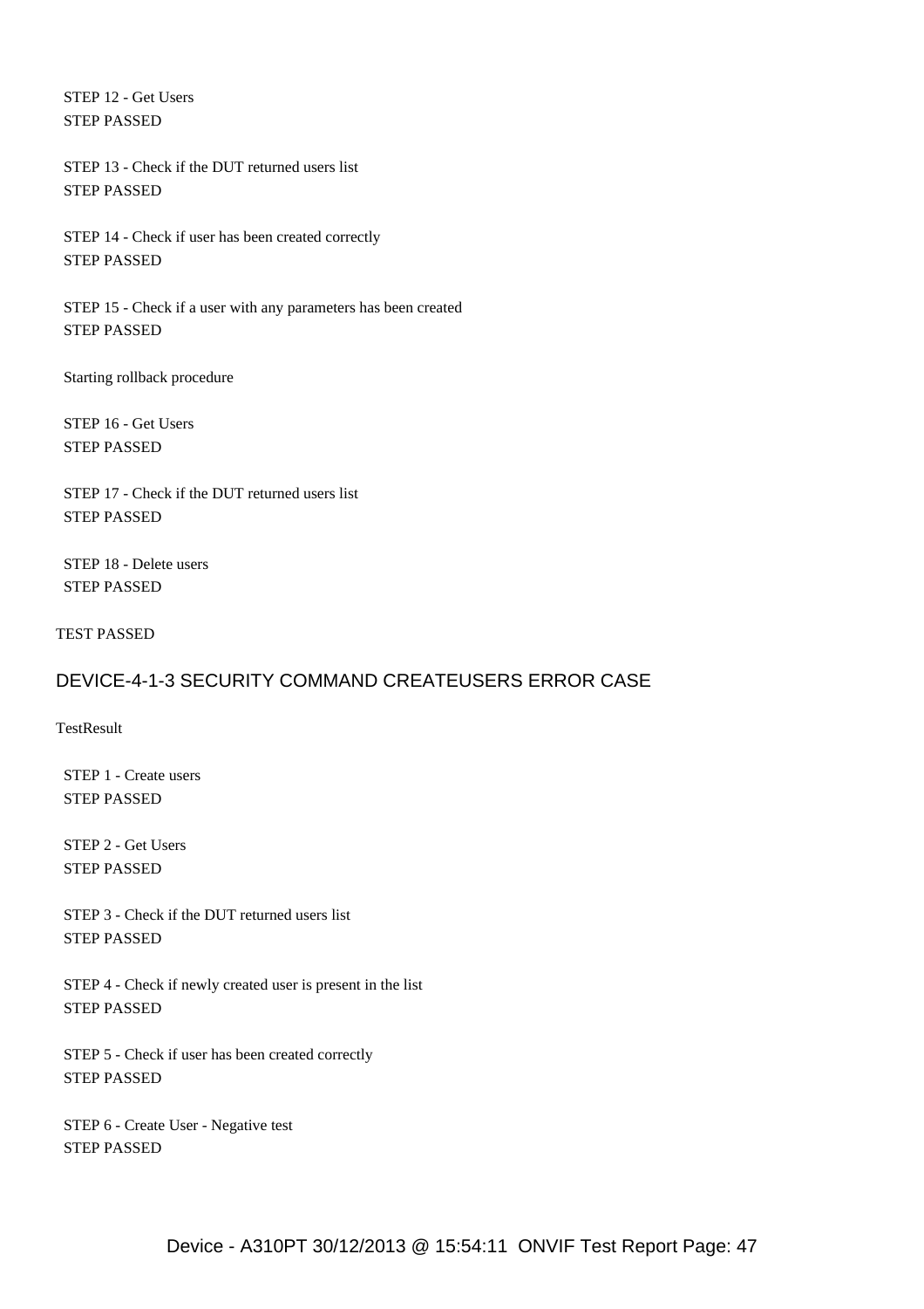STEP 12 - Get Users
STEP PASSED

STEP 13 - Check if the DUT returned users list
STEP PASSED

STEP 14 - Check if user has been created correctly
STEP PASSED

STEP 15 - Check if a user with any parameters has been created
STEP PASSED

Starting rollback procedure

STEP 16 - Get Users
STEP PASSED

STEP 17 - Check if the DUT returned users list
STEP PASSED

STEP 18 - Delete users
STEP PASSED

TEST PASSED

## DEVICE-4-1-3 SECURITY COMMAND CREATEUSERS ERROR CASE

TestResult

STEP 1 - Create users
STEP PASSED

STEP 2 - Get Users
STEP PASSED

STEP 3 - Check if the DUT returned users list
STEP PASSED

STEP 4 - Check if newly created user is present in the list
STEP PASSED

STEP 5 - Check if user has been created correctly
STEP PASSED

STEP 6 - Create User - Negative test
STEP PASSED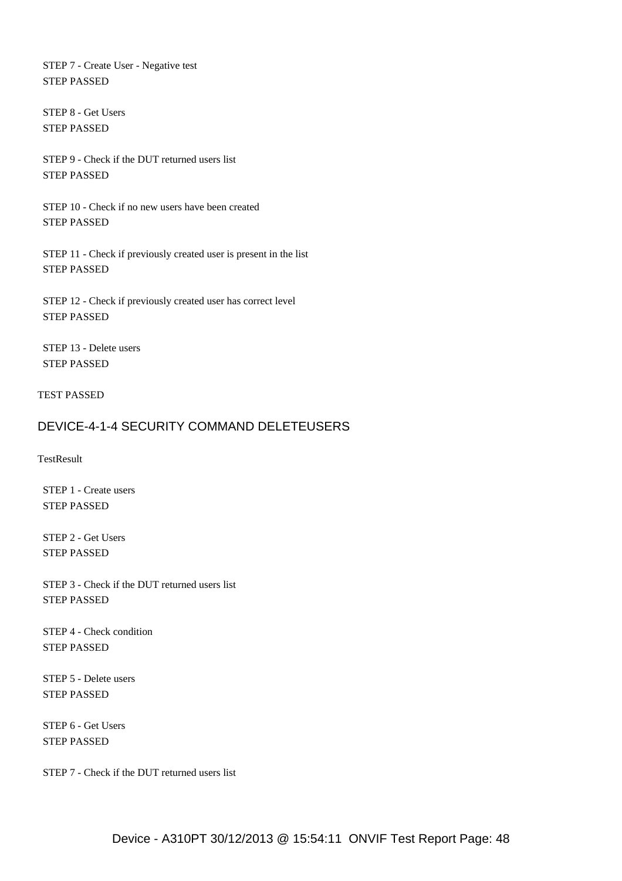STEP 7 - Create User - Negative test
STEP PASSED

STEP 8 - Get Users
STEP PASSED

STEP 9 - Check if the DUT returned users list
STEP PASSED

STEP 10 - Check if no new users have been created
STEP PASSED

STEP 11 - Check if previously created user is present in the list
STEP PASSED

STEP 12 - Check if previously created user has correct level
STEP PASSED

STEP 13 - Delete users
STEP PASSED

TEST PASSED

## DEVICE-4-1-4 SECURITY COMMAND DELETEUSERS

TestResult

STEP 1 - Create users
STEP PASSED

STEP 2 - Get Users
STEP PASSED

STEP 3 - Check if the DUT returned users list
STEP PASSED

STEP 4 - Check condition
STEP PASSED

STEP 5 - Delete users
STEP PASSED

STEP 6 - Get Users
STEP PASSED

STEP 7 - Check if the DUT returned users list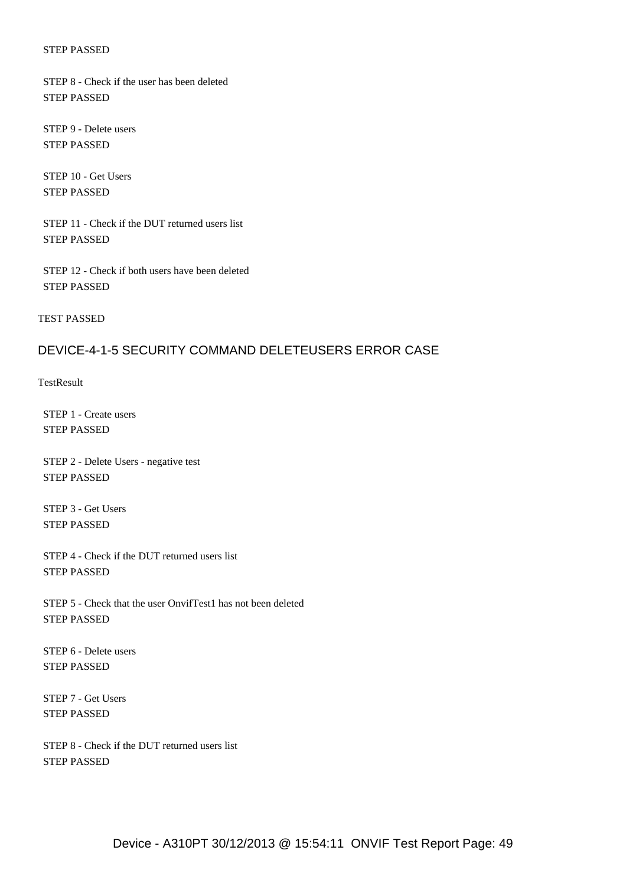STEP PASSED

STEP 8 - Check if the user has been deleted
STEP PASSED

STEP 9 - Delete users
STEP PASSED

STEP 10 - Get Users
STEP PASSED

STEP 11 - Check if the DUT returned users list
STEP PASSED

STEP 12 - Check if both users have been deleted
STEP PASSED

TEST PASSED

## DEVICE-4-1-5 SECURITY COMMAND DELETEUSERS ERROR CASE

TestResult

STEP 1 - Create users
STEP PASSED

STEP 2 - Delete Users - negative test
STEP PASSED

STEP 3 - Get Users
STEP PASSED

STEP 4 - Check if the DUT returned users list
STEP PASSED

STEP 5 - Check that the user OnvifTest1 has not been deleted
STEP PASSED

STEP 6 - Delete users
STEP PASSED

STEP 7 - Get Users
STEP PASSED

STEP 8 - Check if the DUT returned users list
STEP PASSED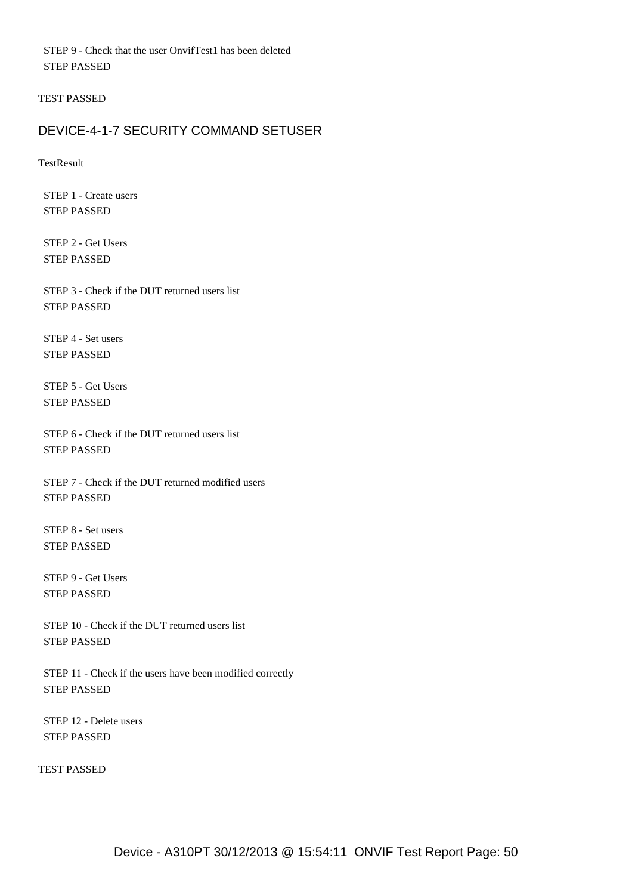STEP 9 - Check that the user OnvifTest1 has been deleted
STEP PASSED

TEST PASSED

## DEVICE-4-1-7 SECURITY COMMAND SETUSER

TestResult

STEP 1 - Create users
STEP PASSED

STEP 2 - Get Users
STEP PASSED

STEP 3 - Check if the DUT returned users list
STEP PASSED

STEP 4 - Set users
STEP PASSED

STEP 5 - Get Users
STEP PASSED

STEP 6 - Check if the DUT returned users list
STEP PASSED

STEP 7 - Check if the DUT returned modified users
STEP PASSED

STEP 8 - Set users
STEP PASSED

STEP 9 - Get Users
STEP PASSED

STEP 10 - Check if the DUT returned users list
STEP PASSED

STEP 11 - Check if the users have been modified correctly
STEP PASSED

STEP 12 - Delete users
STEP PASSED

TEST PASSED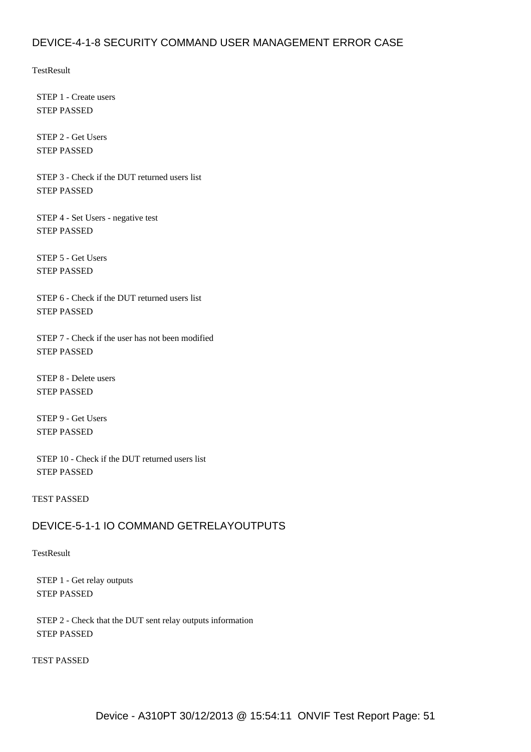## DEVICE-4-1-8 SECURITY COMMAND USER MANAGEMENT ERROR CASE

TestResult

STEP 1 - Create users
STEP PASSED

STEP 2 - Get Users
STEP PASSED

STEP 3 - Check if the DUT returned users list
STEP PASSED

STEP 4 - Set Users - negative test
STEP PASSED

STEP 5 - Get Users
STEP PASSED

STEP 6 - Check if the DUT returned users list
STEP PASSED

STEP 7 - Check if the user has not been modified
STEP PASSED

STEP 8 - Delete users
STEP PASSED

STEP 9 - Get Users
STEP PASSED

STEP 10 - Check if the DUT returned users list
STEP PASSED

TEST PASSED

## DEVICE-5-1-1 IO COMMAND GETRELAYOUTPUTS

TestResult

STEP 1 - Get relay outputs
STEP PASSED

STEP 2 - Check that the DUT sent relay outputs information
STEP PASSED

TEST PASSED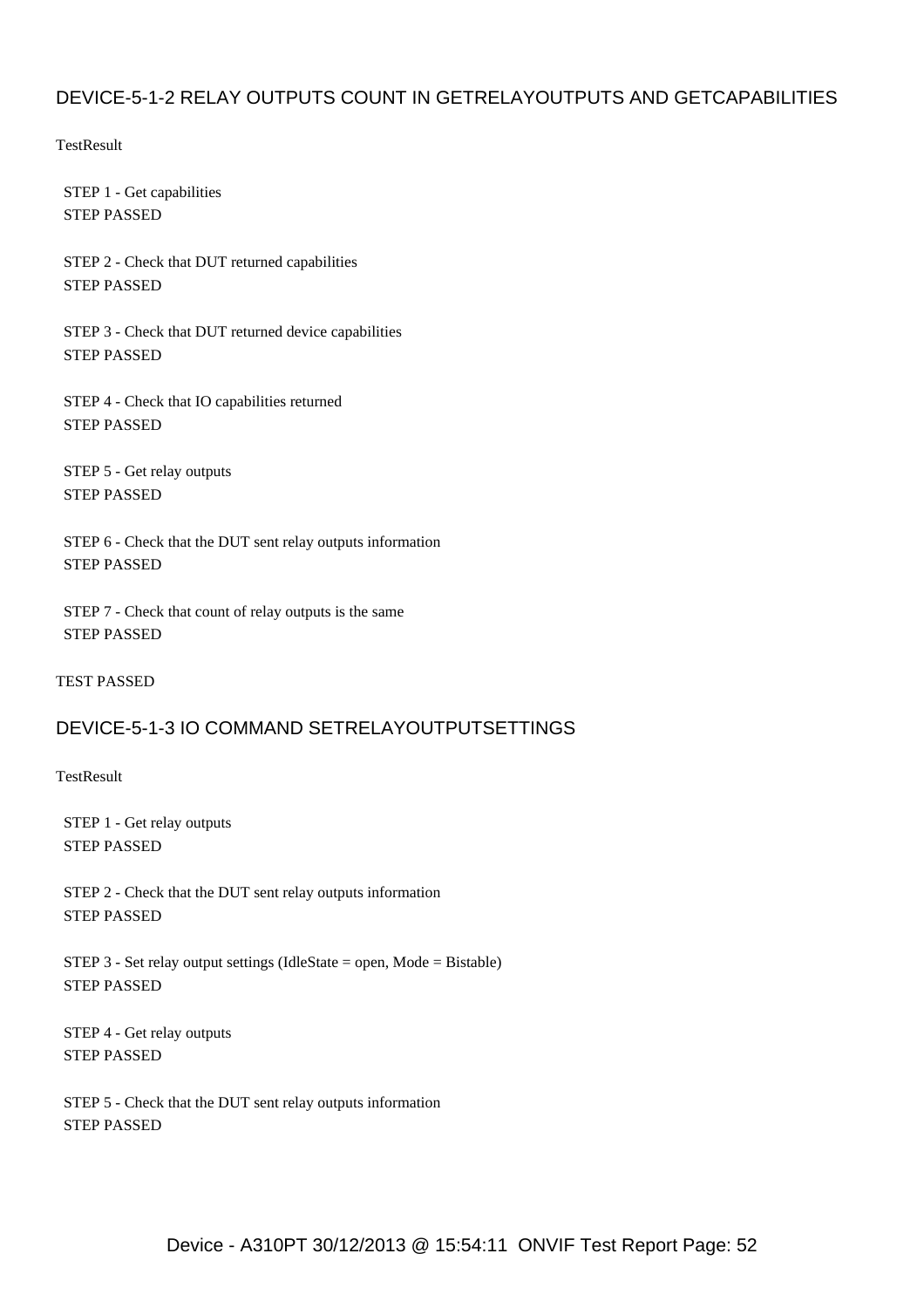## DEVICE-5-1-2 RELAY OUTPUTS COUNT IN GETRELAYOUTPUTS AND GETCAPABILITIES

TestResult

STEP 1 - Get capabilities
STEP PASSED

STEP 2 - Check that DUT returned capabilities
STEP PASSED

STEP 3 - Check that DUT returned device capabilities
STEP PASSED

STEP 4 - Check that IO capabilities returned
STEP PASSED

STEP 5 - Get relay outputs
STEP PASSED

STEP 6 - Check that the DUT sent relay outputs information
STEP PASSED

STEP 7 - Check that count of relay outputs is the same
STEP PASSED

TEST PASSED

## DEVICE-5-1-3 IO COMMAND SETRELAYOUTPUTSETTINGS

TestResult

STEP 1 - Get relay outputs
STEP PASSED

STEP 2 - Check that the DUT sent relay outputs information
STEP PASSED

STEP 3 - Set relay output settings (IdleState = open, Mode = Bistable)
STEP PASSED

STEP 4 - Get relay outputs
STEP PASSED

STEP 5 - Check that the DUT sent relay outputs information
STEP PASSED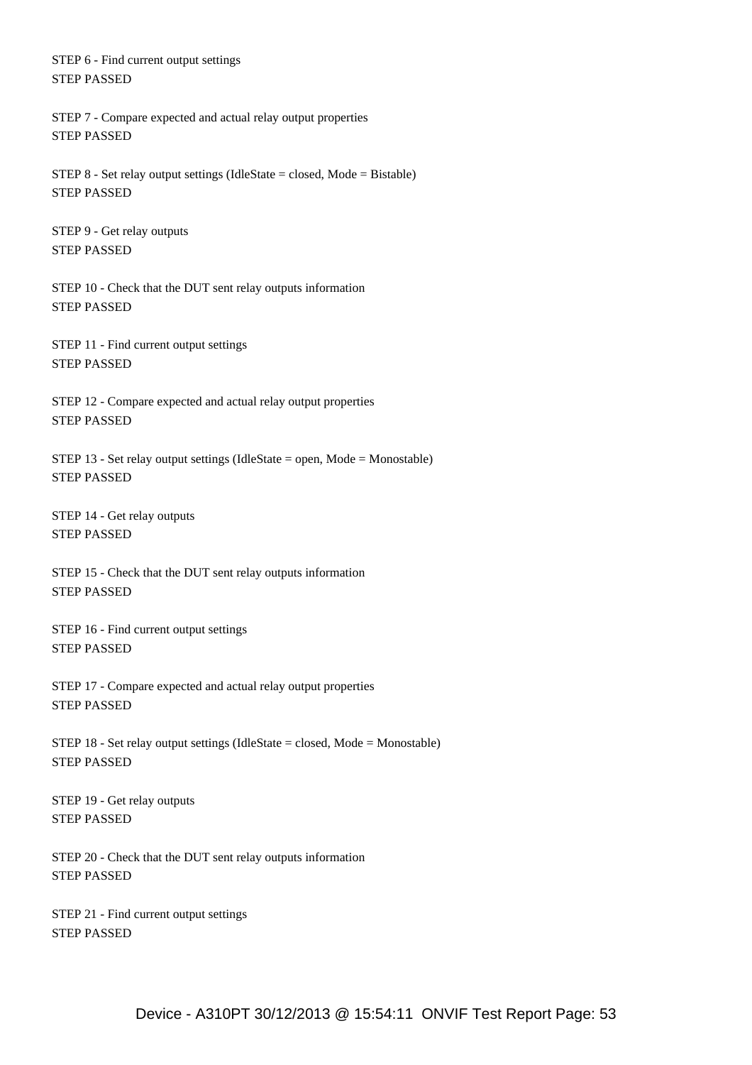STEP 6 - Find current output settings
STEP PASSED

STEP 7 - Compare expected and actual relay output properties
STEP PASSED

STEP 8 - Set relay output settings (IdleState = closed, Mode = Bistable)
STEP PASSED

STEP 9 - Get relay outputs
STEP PASSED

STEP 10 - Check that the DUT sent relay outputs information
STEP PASSED

STEP 11 - Find current output settings
STEP PASSED

STEP 12 - Compare expected and actual relay output properties
STEP PASSED

STEP 13 - Set relay output settings (IdleState = open, Mode = Monostable)
STEP PASSED

STEP 14 - Get relay outputs
STEP PASSED

STEP 15 - Check that the DUT sent relay outputs information
STEP PASSED

STEP 16 - Find current output settings
STEP PASSED

STEP 17 - Compare expected and actual relay output properties
STEP PASSED

STEP 18 - Set relay output settings (IdleState = closed, Mode = Monostable)
STEP PASSED

STEP 19 - Get relay outputs
STEP PASSED

STEP 20 - Check that the DUT sent relay outputs information
STEP PASSED

STEP 21 - Find current output settings
STEP PASSED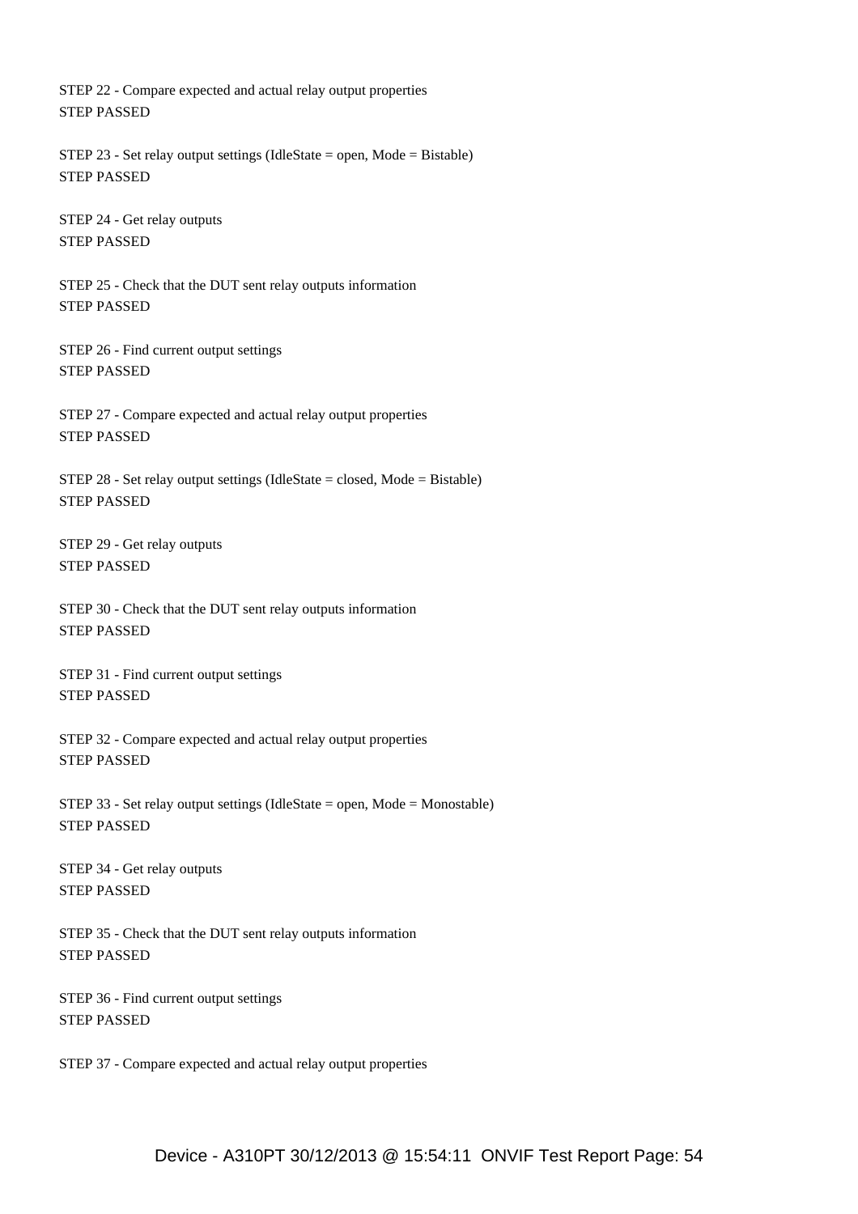STEP 22 - Compare expected and actual relay output properties
STEP PASSED

STEP 23 - Set relay output settings (IdleState = open, Mode = Bistable)
STEP PASSED

STEP 24 - Get relay outputs
STEP PASSED

STEP 25 - Check that the DUT sent relay outputs information
STEP PASSED

STEP 26 - Find current output settings
STEP PASSED

STEP 27 - Compare expected and actual relay output properties
STEP PASSED

STEP 28 - Set relay output settings (IdleState = closed, Mode = Bistable)
STEP PASSED

STEP 29 - Get relay outputs
STEP PASSED

STEP 30 - Check that the DUT sent relay outputs information
STEP PASSED

STEP 31 - Find current output settings
STEP PASSED

STEP 32 - Compare expected and actual relay output properties
STEP PASSED

STEP 33 - Set relay output settings (IdleState = open, Mode = Monostable)
STEP PASSED

STEP 34 - Get relay outputs
STEP PASSED

STEP 35 - Check that the DUT sent relay outputs information
STEP PASSED

STEP 36 - Find current output settings
STEP PASSED

STEP 37 - Compare expected and actual relay output properties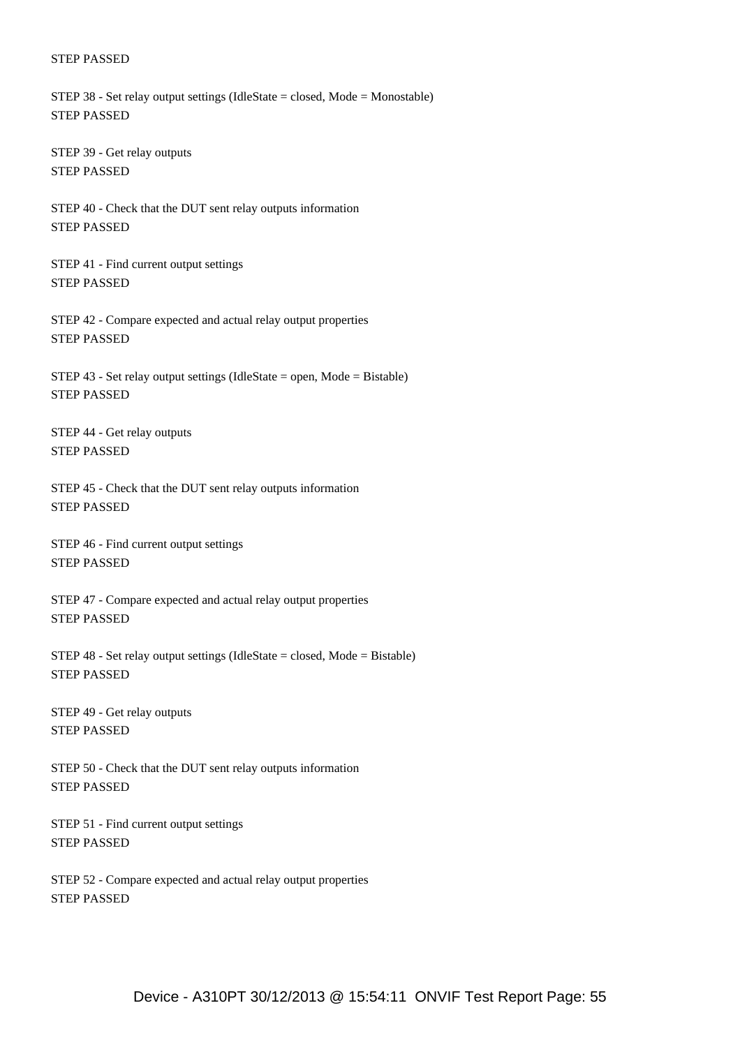STEP PASSED

STEP 38 - Set relay output settings (IdleState = closed, Mode = Monostable)
STEP PASSED

STEP 39 - Get relay outputs
STEP PASSED

STEP 40 - Check that the DUT sent relay outputs information
STEP PASSED

STEP 41 - Find current output settings
STEP PASSED

STEP 42 - Compare expected and actual relay output properties
STEP PASSED

STEP 43 - Set relay output settings (IdleState = open, Mode = Bistable)
STEP PASSED

STEP 44 - Get relay outputs
STEP PASSED

STEP 45 - Check that the DUT sent relay outputs information
STEP PASSED

STEP 46 - Find current output settings
STEP PASSED

STEP 47 - Compare expected and actual relay output properties
STEP PASSED

STEP 48 - Set relay output settings (IdleState = closed, Mode = Bistable)
STEP PASSED

STEP 49 - Get relay outputs
STEP PASSED

STEP 50 - Check that the DUT sent relay outputs information
STEP PASSED

STEP 51 - Find current output settings
STEP PASSED

STEP 52 - Compare expected and actual relay output properties
STEP PASSED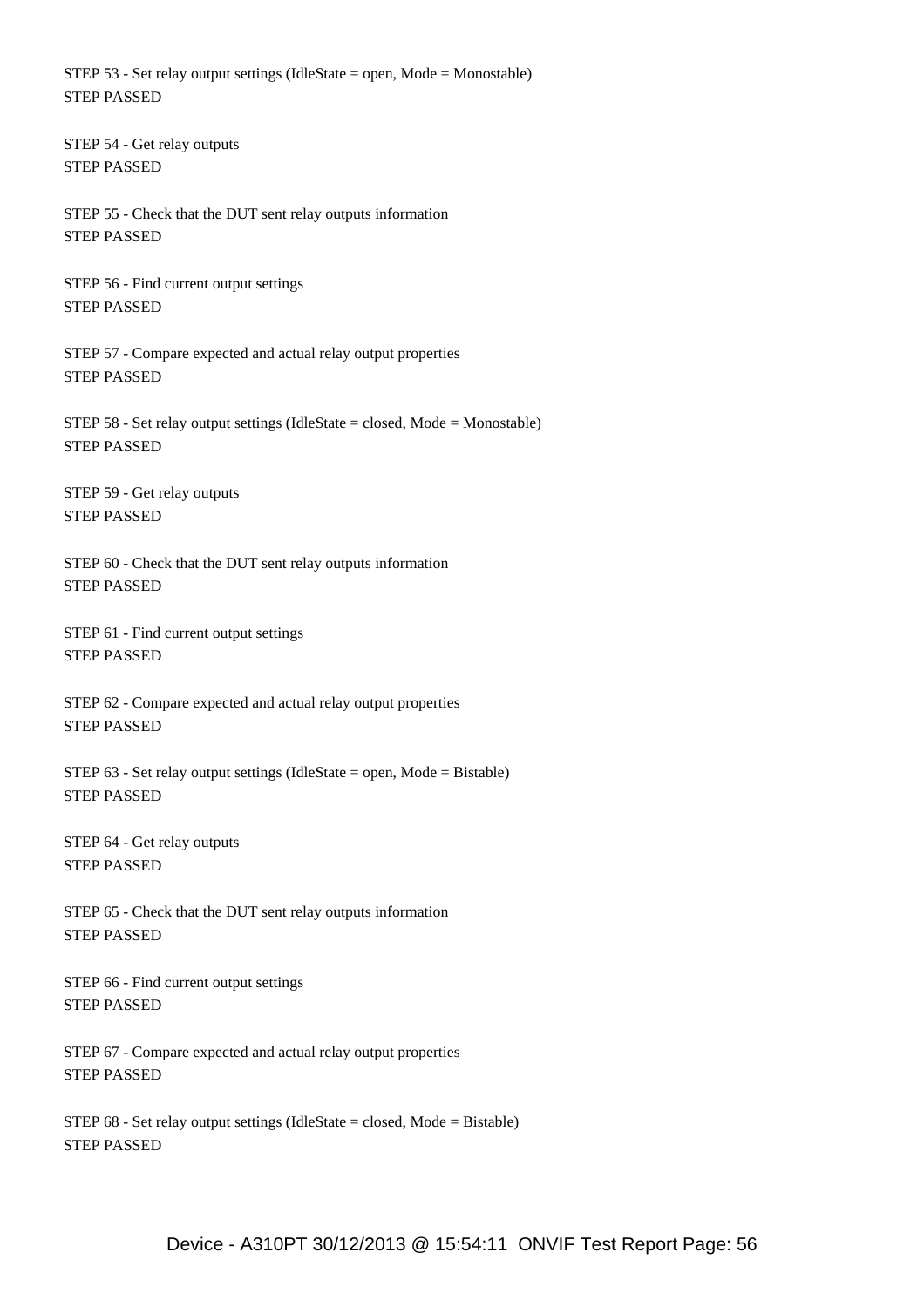STEP 53 - Set relay output settings (IdleState = open, Mode = Monostable)
STEP PASSED

STEP 54 - Get relay outputs
STEP PASSED

STEP 55 - Check that the DUT sent relay outputs information
STEP PASSED

STEP 56 - Find current output settings
STEP PASSED

STEP 57 - Compare expected and actual relay output properties
STEP PASSED

STEP 58 - Set relay output settings (IdleState = closed, Mode = Monostable)
STEP PASSED

STEP 59 - Get relay outputs
STEP PASSED

STEP 60 - Check that the DUT sent relay outputs information
STEP PASSED

STEP 61 - Find current output settings
STEP PASSED

STEP 62 - Compare expected and actual relay output properties
STEP PASSED

STEP 63 - Set relay output settings (IdleState = open, Mode = Bistable)
STEP PASSED

STEP 64 - Get relay outputs
STEP PASSED

STEP 65 - Check that the DUT sent relay outputs information
STEP PASSED

STEP 66 - Find current output settings
STEP PASSED

STEP 67 - Compare expected and actual relay output properties
STEP PASSED

STEP 68 - Set relay output settings (IdleState = closed, Mode = Bistable)
STEP PASSED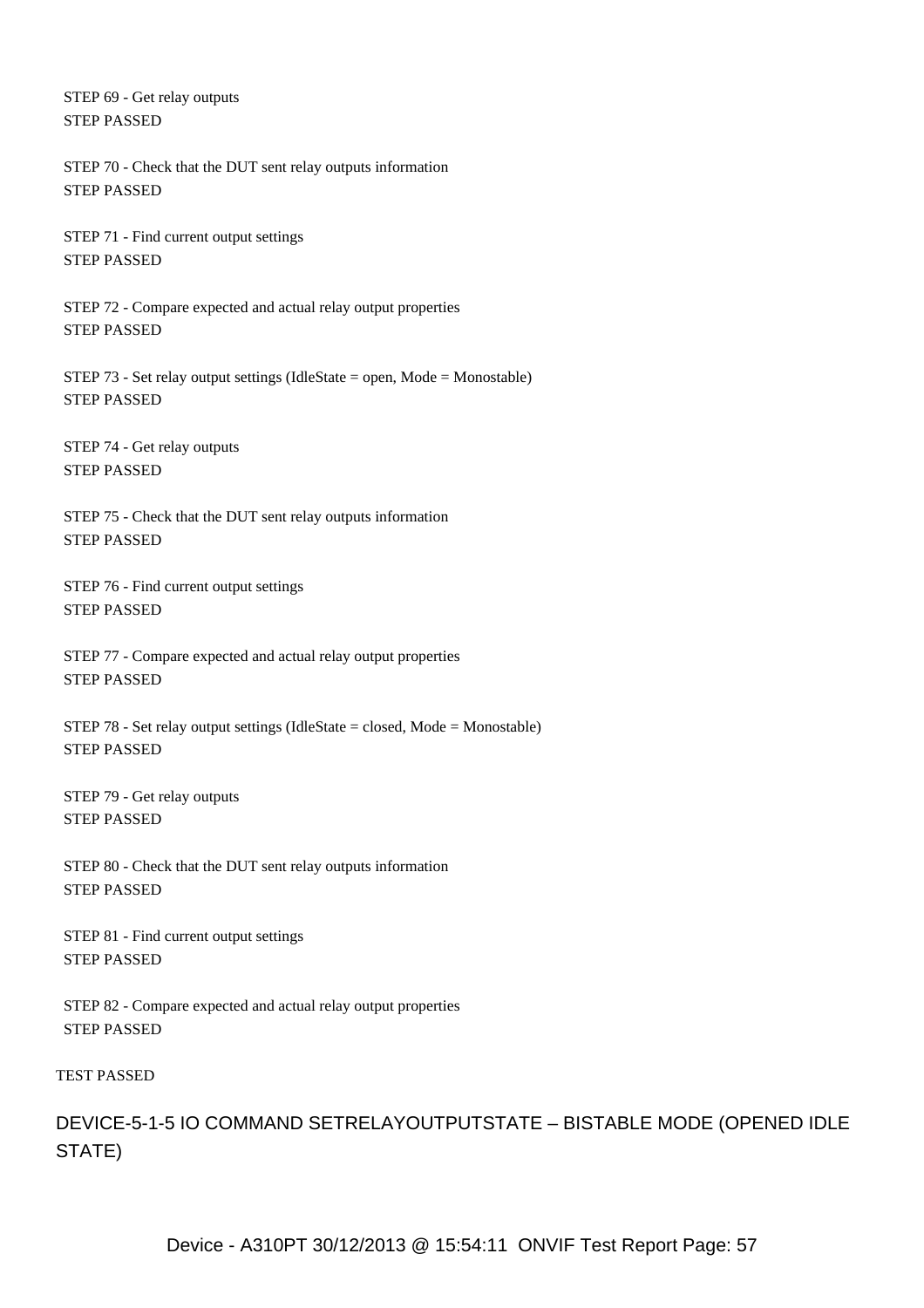STEP 69 - Get relay outputs
STEP PASSED

STEP 70 - Check that the DUT sent relay outputs information
STEP PASSED

STEP 71 - Find current output settings
STEP PASSED

STEP 72 - Compare expected and actual relay output properties
STEP PASSED

STEP 73 - Set relay output settings (IdleState = open, Mode = Monostable)
STEP PASSED

STEP 74 - Get relay outputs
STEP PASSED

STEP 75 - Check that the DUT sent relay outputs information
STEP PASSED

STEP 76 - Find current output settings
STEP PASSED

STEP 77 - Compare expected and actual relay output properties
STEP PASSED

STEP 78 - Set relay output settings (IdleState = closed, Mode = Monostable)
STEP PASSED

STEP 79 - Get relay outputs
STEP PASSED

STEP 80 - Check that the DUT sent relay outputs information
STEP PASSED

STEP 81 - Find current output settings
STEP PASSED

STEP 82 - Compare expected and actual relay output properties
STEP PASSED

TEST PASSED

## DEVICE-5-1-5 IO COMMAND SETRELAYOUTPUTSTATE – BISTABLE MODE (OPENED IDLE STATE)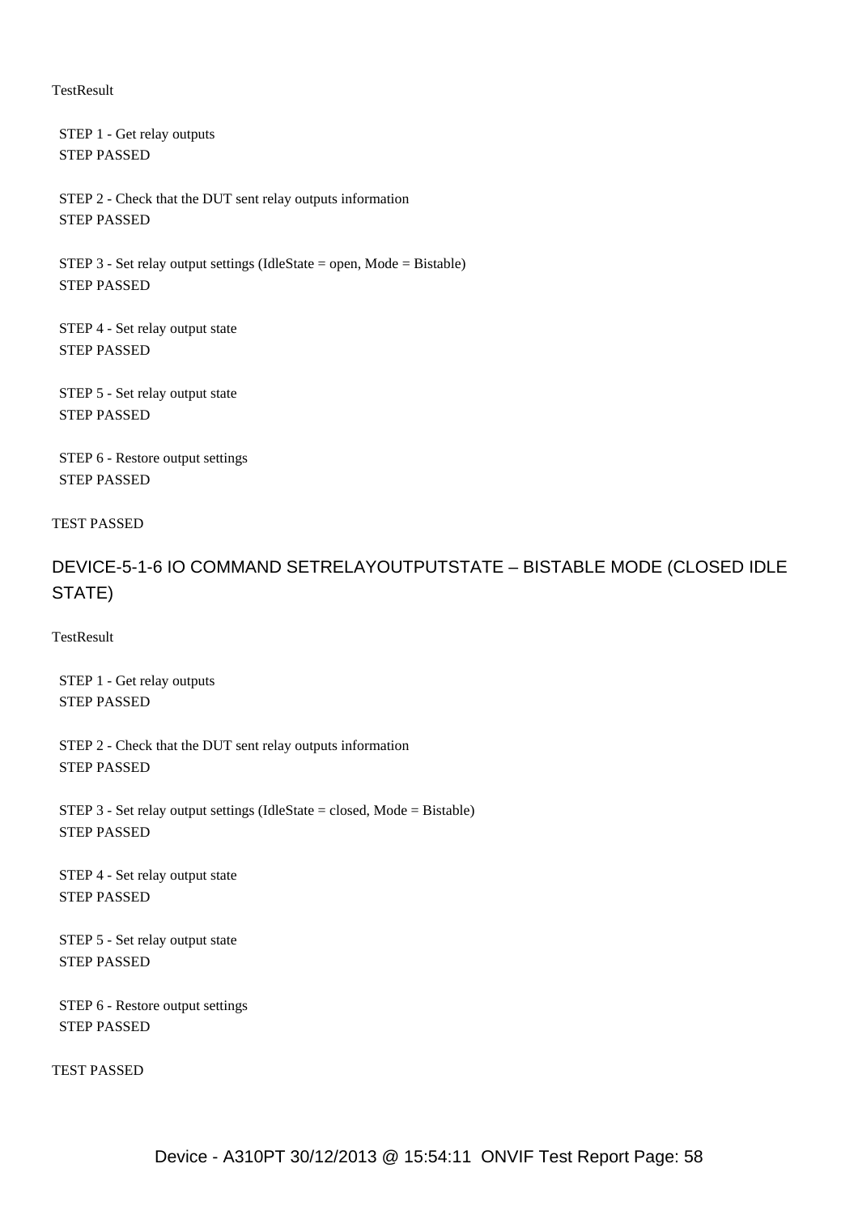TestResult

STEP 1 - Get relay outputs
STEP PASSED

STEP 2 - Check that the DUT sent relay outputs information
STEP PASSED

STEP 3 - Set relay output settings (IdleState = open, Mode = Bistable)
STEP PASSED

STEP 4 - Set relay output state
STEP PASSED

STEP 5 - Set relay output state
STEP PASSED

STEP 6 - Restore output settings
STEP PASSED

TEST PASSED

## DEVICE-5-1-6 IO COMMAND SETRELAYOUTPUTSTATE – BISTABLE MODE (CLOSED IDLE STATE)

TestResult

STEP 1 - Get relay outputs
STEP PASSED

STEP 2 - Check that the DUT sent relay outputs information
STEP PASSED

STEP 3 - Set relay output settings (IdleState = closed, Mode = Bistable)
STEP PASSED

STEP 4 - Set relay output state
STEP PASSED

STEP 5 - Set relay output state
STEP PASSED

STEP 6 - Restore output settings
STEP PASSED

TEST PASSED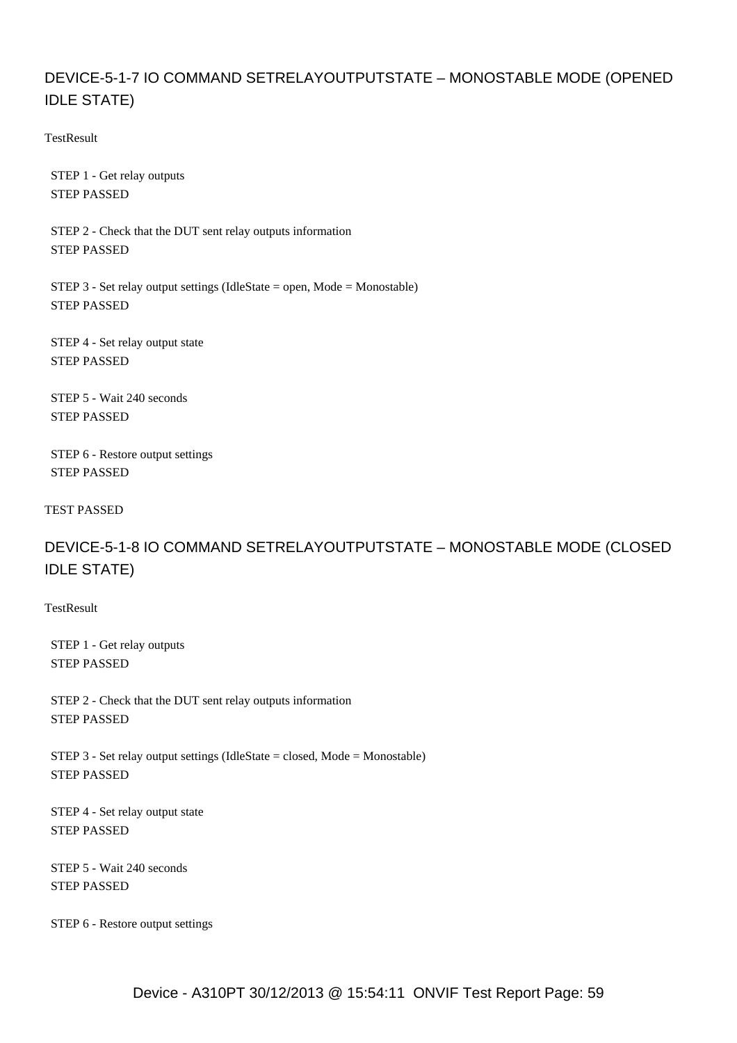## DEVICE-5-1-7 IO COMMAND SETRELAYOUTPUTSTATE – MONOSTABLE MODE (OPENED IDLE STATE)

TestResult

STEP 1 - Get relay outputs
STEP PASSED

STEP 2 - Check that the DUT sent relay outputs information
STEP PASSED

STEP 3 - Set relay output settings (IdleState = open, Mode = Monostable)
STEP PASSED

STEP 4 - Set relay output state
STEP PASSED

STEP 5 - Wait 240 seconds
STEP PASSED

STEP 6 - Restore output settings
STEP PASSED

TEST PASSED

## DEVICE-5-1-8 IO COMMAND SETRELAYOUTPUTSTATE – MONOSTABLE MODE (CLOSED IDLE STATE)

TestResult

STEP 1 - Get relay outputs
STEP PASSED

STEP 2 - Check that the DUT sent relay outputs information
STEP PASSED

STEP 3 - Set relay output settings (IdleState = closed, Mode = Monostable)
STEP PASSED

STEP 4 - Set relay output state
STEP PASSED

STEP 5 - Wait 240 seconds
STEP PASSED

STEP 6 - Restore output settings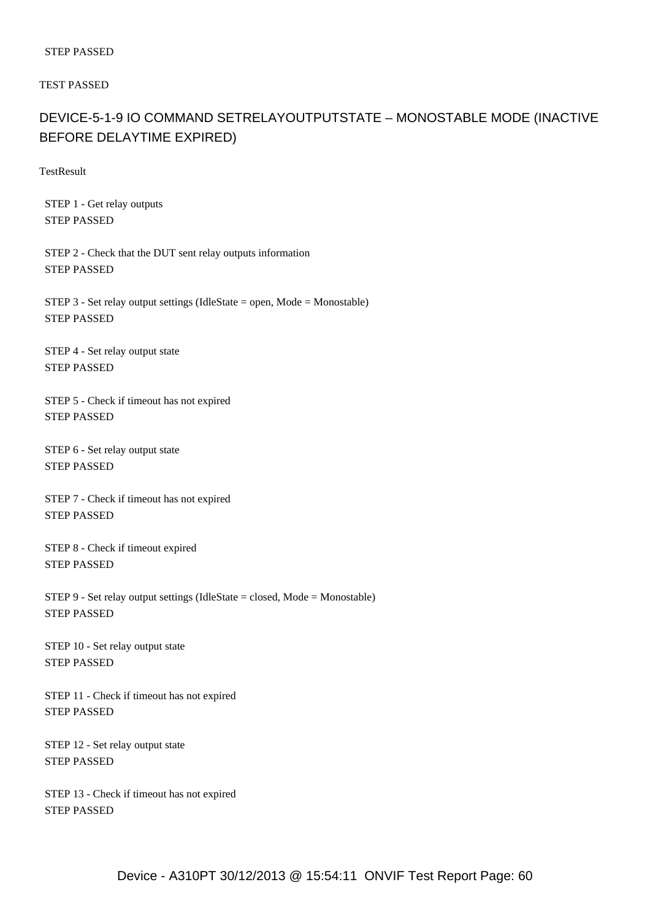STEP PASSED

TEST PASSED

## DEVICE-5-1-9 IO COMMAND SETRELAYOUTPUTSTATE – MONOSTABLE MODE (INACTIVE BEFORE DELAYTIME EXPIRED)

TestResult

STEP 1 - Get relay outputs
STEP PASSED

STEP 2 - Check that the DUT sent relay outputs information
STEP PASSED

STEP 3 - Set relay output settings (IdleState = open, Mode = Monostable)
STEP PASSED

STEP 4 - Set relay output state
STEP PASSED

STEP 5 - Check if timeout has not expired
STEP PASSED

STEP 6 - Set relay output state
STEP PASSED

STEP 7 - Check if timeout has not expired
STEP PASSED

STEP 8 - Check if timeout expired
STEP PASSED

STEP 9 - Set relay output settings (IdleState = closed, Mode = Monostable)
STEP PASSED

STEP 10 - Set relay output state
STEP PASSED

STEP 11 - Check if timeout has not expired
STEP PASSED

STEP 12 - Set relay output state
STEP PASSED

STEP 13 - Check if timeout has not expired
STEP PASSED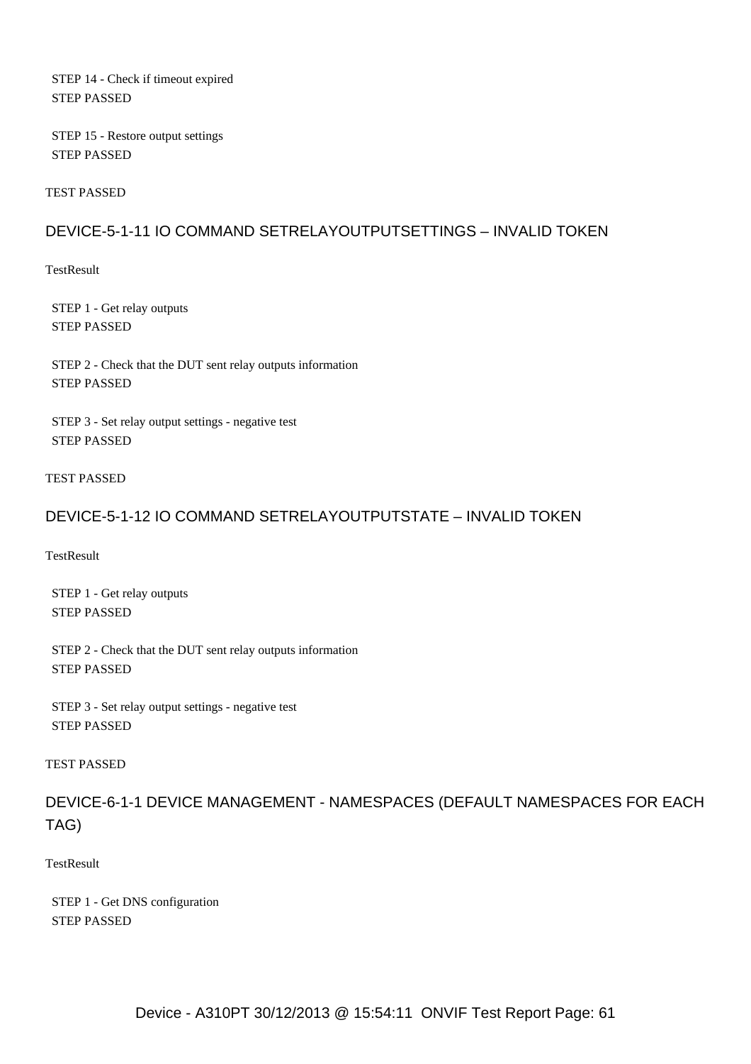STEP 14 - Check if timeout expired
STEP PASSED

STEP 15 - Restore output settings
STEP PASSED

TEST PASSED

## DEVICE-5-1-11 IO COMMAND SETRELAYOUTPUTSETTINGS – INVALID TOKEN

TestResult

STEP 1 - Get relay outputs
STEP PASSED

STEP 2 - Check that the DUT sent relay outputs information
STEP PASSED

STEP 3 - Set relay output settings - negative test
STEP PASSED

TEST PASSED

## DEVICE-5-1-12 IO COMMAND SETRELAYOUTPUTSTATE – INVALID TOKEN

TestResult

STEP 1 - Get relay outputs
STEP PASSED

STEP 2 - Check that the DUT sent relay outputs information
STEP PASSED

STEP 3 - Set relay output settings - negative test
STEP PASSED

TEST PASSED

## DEVICE-6-1-1 DEVICE MANAGEMENT - NAMESPACES (DEFAULT NAMESPACES FOR EACH TAG)

TestResult

STEP 1 - Get DNS configuration
STEP PASSED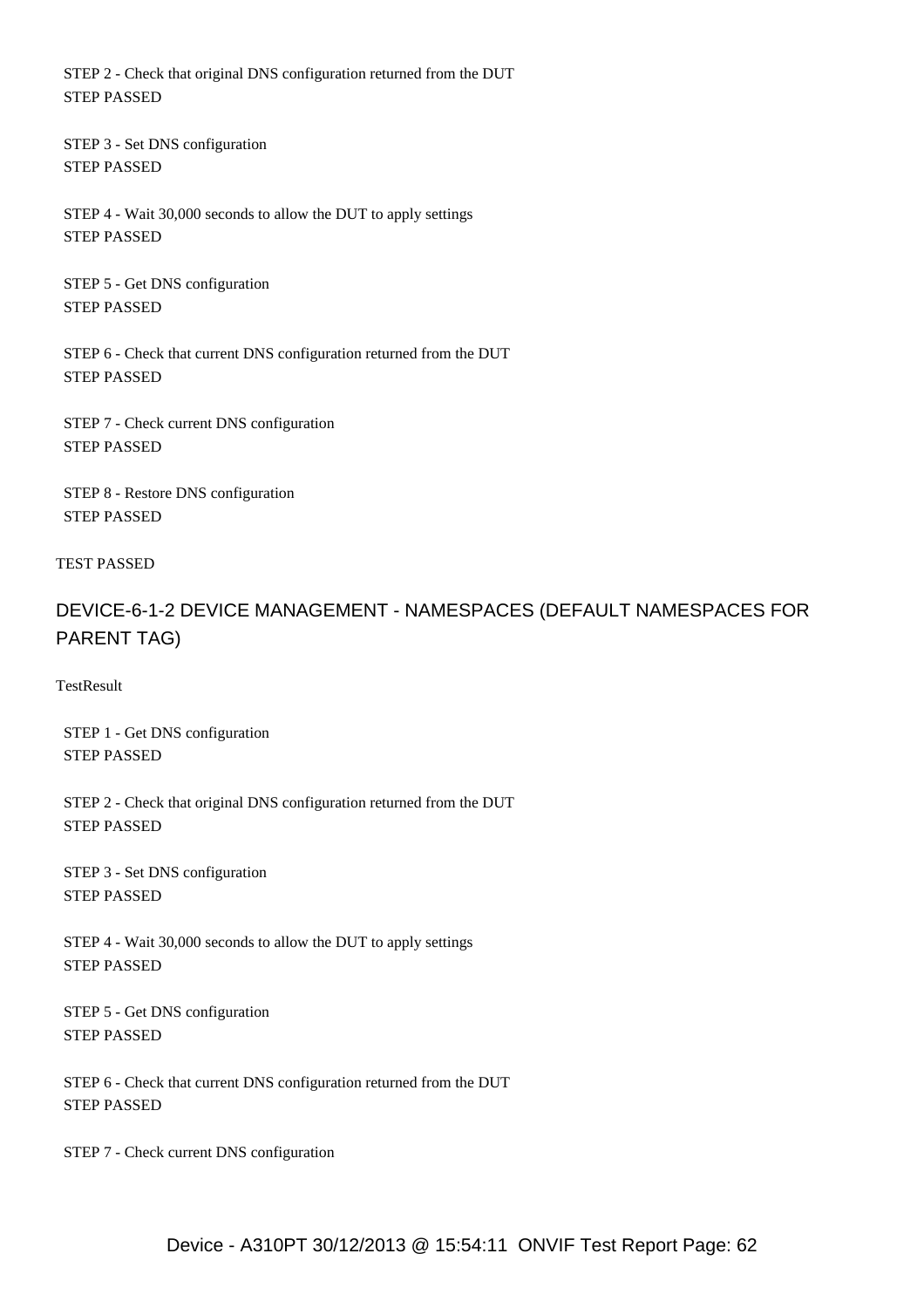STEP 2 - Check that original DNS configuration returned from the DUT
STEP PASSED

STEP 3 - Set DNS configuration
STEP PASSED

STEP 4 - Wait 30,000 seconds to allow the DUT to apply settings
STEP PASSED

STEP 5 - Get DNS configuration
STEP PASSED

STEP 6 - Check that current DNS configuration returned from the DUT
STEP PASSED

STEP 7 - Check current DNS configuration
STEP PASSED

STEP 8 - Restore DNS configuration
STEP PASSED

TEST PASSED

## DEVICE-6-1-2 DEVICE MANAGEMENT - NAMESPACES (DEFAULT NAMESPACES FOR PARENT TAG)

TestResult

STEP 1 - Get DNS configuration
STEP PASSED

STEP 2 - Check that original DNS configuration returned from the DUT
STEP PASSED

STEP 3 - Set DNS configuration
STEP PASSED

STEP 4 - Wait 30,000 seconds to allow the DUT to apply settings
STEP PASSED

STEP 5 - Get DNS configuration
STEP PASSED

STEP 6 - Check that current DNS configuration returned from the DUT
STEP PASSED

STEP 7 - Check current DNS configuration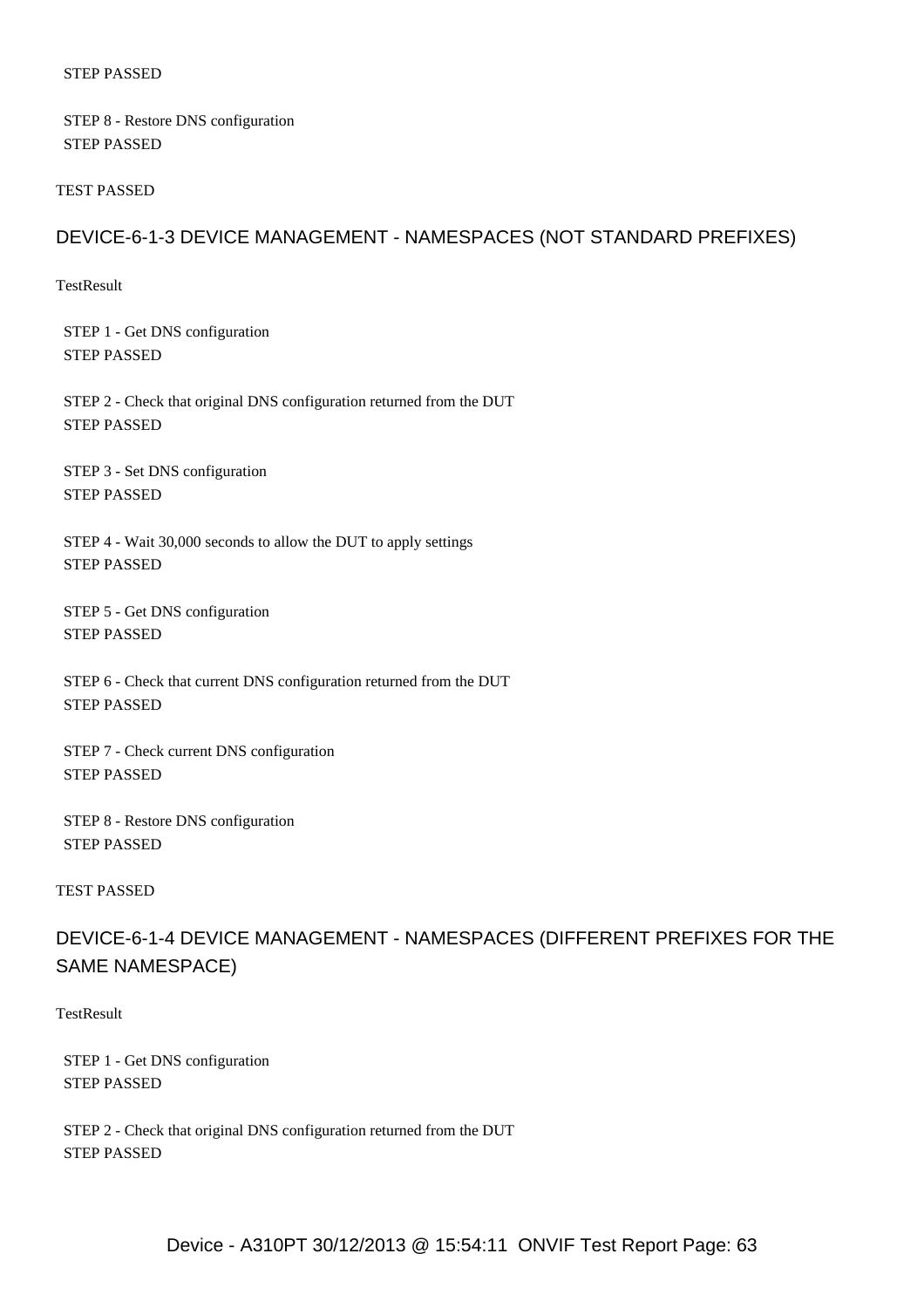STEP PASSED

STEP 8 - Restore DNS configuration
STEP PASSED

TEST PASSED

## DEVICE-6-1-3 DEVICE MANAGEMENT - NAMESPACES (NOT STANDARD PREFIXES)

TestResult

STEP 1 - Get DNS configuration
STEP PASSED

STEP 2 - Check that original DNS configuration returned from the DUT
STEP PASSED

STEP 3 - Set DNS configuration
STEP PASSED

STEP 4 - Wait 30,000 seconds to allow the DUT to apply settings
STEP PASSED

STEP 5 - Get DNS configuration
STEP PASSED

STEP 6 - Check that current DNS configuration returned from the DUT
STEP PASSED

STEP 7 - Check current DNS configuration
STEP PASSED

STEP 8 - Restore DNS configuration
STEP PASSED

TEST PASSED

## DEVICE-6-1-4 DEVICE MANAGEMENT - NAMESPACES (DIFFERENT PREFIXES FOR THE SAME NAMESPACE)

TestResult

STEP 1 - Get DNS configuration
STEP PASSED

STEP 2 - Check that original DNS configuration returned from the DUT
STEP PASSED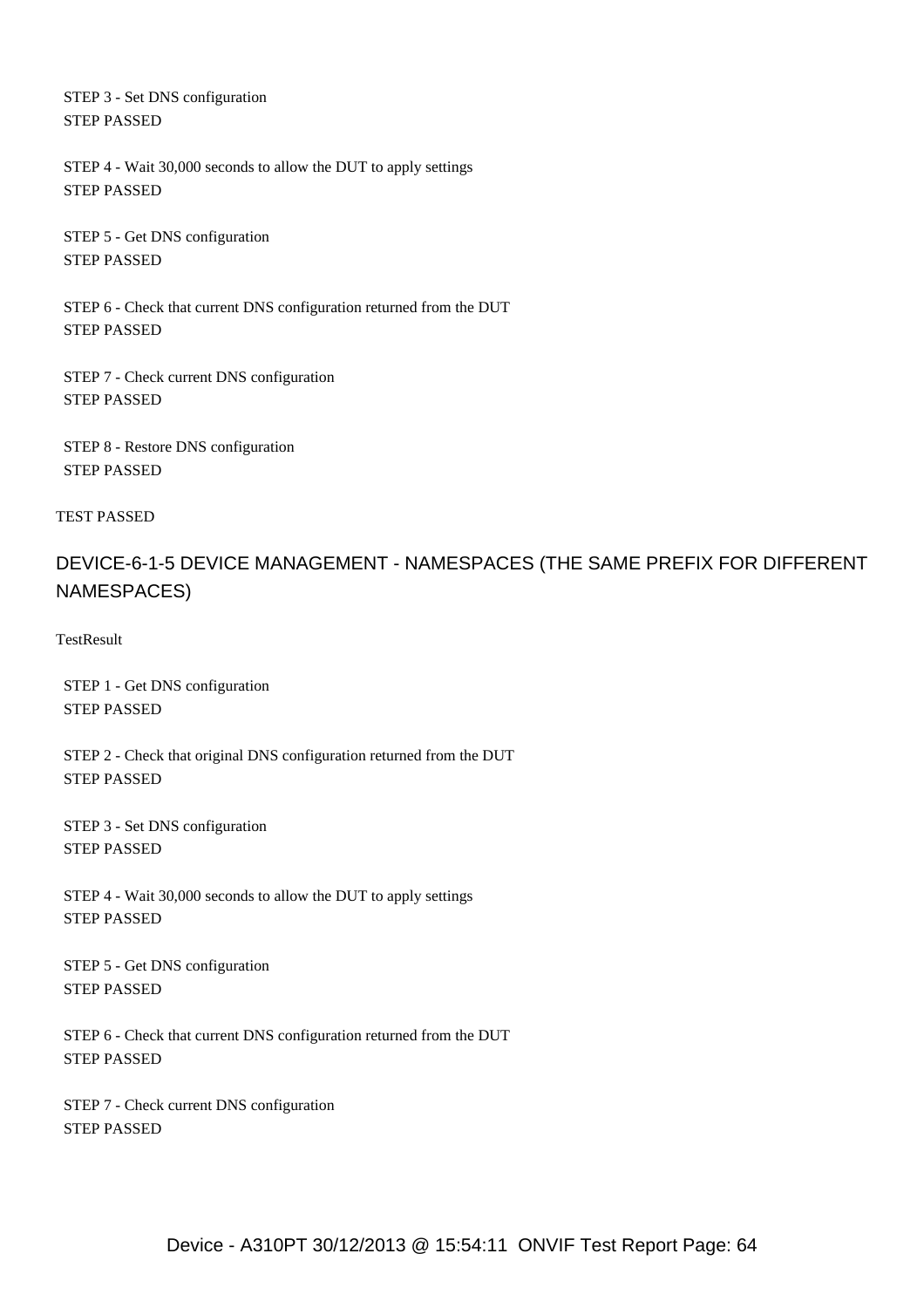STEP 3 - Set DNS configuration
STEP PASSED

STEP 4 - Wait 30,000 seconds to allow the DUT to apply settings
STEP PASSED

STEP 5 - Get DNS configuration
STEP PASSED

STEP 6 - Check that current DNS configuration returned from the DUT
STEP PASSED

STEP 7 - Check current DNS configuration
STEP PASSED

STEP 8 - Restore DNS configuration
STEP PASSED

TEST PASSED

## DEVICE-6-1-5 DEVICE MANAGEMENT - NAMESPACES (THE SAME PREFIX FOR DIFFERENT NAMESPACES)

TestResult

STEP 1 - Get DNS configuration
STEP PASSED

STEP 2 - Check that original DNS configuration returned from the DUT
STEP PASSED

STEP 3 - Set DNS configuration
STEP PASSED

STEP 4 - Wait 30,000 seconds to allow the DUT to apply settings
STEP PASSED

STEP 5 - Get DNS configuration
STEP PASSED

STEP 6 - Check that current DNS configuration returned from the DUT
STEP PASSED

STEP 7 - Check current DNS configuration
STEP PASSED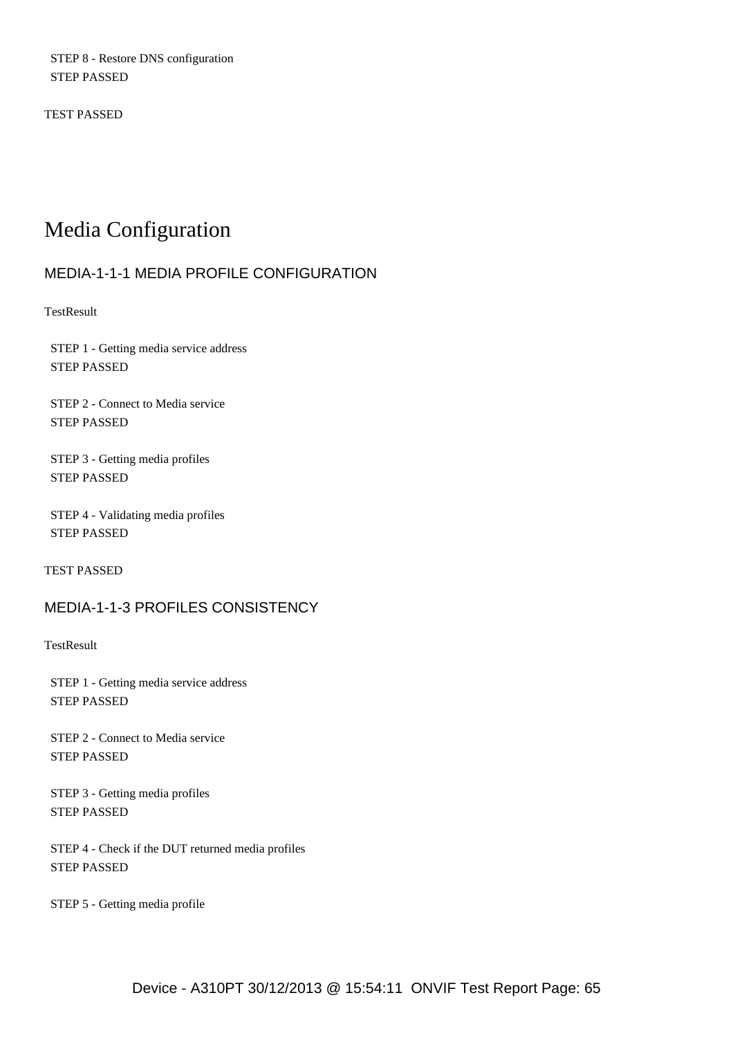STEP 8 - Restore DNS configuration
STEP PASSED

TEST PASSED

# Media Configuration

## MEDIA-1-1-1 MEDIA PROFILE CONFIGURATION

TestResult

STEP 1 - Getting media service address
STEP PASSED

STEP 2 - Connect to Media service
STEP PASSED

STEP 3 - Getting media profiles
STEP PASSED

STEP 4 - Validating media profiles
STEP PASSED

TEST PASSED

## MEDIA-1-1-3 PROFILES CONSISTENCY

TestResult

STEP 1 - Getting media service address
STEP PASSED

STEP 2 - Connect to Media service
STEP PASSED

STEP 3 - Getting media profiles
STEP PASSED

STEP 4 - Check if the DUT returned media profiles
STEP PASSED

STEP 5 - Getting media profile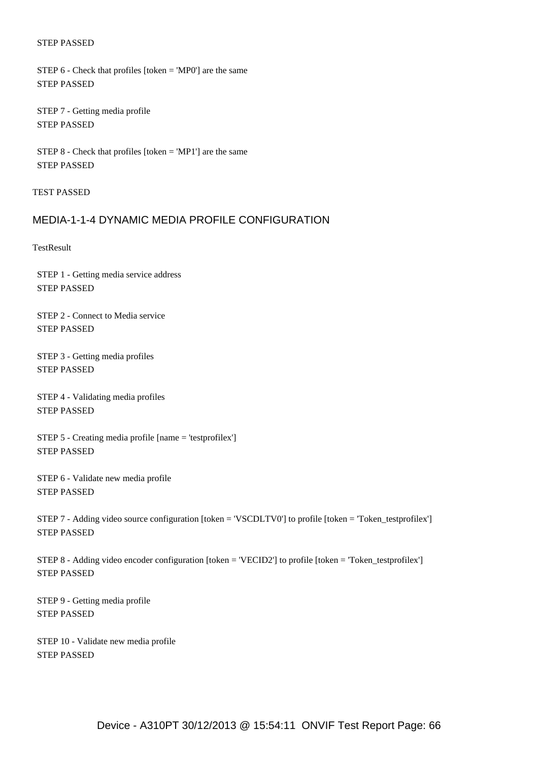STEP PASSED

STEP 6 - Check that profiles [token = 'MP0'] are the same
STEP PASSED

STEP 7 - Getting media profile
STEP PASSED

STEP 8 - Check that profiles [token = 'MP1'] are the same
STEP PASSED

TEST PASSED

## MEDIA-1-1-4 DYNAMIC MEDIA PROFILE CONFIGURATION

TestResult

STEP 1 - Getting media service address
STEP PASSED

STEP 2 - Connect to Media service
STEP PASSED

STEP 3 - Getting media profiles
STEP PASSED

STEP 4 - Validating media profiles
STEP PASSED

STEP 5 - Creating media profile [name = 'testprofilex']
STEP PASSED

STEP 6 - Validate new media profile
STEP PASSED

STEP 7 - Adding video source configuration [token = 'VSCDLTV0'] to profile [token = 'Token_testprofilex']
STEP PASSED

STEP 8 - Adding video encoder configuration [token = 'VECID2'] to profile [token = 'Token_testprofilex']
STEP PASSED

STEP 9 - Getting media profile
STEP PASSED

STEP 10 - Validate new media profile
STEP PASSED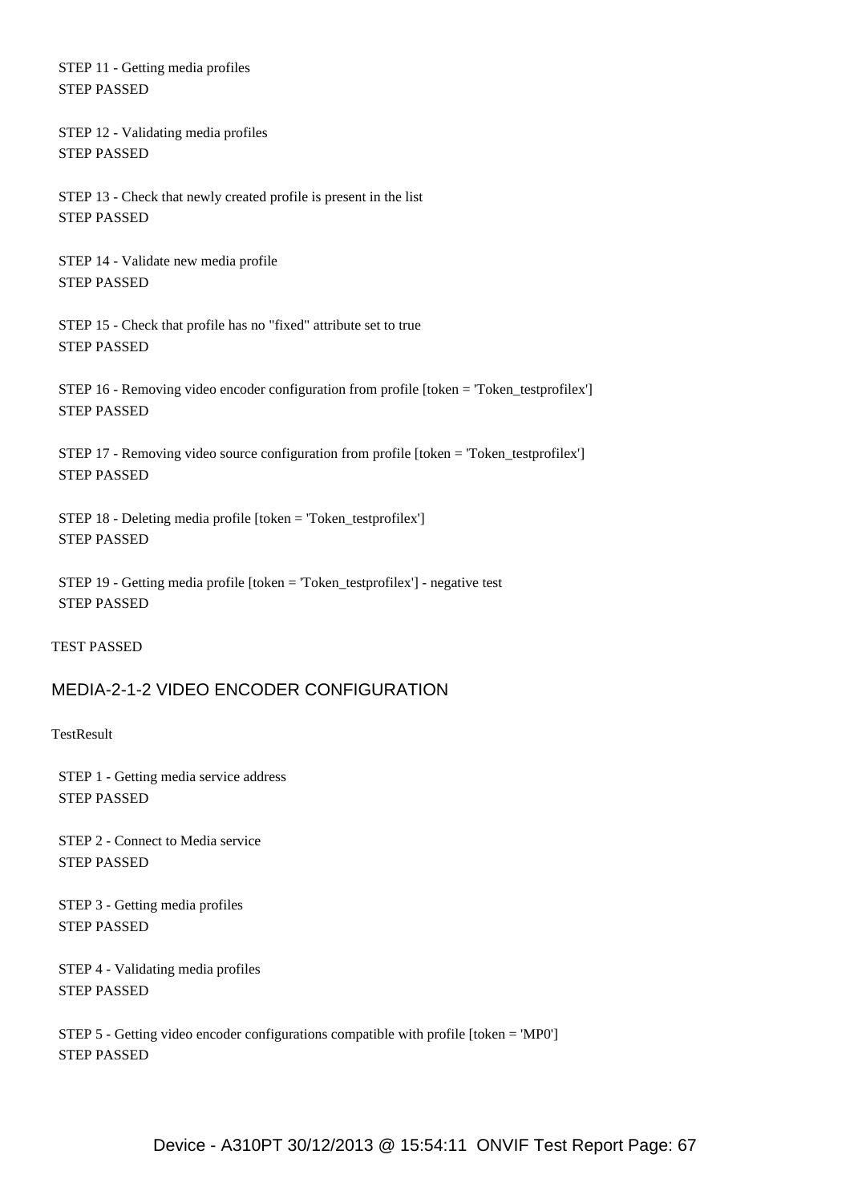STEP 11 - Getting media profiles
STEP PASSED

STEP 12 - Validating media profiles
STEP PASSED

STEP 13 - Check that newly created profile is present in the list
STEP PASSED

STEP 14 - Validate new media profile
STEP PASSED

STEP 15 - Check that profile has no "fixed" attribute set to true
STEP PASSED

STEP 16 - Removing video encoder configuration from profile [token = 'Token_testprofilex']
STEP PASSED

STEP 17 - Removing video source configuration from profile [token = 'Token_testprofilex']
STEP PASSED

STEP 18 - Deleting media profile [token = 'Token_testprofilex']
STEP PASSED

STEP 19 - Getting media profile [token = 'Token_testprofilex'] - negative test
STEP PASSED

TEST PASSED

## MEDIA-2-1-2 VIDEO ENCODER CONFIGURATION

TestResult

STEP 1 - Getting media service address
STEP PASSED

STEP 2 - Connect to Media service
STEP PASSED

STEP 3 - Getting media profiles
STEP PASSED

STEP 4 - Validating media profiles
STEP PASSED

STEP 5 - Getting video encoder configurations compatible with profile [token = 'MP0']
STEP PASSED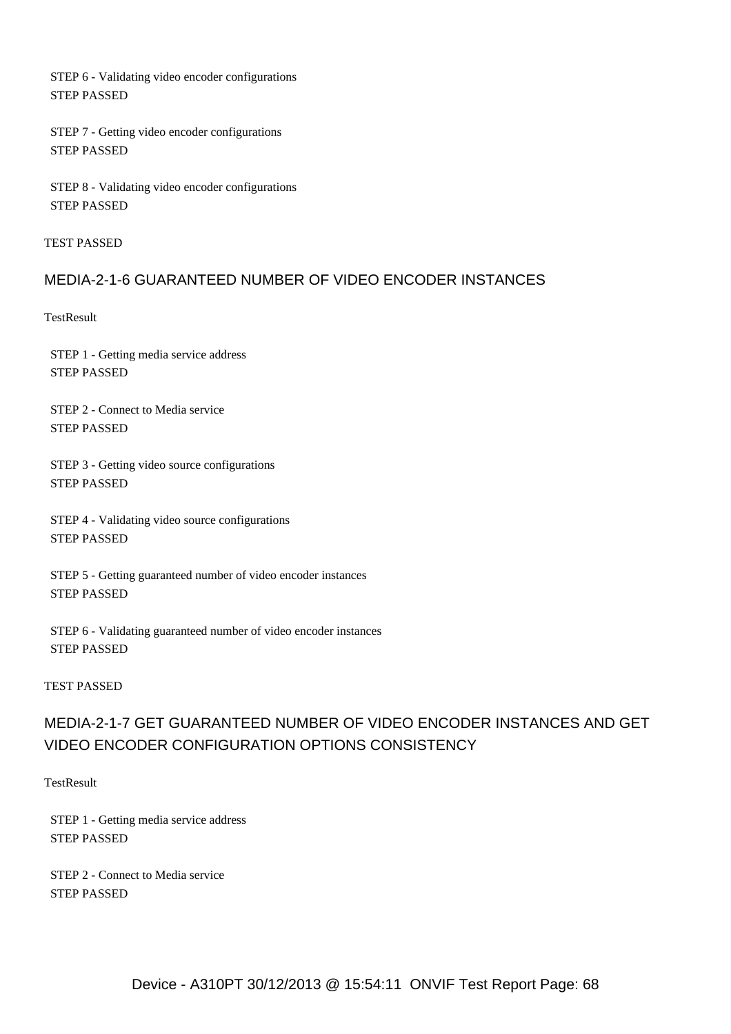STEP 6 - Validating video encoder configurations
STEP PASSED

STEP 7 - Getting video encoder configurations
STEP PASSED

STEP 8 - Validating video encoder configurations
STEP PASSED

TEST PASSED

## MEDIA-2-1-6 GUARANTEED NUMBER OF VIDEO ENCODER INSTANCES

TestResult

STEP 1 - Getting media service address
STEP PASSED

STEP 2 - Connect to Media service
STEP PASSED

STEP 3 - Getting video source configurations
STEP PASSED

STEP 4 - Validating video source configurations
STEP PASSED

STEP 5 - Getting guaranteed number of video encoder instances
STEP PASSED

STEP 6 - Validating guaranteed number of video encoder instances
STEP PASSED

TEST PASSED

## MEDIA-2-1-7 GET GUARANTEED NUMBER OF VIDEO ENCODER INSTANCES AND GET VIDEO ENCODER CONFIGURATION OPTIONS CONSISTENCY

TestResult

STEP 1 - Getting media service address
STEP PASSED

STEP 2 - Connect to Media service
STEP PASSED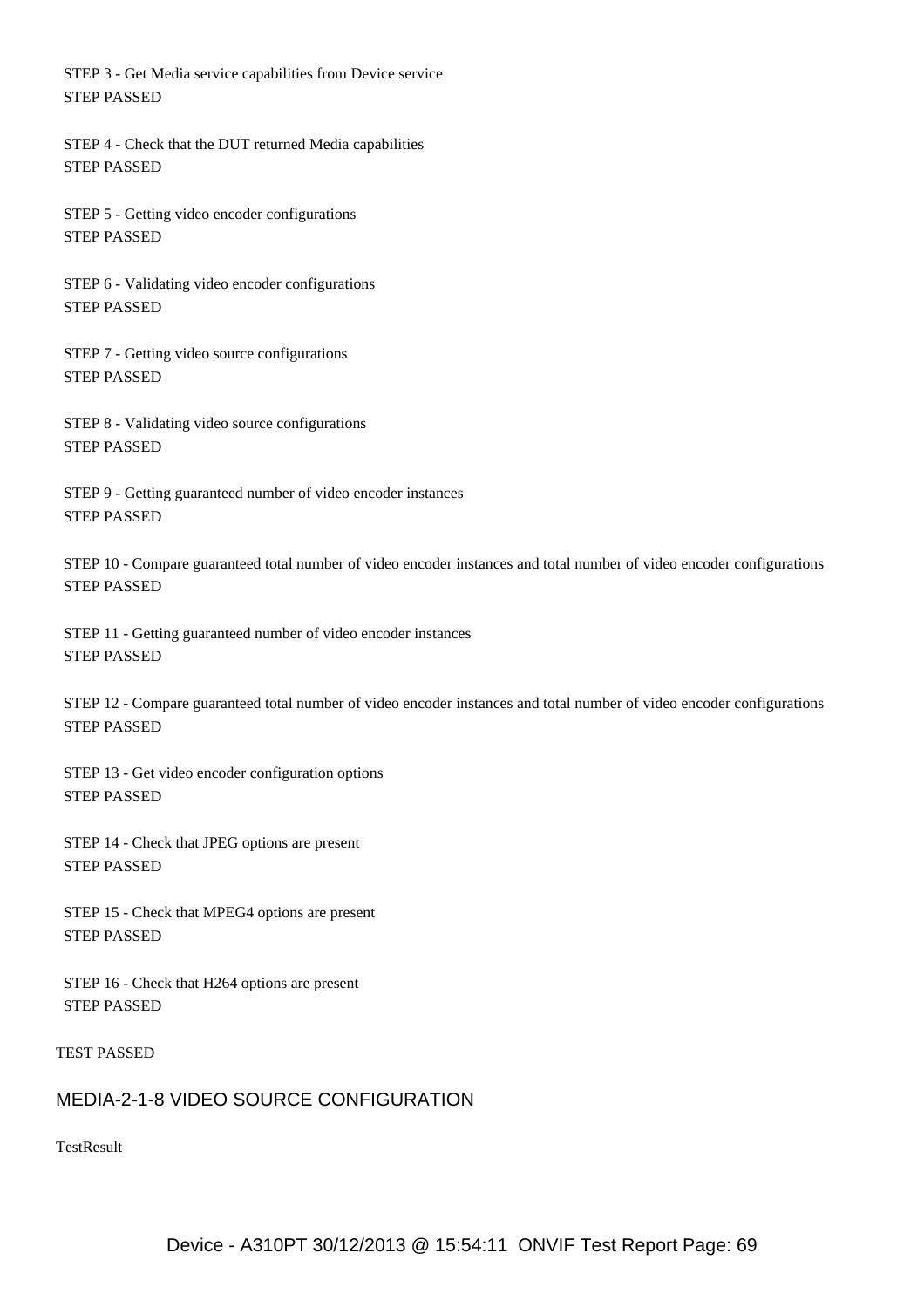STEP 3 - Get Media service capabilities from Device service
STEP PASSED

STEP 4 - Check that the DUT returned Media capabilities
STEP PASSED

STEP 5 - Getting video encoder configurations
STEP PASSED

STEP 6 - Validating video encoder configurations
STEP PASSED

STEP 7 - Getting video source configurations
STEP PASSED

STEP 8 - Validating video source configurations
STEP PASSED

STEP 9 - Getting guaranteed number of video encoder instances
STEP PASSED

STEP 10 - Compare guaranteed total number of video encoder instances and total number of video encoder configurations
STEP PASSED

STEP 11 - Getting guaranteed number of video encoder instances
STEP PASSED

STEP 12 - Compare guaranteed total number of video encoder instances and total number of video encoder configurations
STEP PASSED

STEP 13 - Get video encoder configuration options
STEP PASSED

STEP 14 - Check that JPEG options are present
STEP PASSED

STEP 15 - Check that MPEG4 options are present
STEP PASSED

STEP 16 - Check that H264 options are present
STEP PASSED

TEST PASSED

## MEDIA-2-1-8 VIDEO SOURCE CONFIGURATION

TestResult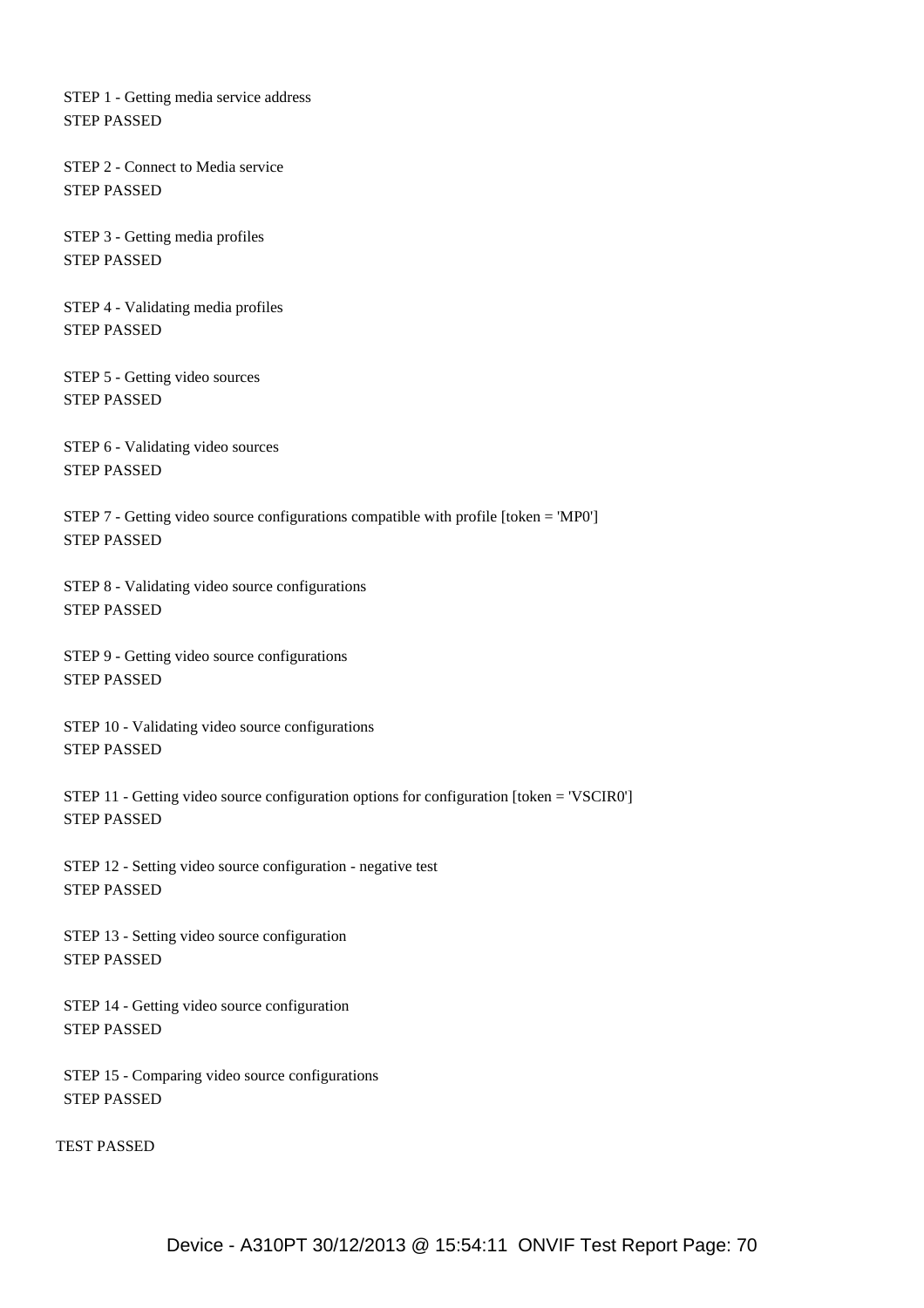STEP 1 - Getting media service address
STEP PASSED

STEP 2 - Connect to Media service
STEP PASSED

STEP 3 - Getting media profiles
STEP PASSED

STEP 4 - Validating media profiles
STEP PASSED

STEP 5 - Getting video sources
STEP PASSED

STEP 6 - Validating video sources
STEP PASSED

STEP 7 - Getting video source configurations compatible with profile [token = 'MP0']
STEP PASSED

STEP 8 - Validating video source configurations
STEP PASSED

STEP 9 - Getting video source configurations
STEP PASSED

STEP 10 - Validating video source configurations
STEP PASSED

STEP 11 - Getting video source configuration options for configuration [token = 'VSCIR0']
STEP PASSED

STEP 12 - Setting video source configuration - negative test
STEP PASSED

STEP 13 - Setting video source configuration
STEP PASSED

STEP 14 - Getting video source configuration
STEP PASSED

STEP 15 - Comparing video source configurations
STEP PASSED

TEST PASSED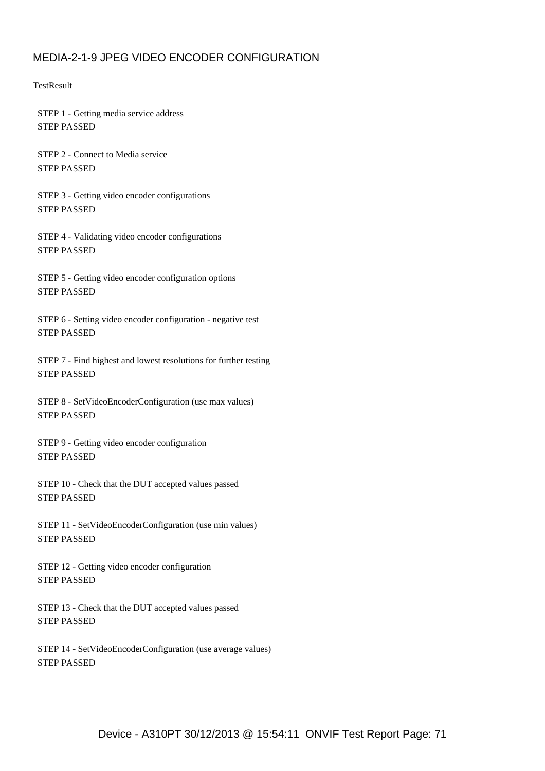## MEDIA-2-1-9 JPEG VIDEO ENCODER CONFIGURATION

TestResult

STEP 1 - Getting media service address
STEP PASSED

STEP 2 - Connect to Media service
STEP PASSED

STEP 3 - Getting video encoder configurations
STEP PASSED

STEP 4 - Validating video encoder configurations
STEP PASSED

STEP 5 - Getting video encoder configuration options
STEP PASSED

STEP 6 - Setting video encoder configuration - negative test
STEP PASSED

STEP 7 - Find highest and lowest resolutions for further testing
STEP PASSED

STEP 8 - SetVideoEncoderConfiguration (use max values)
STEP PASSED

STEP 9 - Getting video encoder configuration
STEP PASSED

STEP 10 - Check that the DUT accepted values passed
STEP PASSED

STEP 11 - SetVideoEncoderConfiguration (use min values)
STEP PASSED

STEP 12 - Getting video encoder configuration
STEP PASSED

STEP 13 - Check that the DUT accepted values passed
STEP PASSED

STEP 14 - SetVideoEncoderConfiguration (use average values)
STEP PASSED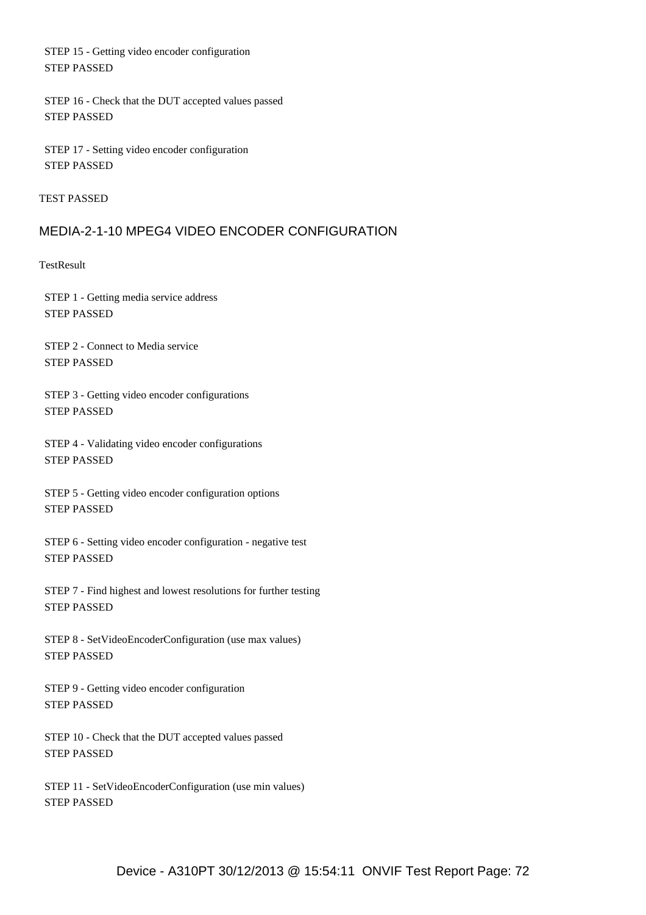STEP 15 - Getting video encoder configuration
STEP PASSED

STEP 16 - Check that the DUT accepted values passed
STEP PASSED

STEP 17 - Setting video encoder configuration
STEP PASSED

TEST PASSED

## MEDIA-2-1-10 MPEG4 VIDEO ENCODER CONFIGURATION

TestResult

STEP 1 - Getting media service address
STEP PASSED

STEP 2 - Connect to Media service
STEP PASSED

STEP 3 - Getting video encoder configurations
STEP PASSED

STEP 4 - Validating video encoder configurations
STEP PASSED

STEP 5 - Getting video encoder configuration options
STEP PASSED

STEP 6 - Setting video encoder configuration - negative test
STEP PASSED

STEP 7 - Find highest and lowest resolutions for further testing
STEP PASSED

STEP 8 - SetVideoEncoderConfiguration (use max values)
STEP PASSED

STEP 9 - Getting video encoder configuration
STEP PASSED

STEP 10 - Check that the DUT accepted values passed
STEP PASSED

STEP 11 - SetVideoEncoderConfiguration (use min values)
STEP PASSED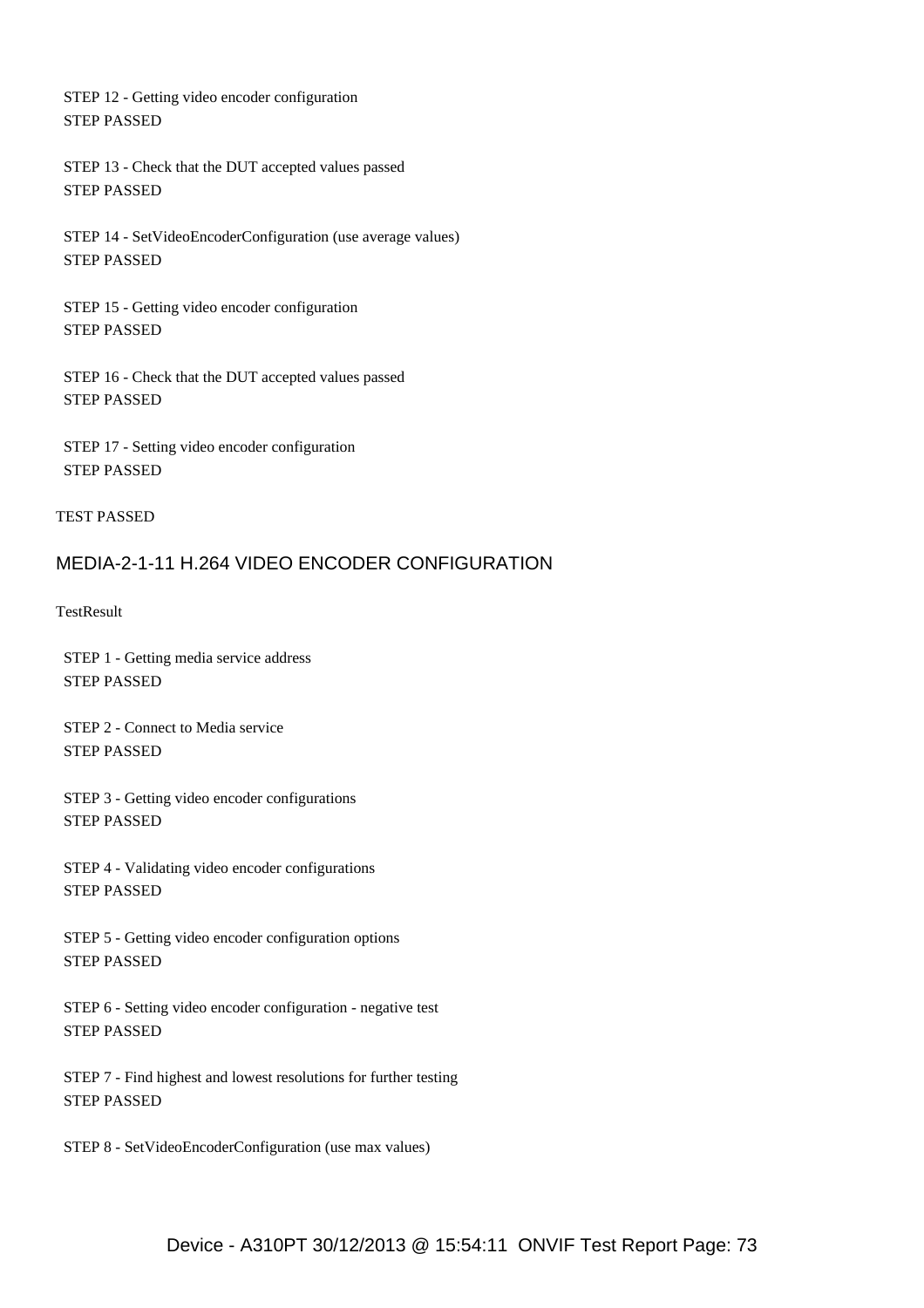STEP 12 - Getting video encoder configuration
STEP PASSED

STEP 13 - Check that the DUT accepted values passed
STEP PASSED

STEP 14 - SetVideoEncoderConfiguration (use average values)
STEP PASSED

STEP 15 - Getting video encoder configuration
STEP PASSED

STEP 16 - Check that the DUT accepted values passed
STEP PASSED

STEP 17 - Setting video encoder configuration
STEP PASSED

TEST PASSED

## MEDIA-2-1-11 H.264 VIDEO ENCODER CONFIGURATION

TestResult

STEP 1 - Getting media service address
STEP PASSED

STEP 2 - Connect to Media service
STEP PASSED

STEP 3 - Getting video encoder configurations
STEP PASSED

STEP 4 - Validating video encoder configurations
STEP PASSED

STEP 5 - Getting video encoder configuration options
STEP PASSED

STEP 6 - Setting video encoder configuration - negative test
STEP PASSED

STEP 7 - Find highest and lowest resolutions for further testing
STEP PASSED

STEP 8 - SetVideoEncoderConfiguration (use max values)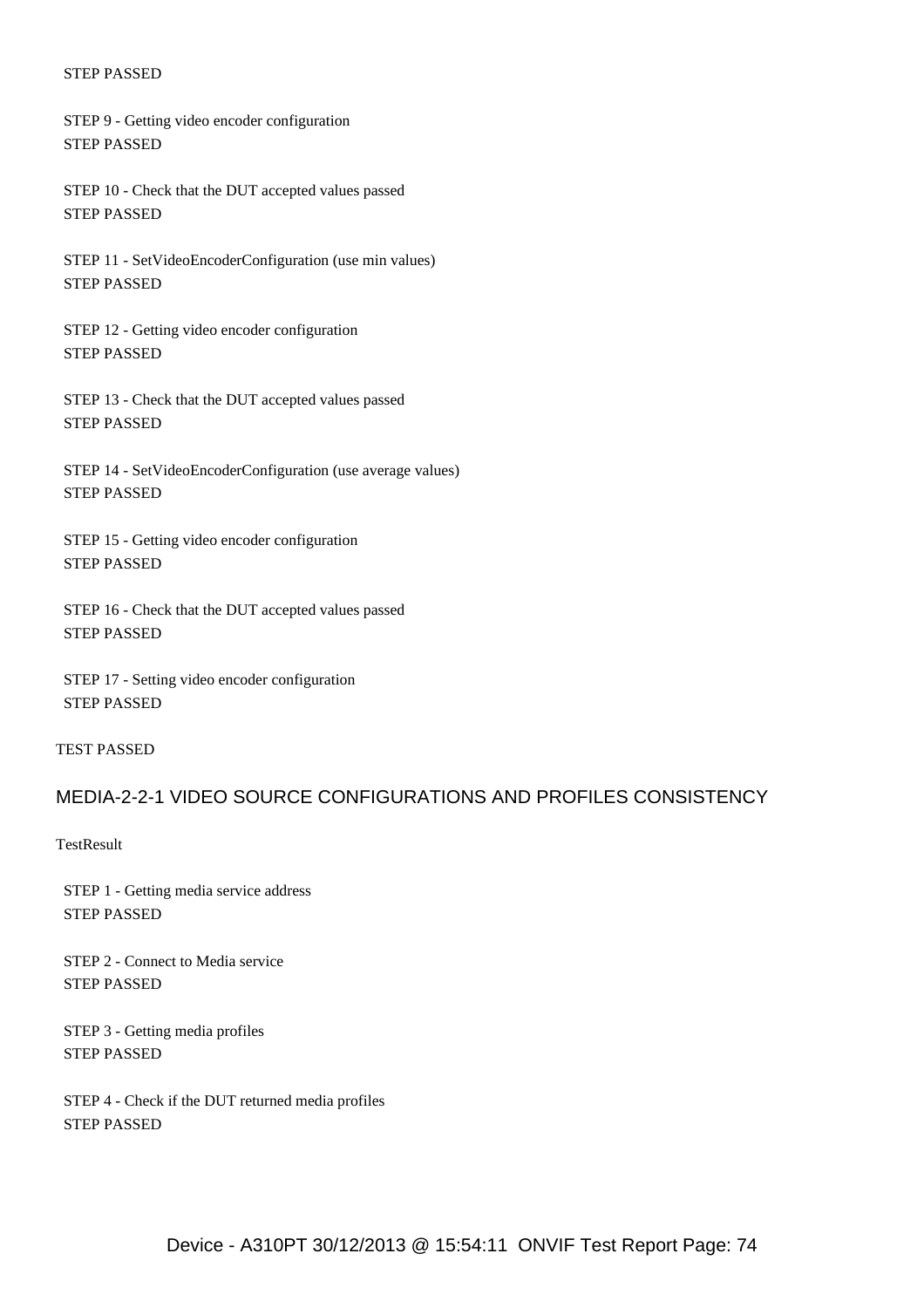STEP PASSED

STEP 9 - Getting video encoder configuration
STEP PASSED

STEP 10 - Check that the DUT accepted values passed
STEP PASSED

STEP 11 - SetVideoEncoderConfiguration (use min values)
STEP PASSED

STEP 12 - Getting video encoder configuration
STEP PASSED

STEP 13 - Check that the DUT accepted values passed
STEP PASSED

STEP 14 - SetVideoEncoderConfiguration (use average values)
STEP PASSED

STEP 15 - Getting video encoder configuration
STEP PASSED

STEP 16 - Check that the DUT accepted values passed
STEP PASSED

STEP 17 - Setting video encoder configuration
STEP PASSED

TEST PASSED

## MEDIA-2-2-1 VIDEO SOURCE CONFIGURATIONS AND PROFILES CONSISTENCY

TestResult

STEP 1 - Getting media service address
STEP PASSED

STEP 2 - Connect to Media service
STEP PASSED

STEP 3 - Getting media profiles
STEP PASSED

STEP 4 - Check if the DUT returned media profiles
STEP PASSED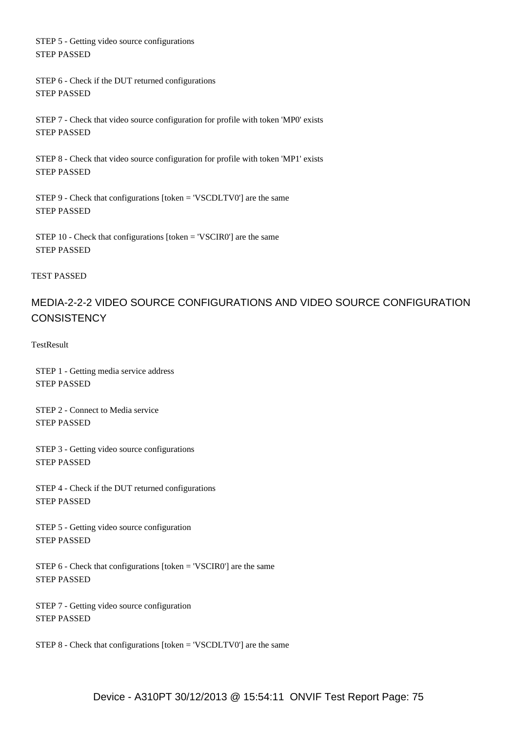STEP 5 - Getting video source configurations
STEP PASSED

STEP 6 - Check if the DUT returned configurations
STEP PASSED

STEP 7 - Check that video source configuration for profile with token 'MP0' exists
STEP PASSED

STEP 8 - Check that video source configuration for profile with token 'MP1' exists
STEP PASSED

STEP 9 - Check that configurations [token = 'VSCDLTV0'] are the same
STEP PASSED

STEP 10 - Check that configurations [token = 'VSCIR0'] are the same
STEP PASSED

TEST PASSED

## MEDIA-2-2-2 VIDEO SOURCE CONFIGURATIONS AND VIDEO SOURCE CONFIGURATION CONSISTENCY

TestResult

STEP 1 - Getting media service address
STEP PASSED

STEP 2 - Connect to Media service
STEP PASSED

STEP 3 - Getting video source configurations
STEP PASSED

STEP 4 - Check if the DUT returned configurations
STEP PASSED

STEP 5 - Getting video source configuration
STEP PASSED

STEP 6 - Check that configurations [token = 'VSCIR0'] are the same
STEP PASSED

STEP 7 - Getting video source configuration
STEP PASSED

STEP 8 - Check that configurations [token = 'VSCDLTV0'] are the same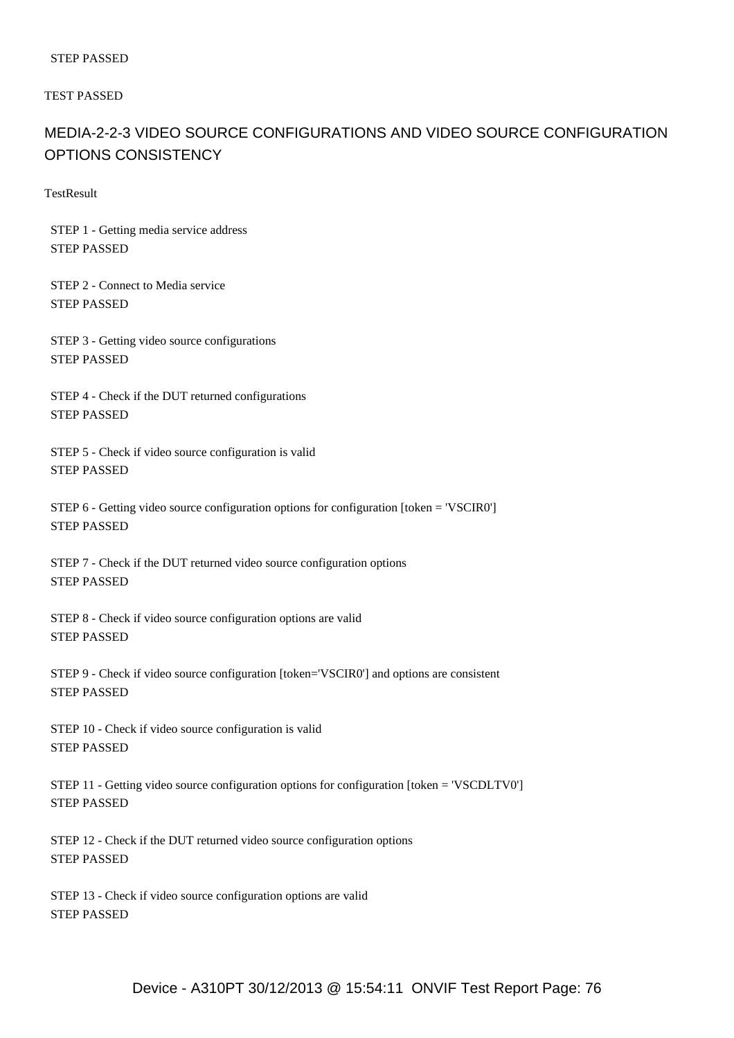STEP PASSED

TEST PASSED

## MEDIA-2-2-3 VIDEO SOURCE CONFIGURATIONS AND VIDEO SOURCE CONFIGURATION OPTIONS CONSISTENCY

TestResult

STEP 1 - Getting media service address
STEP PASSED

STEP 2 - Connect to Media service
STEP PASSED

STEP 3 - Getting video source configurations
STEP PASSED

STEP 4 - Check if the DUT returned configurations
STEP PASSED

STEP 5 - Check if video source configuration is valid
STEP PASSED

STEP 6 - Getting video source configuration options for configuration [token = 'VSCIR0']
STEP PASSED

STEP 7 - Check if the DUT returned video source configuration options
STEP PASSED

STEP 8 - Check if video source configuration options are valid
STEP PASSED

STEP 9 - Check if video source configuration [token='VSCIR0'] and options are consistent
STEP PASSED

STEP 10 - Check if video source configuration is valid
STEP PASSED

STEP 11 - Getting video source configuration options for configuration [token = 'VSCDLTV0']
STEP PASSED

STEP 12 - Check if the DUT returned video source configuration options
STEP PASSED

STEP 13 - Check if video source configuration options are valid
STEP PASSED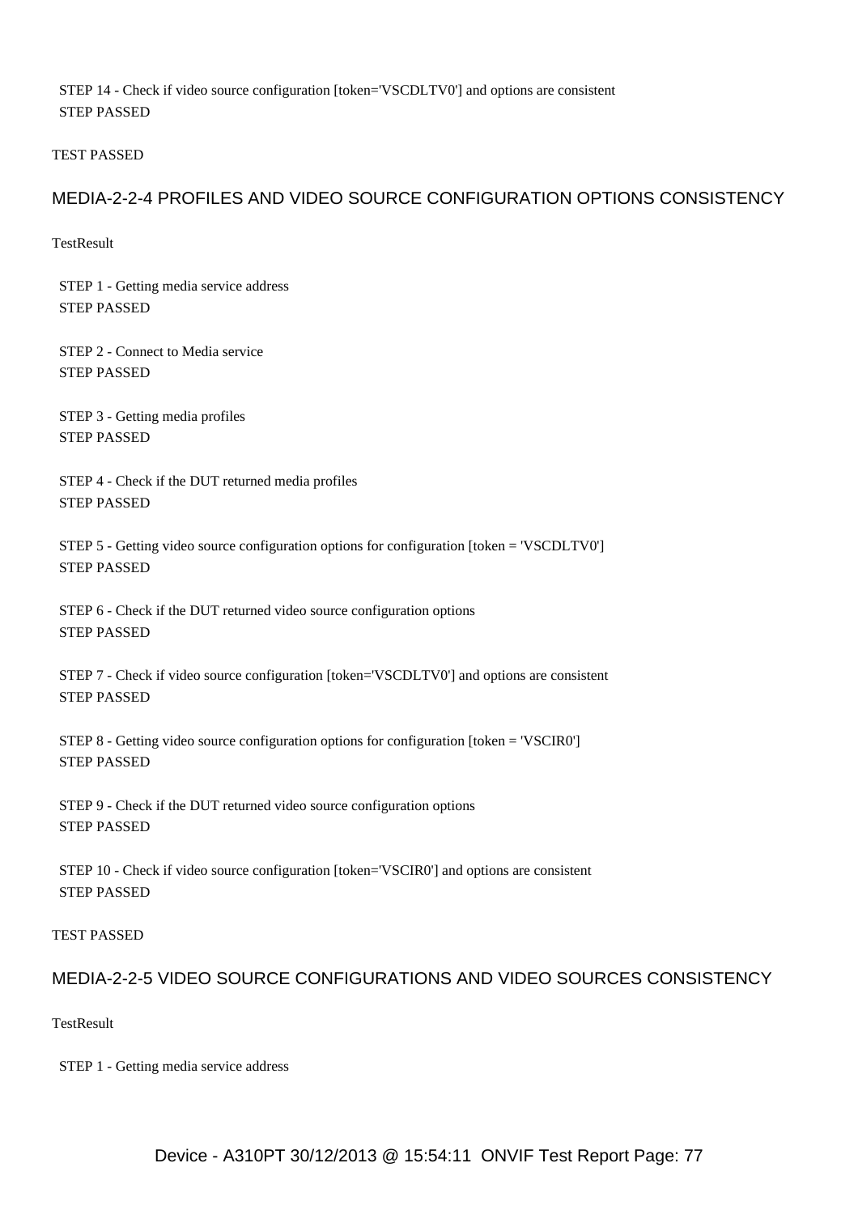STEP 14 - Check if video source configuration [token='VSCDLTV0'] and options are consistent
STEP PASSED

TEST PASSED

## MEDIA-2-2-4 PROFILES AND VIDEO SOURCE CONFIGURATION OPTIONS CONSISTENCY

TestResult

STEP 1 - Getting media service address
STEP PASSED

STEP 2 - Connect to Media service
STEP PASSED

STEP 3 - Getting media profiles
STEP PASSED

STEP 4 - Check if the DUT returned media profiles
STEP PASSED

STEP 5 - Getting video source configuration options for configuration [token = 'VSCDLTV0']
STEP PASSED

STEP 6 - Check if the DUT returned video source configuration options
STEP PASSED

STEP 7 - Check if video source configuration [token='VSCDLTV0'] and options are consistent
STEP PASSED

STEP 8 - Getting video source configuration options for configuration [token = 'VSCIR0']
STEP PASSED

STEP 9 - Check if the DUT returned video source configuration options
STEP PASSED

STEP 10 - Check if video source configuration [token='VSCIR0'] and options are consistent
STEP PASSED

TEST PASSED

## MEDIA-2-2-5 VIDEO SOURCE CONFIGURATIONS AND VIDEO SOURCES CONSISTENCY

TestResult

STEP 1 - Getting media service address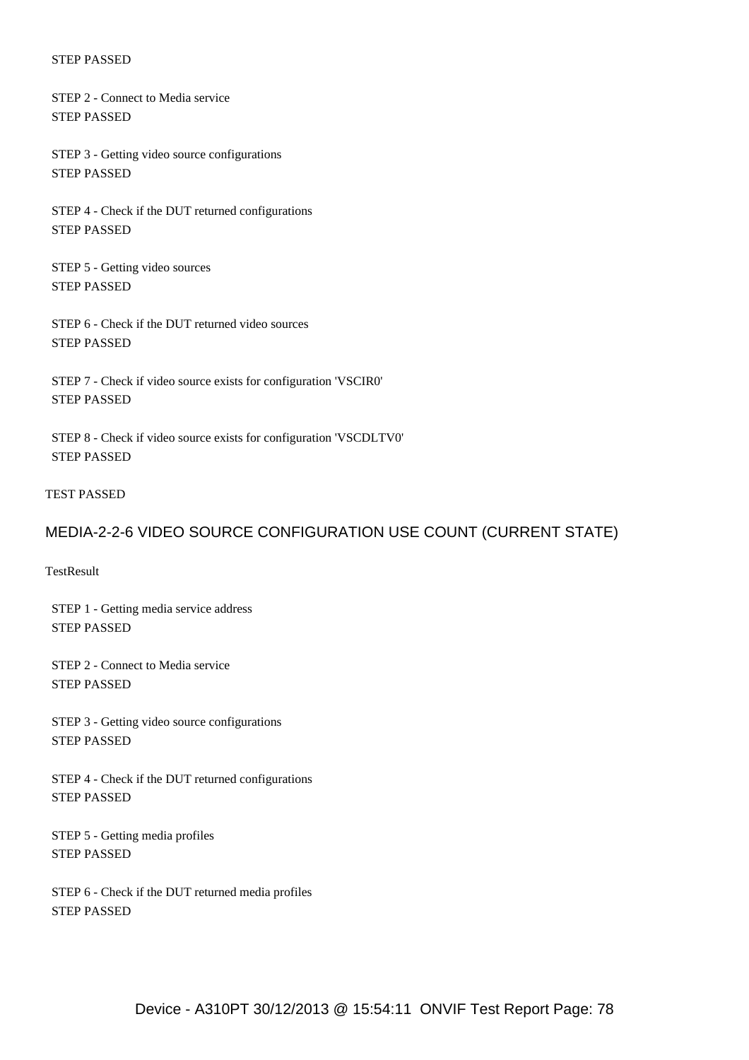STEP PASSED

STEP 2 - Connect to Media service
STEP PASSED

STEP 3 - Getting video source configurations
STEP PASSED

STEP 4 - Check if the DUT returned configurations
STEP PASSED

STEP 5 - Getting video sources
STEP PASSED

STEP 6 - Check if the DUT returned video sources
STEP PASSED

STEP 7 - Check if video source exists for configuration 'VSCIR0'
STEP PASSED

STEP 8 - Check if video source exists for configuration 'VSCDLTV0'
STEP PASSED

TEST PASSED

## MEDIA-2-2-6 VIDEO SOURCE CONFIGURATION USE COUNT (CURRENT STATE)

TestResult

STEP 1 - Getting media service address
STEP PASSED

STEP 2 - Connect to Media service
STEP PASSED

STEP 3 - Getting video source configurations
STEP PASSED

STEP 4 - Check if the DUT returned configurations
STEP PASSED

STEP 5 - Getting media profiles
STEP PASSED

STEP 6 - Check if the DUT returned media profiles
STEP PASSED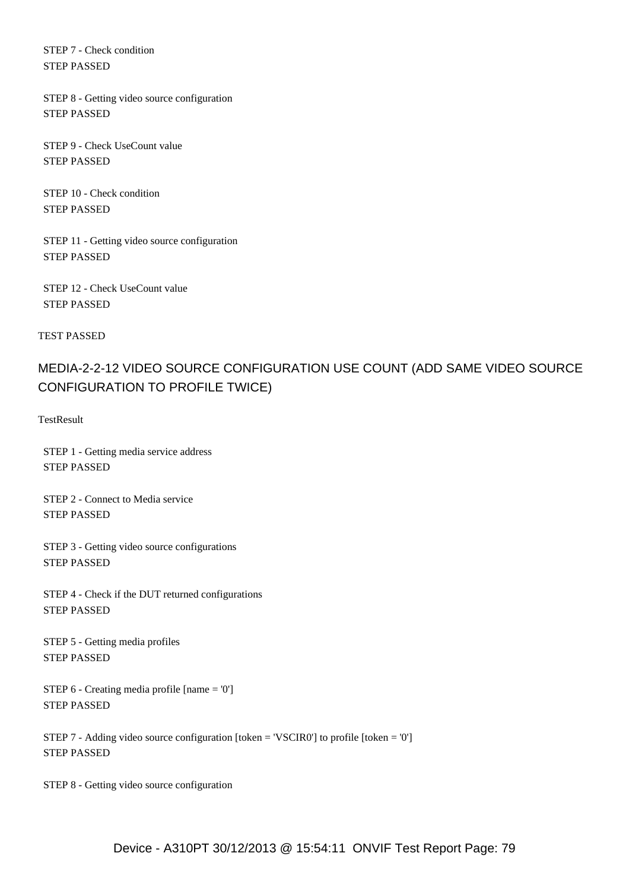STEP 7 - Check condition
STEP PASSED

STEP 8 - Getting video source configuration
STEP PASSED

STEP 9 - Check UseCount value
STEP PASSED

STEP 10 - Check condition
STEP PASSED

STEP 11 - Getting video source configuration
STEP PASSED

STEP 12 - Check UseCount value
STEP PASSED

TEST PASSED

## MEDIA-2-2-12 VIDEO SOURCE CONFIGURATION USE COUNT (ADD SAME VIDEO SOURCE CONFIGURATION TO PROFILE TWICE)

TestResult

STEP 1 - Getting media service address
STEP PASSED

STEP 2 - Connect to Media service
STEP PASSED

STEP 3 - Getting video source configurations
STEP PASSED

STEP 4 - Check if the DUT returned configurations
STEP PASSED

STEP 5 - Getting media profiles
STEP PASSED

STEP 6 - Creating media profile [name = '0']
STEP PASSED

STEP 7 - Adding video source configuration [token = 'VSCIR0'] to profile [token = '0']
STEP PASSED

STEP 8 - Getting video source configuration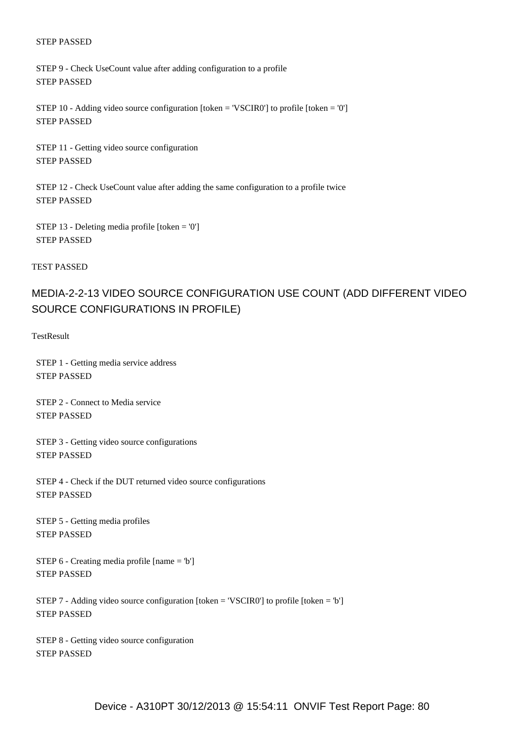STEP PASSED

STEP 9 - Check UseCount value after adding configuration to a profile
STEP PASSED

STEP 10 - Adding video source configuration [token = 'VSCIR0'] to profile [token = '0']
STEP PASSED

STEP 11 - Getting video source configuration
STEP PASSED

STEP 12 - Check UseCount value after adding the same configuration to a profile twice
STEP PASSED

STEP 13 - Deleting media profile [token = '0']
STEP PASSED

TEST PASSED

## MEDIA-2-2-13 VIDEO SOURCE CONFIGURATION USE COUNT (ADD DIFFERENT VIDEO SOURCE CONFIGURATIONS IN PROFILE)

TestResult

STEP 1 - Getting media service address
STEP PASSED

STEP 2 - Connect to Media service
STEP PASSED

STEP 3 - Getting video source configurations
STEP PASSED

STEP 4 - Check if the DUT returned video source configurations
STEP PASSED

STEP 5 - Getting media profiles
STEP PASSED

STEP 6 - Creating media profile [name = 'b']
STEP PASSED

STEP 7 - Adding video source configuration [token = 'VSCIR0'] to profile [token = 'b']
STEP PASSED

STEP 8 - Getting video source configuration
STEP PASSED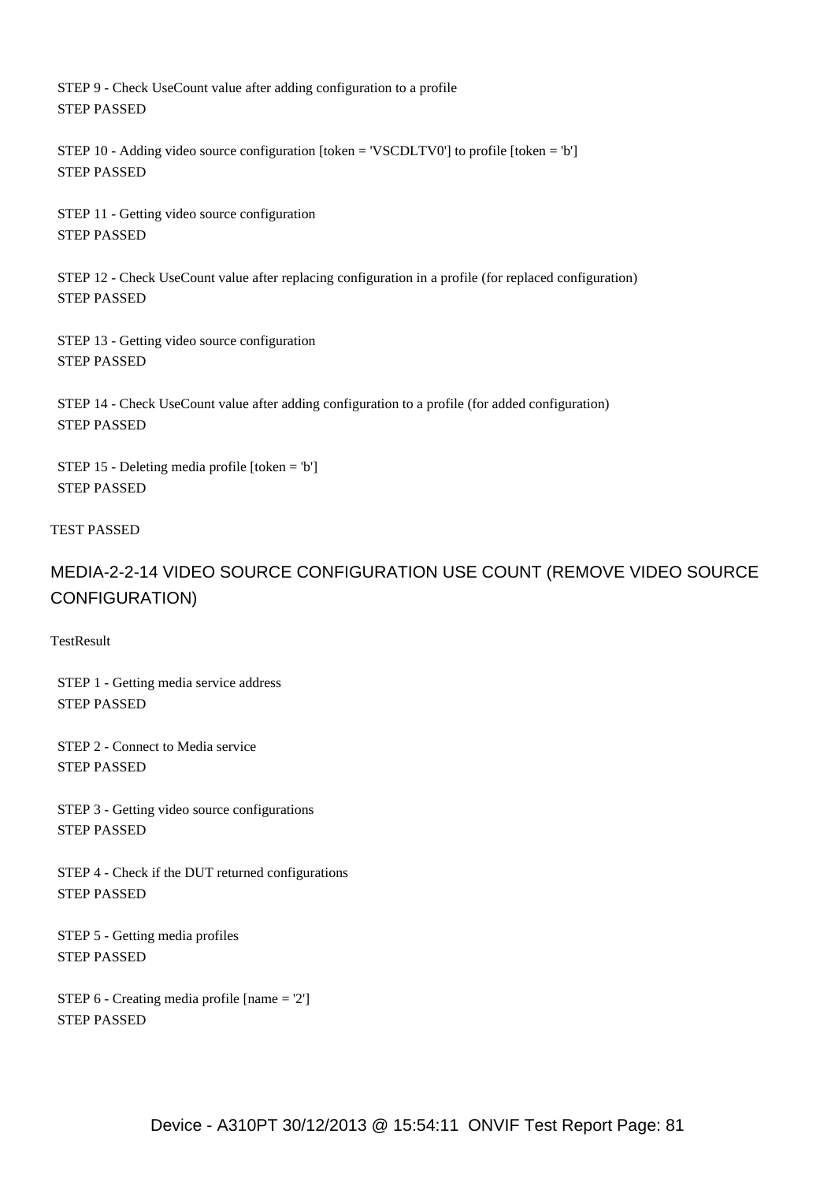STEP 9 - Check UseCount value after adding configuration to a profile
STEP PASSED

STEP 10 - Adding video source configuration [token = 'VSCDLTV0'] to profile [token = 'b']
STEP PASSED

STEP 11 - Getting video source configuration
STEP PASSED

STEP 12 - Check UseCount value after replacing configuration in a profile (for replaced configuration)
STEP PASSED

STEP 13 - Getting video source configuration
STEP PASSED

STEP 14 - Check UseCount value after adding configuration to a profile (for added configuration)
STEP PASSED

STEP 15 - Deleting media profile [token = 'b']
STEP PASSED

TEST PASSED

## MEDIA-2-2-14 VIDEO SOURCE CONFIGURATION USE COUNT (REMOVE VIDEO SOURCE CONFIGURATION)

TestResult

STEP 1 - Getting media service address
STEP PASSED

STEP 2 - Connect to Media service
STEP PASSED

STEP 3 - Getting video source configurations
STEP PASSED

STEP 4 - Check if the DUT returned configurations
STEP PASSED

STEP 5 - Getting media profiles
STEP PASSED

STEP 6 - Creating media profile [name = '2']
STEP PASSED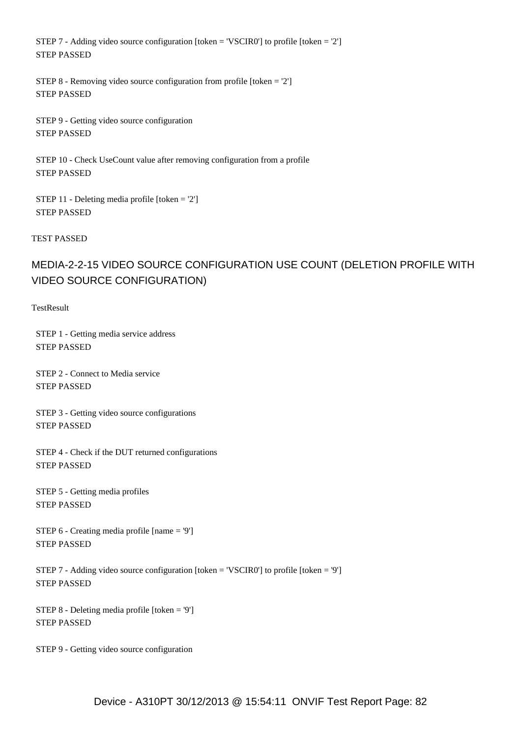STEP 7 - Adding video source configuration [token = 'VSCIR0'] to profile [token = '2']
STEP PASSED

STEP 8 - Removing video source configuration from profile [token = '2']
STEP PASSED

STEP 9 - Getting video source configuration
STEP PASSED

STEP 10 - Check UseCount value after removing configuration from a profile
STEP PASSED

STEP 11 - Deleting media profile [token = '2']
STEP PASSED

TEST PASSED

## MEDIA-2-2-15 VIDEO SOURCE CONFIGURATION USE COUNT (DELETION PROFILE WITH VIDEO SOURCE CONFIGURATION)

TestResult

STEP 1 - Getting media service address
STEP PASSED

STEP 2 - Connect to Media service
STEP PASSED

STEP 3 - Getting video source configurations
STEP PASSED

STEP 4 - Check if the DUT returned configurations
STEP PASSED

STEP 5 - Getting media profiles
STEP PASSED

STEP 6 - Creating media profile [name = '9']
STEP PASSED

STEP 7 - Adding video source configuration [token = 'VSCIR0'] to profile [token = '9']
STEP PASSED

STEP 8 - Deleting media profile [token = '9']
STEP PASSED

STEP 9 - Getting video source configuration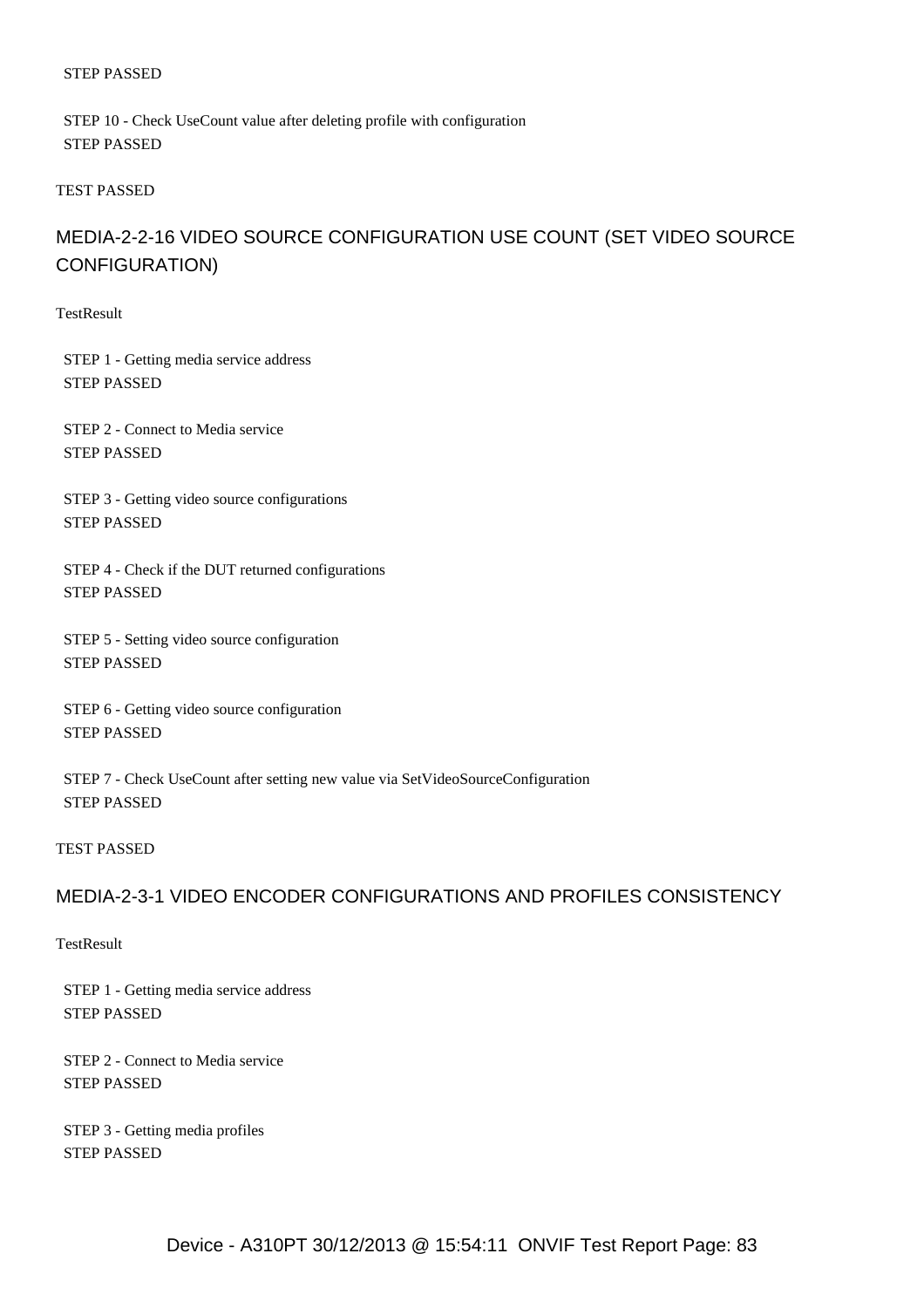STEP PASSED

STEP 10 - Check UseCount value after deleting profile with configuration
STEP PASSED

TEST PASSED

## MEDIA-2-2-16 VIDEO SOURCE CONFIGURATION USE COUNT (SET VIDEO SOURCE CONFIGURATION)

TestResult

STEP 1 - Getting media service address
STEP PASSED

STEP 2 - Connect to Media service
STEP PASSED

STEP 3 - Getting video source configurations
STEP PASSED

STEP 4 - Check if the DUT returned configurations
STEP PASSED

STEP 5 - Setting video source configuration
STEP PASSED

STEP 6 - Getting video source configuration
STEP PASSED

STEP 7 - Check UseCount after setting new value via SetVideoSourceConfiguration
STEP PASSED

TEST PASSED

## MEDIA-2-3-1 VIDEO ENCODER CONFIGURATIONS AND PROFILES CONSISTENCY

TestResult

STEP 1 - Getting media service address
STEP PASSED

STEP 2 - Connect to Media service
STEP PASSED

STEP 3 - Getting media profiles
STEP PASSED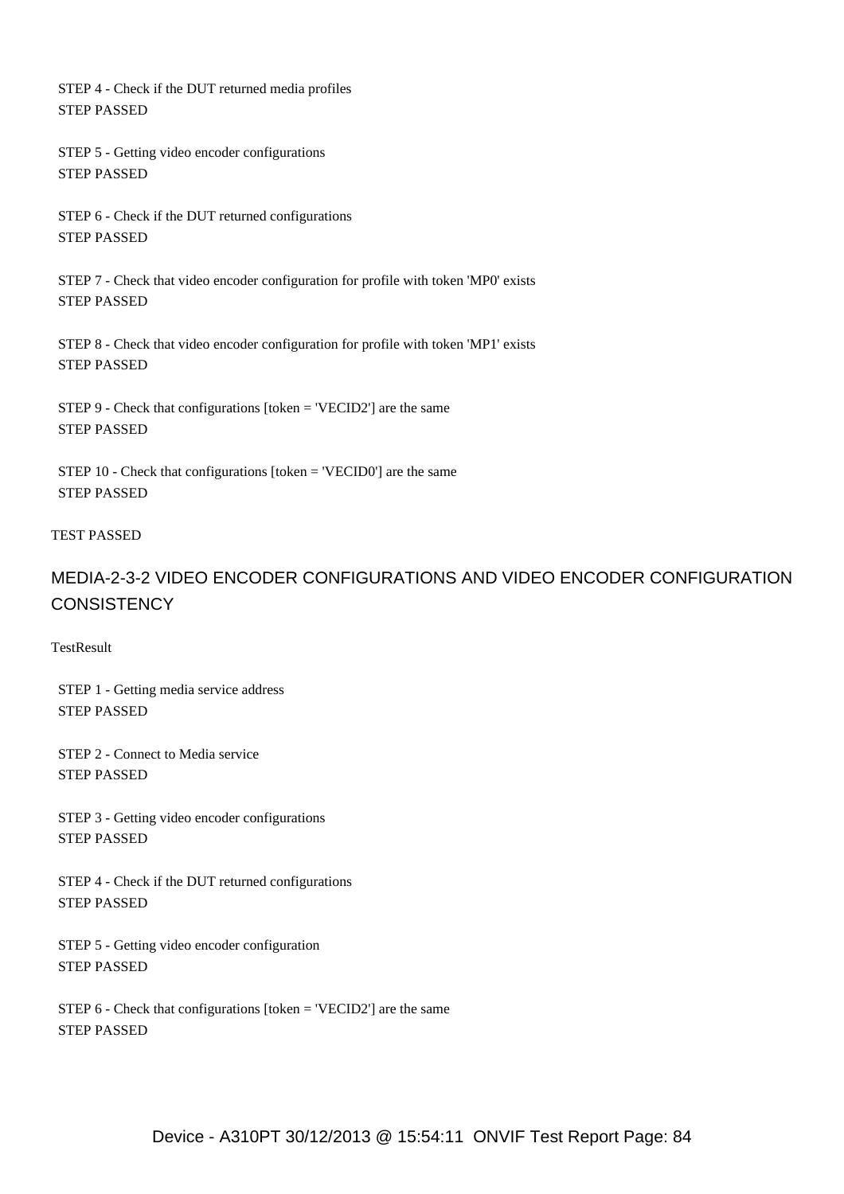STEP 4 - Check if the DUT returned media profiles
STEP PASSED

STEP 5 - Getting video encoder configurations
STEP PASSED

STEP 6 - Check if the DUT returned configurations
STEP PASSED

STEP 7 - Check that video encoder configuration for profile with token 'MP0' exists
STEP PASSED

STEP 8 - Check that video encoder configuration for profile with token 'MP1' exists
STEP PASSED

STEP 9 - Check that configurations [token = 'VECID2'] are the same
STEP PASSED

STEP 10 - Check that configurations [token = 'VECID0'] are the same
STEP PASSED

TEST PASSED

## MEDIA-2-3-2 VIDEO ENCODER CONFIGURATIONS AND VIDEO ENCODER CONFIGURATION CONSISTENCY

TestResult

STEP 1 - Getting media service address
STEP PASSED

STEP 2 - Connect to Media service
STEP PASSED

STEP 3 - Getting video encoder configurations
STEP PASSED

STEP 4 - Check if the DUT returned configurations
STEP PASSED

STEP 5 - Getting video encoder configuration
STEP PASSED

STEP 6 - Check that configurations [token = 'VECID2'] are the same
STEP PASSED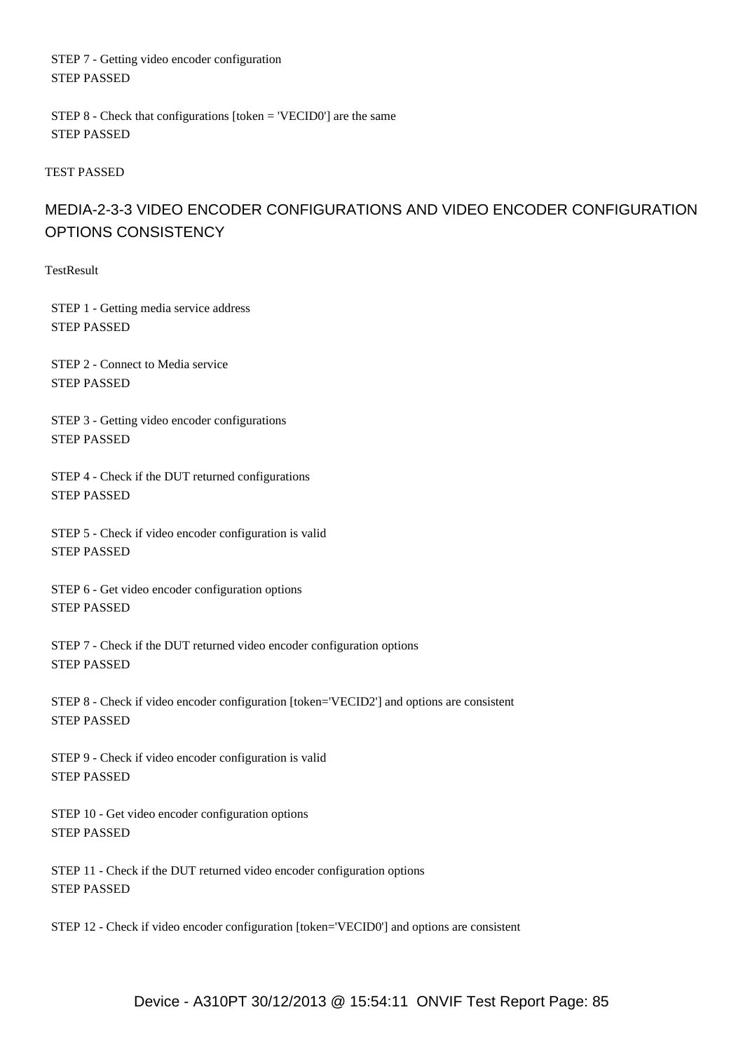STEP 7 - Getting video encoder configuration
STEP PASSED

STEP 8 - Check that configurations [token = 'VECID0'] are the same
STEP PASSED

TEST PASSED

## MEDIA-2-3-3 VIDEO ENCODER CONFIGURATIONS AND VIDEO ENCODER CONFIGURATION OPTIONS CONSISTENCY

TestResult

STEP 1 - Getting media service address
STEP PASSED

STEP 2 - Connect to Media service
STEP PASSED

STEP 3 - Getting video encoder configurations
STEP PASSED

STEP 4 - Check if the DUT returned configurations
STEP PASSED

STEP 5 - Check if video encoder configuration is valid
STEP PASSED

STEP 6 - Get video encoder configuration options
STEP PASSED

STEP 7 - Check if the DUT returned video encoder configuration options
STEP PASSED

STEP 8 - Check if video encoder configuration [token='VECID2'] and options are consistent
STEP PASSED

STEP 9 - Check if video encoder configuration is valid
STEP PASSED

STEP 10 - Get video encoder configuration options
STEP PASSED

STEP 11 - Check if the DUT returned video encoder configuration options
STEP PASSED

STEP 12 - Check if video encoder configuration [token='VECID0'] and options are consistent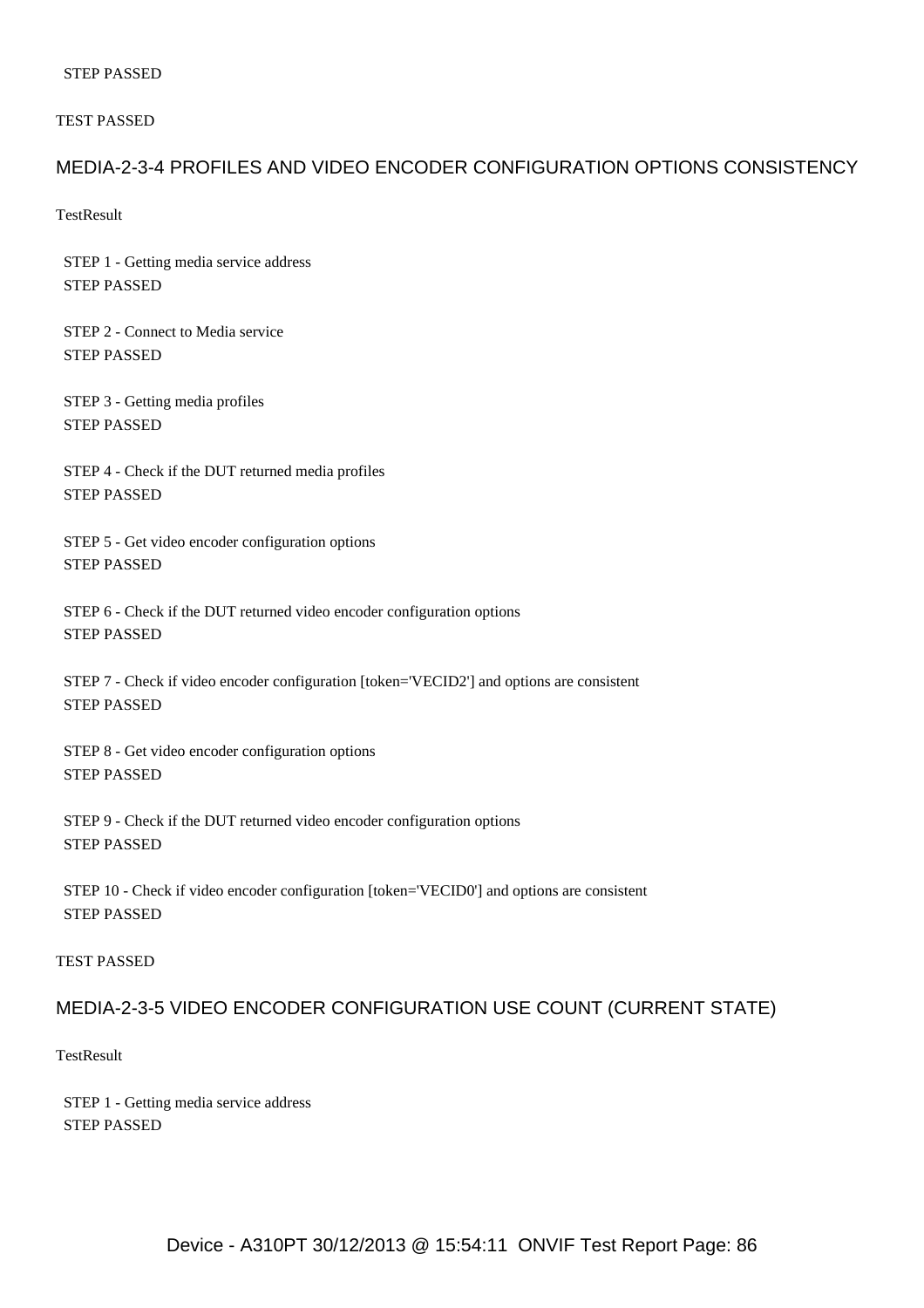STEP PASSED

TEST PASSED

## MEDIA-2-3-4 PROFILES AND VIDEO ENCODER CONFIGURATION OPTIONS CONSISTENCY

TestResult

STEP 1 - Getting media service address
STEP PASSED

STEP 2 - Connect to Media service
STEP PASSED

STEP 3 - Getting media profiles
STEP PASSED

STEP 4 - Check if the DUT returned media profiles
STEP PASSED

STEP 5 - Get video encoder configuration options
STEP PASSED

STEP 6 - Check if the DUT returned video encoder configuration options
STEP PASSED

STEP 7 - Check if video encoder configuration [token='VECID2'] and options are consistent
STEP PASSED

STEP 8 - Get video encoder configuration options
STEP PASSED

STEP 9 - Check if the DUT returned video encoder configuration options
STEP PASSED

STEP 10 - Check if video encoder configuration [token='VECID0'] and options are consistent
STEP PASSED

TEST PASSED

## MEDIA-2-3-5 VIDEO ENCODER CONFIGURATION USE COUNT (CURRENT STATE)

TestResult

STEP 1 - Getting media service address
STEP PASSED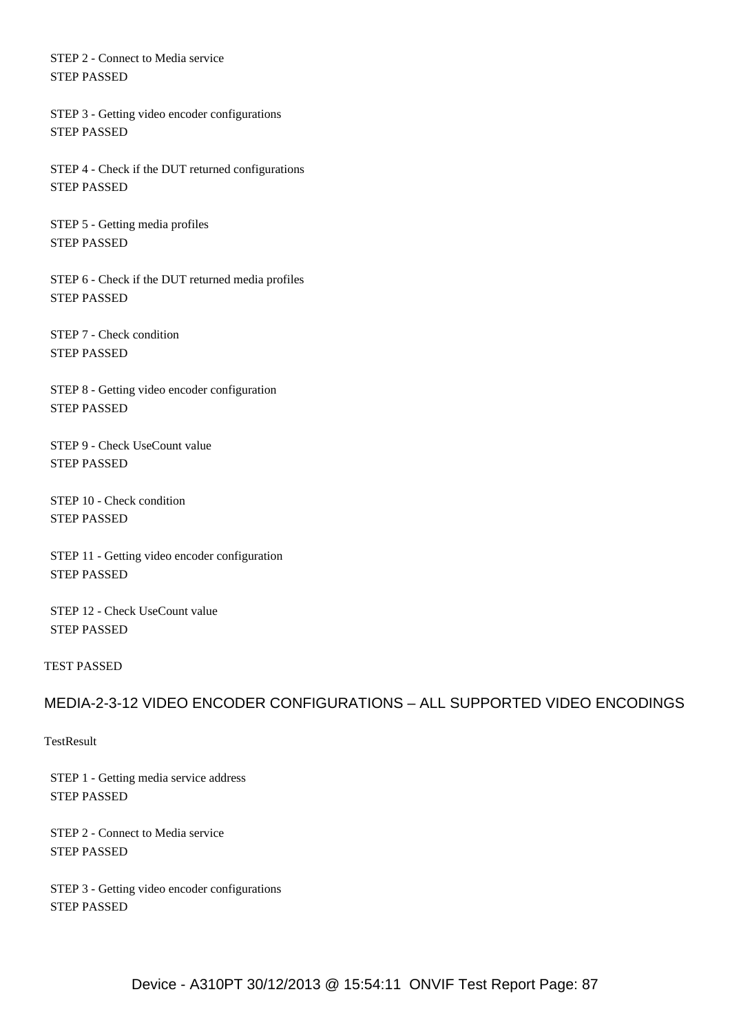STEP 2 - Connect to Media service
STEP PASSED

STEP 3 - Getting video encoder configurations
STEP PASSED

STEP 4 - Check if the DUT returned configurations
STEP PASSED

STEP 5 - Getting media profiles
STEP PASSED

STEP 6 - Check if the DUT returned media profiles
STEP PASSED

STEP 7 - Check condition
STEP PASSED

STEP 8 - Getting video encoder configuration
STEP PASSED

STEP 9 - Check UseCount value
STEP PASSED

STEP 10 - Check condition
STEP PASSED

STEP 11 - Getting video encoder configuration
STEP PASSED

STEP 12 - Check UseCount value
STEP PASSED

TEST PASSED

## MEDIA-2-3-12 VIDEO ENCODER CONFIGURATIONS – ALL SUPPORTED VIDEO ENCODINGS

TestResult

STEP 1 - Getting media service address
STEP PASSED

STEP 2 - Connect to Media service
STEP PASSED

STEP 3 - Getting video encoder configurations
STEP PASSED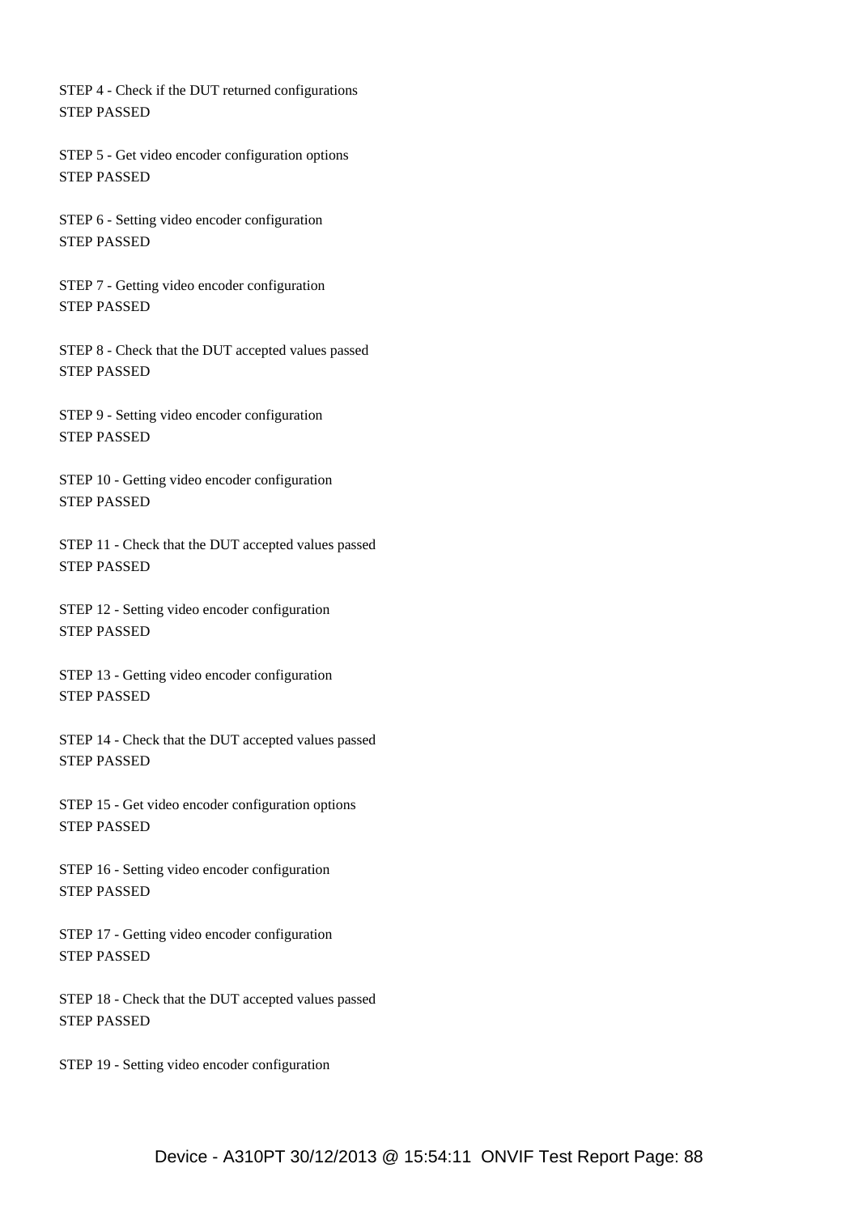STEP 4 - Check if the DUT returned configurations
STEP PASSED

STEP 5 - Get video encoder configuration options
STEP PASSED

STEP 6 - Setting video encoder configuration
STEP PASSED

STEP 7 - Getting video encoder configuration
STEP PASSED

STEP 8 - Check that the DUT accepted values passed
STEP PASSED

STEP 9 - Setting video encoder configuration
STEP PASSED

STEP 10 - Getting video encoder configuration
STEP PASSED

STEP 11 - Check that the DUT accepted values passed
STEP PASSED

STEP 12 - Setting video encoder configuration
STEP PASSED

STEP 13 - Getting video encoder configuration
STEP PASSED

STEP 14 - Check that the DUT accepted values passed
STEP PASSED

STEP 15 - Get video encoder configuration options
STEP PASSED

STEP 16 - Setting video encoder configuration
STEP PASSED

STEP 17 - Getting video encoder configuration
STEP PASSED

STEP 18 - Check that the DUT accepted values passed
STEP PASSED

STEP 19 - Setting video encoder configuration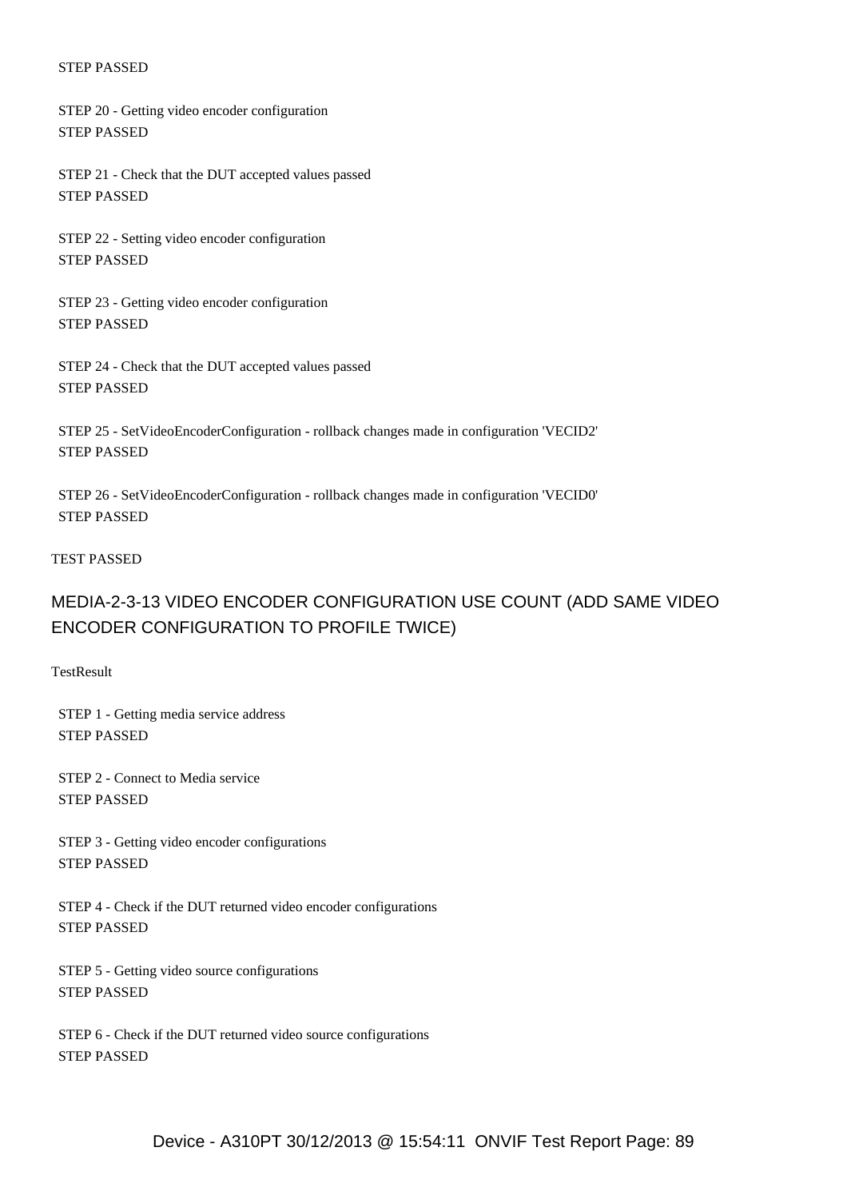STEP PASSED

STEP 20 - Getting video encoder configuration
STEP PASSED

STEP 21 - Check that the DUT accepted values passed
STEP PASSED

STEP 22 - Setting video encoder configuration
STEP PASSED

STEP 23 - Getting video encoder configuration
STEP PASSED

STEP 24 - Check that the DUT accepted values passed
STEP PASSED

STEP 25 - SetVideoEncoderConfiguration - rollback changes made in configuration 'VECID2'
STEP PASSED

STEP 26 - SetVideoEncoderConfiguration - rollback changes made in configuration 'VECID0'
STEP PASSED

TEST PASSED

## MEDIA-2-3-13 VIDEO ENCODER CONFIGURATION USE COUNT (ADD SAME VIDEO ENCODER CONFIGURATION TO PROFILE TWICE)

TestResult

STEP 1 - Getting media service address
STEP PASSED

STEP 2 - Connect to Media service
STEP PASSED

STEP 3 - Getting video encoder configurations
STEP PASSED

STEP 4 - Check if the DUT returned video encoder configurations
STEP PASSED

STEP 5 - Getting video source configurations
STEP PASSED

STEP 6 - Check if the DUT returned video source configurations
STEP PASSED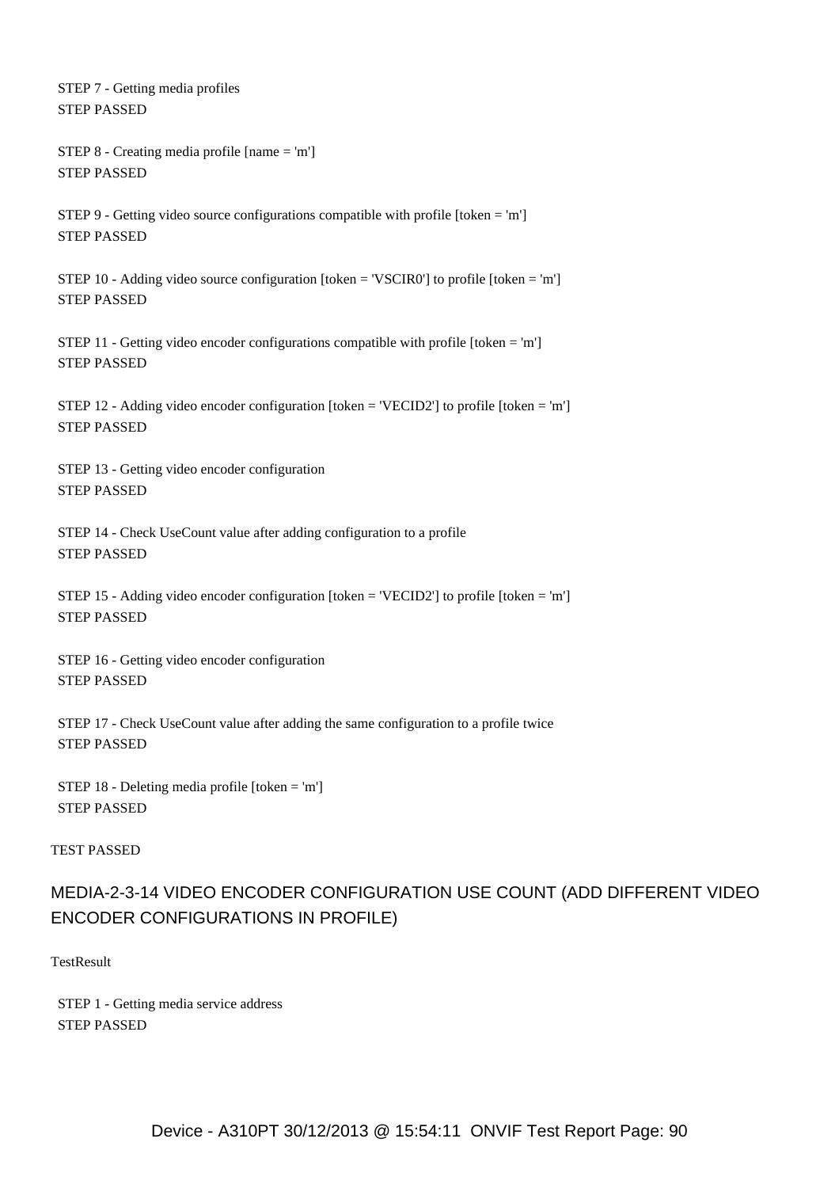STEP 7 - Getting media profiles
STEP PASSED

STEP 8 - Creating media profile [name = 'm']
STEP PASSED

STEP 9 - Getting video source configurations compatible with profile [token = 'm']
STEP PASSED

STEP 10 - Adding video source configuration [token = 'VSCIR0'] to profile [token = 'm']
STEP PASSED

STEP 11 - Getting video encoder configurations compatible with profile [token = 'm']
STEP PASSED

STEP 12 - Adding video encoder configuration [token = 'VECID2'] to profile [token = 'm']
STEP PASSED

STEP 13 - Getting video encoder configuration
STEP PASSED

STEP 14 - Check UseCount value after adding configuration to a profile
STEP PASSED

STEP 15 - Adding video encoder configuration [token = 'VECID2'] to profile [token = 'm']
STEP PASSED

STEP 16 - Getting video encoder configuration
STEP PASSED

STEP 17 - Check UseCount value after adding the same configuration to a profile twice
STEP PASSED

STEP 18 - Deleting media profile [token = 'm']
STEP PASSED

TEST PASSED

## MEDIA-2-3-14 VIDEO ENCODER CONFIGURATION USE COUNT (ADD DIFFERENT VIDEO ENCODER CONFIGURATIONS IN PROFILE)

TestResult

STEP 1 - Getting media service address
STEP PASSED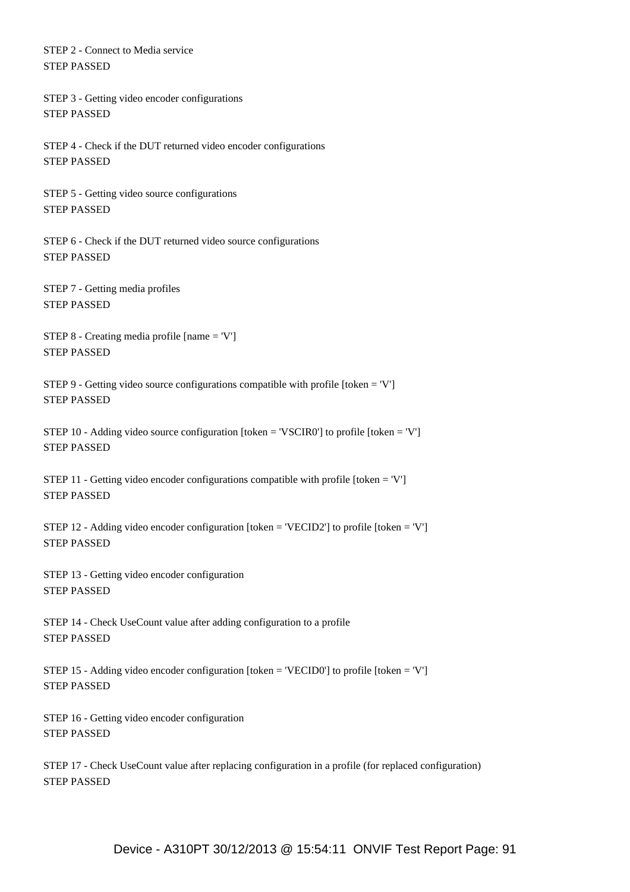STEP 2 - Connect to Media service
STEP PASSED

STEP 3 - Getting video encoder configurations
STEP PASSED

STEP 4 - Check if the DUT returned video encoder configurations
STEP PASSED

STEP 5 - Getting video source configurations
STEP PASSED

STEP 6 - Check if the DUT returned video source configurations
STEP PASSED

STEP 7 - Getting media profiles
STEP PASSED

STEP 8 - Creating media profile [name = 'V']
STEP PASSED

STEP 9 - Getting video source configurations compatible with profile [token = 'V']
STEP PASSED

STEP 10 - Adding video source configuration [token = 'VSCIR0'] to profile [token = 'V']
STEP PASSED

STEP 11 - Getting video encoder configurations compatible with profile [token = 'V']
STEP PASSED

STEP 12 - Adding video encoder configuration [token = 'VECID2'] to profile [token = 'V']
STEP PASSED

STEP 13 - Getting video encoder configuration
STEP PASSED

STEP 14 - Check UseCount value after adding configuration to a profile
STEP PASSED

STEP 15 - Adding video encoder configuration [token = 'VECID0'] to profile [token = 'V']
STEP PASSED

STEP 16 - Getting video encoder configuration
STEP PASSED

STEP 17 - Check UseCount value after replacing configuration in a profile (for replaced configuration)
STEP PASSED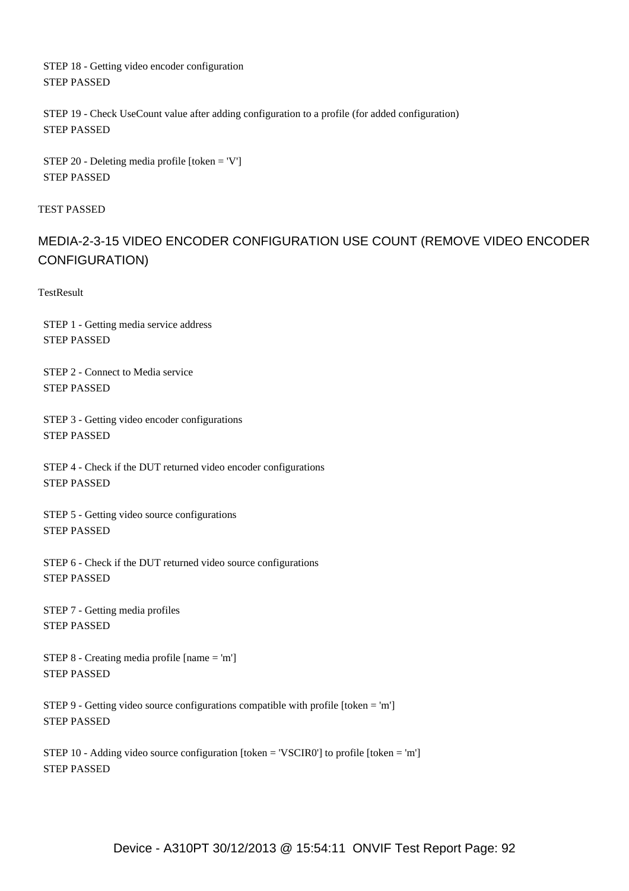STEP 18 - Getting video encoder configuration
STEP PASSED

STEP 19 - Check UseCount value after adding configuration to a profile (for added configuration)
STEP PASSED

STEP 20 - Deleting media profile [token = 'V']
STEP PASSED

TEST PASSED

## MEDIA-2-3-15 VIDEO ENCODER CONFIGURATION USE COUNT (REMOVE VIDEO ENCODER CONFIGURATION)

TestResult

STEP 1 - Getting media service address
STEP PASSED

STEP 2 - Connect to Media service
STEP PASSED

STEP 3 - Getting video encoder configurations
STEP PASSED

STEP 4 - Check if the DUT returned video encoder configurations
STEP PASSED

STEP 5 - Getting video source configurations
STEP PASSED

STEP 6 - Check if the DUT returned video source configurations
STEP PASSED

STEP 7 - Getting media profiles
STEP PASSED

STEP 8 - Creating media profile [name = 'm']
STEP PASSED

STEP 9 - Getting video source configurations compatible with profile [token = 'm']
STEP PASSED

STEP 10 - Adding video source configuration [token = 'VSCIR0'] to profile [token = 'm']
STEP PASSED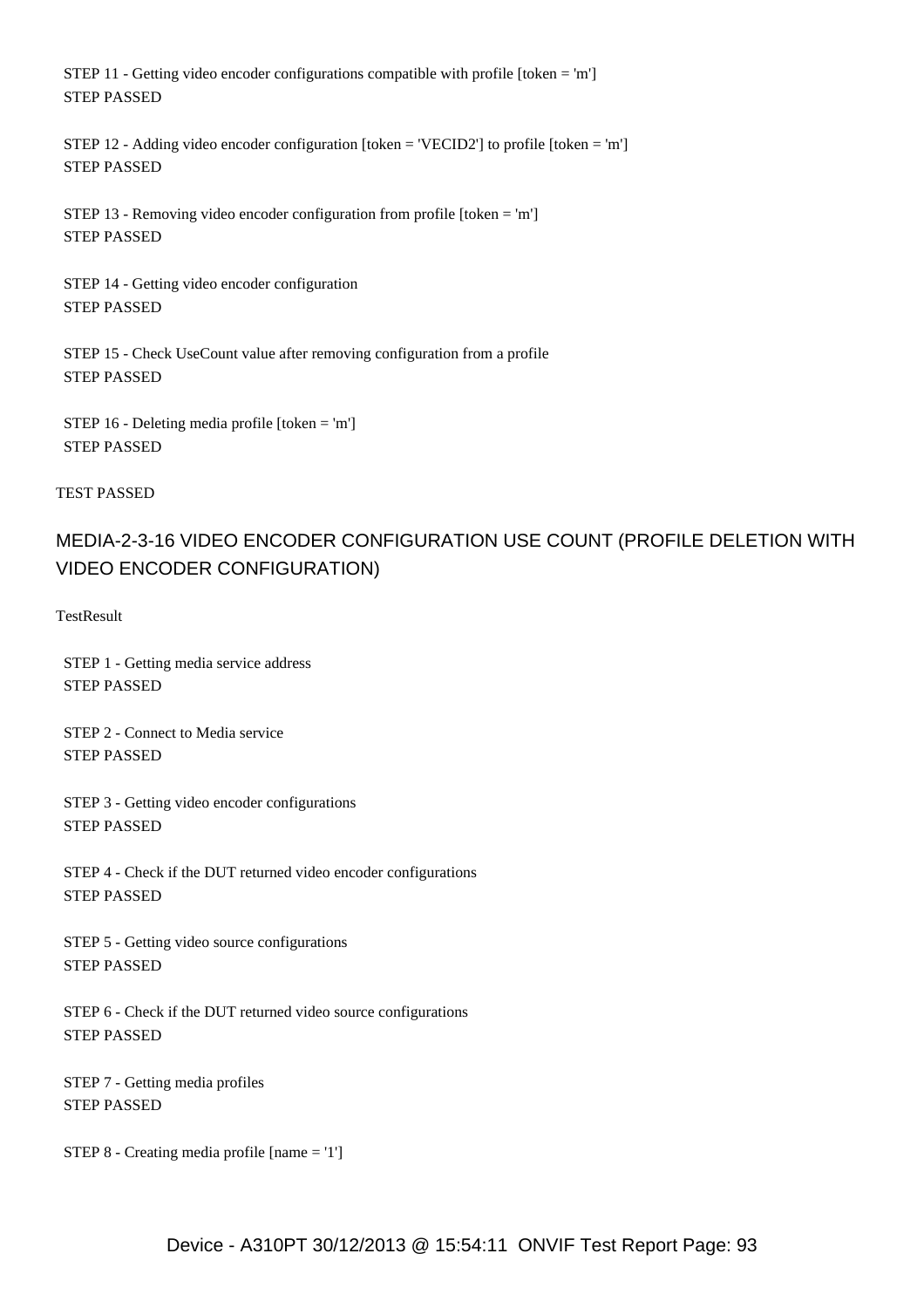STEP 11 - Getting video encoder configurations compatible with profile [token = 'm']
STEP PASSED

STEP 12 - Adding video encoder configuration [token = 'VECID2'] to profile [token = 'm']
STEP PASSED

STEP 13 - Removing video encoder configuration from profile [token = 'm']
STEP PASSED

STEP 14 - Getting video encoder configuration
STEP PASSED

STEP 15 - Check UseCount value after removing configuration from a profile
STEP PASSED

STEP 16 - Deleting media profile [token = 'm']
STEP PASSED

TEST PASSED

## MEDIA-2-3-16 VIDEO ENCODER CONFIGURATION USE COUNT (PROFILE DELETION WITH VIDEO ENCODER CONFIGURATION)

TestResult

STEP 1 - Getting media service address
STEP PASSED

STEP 2 - Connect to Media service
STEP PASSED

STEP 3 - Getting video encoder configurations
STEP PASSED

STEP 4 - Check if the DUT returned video encoder configurations
STEP PASSED

STEP 5 - Getting video source configurations
STEP PASSED

STEP 6 - Check if the DUT returned video source configurations
STEP PASSED

STEP 7 - Getting media profiles
STEP PASSED

STEP 8 - Creating media profile [name = '1']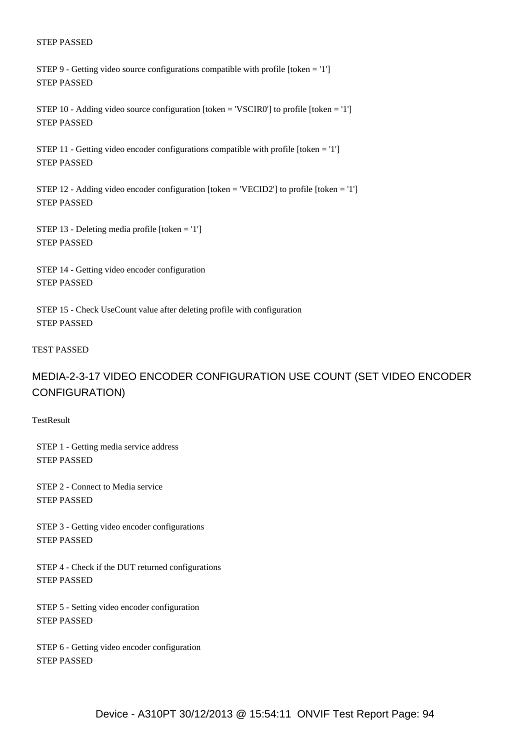STEP PASSED

STEP 9 - Getting video source configurations compatible with profile [token = '1']
STEP PASSED

STEP 10 - Adding video source configuration [token = 'VSCIR0'] to profile [token = '1']
STEP PASSED

STEP 11 - Getting video encoder configurations compatible with profile [token = '1']
STEP PASSED

STEP 12 - Adding video encoder configuration [token = 'VECID2'] to profile [token = '1']
STEP PASSED

STEP 13 - Deleting media profile [token = '1']
STEP PASSED

STEP 14 - Getting video encoder configuration
STEP PASSED

STEP 15 - Check UseCount value after deleting profile with configuration
STEP PASSED

TEST PASSED

## MEDIA-2-3-17 VIDEO ENCODER CONFIGURATION USE COUNT (SET VIDEO ENCODER CONFIGURATION)

TestResult

STEP 1 - Getting media service address
STEP PASSED

STEP 2 - Connect to Media service
STEP PASSED

STEP 3 - Getting video encoder configurations
STEP PASSED

STEP 4 - Check if the DUT returned configurations
STEP PASSED

STEP 5 - Setting video encoder configuration
STEP PASSED

STEP 6 - Getting video encoder configuration
STEP PASSED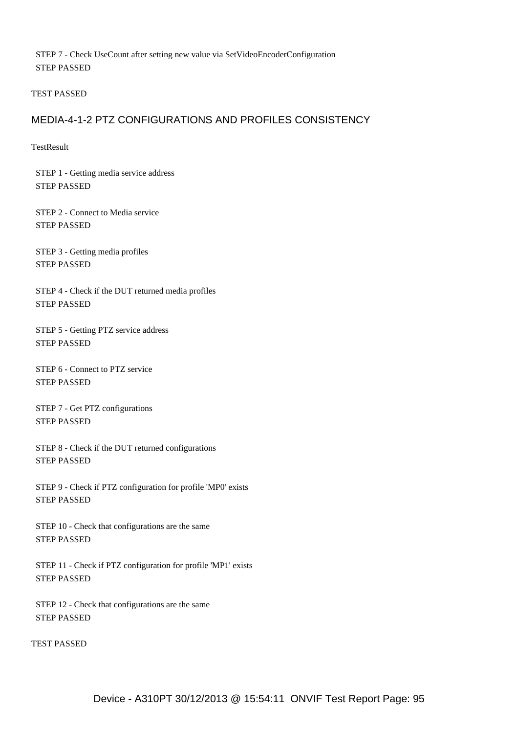STEP 7 - Check UseCount after setting new value via SetVideoEncoderConfiguration
STEP PASSED

TEST PASSED

## MEDIA-4-1-2 PTZ CONFIGURATIONS AND PROFILES CONSISTENCY

TestResult

STEP 1 - Getting media service address
STEP PASSED

STEP 2 - Connect to Media service
STEP PASSED

STEP 3 - Getting media profiles
STEP PASSED

STEP 4 - Check if the DUT returned media profiles
STEP PASSED

STEP 5 - Getting PTZ service address
STEP PASSED

STEP 6 - Connect to PTZ service
STEP PASSED

STEP 7 - Get PTZ configurations
STEP PASSED

STEP 8 - Check if the DUT returned configurations
STEP PASSED

STEP 9 - Check if PTZ configuration for profile 'MP0' exists
STEP PASSED

STEP 10 - Check that configurations are the same
STEP PASSED

STEP 11 - Check if PTZ configuration for profile 'MP1' exists
STEP PASSED

STEP 12 - Check that configurations are the same
STEP PASSED

TEST PASSED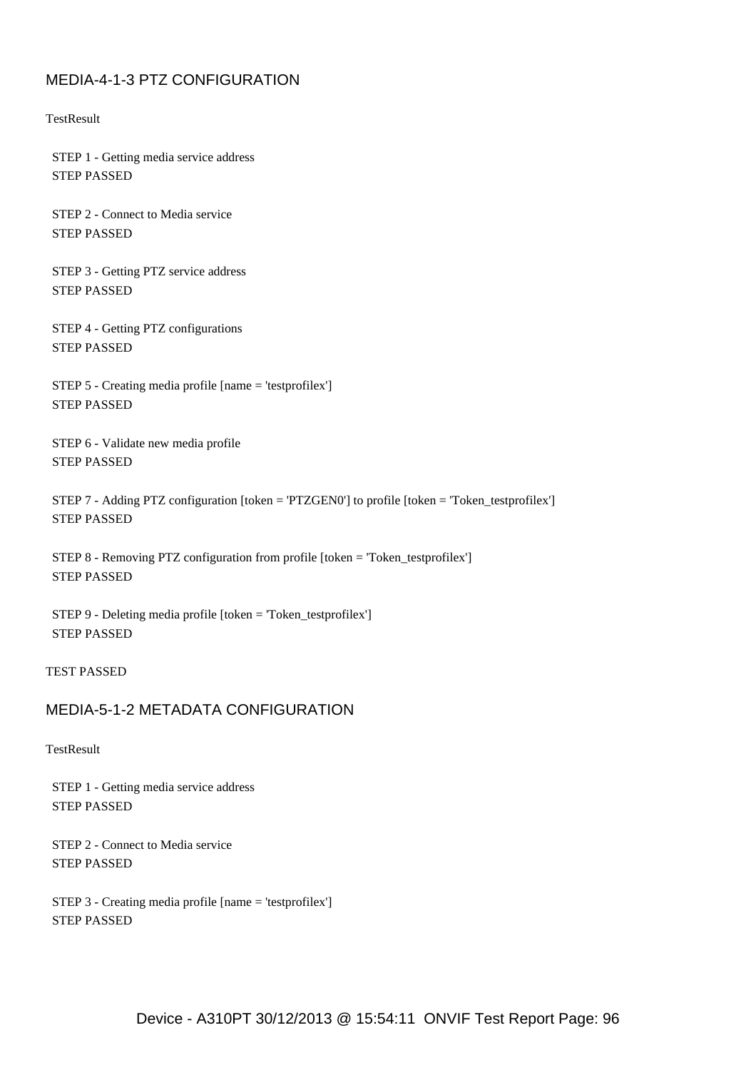## MEDIA-4-1-3 PTZ CONFIGURATION

TestResult

STEP 1 - Getting media service address
STEP PASSED

STEP 2 - Connect to Media service
STEP PASSED

STEP 3 - Getting PTZ service address
STEP PASSED

STEP 4 - Getting PTZ configurations
STEP PASSED

STEP 5 - Creating media profile [name = 'testprofilex']
STEP PASSED

STEP 6 - Validate new media profile
STEP PASSED

STEP 7 - Adding PTZ configuration [token = 'PTZGEN0'] to profile [token = 'Token_testprofilex']
STEP PASSED

STEP 8 - Removing PTZ configuration from profile [token = 'Token_testprofilex']
STEP PASSED

STEP 9 - Deleting media profile [token = 'Token_testprofilex']
STEP PASSED

TEST PASSED

## MEDIA-5-1-2 METADATA CONFIGURATION

TestResult

STEP 1 - Getting media service address
STEP PASSED

STEP 2 - Connect to Media service
STEP PASSED

STEP 3 - Creating media profile [name = 'testprofilex']
STEP PASSED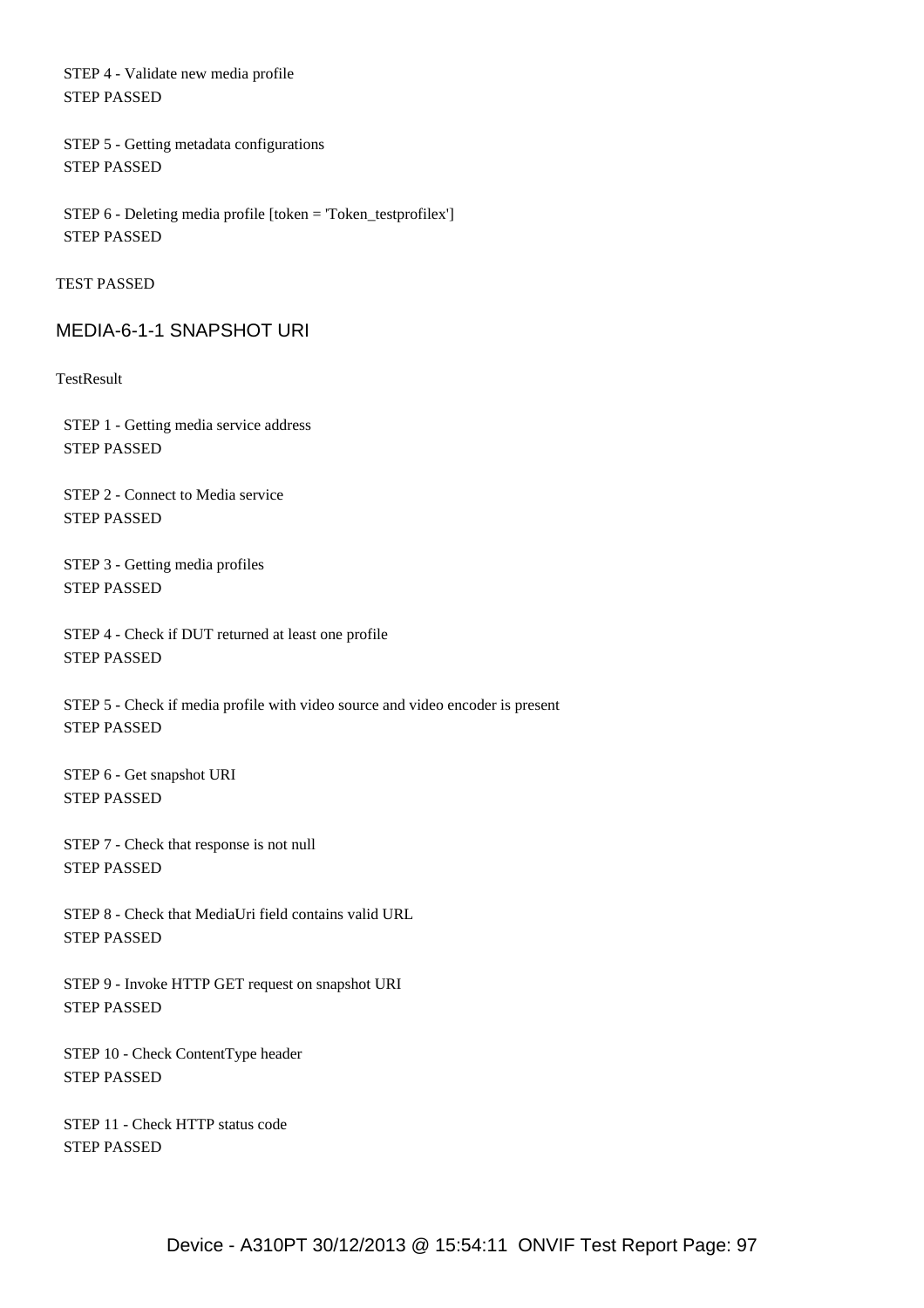STEP 4 - Validate new media profile
STEP PASSED

STEP 5 - Getting metadata configurations
STEP PASSED

STEP 6 - Deleting media profile [token = 'Token_testprofilex']
STEP PASSED

TEST PASSED

## MEDIA-6-1-1 SNAPSHOT URI

TestResult

STEP 1 - Getting media service address
STEP PASSED

STEP 2 - Connect to Media service
STEP PASSED

STEP 3 - Getting media profiles
STEP PASSED

STEP 4 - Check if DUT returned at least one profile
STEP PASSED

STEP 5 - Check if media profile with video source and video encoder is present
STEP PASSED

STEP 6 - Get snapshot URI
STEP PASSED

STEP 7 - Check that response is not null
STEP PASSED

STEP 8 - Check that MediaUri field contains valid URL
STEP PASSED

STEP 9 - Invoke HTTP GET request on snapshot URI
STEP PASSED

STEP 10 - Check ContentType header
STEP PASSED

STEP 11 - Check HTTP status code
STEP PASSED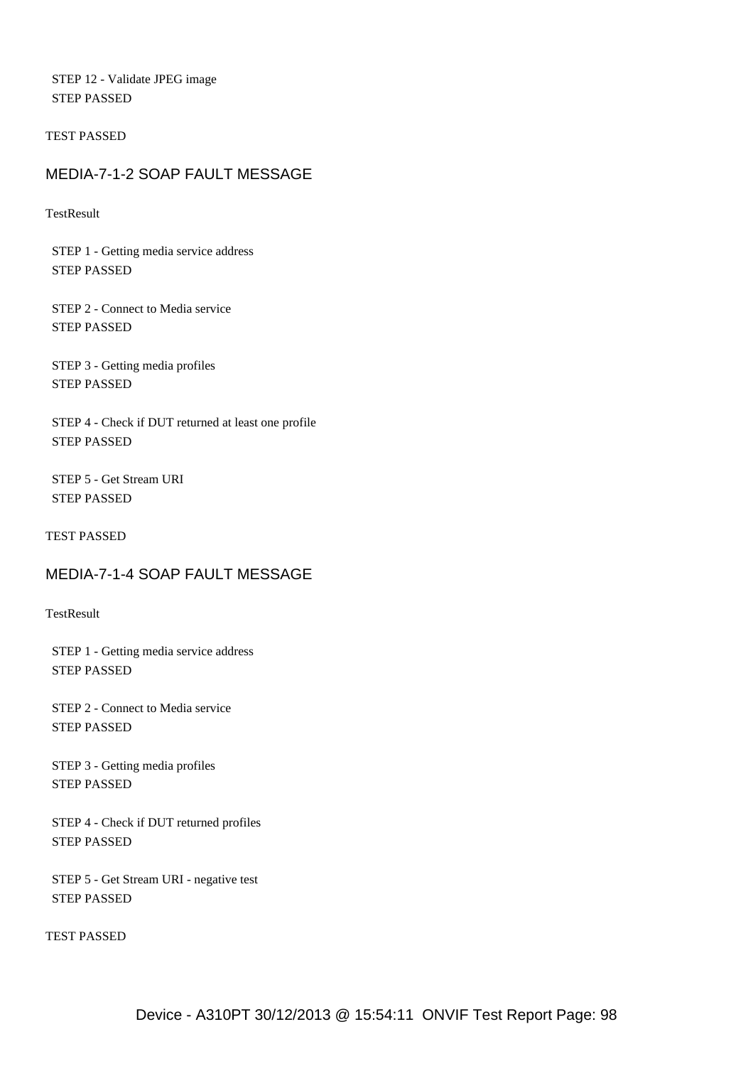STEP 12 - Validate JPEG image
STEP PASSED

TEST PASSED

## MEDIA-7-1-2 SOAP FAULT MESSAGE

TestResult

STEP 1 - Getting media service address
STEP PASSED

STEP 2 - Connect to Media service
STEP PASSED

STEP 3 - Getting media profiles
STEP PASSED

STEP 4 - Check if DUT returned at least one profile
STEP PASSED

STEP 5 - Get Stream URI
STEP PASSED

TEST PASSED

## MEDIA-7-1-4 SOAP FAULT MESSAGE

TestResult

STEP 1 - Getting media service address
STEP PASSED

STEP 2 - Connect to Media service
STEP PASSED

STEP 3 - Getting media profiles
STEP PASSED

STEP 4 - Check if DUT returned profiles
STEP PASSED

STEP 5 - Get Stream URI - negative test
STEP PASSED

TEST PASSED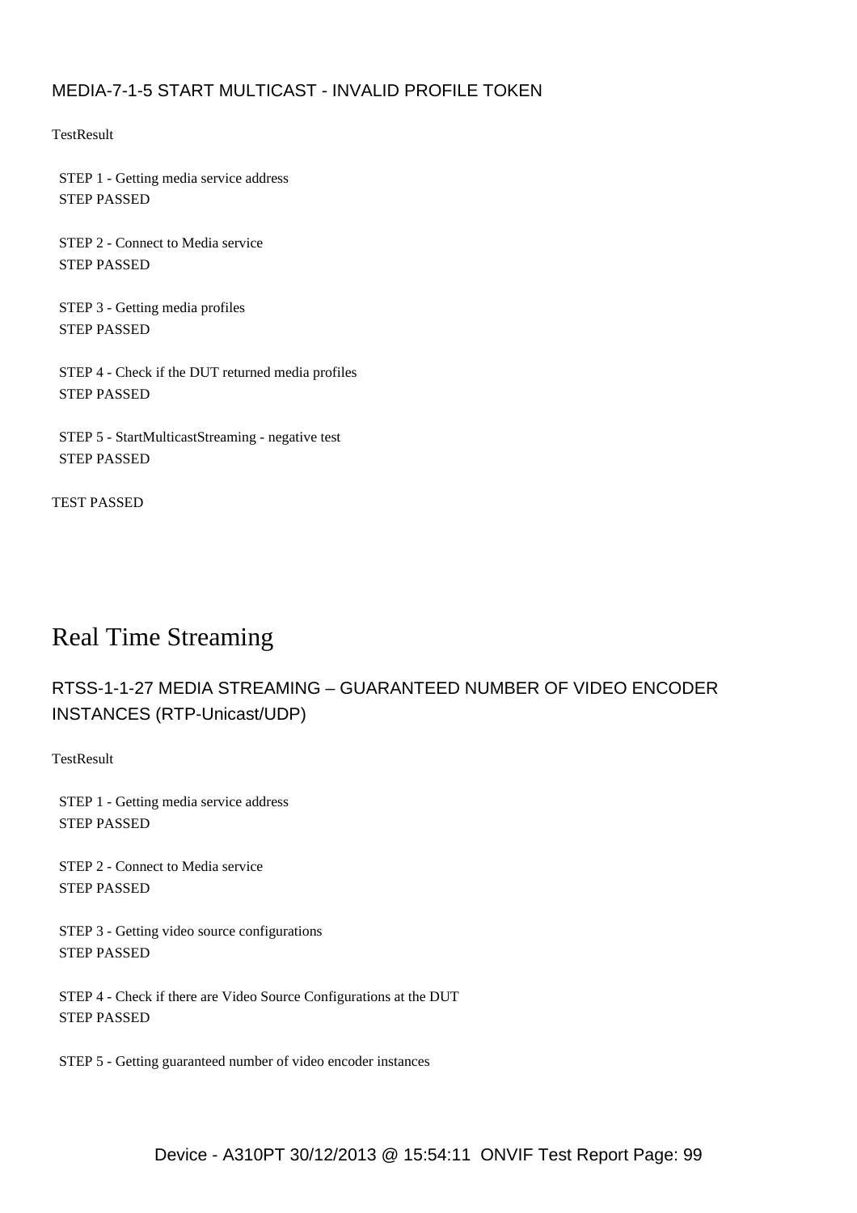### MEDIA-7-1-5 START MULTICAST - INVALID PROFILE TOKEN

TestResult

STEP 1 - Getting media service address
STEP PASSED

STEP 2 - Connect to Media service
STEP PASSED

STEP 3 - Getting media profiles
STEP PASSED

STEP 4 - Check if the DUT returned media profiles
STEP PASSED

STEP 5 - StartMulticastStreaming - negative test
STEP PASSED

TEST PASSED

## Real Time Streaming

### RTSS-1-1-27 MEDIA STREAMING – GUARANTEED NUMBER OF VIDEO ENCODER INSTANCES (RTP-Unicast/UDP)

TestResult

STEP 1 - Getting media service address
STEP PASSED

STEP 2 - Connect to Media service
STEP PASSED

STEP 3 - Getting video source configurations
STEP PASSED

STEP 4 - Check if there are Video Source Configurations at the DUT
STEP PASSED

STEP 5 - Getting guaranteed number of video encoder instances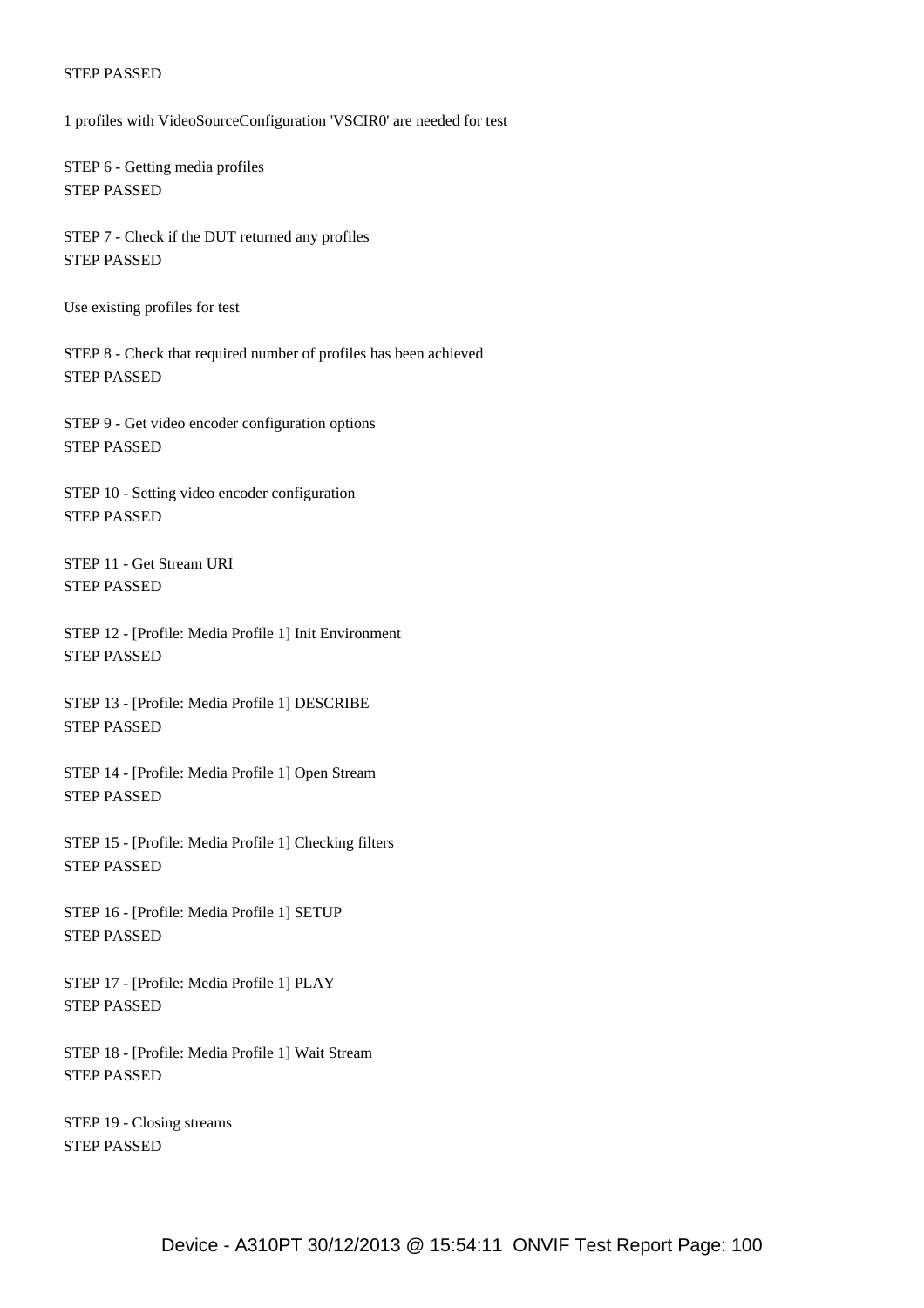STEP PASSED

1 profiles with VideoSourceConfiguration 'VSCIR0' are needed for test

STEP 6 - Getting media profiles
STEP PASSED

STEP 7 - Check if the DUT returned any profiles
STEP PASSED

Use existing profiles for test

STEP 8 - Check that required number of profiles has been achieved
STEP PASSED

STEP 9 - Get video encoder configuration options
STEP PASSED

STEP 10 - Setting video encoder configuration
STEP PASSED

STEP 11 - Get Stream URI
STEP PASSED

STEP 12 - [Profile: Media Profile 1] Init Environment
STEP PASSED

STEP 13 - [Profile: Media Profile 1] DESCRIBE
STEP PASSED

STEP 14 - [Profile: Media Profile 1] Open Stream
STEP PASSED

STEP 15 - [Profile: Media Profile 1] Checking filters
STEP PASSED

STEP 16 - [Profile: Media Profile 1] SETUP
STEP PASSED

STEP 17 - [Profile: Media Profile 1] PLAY
STEP PASSED

STEP 18 - [Profile: Media Profile 1] Wait Stream
STEP PASSED

STEP 19 - Closing streams
STEP PASSED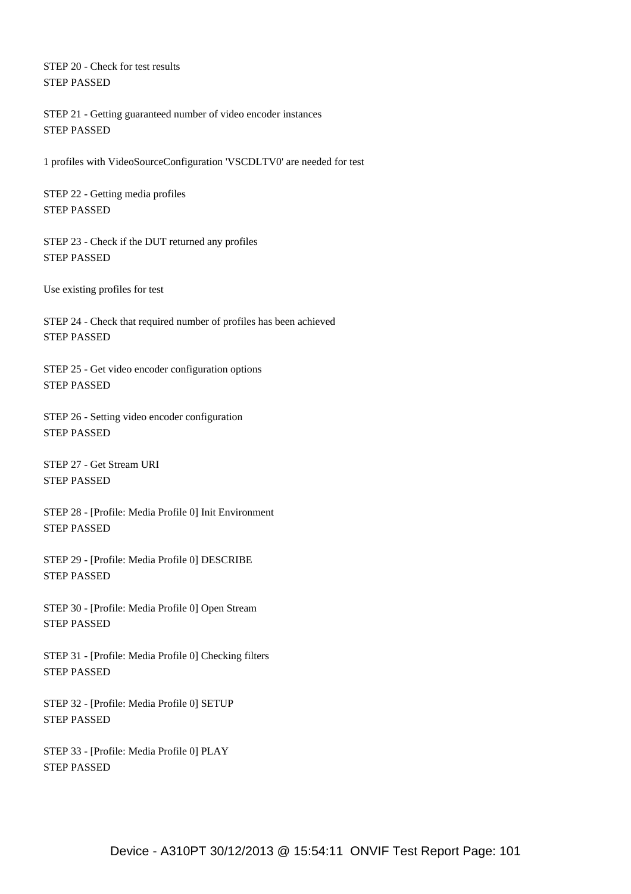STEP 20 - Check for test results
STEP PASSED

STEP 21 - Getting guaranteed number of video encoder instances
STEP PASSED

1 profiles with VideoSourceConfiguration 'VSCDLTV0' are needed for test

STEP 22 - Getting media profiles
STEP PASSED

STEP 23 - Check if the DUT returned any profiles
STEP PASSED

Use existing profiles for test

STEP 24 - Check that required number of profiles has been achieved
STEP PASSED

STEP 25 - Get video encoder configuration options
STEP PASSED

STEP 26 - Setting video encoder configuration
STEP PASSED

STEP 27 - Get Stream URI
STEP PASSED

STEP 28 - [Profile: Media Profile 0] Init Environment
STEP PASSED

STEP 29 - [Profile: Media Profile 0] DESCRIBE
STEP PASSED

STEP 30 - [Profile: Media Profile 0] Open Stream
STEP PASSED

STEP 31 - [Profile: Media Profile 0] Checking filters
STEP PASSED

STEP 32 - [Profile: Media Profile 0] SETUP
STEP PASSED

STEP 33 - [Profile: Media Profile 0] PLAY
STEP PASSED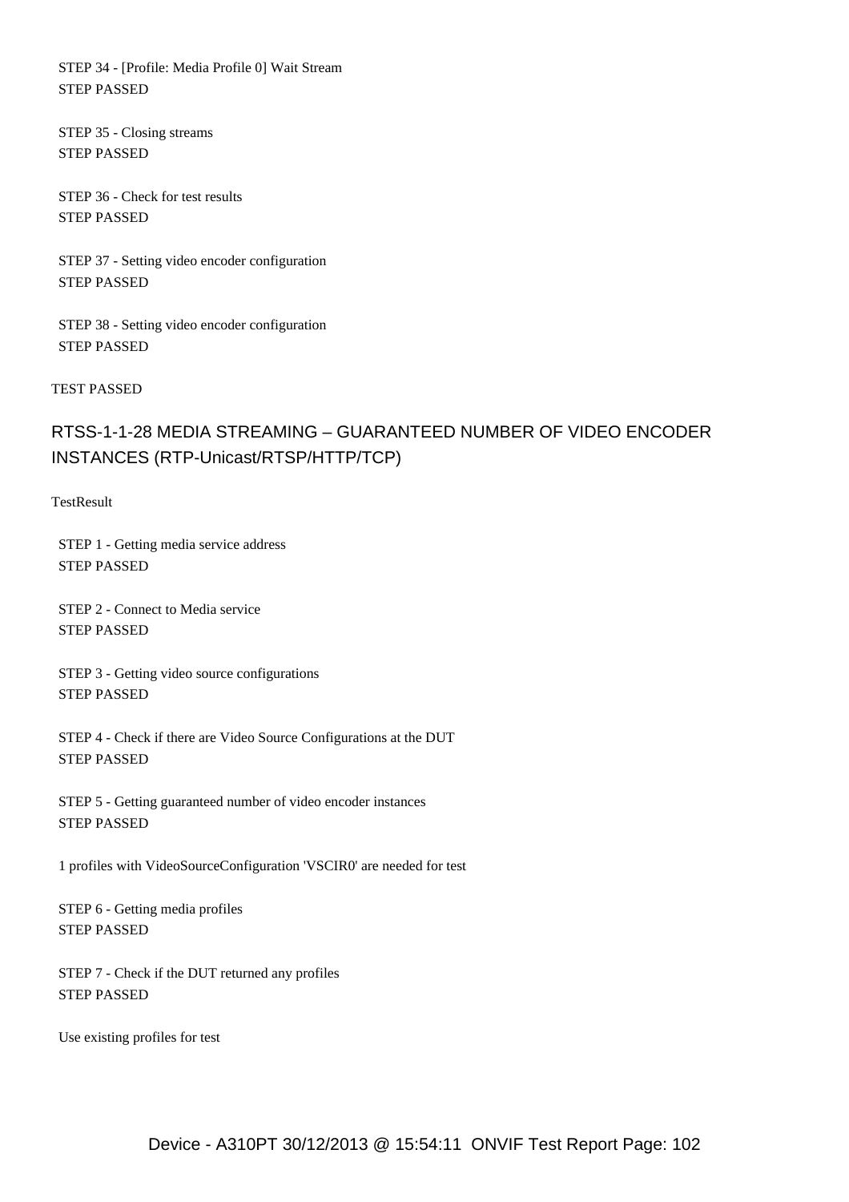STEP 34 - [Profile: Media Profile 0] Wait Stream
STEP PASSED

STEP 35 - Closing streams
STEP PASSED

STEP 36 - Check for test results
STEP PASSED

STEP 37 - Setting video encoder configuration
STEP PASSED

STEP 38 - Setting video encoder configuration
STEP PASSED

TEST PASSED

## RTSS-1-1-28 MEDIA STREAMING – GUARANTEED NUMBER OF VIDEO ENCODER INSTANCES (RTP-Unicast/RTSP/HTTP/TCP)

TestResult

STEP 1 - Getting media service address
STEP PASSED

STEP 2 - Connect to Media service
STEP PASSED

STEP 3 - Getting video source configurations
STEP PASSED

STEP 4 - Check if there are Video Source Configurations at the DUT
STEP PASSED

STEP 5 - Getting guaranteed number of video encoder instances
STEP PASSED

1 profiles with VideoSourceConfiguration 'VSCIR0' are needed for test

STEP 6 - Getting media profiles
STEP PASSED

STEP 7 - Check if the DUT returned any profiles
STEP PASSED

Use existing profiles for test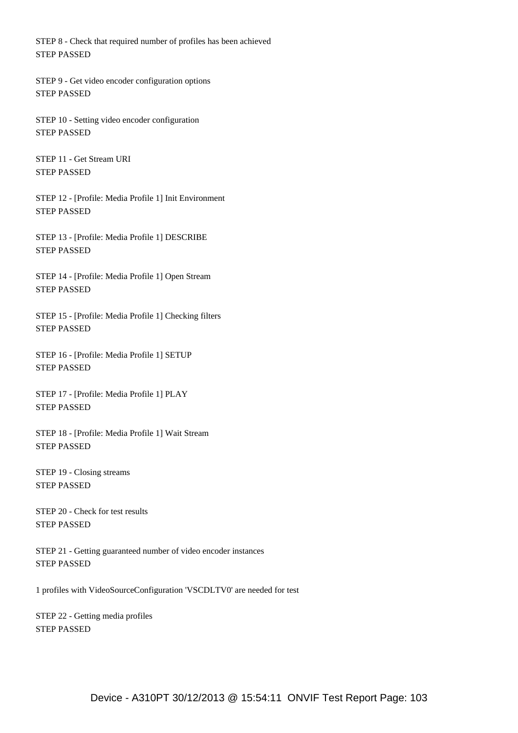STEP 8 - Check that required number of profiles has been achieved
STEP PASSED

STEP 9 - Get video encoder configuration options
STEP PASSED

STEP 10 - Setting video encoder configuration
STEP PASSED

STEP 11 - Get Stream URI
STEP PASSED

STEP 12 - [Profile: Media Profile 1] Init Environment
STEP PASSED

STEP 13 - [Profile: Media Profile 1] DESCRIBE
STEP PASSED

STEP 14 - [Profile: Media Profile 1] Open Stream
STEP PASSED

STEP 15 - [Profile: Media Profile 1] Checking filters
STEP PASSED

STEP 16 - [Profile: Media Profile 1] SETUP
STEP PASSED

STEP 17 - [Profile: Media Profile 1] PLAY
STEP PASSED

STEP 18 - [Profile: Media Profile 1] Wait Stream
STEP PASSED

STEP 19 - Closing streams
STEP PASSED

STEP 20 - Check for test results
STEP PASSED

STEP 21 - Getting guaranteed number of video encoder instances
STEP PASSED

1 profiles with VideoSourceConfiguration 'VSCDLTV0' are needed for test

STEP 22 - Getting media profiles
STEP PASSED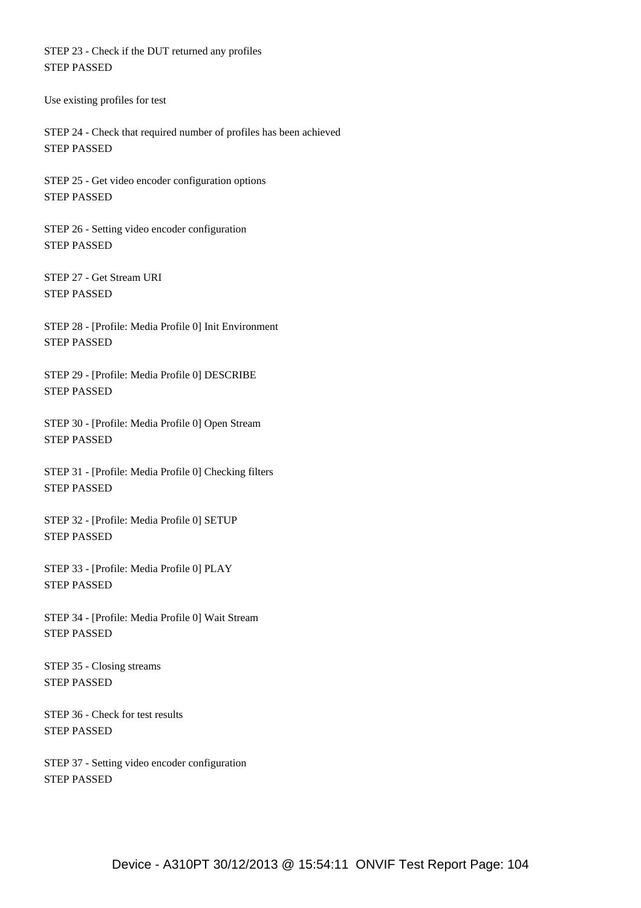STEP 23 - Check if the DUT returned any profiles
STEP PASSED

Use existing profiles for test

STEP 24 - Check that required number of profiles has been achieved
STEP PASSED

STEP 25 - Get video encoder configuration options
STEP PASSED

STEP 26 - Setting video encoder configuration
STEP PASSED

STEP 27 - Get Stream URI
STEP PASSED

STEP 28 - [Profile: Media Profile 0] Init Environment
STEP PASSED

STEP 29 - [Profile: Media Profile 0] DESCRIBE
STEP PASSED

STEP 30 - [Profile: Media Profile 0] Open Stream
STEP PASSED

STEP 31 - [Profile: Media Profile 0] Checking filters
STEP PASSED

STEP 32 - [Profile: Media Profile 0] SETUP
STEP PASSED

STEP 33 - [Profile: Media Profile 0] PLAY
STEP PASSED

STEP 34 - [Profile: Media Profile 0] Wait Stream
STEP PASSED

STEP 35 - Closing streams
STEP PASSED

STEP 36 - Check for test results
STEP PASSED

STEP 37 - Setting video encoder configuration
STEP PASSED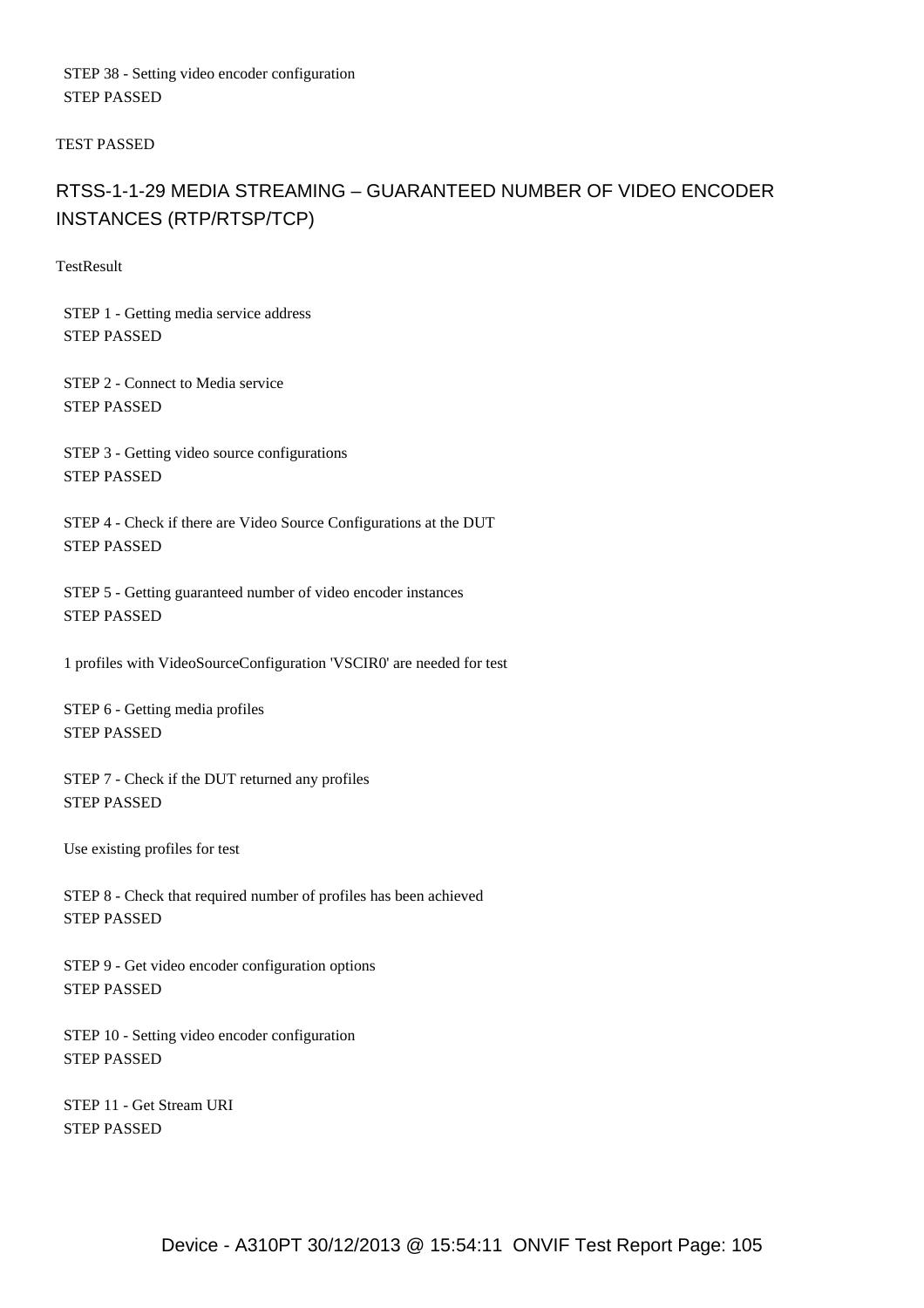STEP 38 - Setting video encoder configuration
STEP PASSED

TEST PASSED

## RTSS-1-1-29 MEDIA STREAMING – GUARANTEED NUMBER OF VIDEO ENCODER INSTANCES (RTP/RTSP/TCP)

TestResult

STEP 1 - Getting media service address
STEP PASSED

STEP 2 - Connect to Media service
STEP PASSED

STEP 3 - Getting video source configurations
STEP PASSED

STEP 4 - Check if there are Video Source Configurations at the DUT
STEP PASSED

STEP 5 - Getting guaranteed number of video encoder instances
STEP PASSED

1 profiles with VideoSourceConfiguration 'VSCIR0' are needed for test

STEP 6 - Getting media profiles
STEP PASSED

STEP 7 - Check if the DUT returned any profiles
STEP PASSED

Use existing profiles for test

STEP 8 - Check that required number of profiles has been achieved
STEP PASSED

STEP 9 - Get video encoder configuration options
STEP PASSED

STEP 10 - Setting video encoder configuration
STEP PASSED

STEP 11 - Get Stream URI
STEP PASSED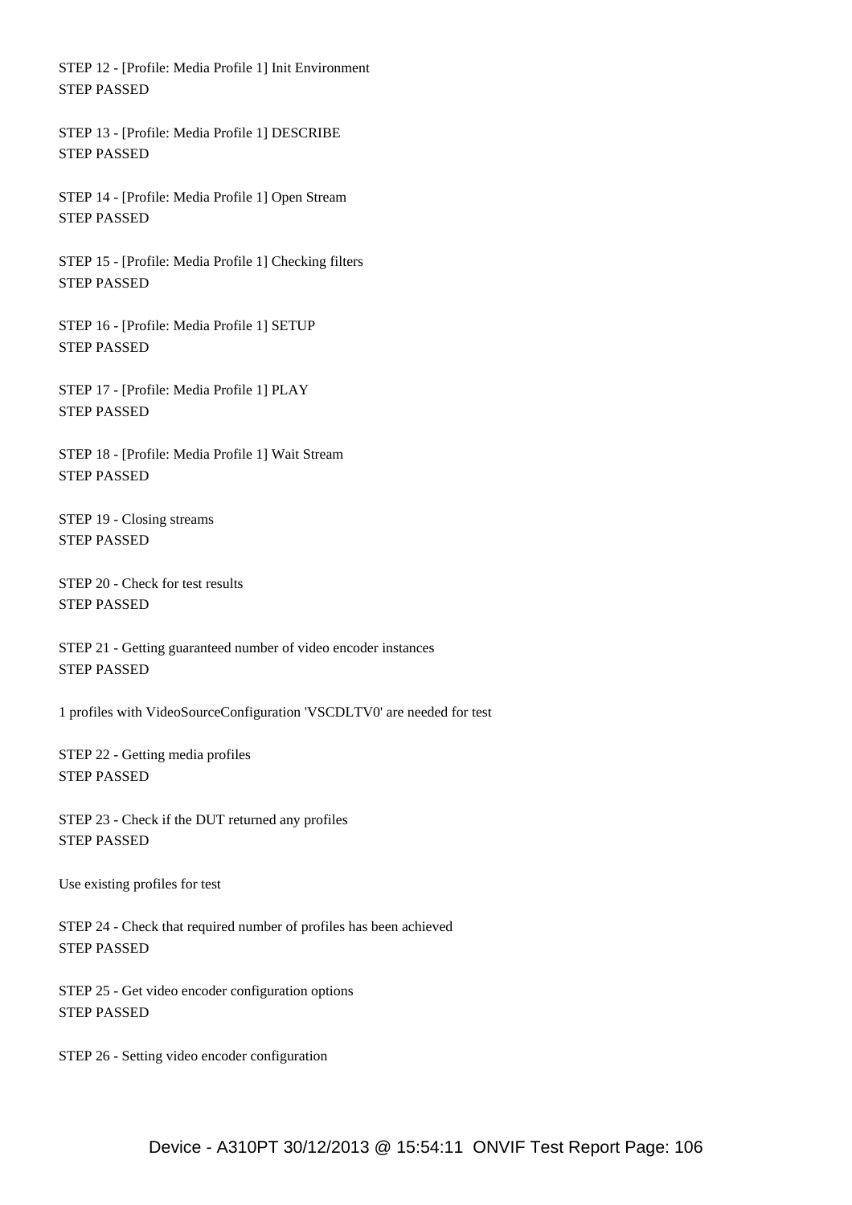STEP 12 - [Profile: Media Profile 1] Init Environment
STEP PASSED

STEP 13 - [Profile: Media Profile 1] DESCRIBE
STEP PASSED

STEP 14 - [Profile: Media Profile 1] Open Stream
STEP PASSED

STEP 15 - [Profile: Media Profile 1] Checking filters
STEP PASSED

STEP 16 - [Profile: Media Profile 1] SETUP
STEP PASSED

STEP 17 - [Profile: Media Profile 1] PLAY
STEP PASSED

STEP 18 - [Profile: Media Profile 1] Wait Stream
STEP PASSED

STEP 19 - Closing streams
STEP PASSED

STEP 20 - Check for test results
STEP PASSED

STEP 21 - Getting guaranteed number of video encoder instances
STEP PASSED

1 profiles with VideoSourceConfiguration 'VSCDLTV0' are needed for test

STEP 22 - Getting media profiles
STEP PASSED

STEP 23 - Check if the DUT returned any profiles
STEP PASSED

Use existing profiles for test

STEP 24 - Check that required number of profiles has been achieved
STEP PASSED

STEP 25 - Get video encoder configuration options
STEP PASSED

STEP 26 - Setting video encoder configuration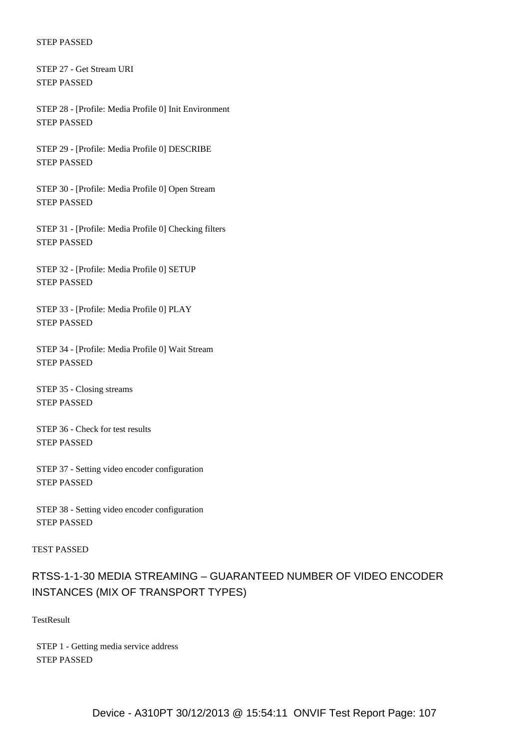STEP PASSED

STEP 27 - Get Stream URI
STEP PASSED

STEP 28 - [Profile: Media Profile 0] Init Environment
STEP PASSED

STEP 29 - [Profile: Media Profile 0] DESCRIBE
STEP PASSED

STEP 30 - [Profile: Media Profile 0] Open Stream
STEP PASSED

STEP 31 - [Profile: Media Profile 0] Checking filters
STEP PASSED

STEP 32 - [Profile: Media Profile 0] SETUP
STEP PASSED

STEP 33 - [Profile: Media Profile 0] PLAY
STEP PASSED

STEP 34 - [Profile: Media Profile 0] Wait Stream
STEP PASSED

STEP 35 - Closing streams
STEP PASSED

STEP 36 - Check for test results
STEP PASSED

STEP 37 - Setting video encoder configuration
STEP PASSED

STEP 38 - Setting video encoder configuration
STEP PASSED

TEST PASSED

## RTSS-1-1-30 MEDIA STREAMING – GUARANTEED NUMBER OF VIDEO ENCODER INSTANCES (MIX OF TRANSPORT TYPES)

TestResult

STEP 1 - Getting media service address
STEP PASSED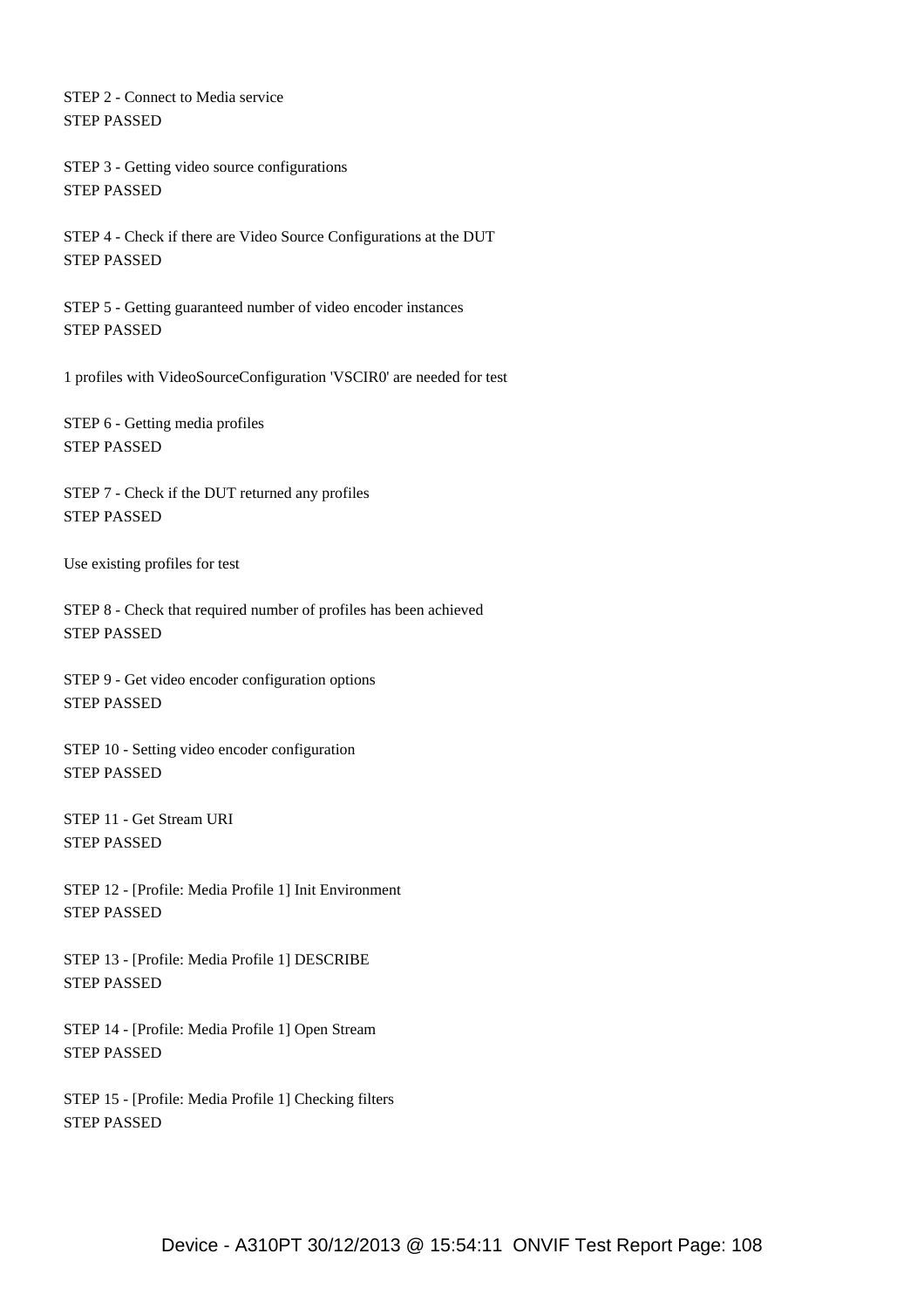STEP 2 - Connect to Media service
STEP PASSED

STEP 3 - Getting video source configurations
STEP PASSED

STEP 4 - Check if there are Video Source Configurations at the DUT
STEP PASSED

STEP 5 - Getting guaranteed number of video encoder instances
STEP PASSED

1 profiles with VideoSourceConfiguration 'VSCIR0' are needed for test

STEP 6 - Getting media profiles
STEP PASSED

STEP 7 - Check if the DUT returned any profiles
STEP PASSED

Use existing profiles for test

STEP 8 - Check that required number of profiles has been achieved
STEP PASSED

STEP 9 - Get video encoder configuration options
STEP PASSED

STEP 10 - Setting video encoder configuration
STEP PASSED

STEP 11 - Get Stream URI
STEP PASSED

STEP 12 - [Profile: Media Profile 1] Init Environment
STEP PASSED

STEP 13 - [Profile: Media Profile 1] DESCRIBE
STEP PASSED

STEP 14 - [Profile: Media Profile 1] Open Stream
STEP PASSED

STEP 15 - [Profile: Media Profile 1] Checking filters
STEP PASSED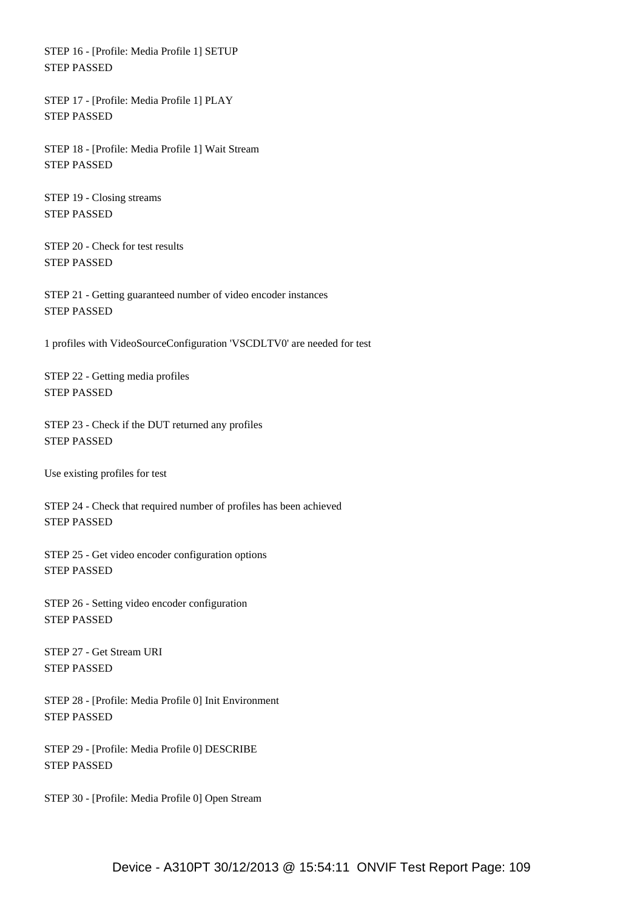STEP 16 - [Profile: Media Profile 1] SETUP
STEP PASSED

STEP 17 - [Profile: Media Profile 1] PLAY
STEP PASSED

STEP 18 - [Profile: Media Profile 1] Wait Stream
STEP PASSED

STEP 19 - Closing streams
STEP PASSED

STEP 20 - Check for test results
STEP PASSED

STEP 21 - Getting guaranteed number of video encoder instances
STEP PASSED

1 profiles with VideoSourceConfiguration 'VSCDLTV0' are needed for test

STEP 22 - Getting media profiles
STEP PASSED

STEP 23 - Check if the DUT returned any profiles
STEP PASSED

Use existing profiles for test

STEP 24 - Check that required number of profiles has been achieved
STEP PASSED

STEP 25 - Get video encoder configuration options
STEP PASSED

STEP 26 - Setting video encoder configuration
STEP PASSED

STEP 27 - Get Stream URI
STEP PASSED

STEP 28 - [Profile: Media Profile 0] Init Environment
STEP PASSED

STEP 29 - [Profile: Media Profile 0] DESCRIBE
STEP PASSED

STEP 30 - [Profile: Media Profile 0] Open Stream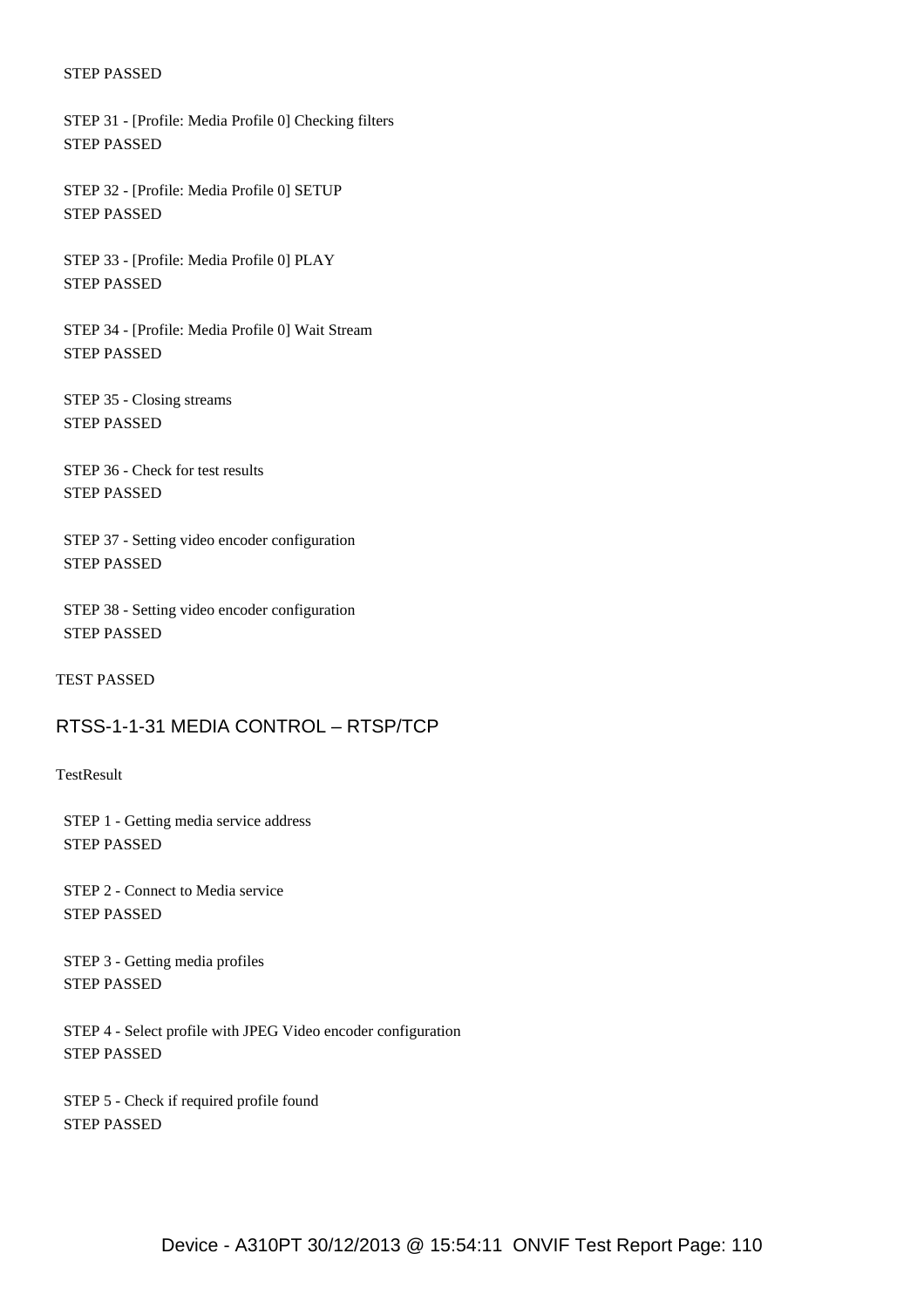STEP PASSED

STEP 31 - [Profile: Media Profile 0] Checking filters
STEP PASSED

STEP 32 - [Profile: Media Profile 0] SETUP
STEP PASSED

STEP 33 - [Profile: Media Profile 0] PLAY
STEP PASSED

STEP 34 - [Profile: Media Profile 0] Wait Stream
STEP PASSED

STEP 35 - Closing streams
STEP PASSED

STEP 36 - Check for test results
STEP PASSED

STEP 37 - Setting video encoder configuration
STEP PASSED

STEP 38 - Setting video encoder configuration
STEP PASSED

TEST PASSED

## RTSS-1-1-31 MEDIA CONTROL – RTSP/TCP

TestResult

STEP 1 - Getting media service address
STEP PASSED

STEP 2 - Connect to Media service
STEP PASSED

STEP 3 - Getting media profiles
STEP PASSED

STEP 4 - Select profile with JPEG Video encoder configuration
STEP PASSED

STEP 5 - Check if required profile found
STEP PASSED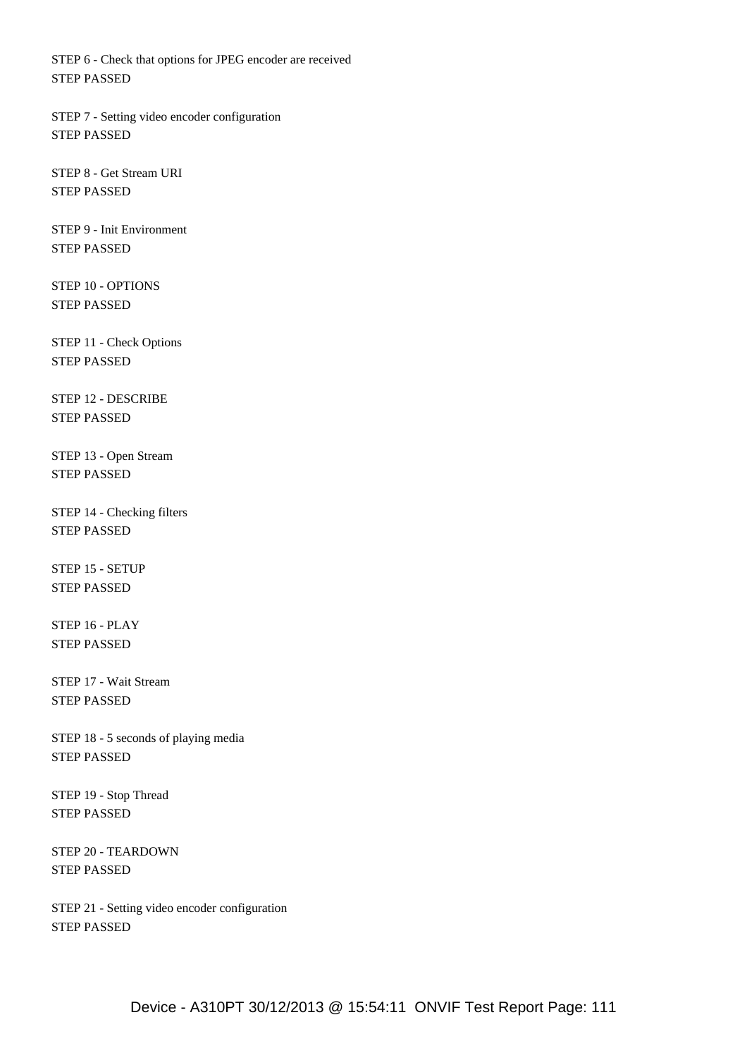STEP 6 - Check that options for JPEG encoder are received
STEP PASSED

STEP 7 - Setting video encoder configuration
STEP PASSED

STEP 8 - Get Stream URI
STEP PASSED

STEP 9 - Init Environment
STEP PASSED

STEP 10 - OPTIONS
STEP PASSED

STEP 11 - Check Options
STEP PASSED

STEP 12 - DESCRIBE
STEP PASSED

STEP 13 - Open Stream
STEP PASSED

STEP 14 - Checking filters
STEP PASSED

STEP 15 - SETUP
STEP PASSED

STEP 16 - PLAY
STEP PASSED

STEP 17 - Wait Stream
STEP PASSED

STEP 18 - 5 seconds of playing media
STEP PASSED

STEP 19 - Stop Thread
STEP PASSED

STEP 20 - TEARDOWN
STEP PASSED

STEP 21 - Setting video encoder configuration
STEP PASSED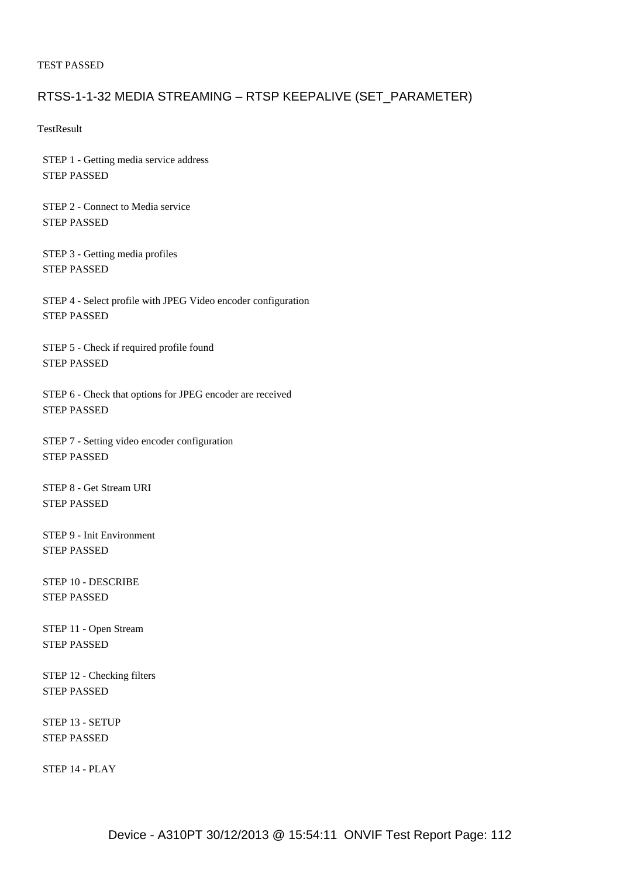TEST PASSED

## RTSS-1-1-32 MEDIA STREAMING – RTSP KEEPALIVE (SET_PARAMETER)

TestResult

STEP 1 - Getting media service address
STEP PASSED

STEP 2 - Connect to Media service
STEP PASSED

STEP 3 - Getting media profiles
STEP PASSED

STEP 4 - Select profile with JPEG Video encoder configuration
STEP PASSED

STEP 5 - Check if required profile found
STEP PASSED

STEP 6 - Check that options for JPEG encoder are received
STEP PASSED

STEP 7 - Setting video encoder configuration
STEP PASSED

STEP 8 - Get Stream URI
STEP PASSED

STEP 9 - Init Environment
STEP PASSED

STEP 10 - DESCRIBE
STEP PASSED

STEP 11 - Open Stream
STEP PASSED

STEP 12 - Checking filters
STEP PASSED

STEP 13 - SETUP
STEP PASSED

STEP 14 - PLAY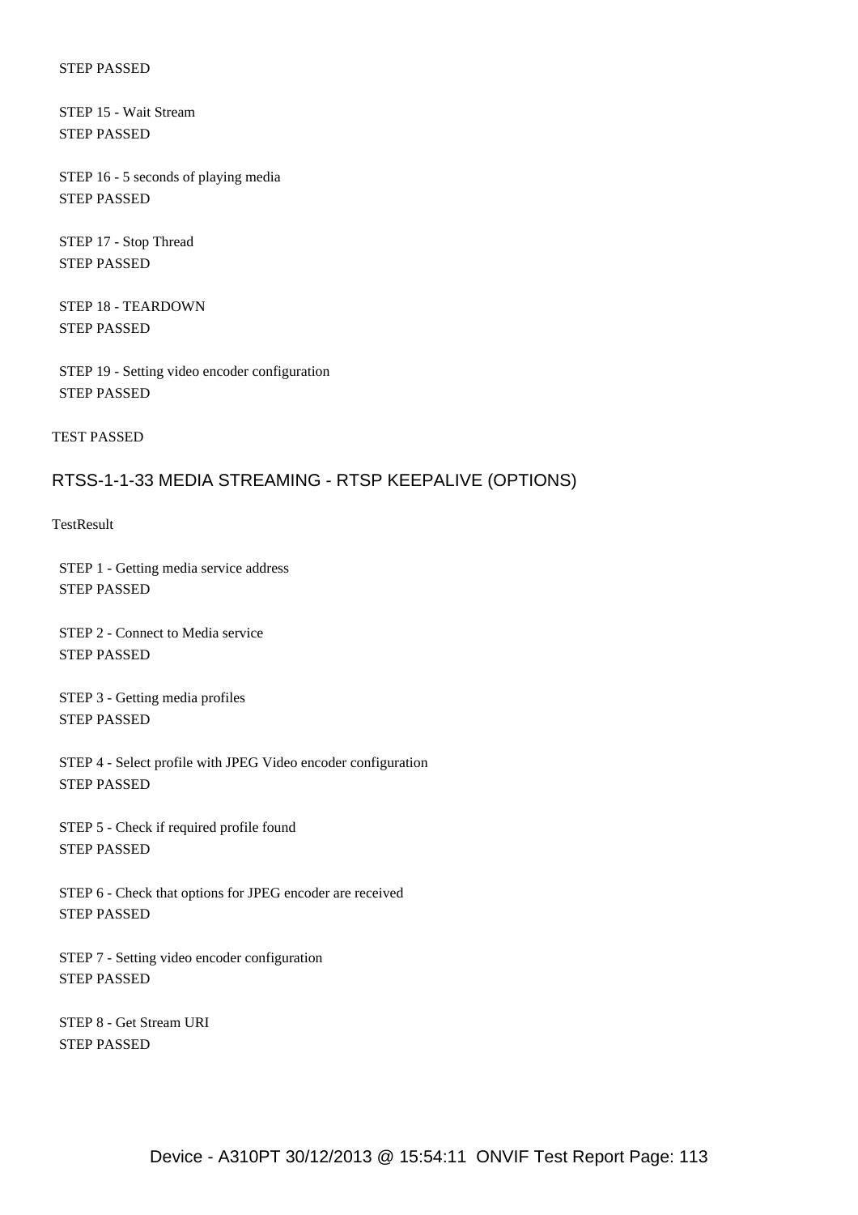STEP PASSED

STEP 15 - Wait Stream
STEP PASSED

STEP 16 - 5 seconds of playing media
STEP PASSED

STEP 17 - Stop Thread
STEP PASSED

STEP 18 - TEARDOWN
STEP PASSED

STEP 19 - Setting video encoder configuration
STEP PASSED

TEST PASSED

## RTSS-1-1-33 MEDIA STREAMING - RTSP KEEPALIVE (OPTIONS)

TestResult

STEP 1 - Getting media service address
STEP PASSED

STEP 2 - Connect to Media service
STEP PASSED

STEP 3 - Getting media profiles
STEP PASSED

STEP 4 - Select profile with JPEG Video encoder configuration
STEP PASSED

STEP 5 - Check if required profile found
STEP PASSED

STEP 6 - Check that options for JPEG encoder are received
STEP PASSED

STEP 7 - Setting video encoder configuration
STEP PASSED

STEP 8 - Get Stream URI
STEP PASSED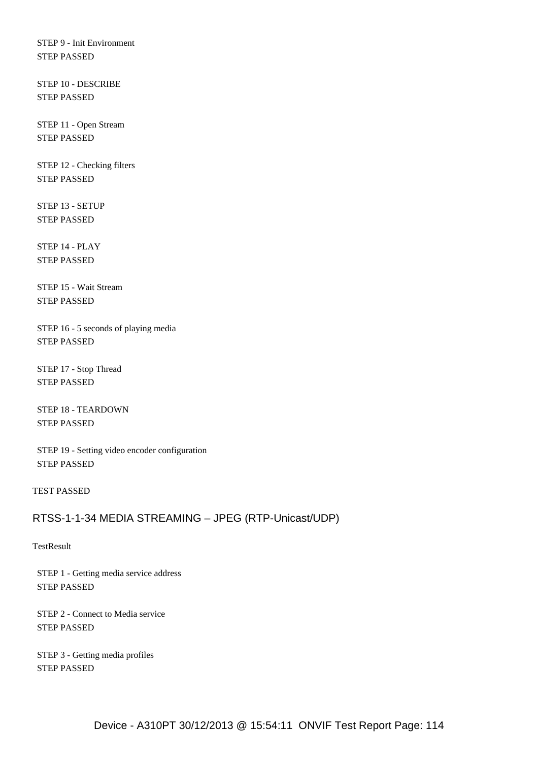STEP 9 - Init Environment
STEP PASSED

STEP 10 - DESCRIBE
STEP PASSED

STEP 11 - Open Stream
STEP PASSED

STEP 12 - Checking filters
STEP PASSED

STEP 13 - SETUP
STEP PASSED

STEP 14 - PLAY
STEP PASSED

STEP 15 - Wait Stream
STEP PASSED

STEP 16 - 5 seconds of playing media
STEP PASSED

STEP 17 - Stop Thread
STEP PASSED

STEP 18 - TEARDOWN
STEP PASSED

STEP 19 - Setting video encoder configuration
STEP PASSED

TEST PASSED

## RTSS-1-1-34 MEDIA STREAMING – JPEG (RTP-Unicast/UDP)

TestResult

STEP 1 - Getting media service address
STEP PASSED

STEP 2 - Connect to Media service
STEP PASSED

STEP 3 - Getting media profiles
STEP PASSED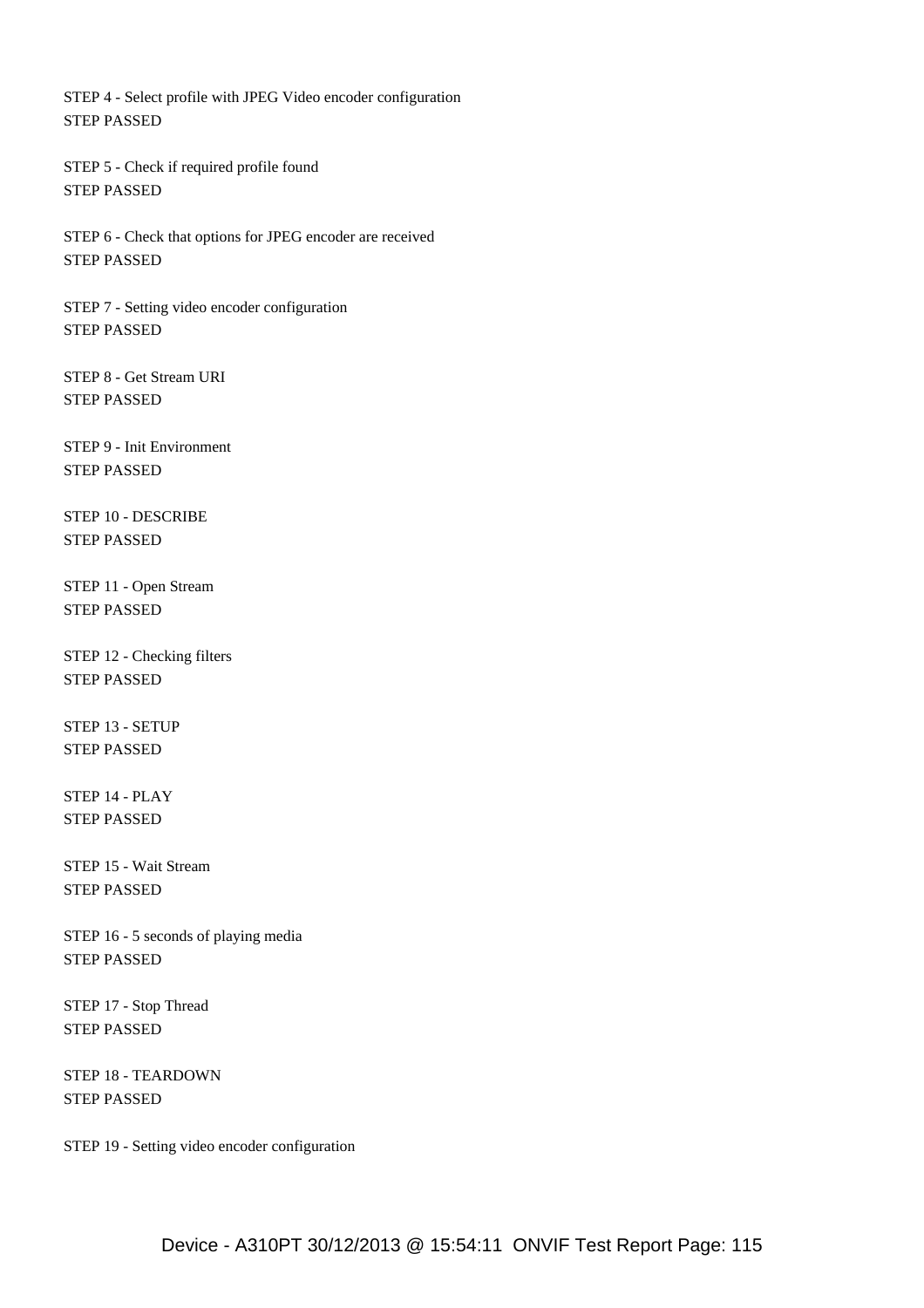STEP 4 - Select profile with JPEG Video encoder configuration
STEP PASSED

STEP 5 - Check if required profile found
STEP PASSED

STEP 6 - Check that options for JPEG encoder are received
STEP PASSED

STEP 7 - Setting video encoder configuration
STEP PASSED

STEP 8 - Get Stream URI
STEP PASSED

STEP 9 - Init Environment
STEP PASSED

STEP 10 - DESCRIBE
STEP PASSED

STEP 11 - Open Stream
STEP PASSED

STEP 12 - Checking filters
STEP PASSED

STEP 13 - SETUP
STEP PASSED

STEP 14 - PLAY
STEP PASSED

STEP 15 - Wait Stream
STEP PASSED

STEP 16 - 5 seconds of playing media
STEP PASSED

STEP 17 - Stop Thread
STEP PASSED

STEP 18 - TEARDOWN
STEP PASSED

STEP 19 - Setting video encoder configuration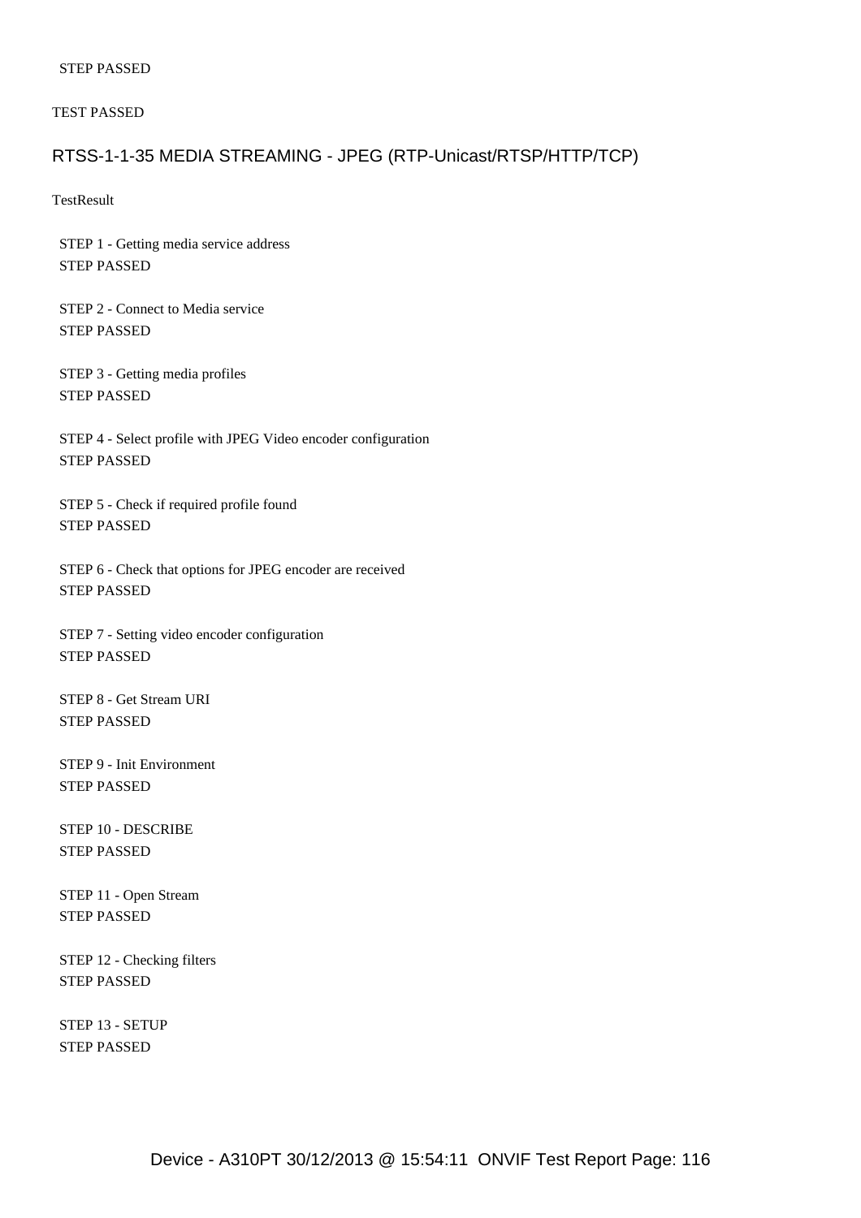STEP PASSED

TEST PASSED

## RTSS-1-1-35 MEDIA STREAMING - JPEG (RTP-Unicast/RTSP/HTTP/TCP)

TestResult

STEP 1 - Getting media service address
STEP PASSED

STEP 2 - Connect to Media service
STEP PASSED

STEP 3 - Getting media profiles
STEP PASSED

STEP 4 - Select profile with JPEG Video encoder configuration
STEP PASSED

STEP 5 - Check if required profile found
STEP PASSED

STEP 6 - Check that options for JPEG encoder are received
STEP PASSED

STEP 7 - Setting video encoder configuration
STEP PASSED

STEP 8 - Get Stream URI
STEP PASSED

STEP 9 - Init Environment
STEP PASSED

STEP 10 - DESCRIBE
STEP PASSED

STEP 11 - Open Stream
STEP PASSED

STEP 12 - Checking filters
STEP PASSED

STEP 13 - SETUP
STEP PASSED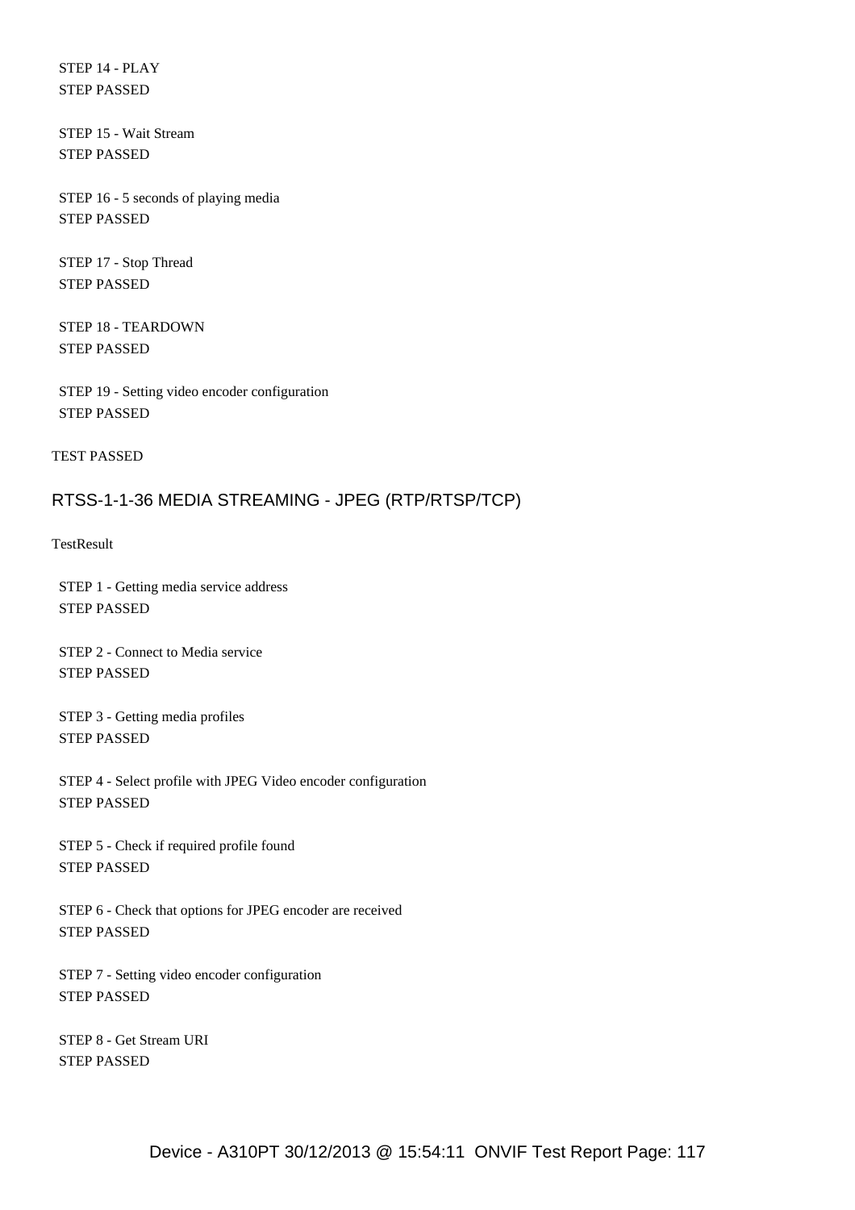STEP 14 - PLAY
STEP PASSED

STEP 15 - Wait Stream
STEP PASSED

STEP 16 - 5 seconds of playing media
STEP PASSED

STEP 17 - Stop Thread
STEP PASSED

STEP 18 - TEARDOWN
STEP PASSED

STEP 19 - Setting video encoder configuration
STEP PASSED

TEST PASSED

## RTSS-1-1-36 MEDIA STREAMING - JPEG (RTP/RTSP/TCP)

TestResult

STEP 1 - Getting media service address
STEP PASSED

STEP 2 - Connect to Media service
STEP PASSED

STEP 3 - Getting media profiles
STEP PASSED

STEP 4 - Select profile with JPEG Video encoder configuration
STEP PASSED

STEP 5 - Check if required profile found
STEP PASSED

STEP 6 - Check that options for JPEG encoder are received
STEP PASSED

STEP 7 - Setting video encoder configuration
STEP PASSED

STEP 8 - Get Stream URI
STEP PASSED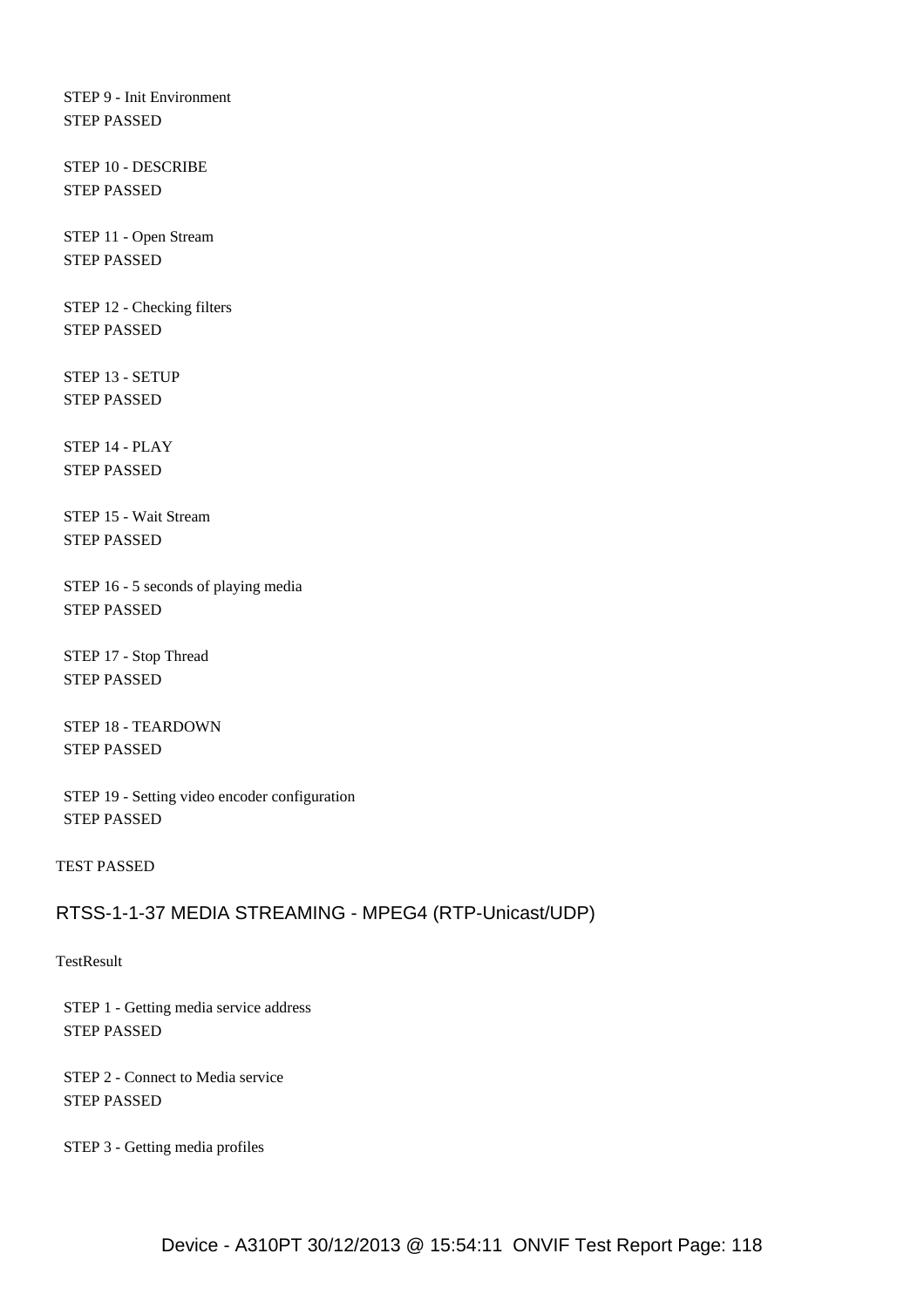STEP 9 - Init Environment
STEP PASSED

STEP 10 - DESCRIBE
STEP PASSED

STEP 11 - Open Stream
STEP PASSED

STEP 12 - Checking filters
STEP PASSED

STEP 13 - SETUP
STEP PASSED

STEP 14 - PLAY
STEP PASSED

STEP 15 - Wait Stream
STEP PASSED

STEP 16 - 5 seconds of playing media
STEP PASSED

STEP 17 - Stop Thread
STEP PASSED

STEP 18 - TEARDOWN
STEP PASSED

STEP 19 - Setting video encoder configuration
STEP PASSED

TEST PASSED

## RTSS-1-1-37 MEDIA STREAMING - MPEG4 (RTP-Unicast/UDP)

TestResult

STEP 1 - Getting media service address
STEP PASSED

STEP 2 - Connect to Media service
STEP PASSED

STEP 3 - Getting media profiles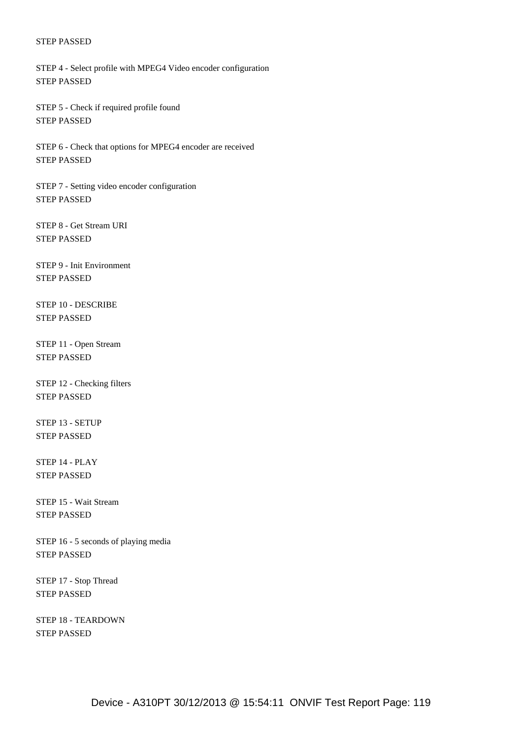STEP PASSED

STEP 4 - Select profile with MPEG4 Video encoder configuration
STEP PASSED

STEP 5 - Check if required profile found
STEP PASSED

STEP 6 - Check that options for MPEG4 encoder are received
STEP PASSED

STEP 7 - Setting video encoder configuration
STEP PASSED

STEP 8 - Get Stream URI
STEP PASSED

STEP 9 - Init Environment
STEP PASSED

STEP 10 - DESCRIBE
STEP PASSED

STEP 11 - Open Stream
STEP PASSED

STEP 12 - Checking filters
STEP PASSED

STEP 13 - SETUP
STEP PASSED

STEP 14 - PLAY
STEP PASSED

STEP 15 - Wait Stream
STEP PASSED

STEP 16 - 5 seconds of playing media
STEP PASSED

STEP 17 - Stop Thread
STEP PASSED

STEP 18 - TEARDOWN
STEP PASSED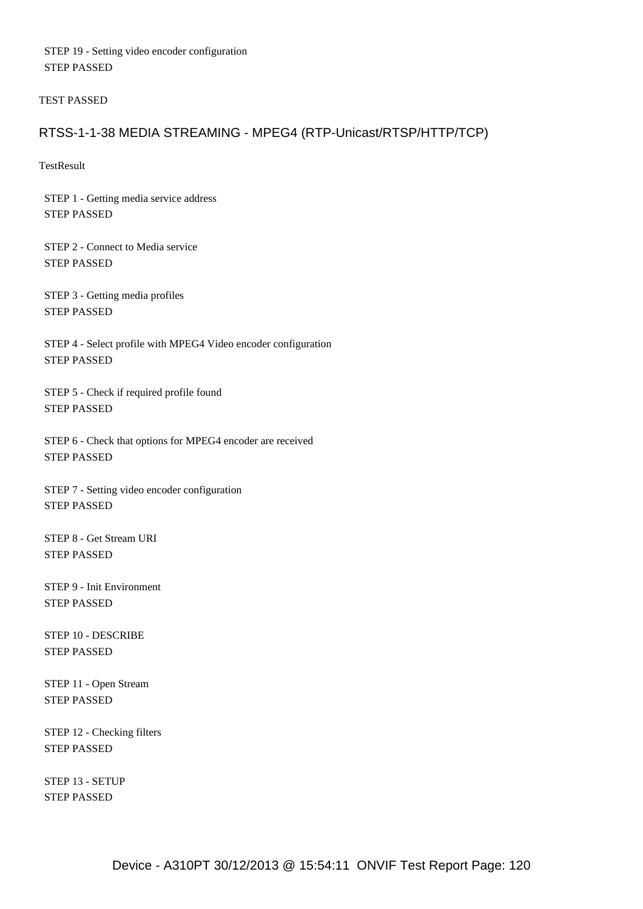STEP 19 - Setting video encoder configuration
STEP PASSED

TEST PASSED

## RTSS-1-1-38 MEDIA STREAMING - MPEG4 (RTP-Unicast/RTSP/HTTP/TCP)

TestResult

STEP 1 - Getting media service address
STEP PASSED

STEP 2 - Connect to Media service
STEP PASSED

STEP 3 - Getting media profiles
STEP PASSED

STEP 4 - Select profile with MPEG4 Video encoder configuration
STEP PASSED

STEP 5 - Check if required profile found
STEP PASSED

STEP 6 - Check that options for MPEG4 encoder are received
STEP PASSED

STEP 7 - Setting video encoder configuration
STEP PASSED

STEP 8 - Get Stream URI
STEP PASSED

STEP 9 - Init Environment
STEP PASSED

STEP 10 - DESCRIBE
STEP PASSED

STEP 11 - Open Stream
STEP PASSED

STEP 12 - Checking filters
STEP PASSED

STEP 13 - SETUP
STEP PASSED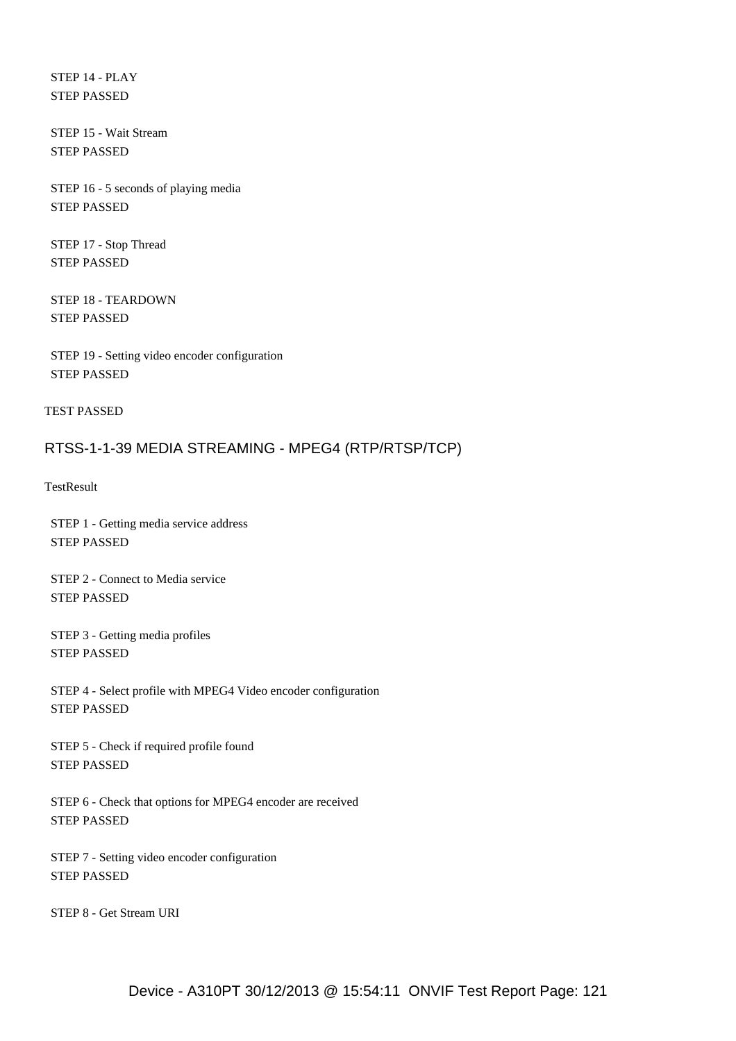STEP 14 - PLAY
STEP PASSED

STEP 15 - Wait Stream
STEP PASSED

STEP 16 - 5 seconds of playing media
STEP PASSED

STEP 17 - Stop Thread
STEP PASSED

STEP 18 - TEARDOWN
STEP PASSED

STEP 19 - Setting video encoder configuration
STEP PASSED

TEST PASSED

## RTSS-1-1-39 MEDIA STREAMING - MPEG4 (RTP/RTSP/TCP)

TestResult

STEP 1 - Getting media service address
STEP PASSED

STEP 2 - Connect to Media service
STEP PASSED

STEP 3 - Getting media profiles
STEP PASSED

STEP 4 - Select profile with MPEG4 Video encoder configuration
STEP PASSED

STEP 5 - Check if required profile found
STEP PASSED

STEP 6 - Check that options for MPEG4 encoder are received
STEP PASSED

STEP 7 - Setting video encoder configuration
STEP PASSED

STEP 8 - Get Stream URI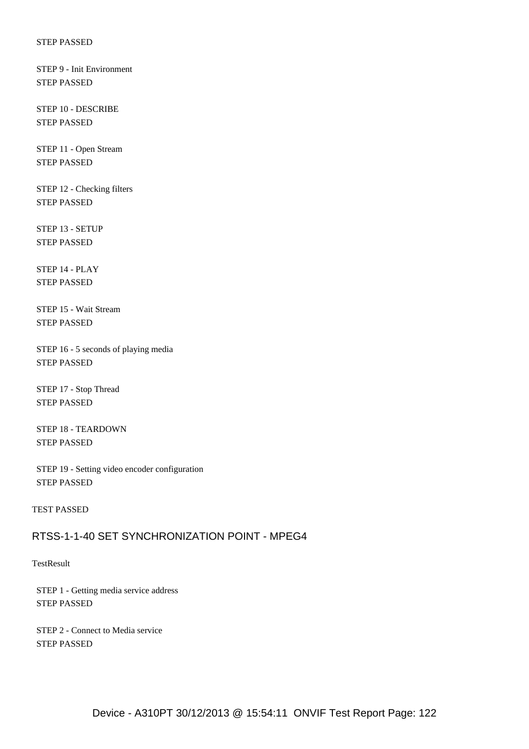STEP PASSED

STEP 9 - Init Environment
STEP PASSED

STEP 10 - DESCRIBE
STEP PASSED

STEP 11 - Open Stream
STEP PASSED

STEP 12 - Checking filters
STEP PASSED

STEP 13 - SETUP
STEP PASSED

STEP 14 - PLAY
STEP PASSED

STEP 15 - Wait Stream
STEP PASSED

STEP 16 - 5 seconds of playing media
STEP PASSED

STEP 17 - Stop Thread
STEP PASSED

STEP 18 - TEARDOWN
STEP PASSED

STEP 19 - Setting video encoder configuration
STEP PASSED

TEST PASSED

## RTSS-1-1-40 SET SYNCHRONIZATION POINT - MPEG4

TestResult

STEP 1 - Getting media service address
STEP PASSED

STEP 2 - Connect to Media service
STEP PASSED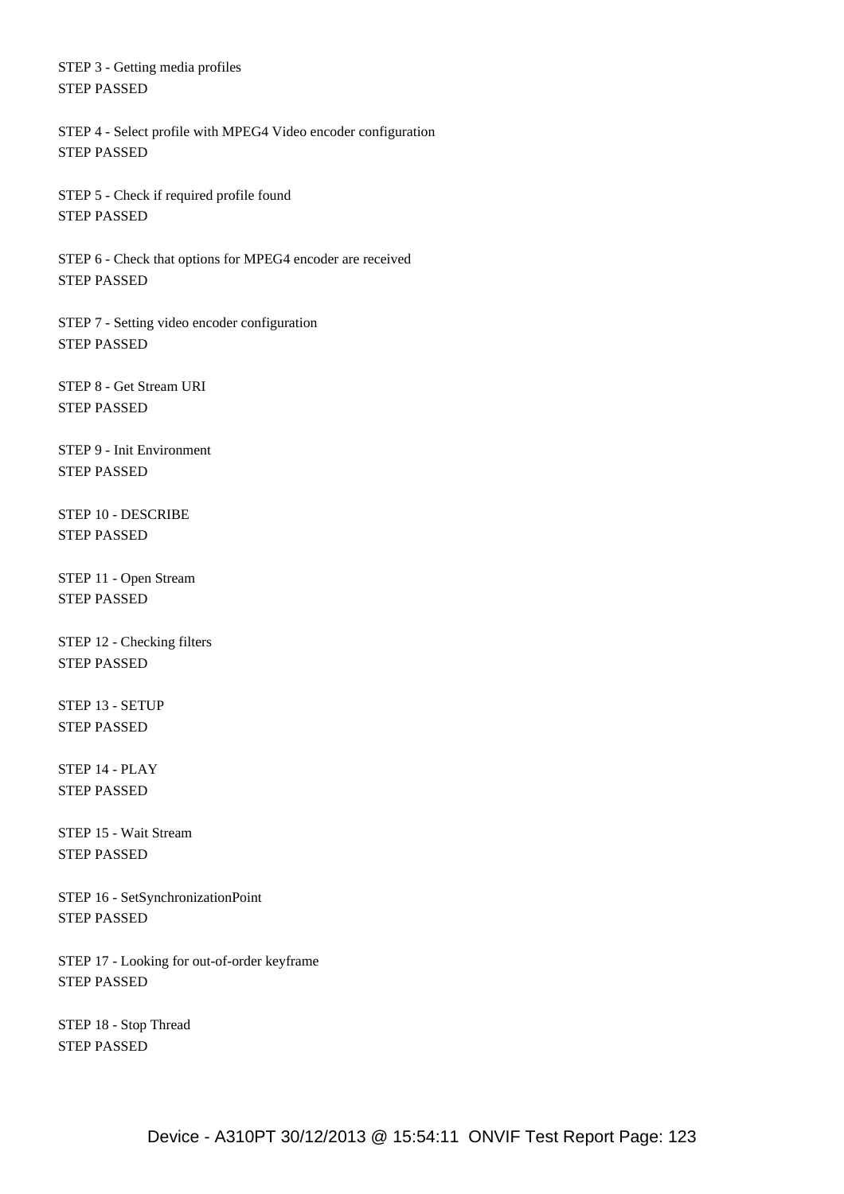STEP 3 - Getting media profiles
STEP PASSED

STEP 4 - Select profile with MPEG4 Video encoder configuration
STEP PASSED

STEP 5 - Check if required profile found
STEP PASSED

STEP 6 - Check that options for MPEG4 encoder are received
STEP PASSED

STEP 7 - Setting video encoder configuration
STEP PASSED

STEP 8 - Get Stream URI
STEP PASSED

STEP 9 - Init Environment
STEP PASSED

STEP 10 - DESCRIBE
STEP PASSED

STEP 11 - Open Stream
STEP PASSED

STEP 12 - Checking filters
STEP PASSED

STEP 13 - SETUP
STEP PASSED

STEP 14 - PLAY
STEP PASSED

STEP 15 - Wait Stream
STEP PASSED

STEP 16 - SetSynchronizationPoint
STEP PASSED

STEP 17 - Looking for out-of-order keyframe
STEP PASSED

STEP 18 - Stop Thread
STEP PASSED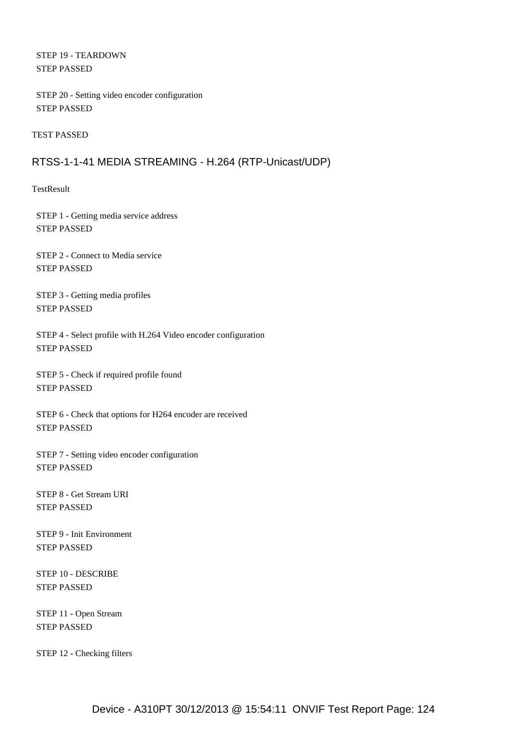STEP 19 - TEARDOWN
STEP PASSED

STEP 20 - Setting video encoder configuration
STEP PASSED

TEST PASSED

## RTSS-1-1-41 MEDIA STREAMING - H.264 (RTP-Unicast/UDP)

TestResult

STEP 1 - Getting media service address
STEP PASSED

STEP 2 - Connect to Media service
STEP PASSED

STEP 3 - Getting media profiles
STEP PASSED

STEP 4 - Select profile with H.264 Video encoder configuration
STEP PASSED

STEP 5 - Check if required profile found
STEP PASSED

STEP 6 - Check that options for H264 encoder are received
STEP PASSED

STEP 7 - Setting video encoder configuration
STEP PASSED

STEP 8 - Get Stream URI
STEP PASSED

STEP 9 - Init Environment
STEP PASSED

STEP 10 - DESCRIBE
STEP PASSED

STEP 11 - Open Stream
STEP PASSED

STEP 12 - Checking filters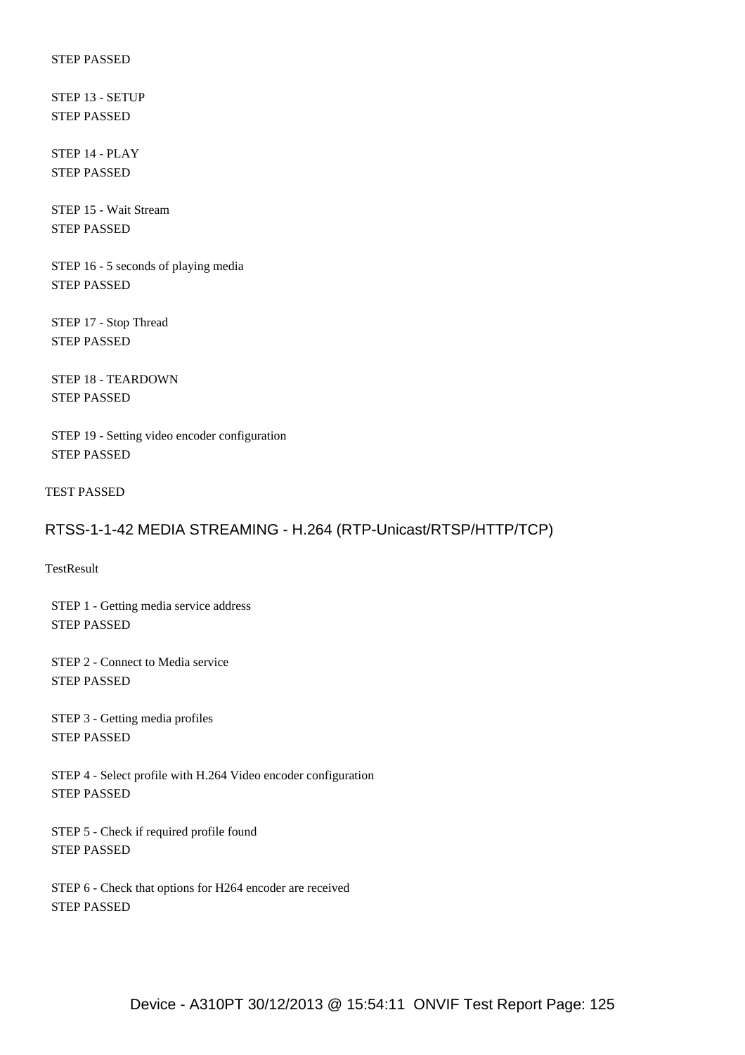STEP PASSED

STEP 13 - SETUP
STEP PASSED

STEP 14 - PLAY
STEP PASSED

STEP 15 - Wait Stream
STEP PASSED

STEP 16 - 5 seconds of playing media
STEP PASSED

STEP 17 - Stop Thread
STEP PASSED

STEP 18 - TEARDOWN
STEP PASSED

STEP 19 - Setting video encoder configuration
STEP PASSED

TEST PASSED

## RTSS-1-1-42 MEDIA STREAMING - H.264 (RTP-Unicast/RTSP/HTTP/TCP)

TestResult

STEP 1 - Getting media service address
STEP PASSED

STEP 2 - Connect to Media service
STEP PASSED

STEP 3 - Getting media profiles
STEP PASSED

STEP 4 - Select profile with H.264 Video encoder configuration
STEP PASSED

STEP 5 - Check if required profile found
STEP PASSED

STEP 6 - Check that options for H264 encoder are received
STEP PASSED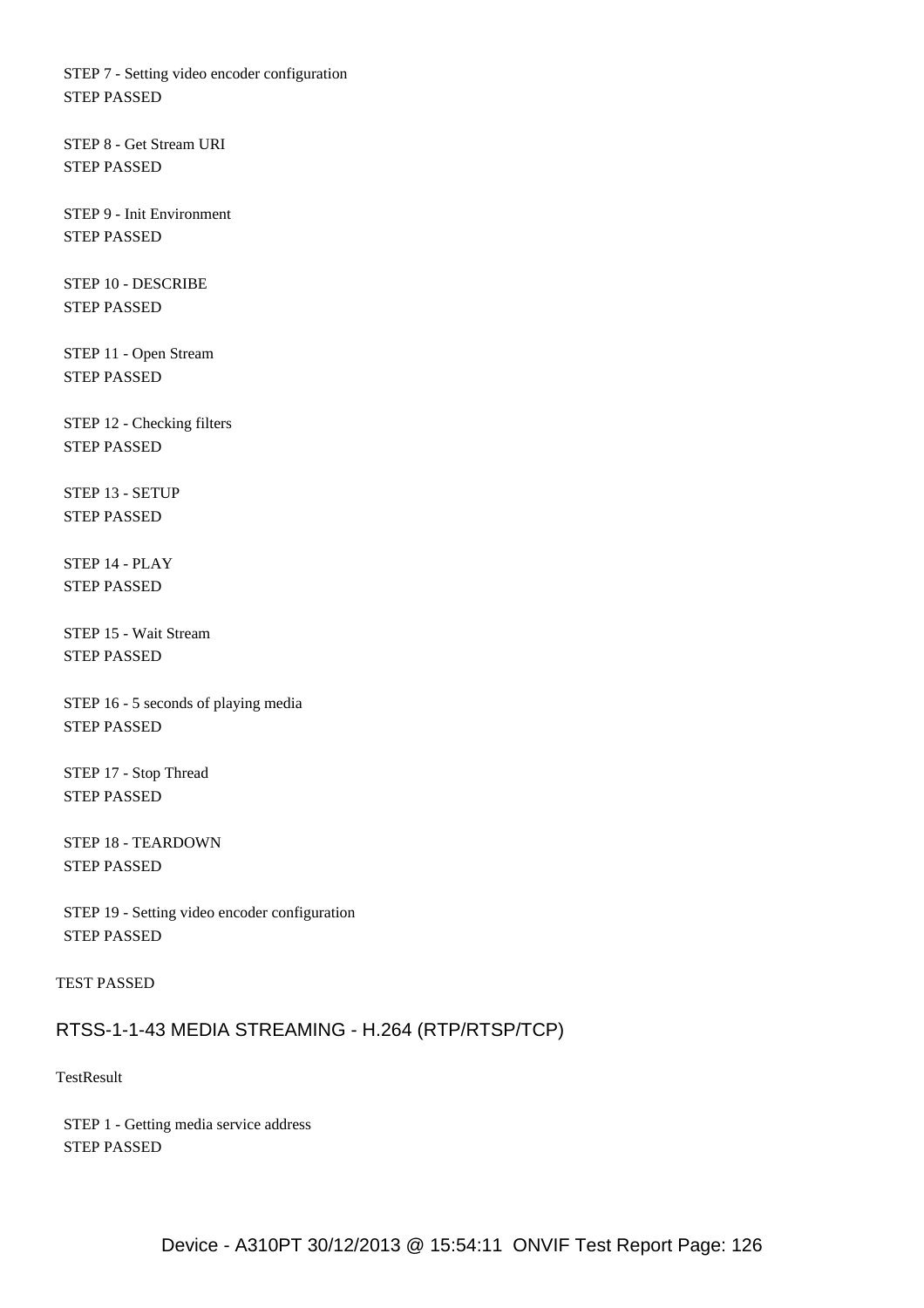STEP 7 - Setting video encoder configuration
STEP PASSED

STEP 8 - Get Stream URI
STEP PASSED

STEP 9 - Init Environment
STEP PASSED

STEP 10 - DESCRIBE
STEP PASSED

STEP 11 - Open Stream
STEP PASSED

STEP 12 - Checking filters
STEP PASSED

STEP 13 - SETUP
STEP PASSED

STEP 14 - PLAY
STEP PASSED

STEP 15 - Wait Stream
STEP PASSED

STEP 16 - 5 seconds of playing media
STEP PASSED

STEP 17 - Stop Thread
STEP PASSED

STEP 18 - TEARDOWN
STEP PASSED

STEP 19 - Setting video encoder configuration
STEP PASSED

TEST PASSED

## RTSS-1-1-43 MEDIA STREAMING - H.264 (RTP/RTSP/TCP)

TestResult

STEP 1 - Getting media service address
STEP PASSED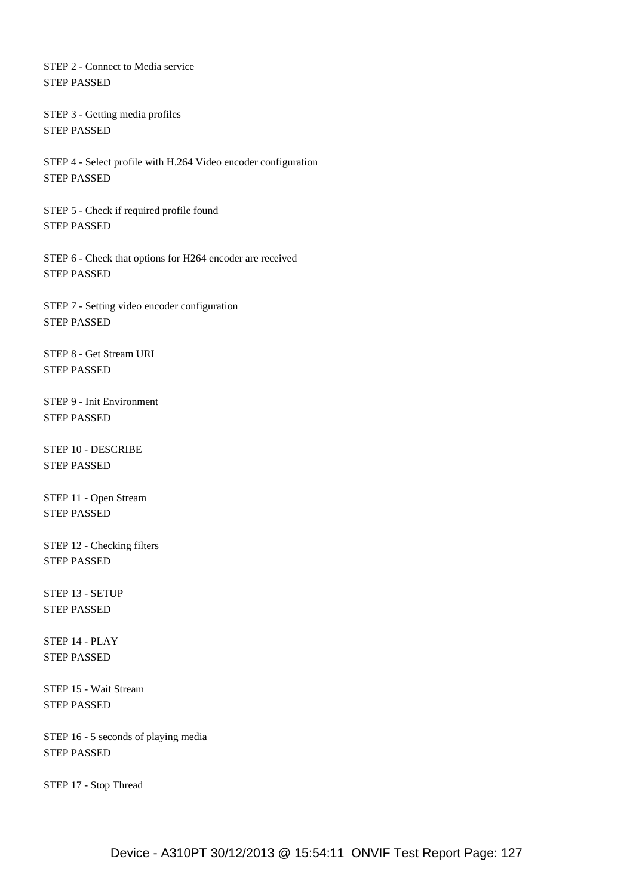STEP 2 - Connect to Media service
STEP PASSED

STEP 3 - Getting media profiles
STEP PASSED

STEP 4 - Select profile with H.264 Video encoder configuration
STEP PASSED

STEP 5 - Check if required profile found
STEP PASSED

STEP 6 - Check that options for H264 encoder are received
STEP PASSED

STEP 7 - Setting video encoder configuration
STEP PASSED

STEP 8 - Get Stream URI
STEP PASSED

STEP 9 - Init Environment
STEP PASSED

STEP 10 - DESCRIBE
STEP PASSED

STEP 11 - Open Stream
STEP PASSED

STEP 12 - Checking filters
STEP PASSED

STEP 13 - SETUP
STEP PASSED

STEP 14 - PLAY
STEP PASSED

STEP 15 - Wait Stream
STEP PASSED

STEP 16 - 5 seconds of playing media
STEP PASSED

STEP 17 - Stop Thread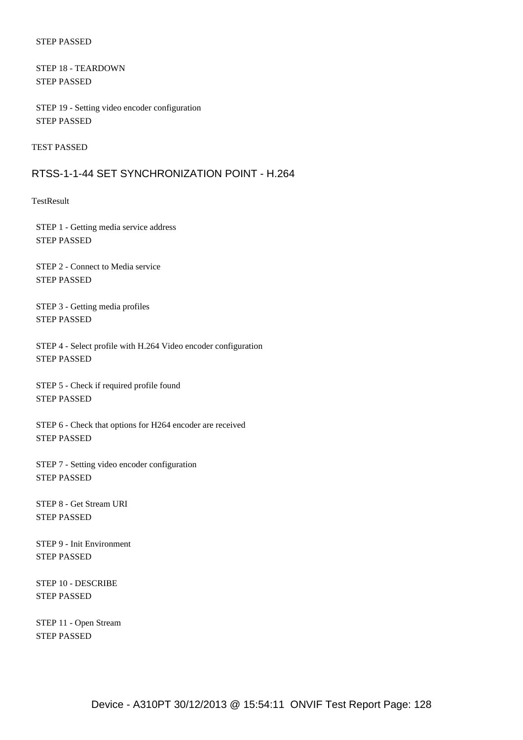STEP PASSED

STEP 18 - TEARDOWN
STEP PASSED

STEP 19 - Setting video encoder configuration
STEP PASSED

TEST PASSED

## RTSS-1-1-44 SET SYNCHRONIZATION POINT - H.264

TestResult

STEP 1 - Getting media service address
STEP PASSED

STEP 2 - Connect to Media service
STEP PASSED

STEP 3 - Getting media profiles
STEP PASSED

STEP 4 - Select profile with H.264 Video encoder configuration
STEP PASSED

STEP 5 - Check if required profile found
STEP PASSED

STEP 6 - Check that options for H264 encoder are received
STEP PASSED

STEP 7 - Setting video encoder configuration
STEP PASSED

STEP 8 - Get Stream URI
STEP PASSED

STEP 9 - Init Environment
STEP PASSED

STEP 10 - DESCRIBE
STEP PASSED

STEP 11 - Open Stream
STEP PASSED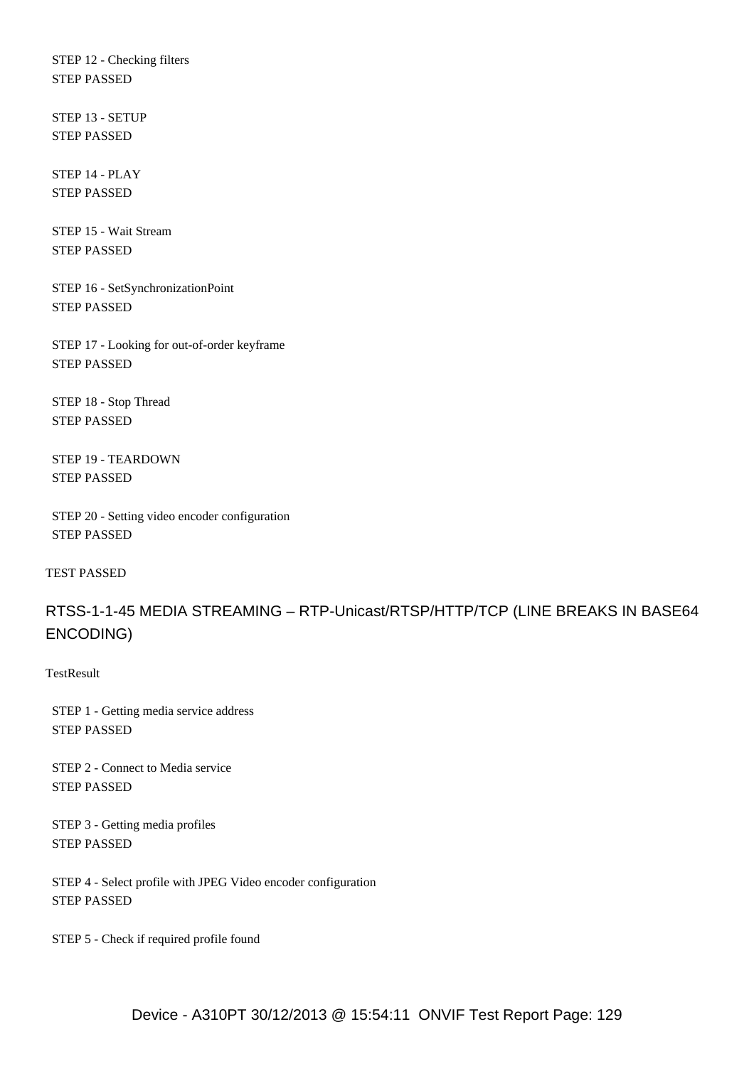STEP 12 - Checking filters
STEP PASSED

STEP 13 - SETUP
STEP PASSED

STEP 14 - PLAY
STEP PASSED

STEP 15 - Wait Stream
STEP PASSED

STEP 16 - SetSynchronizationPoint
STEP PASSED

STEP 17 - Looking for out-of-order keyframe
STEP PASSED

STEP 18 - Stop Thread
STEP PASSED

STEP 19 - TEARDOWN
STEP PASSED

STEP 20 - Setting video encoder configuration
STEP PASSED

TEST PASSED

## RTSS-1-1-45 MEDIA STREAMING – RTP-Unicast/RTSP/HTTP/TCP (LINE BREAKS IN BASE64 ENCODING)

TestResult

STEP 1 - Getting media service address
STEP PASSED

STEP 2 - Connect to Media service
STEP PASSED

STEP 3 - Getting media profiles
STEP PASSED

STEP 4 - Select profile with JPEG Video encoder configuration
STEP PASSED

STEP 5 - Check if required profile found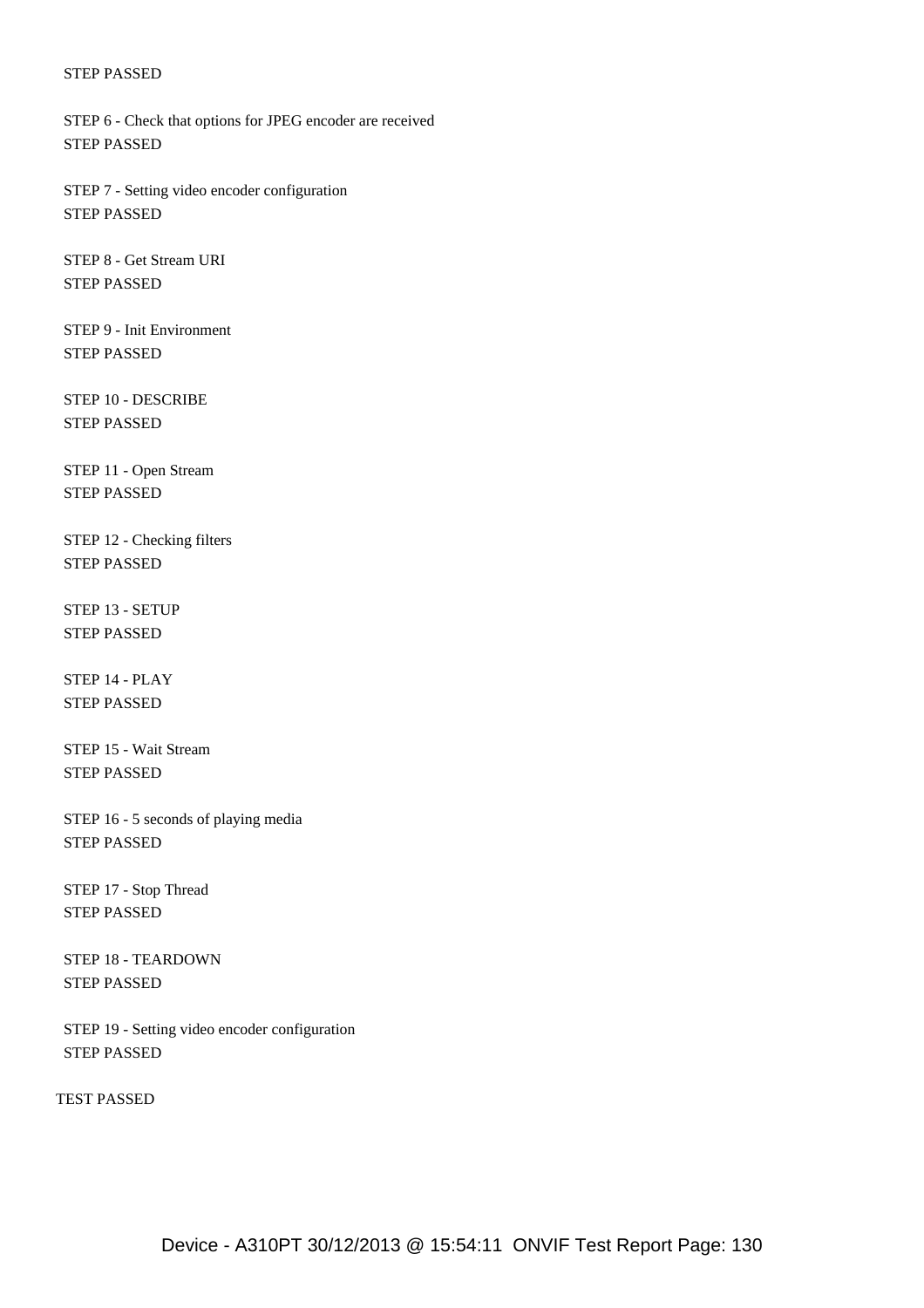STEP PASSED

STEP 6 - Check that options for JPEG encoder are received
STEP PASSED

STEP 7 - Setting video encoder configuration
STEP PASSED

STEP 8 - Get Stream URI
STEP PASSED

STEP 9 - Init Environment
STEP PASSED

STEP 10 - DESCRIBE
STEP PASSED

STEP 11 - Open Stream
STEP PASSED

STEP 12 - Checking filters
STEP PASSED

STEP 13 - SETUP
STEP PASSED

STEP 14 - PLAY
STEP PASSED

STEP 15 - Wait Stream
STEP PASSED

STEP 16 - 5 seconds of playing media
STEP PASSED

STEP 17 - Stop Thread
STEP PASSED

STEP 18 - TEARDOWN
STEP PASSED

STEP 19 - Setting video encoder configuration
STEP PASSED

TEST PASSED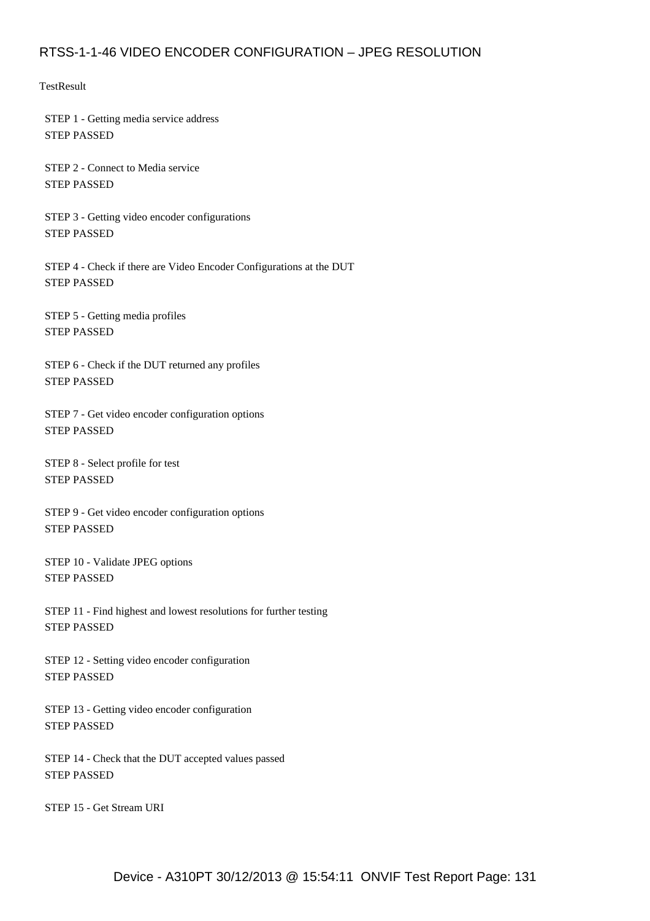## RTSS-1-1-46 VIDEO ENCODER CONFIGURATION – JPEG RESOLUTION

TestResult

STEP 1 - Getting media service address
STEP PASSED

STEP 2 - Connect to Media service
STEP PASSED

STEP 3 - Getting video encoder configurations
STEP PASSED

STEP 4 - Check if there are Video Encoder Configurations at the DUT
STEP PASSED

STEP 5 - Getting media profiles
STEP PASSED

STEP 6 - Check if the DUT returned any profiles
STEP PASSED

STEP 7 - Get video encoder configuration options
STEP PASSED

STEP 8 - Select profile for test
STEP PASSED

STEP 9 - Get video encoder configuration options
STEP PASSED

STEP 10 - Validate JPEG options
STEP PASSED

STEP 11 - Find highest and lowest resolutions for further testing
STEP PASSED

STEP 12 - Setting video encoder configuration
STEP PASSED

STEP 13 - Getting video encoder configuration
STEP PASSED

STEP 14 - Check that the DUT accepted values passed
STEP PASSED

STEP 15 - Get Stream URI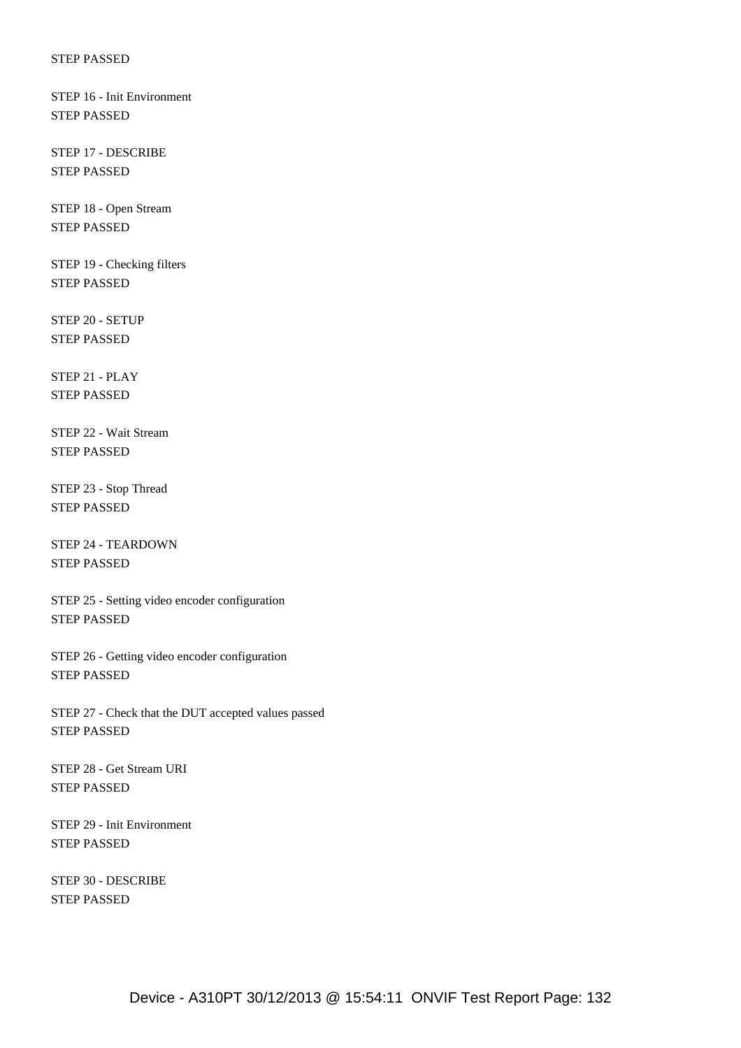STEP PASSED

STEP 16 - Init Environment
STEP PASSED

STEP 17 - DESCRIBE
STEP PASSED

STEP 18 - Open Stream
STEP PASSED

STEP 19 - Checking filters
STEP PASSED

STEP 20 - SETUP
STEP PASSED

STEP 21 - PLAY
STEP PASSED

STEP 22 - Wait Stream
STEP PASSED

STEP 23 - Stop Thread
STEP PASSED

STEP 24 - TEARDOWN
STEP PASSED

STEP 25 - Setting video encoder configuration
STEP PASSED

STEP 26 - Getting video encoder configuration
STEP PASSED

STEP 27 - Check that the DUT accepted values passed
STEP PASSED

STEP 28 - Get Stream URI
STEP PASSED

STEP 29 - Init Environment
STEP PASSED

STEP 30 - DESCRIBE
STEP PASSED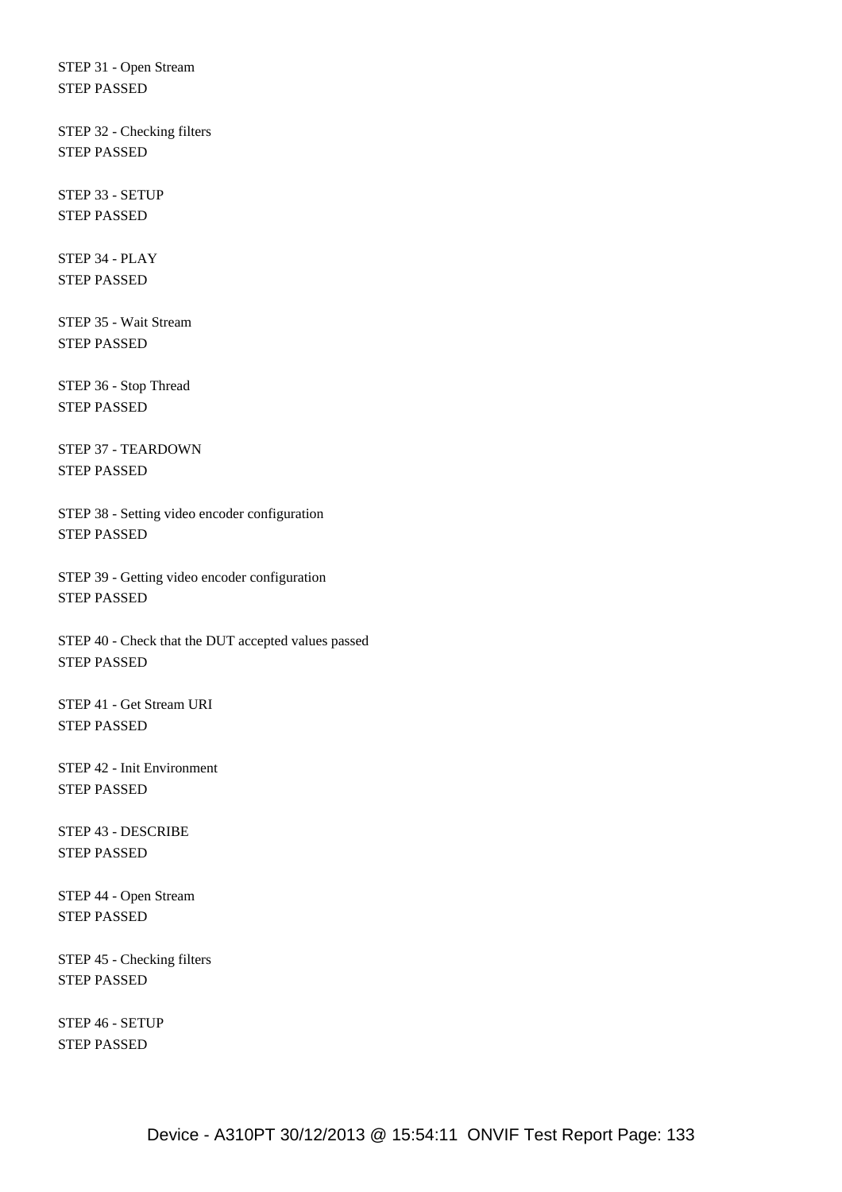STEP 31 - Open Stream
STEP PASSED

STEP 32 - Checking filters
STEP PASSED

STEP 33 - SETUP
STEP PASSED

STEP 34 - PLAY
STEP PASSED

STEP 35 - Wait Stream
STEP PASSED

STEP 36 - Stop Thread
STEP PASSED

STEP 37 - TEARDOWN
STEP PASSED

STEP 38 - Setting video encoder configuration
STEP PASSED

STEP 39 - Getting video encoder configuration
STEP PASSED

STEP 40 - Check that the DUT accepted values passed
STEP PASSED

STEP 41 - Get Stream URI
STEP PASSED

STEP 42 - Init Environment
STEP PASSED

STEP 43 - DESCRIBE
STEP PASSED

STEP 44 - Open Stream
STEP PASSED

STEP 45 - Checking filters
STEP PASSED

STEP 46 - SETUP
STEP PASSED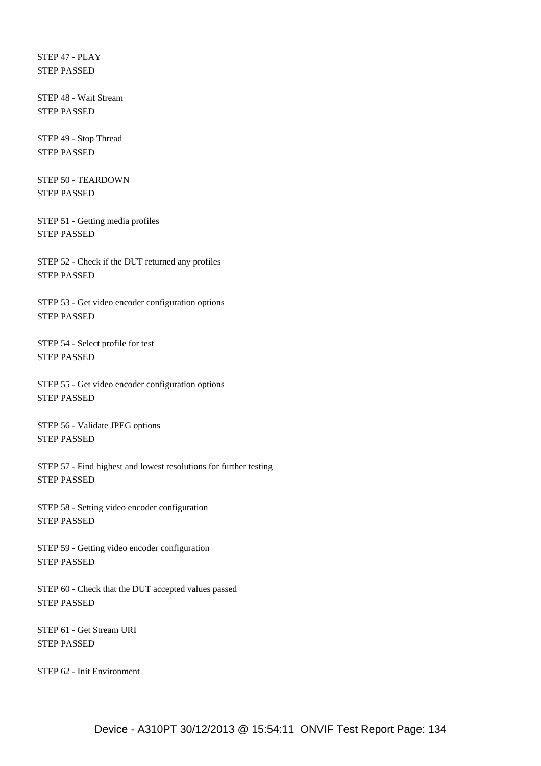STEP 47 - PLAY
STEP PASSED

STEP 48 - Wait Stream
STEP PASSED

STEP 49 - Stop Thread
STEP PASSED

STEP 50 - TEARDOWN
STEP PASSED

STEP 51 - Getting media profiles
STEP PASSED

STEP 52 - Check if the DUT returned any profiles
STEP PASSED

STEP 53 - Get video encoder configuration options
STEP PASSED

STEP 54 - Select profile for test
STEP PASSED

STEP 55 - Get video encoder configuration options
STEP PASSED

STEP 56 - Validate JPEG options
STEP PASSED

STEP 57 - Find highest and lowest resolutions for further testing
STEP PASSED

STEP 58 - Setting video encoder configuration
STEP PASSED

STEP 59 - Getting video encoder configuration
STEP PASSED

STEP 60 - Check that the DUT accepted values passed
STEP PASSED

STEP 61 - Get Stream URI
STEP PASSED

STEP 62 - Init Environment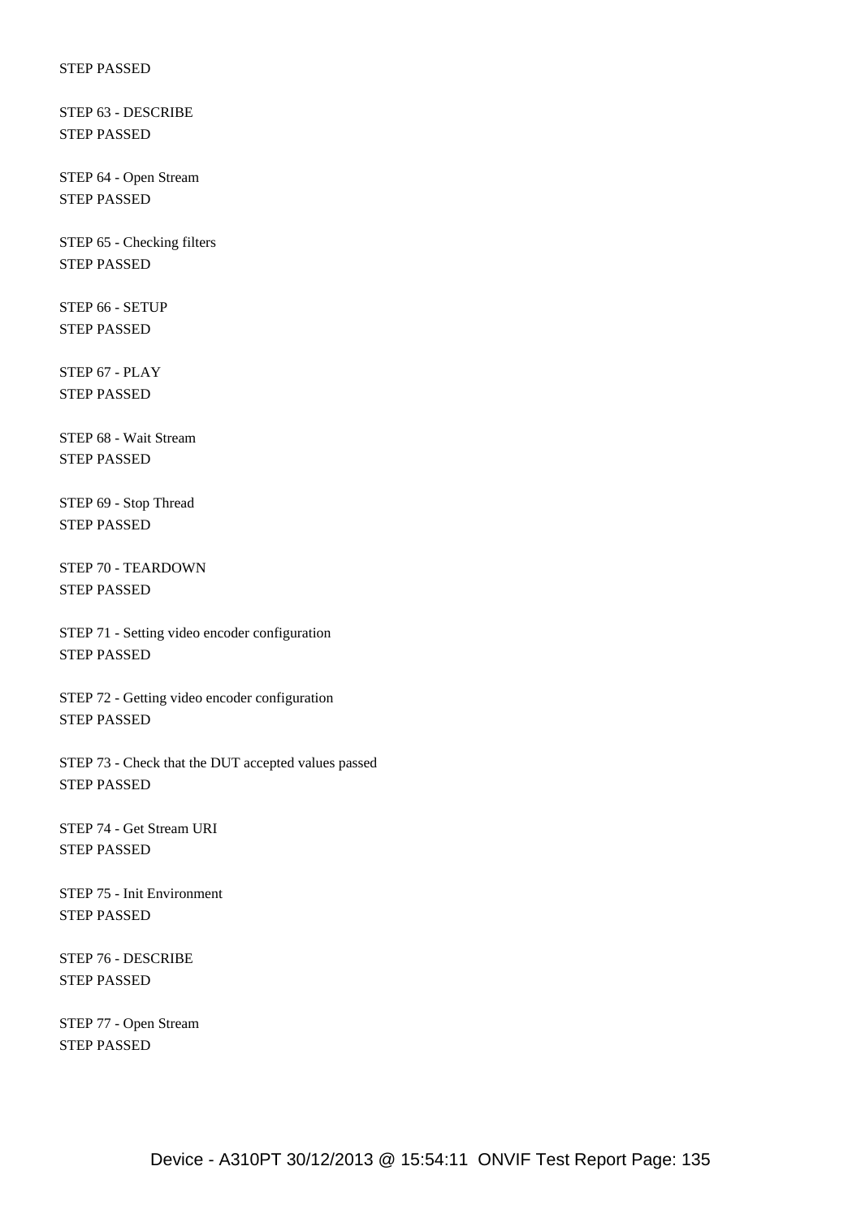STEP PASSED

STEP 63 - DESCRIBE
STEP PASSED

STEP 64 - Open Stream
STEP PASSED

STEP 65 - Checking filters
STEP PASSED

STEP 66 - SETUP
STEP PASSED

STEP 67 - PLAY
STEP PASSED

STEP 68 - Wait Stream
STEP PASSED

STEP 69 - Stop Thread
STEP PASSED

STEP 70 - TEARDOWN
STEP PASSED

STEP 71 - Setting video encoder configuration
STEP PASSED

STEP 72 - Getting video encoder configuration
STEP PASSED

STEP 73 - Check that the DUT accepted values passed
STEP PASSED

STEP 74 - Get Stream URI
STEP PASSED

STEP 75 - Init Environment
STEP PASSED

STEP 76 - DESCRIBE
STEP PASSED

STEP 77 - Open Stream
STEP PASSED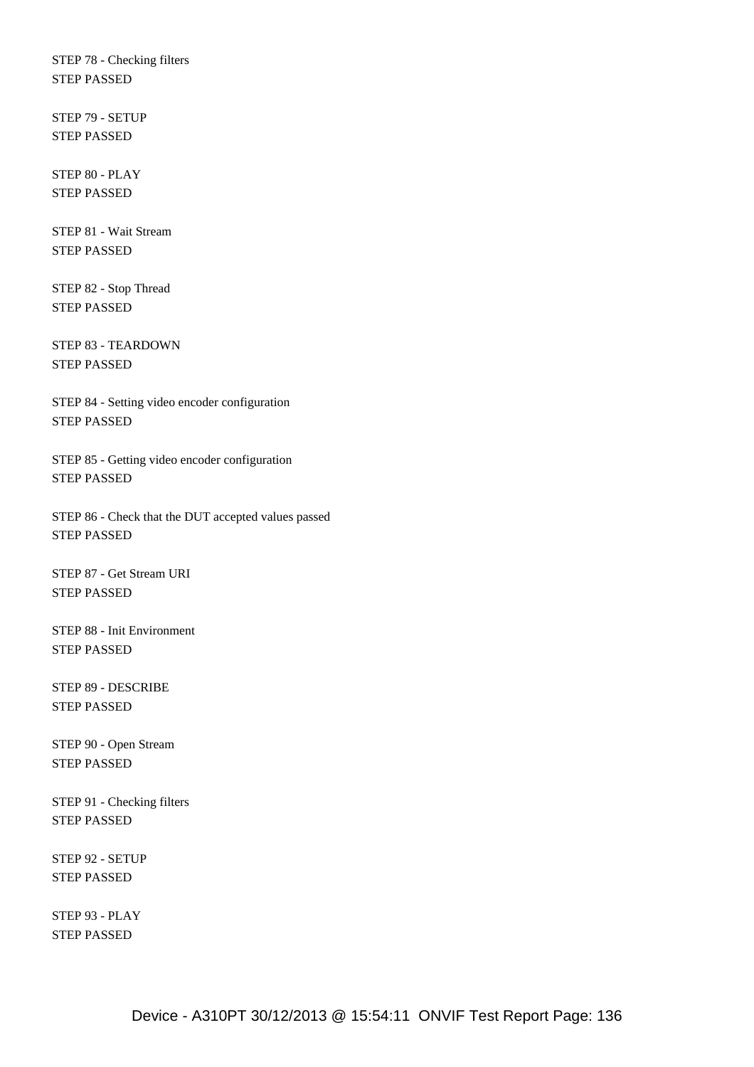STEP 78 - Checking filters
STEP PASSED

STEP 79 - SETUP
STEP PASSED

STEP 80 - PLAY
STEP PASSED

STEP 81 - Wait Stream
STEP PASSED

STEP 82 - Stop Thread
STEP PASSED

STEP 83 - TEARDOWN
STEP PASSED

STEP 84 - Setting video encoder configuration
STEP PASSED

STEP 85 - Getting video encoder configuration
STEP PASSED

STEP 86 - Check that the DUT accepted values passed
STEP PASSED

STEP 87 - Get Stream URI
STEP PASSED

STEP 88 - Init Environment
STEP PASSED

STEP 89 - DESCRIBE
STEP PASSED

STEP 90 - Open Stream
STEP PASSED

STEP 91 - Checking filters
STEP PASSED

STEP 92 - SETUP
STEP PASSED

STEP 93 - PLAY
STEP PASSED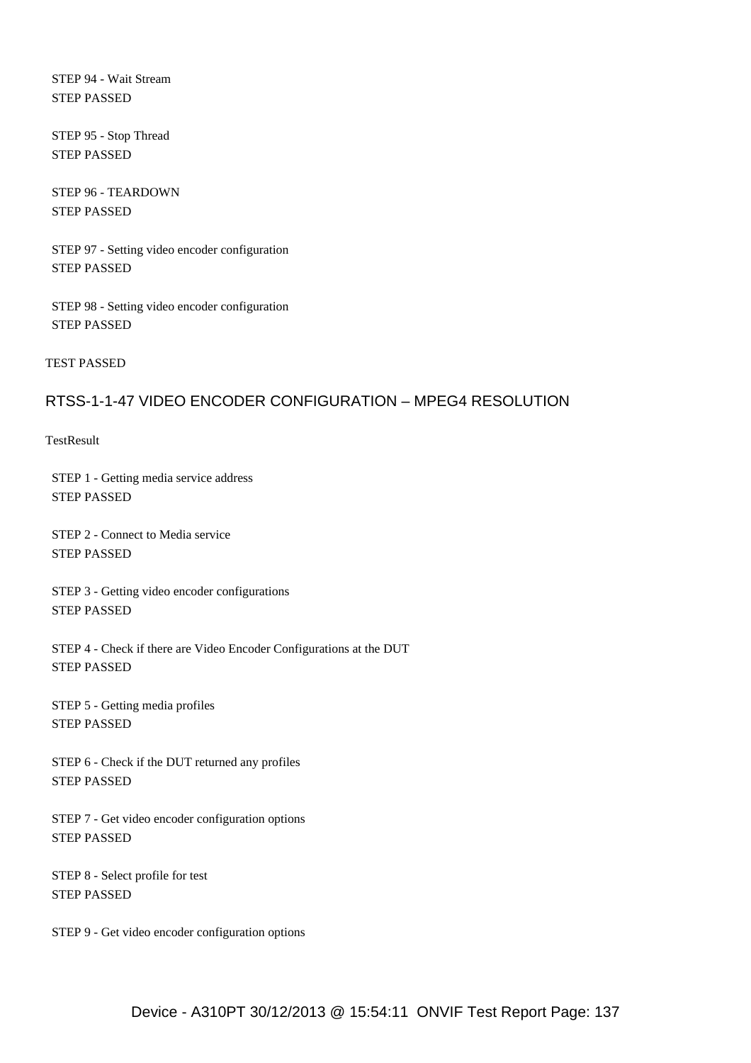STEP 94 - Wait Stream
STEP PASSED

STEP 95 - Stop Thread
STEP PASSED

STEP 96 - TEARDOWN
STEP PASSED

STEP 97 - Setting video encoder configuration
STEP PASSED

STEP 98 - Setting video encoder configuration
STEP PASSED

TEST PASSED

## RTSS-1-1-47 VIDEO ENCODER CONFIGURATION – MPEG4 RESOLUTION

TestResult

STEP 1 - Getting media service address
STEP PASSED

STEP 2 - Connect to Media service
STEP PASSED

STEP 3 - Getting video encoder configurations
STEP PASSED

STEP 4 - Check if there are Video Encoder Configurations at the DUT
STEP PASSED

STEP 5 - Getting media profiles
STEP PASSED

STEP 6 - Check if the DUT returned any profiles
STEP PASSED

STEP 7 - Get video encoder configuration options
STEP PASSED

STEP 8 - Select profile for test
STEP PASSED

STEP 9 - Get video encoder configuration options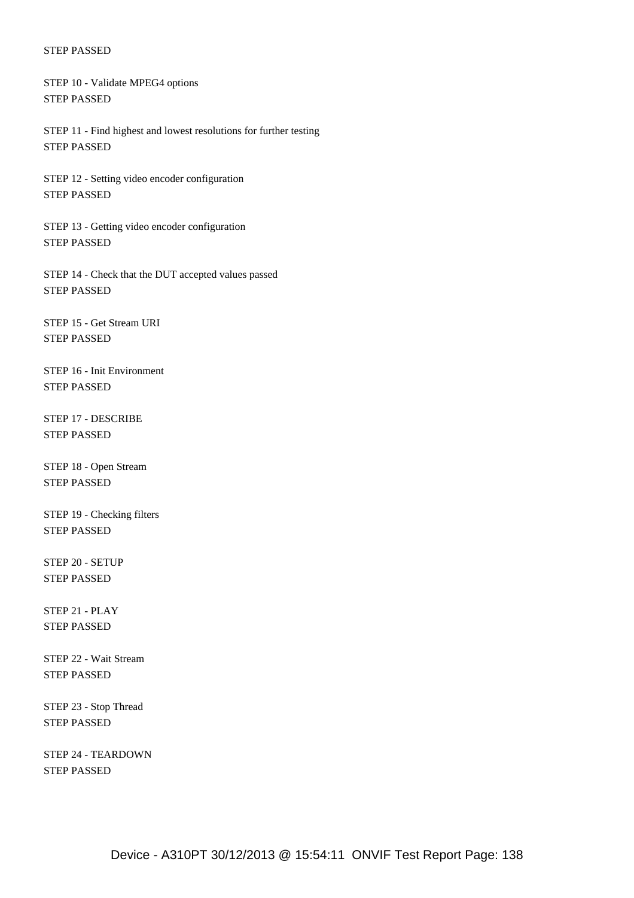STEP PASSED

STEP 10 - Validate MPEG4 options
STEP PASSED

STEP 11 - Find highest and lowest resolutions for further testing
STEP PASSED

STEP 12 - Setting video encoder configuration
STEP PASSED

STEP 13 - Getting video encoder configuration
STEP PASSED

STEP 14 - Check that the DUT accepted values passed
STEP PASSED

STEP 15 - Get Stream URI
STEP PASSED

STEP 16 - Init Environment
STEP PASSED

STEP 17 - DESCRIBE
STEP PASSED

STEP 18 - Open Stream
STEP PASSED

STEP 19 - Checking filters
STEP PASSED

STEP 20 - SETUP
STEP PASSED

STEP 21 - PLAY
STEP PASSED

STEP 22 - Wait Stream
STEP PASSED

STEP 23 - Stop Thread
STEP PASSED

STEP 24 - TEARDOWN
STEP PASSED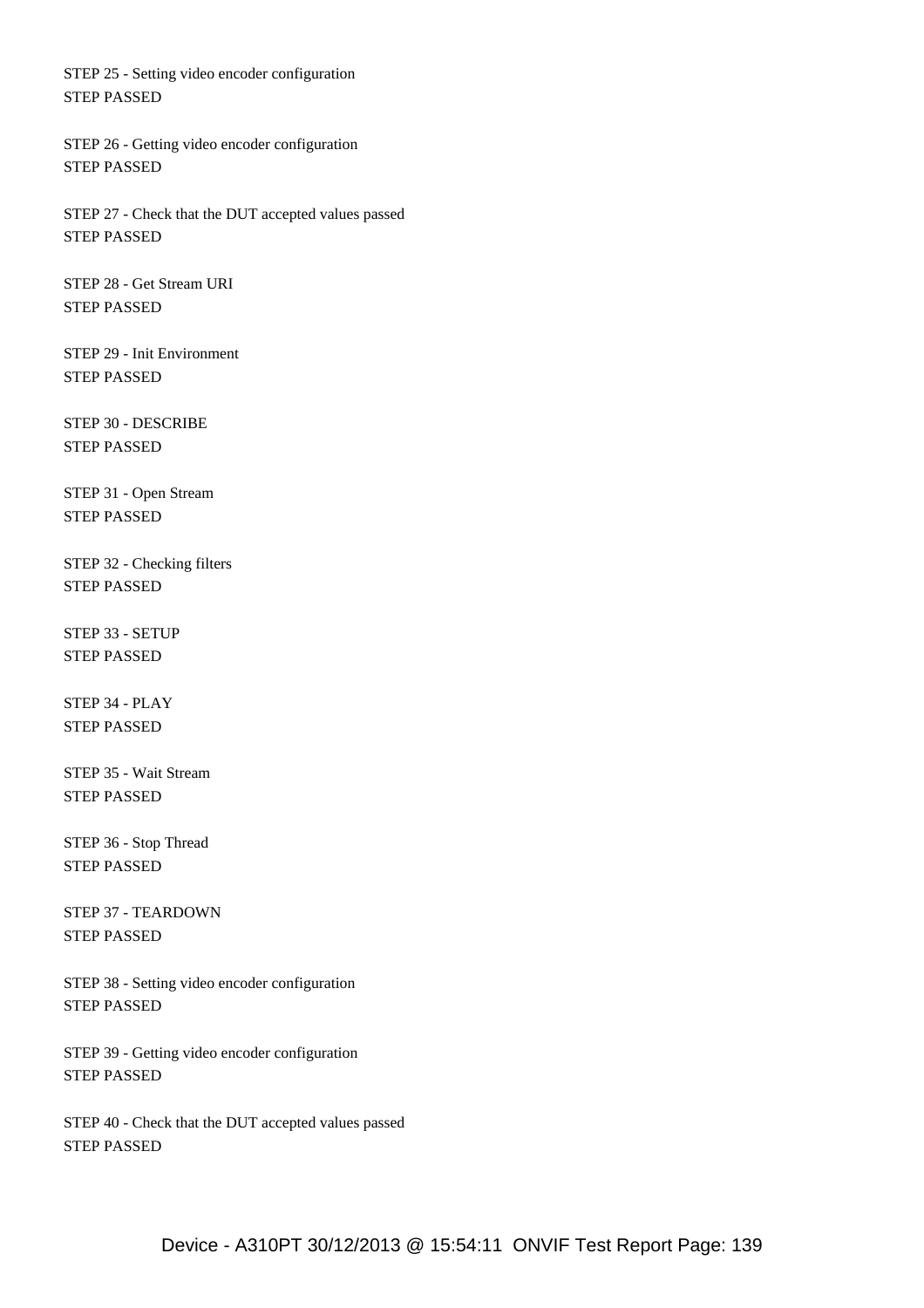STEP 25 - Setting video encoder configuration
STEP PASSED

STEP 26 - Getting video encoder configuration
STEP PASSED

STEP 27 - Check that the DUT accepted values passed
STEP PASSED

STEP 28 - Get Stream URI
STEP PASSED

STEP 29 - Init Environment
STEP PASSED

STEP 30 - DESCRIBE
STEP PASSED

STEP 31 - Open Stream
STEP PASSED

STEP 32 - Checking filters
STEP PASSED

STEP 33 - SETUP
STEP PASSED

STEP 34 - PLAY
STEP PASSED

STEP 35 - Wait Stream
STEP PASSED

STEP 36 - Stop Thread
STEP PASSED

STEP 37 - TEARDOWN
STEP PASSED

STEP 38 - Setting video encoder configuration
STEP PASSED

STEP 39 - Getting video encoder configuration
STEP PASSED

STEP 40 - Check that the DUT accepted values passed
STEP PASSED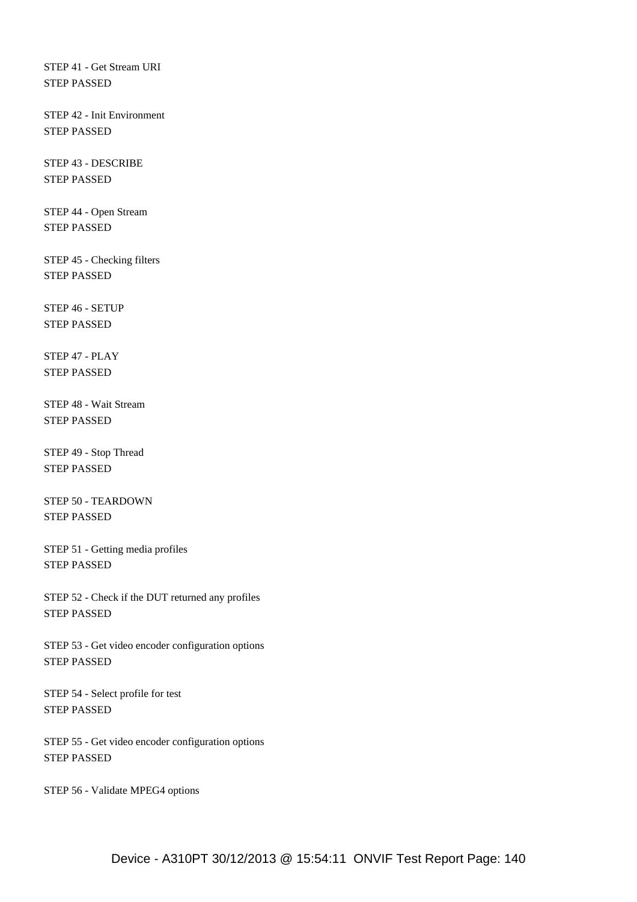STEP 41 - Get Stream URI
STEP PASSED

STEP 42 - Init Environment
STEP PASSED

STEP 43 - DESCRIBE
STEP PASSED

STEP 44 - Open Stream
STEP PASSED

STEP 45 - Checking filters
STEP PASSED

STEP 46 - SETUP
STEP PASSED

STEP 47 - PLAY
STEP PASSED

STEP 48 - Wait Stream
STEP PASSED

STEP 49 - Stop Thread
STEP PASSED

STEP 50 - TEARDOWN
STEP PASSED

STEP 51 - Getting media profiles
STEP PASSED

STEP 52 - Check if the DUT returned any profiles
STEP PASSED

STEP 53 - Get video encoder configuration options
STEP PASSED

STEP 54 - Select profile for test
STEP PASSED

STEP 55 - Get video encoder configuration options
STEP PASSED

STEP 56 - Validate MPEG4 options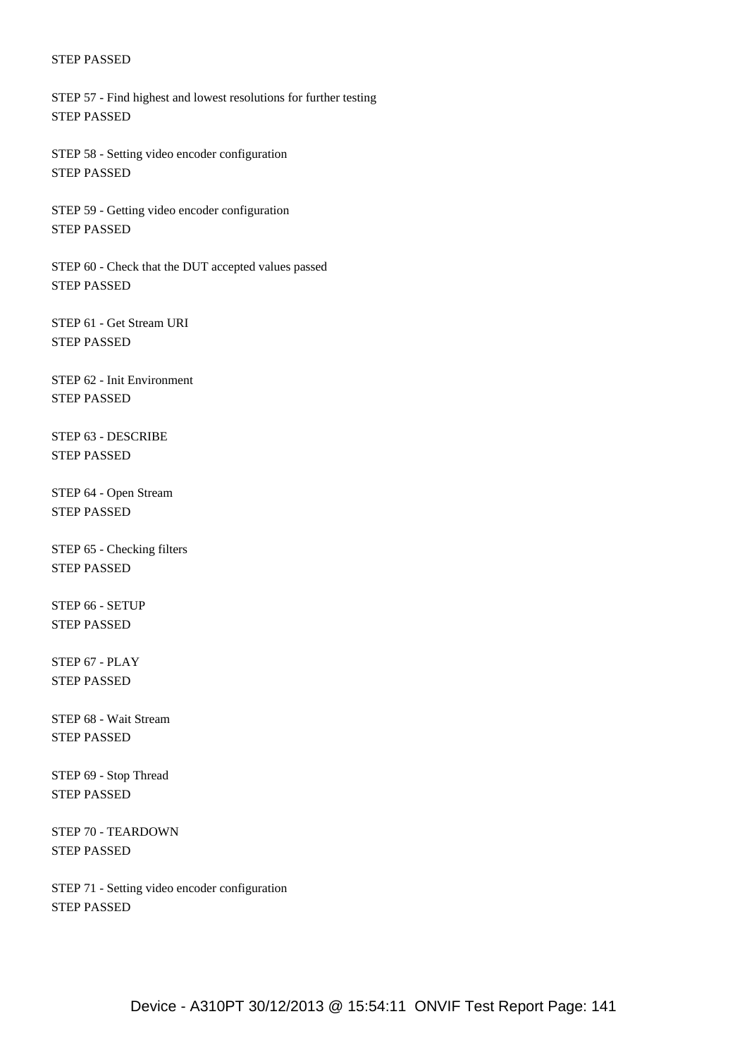STEP PASSED

STEP 57 - Find highest and lowest resolutions for further testing
STEP PASSED

STEP 58 - Setting video encoder configuration
STEP PASSED

STEP 59 - Getting video encoder configuration
STEP PASSED

STEP 60 - Check that the DUT accepted values passed
STEP PASSED

STEP 61 - Get Stream URI
STEP PASSED

STEP 62 - Init Environment
STEP PASSED

STEP 63 - DESCRIBE
STEP PASSED

STEP 64 - Open Stream
STEP PASSED

STEP 65 - Checking filters
STEP PASSED

STEP 66 - SETUP
STEP PASSED

STEP 67 - PLAY
STEP PASSED

STEP 68 - Wait Stream
STEP PASSED

STEP 69 - Stop Thread
STEP PASSED

STEP 70 - TEARDOWN
STEP PASSED

STEP 71 - Setting video encoder configuration
STEP PASSED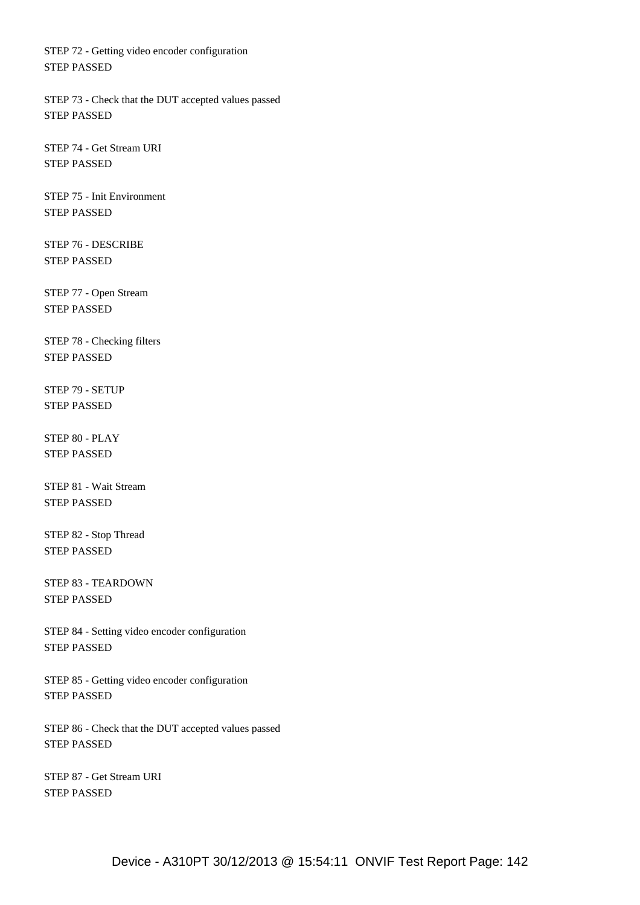STEP 72 - Getting video encoder configuration
STEP PASSED

STEP 73 - Check that the DUT accepted values passed
STEP PASSED

STEP 74 - Get Stream URI
STEP PASSED

STEP 75 - Init Environment
STEP PASSED

STEP 76 - DESCRIBE
STEP PASSED

STEP 77 - Open Stream
STEP PASSED

STEP 78 - Checking filters
STEP PASSED

STEP 79 - SETUP
STEP PASSED

STEP 80 - PLAY
STEP PASSED

STEP 81 - Wait Stream
STEP PASSED

STEP 82 - Stop Thread
STEP PASSED

STEP 83 - TEARDOWN
STEP PASSED

STEP 84 - Setting video encoder configuration
STEP PASSED

STEP 85 - Getting video encoder configuration
STEP PASSED

STEP 86 - Check that the DUT accepted values passed
STEP PASSED

STEP 87 - Get Stream URI
STEP PASSED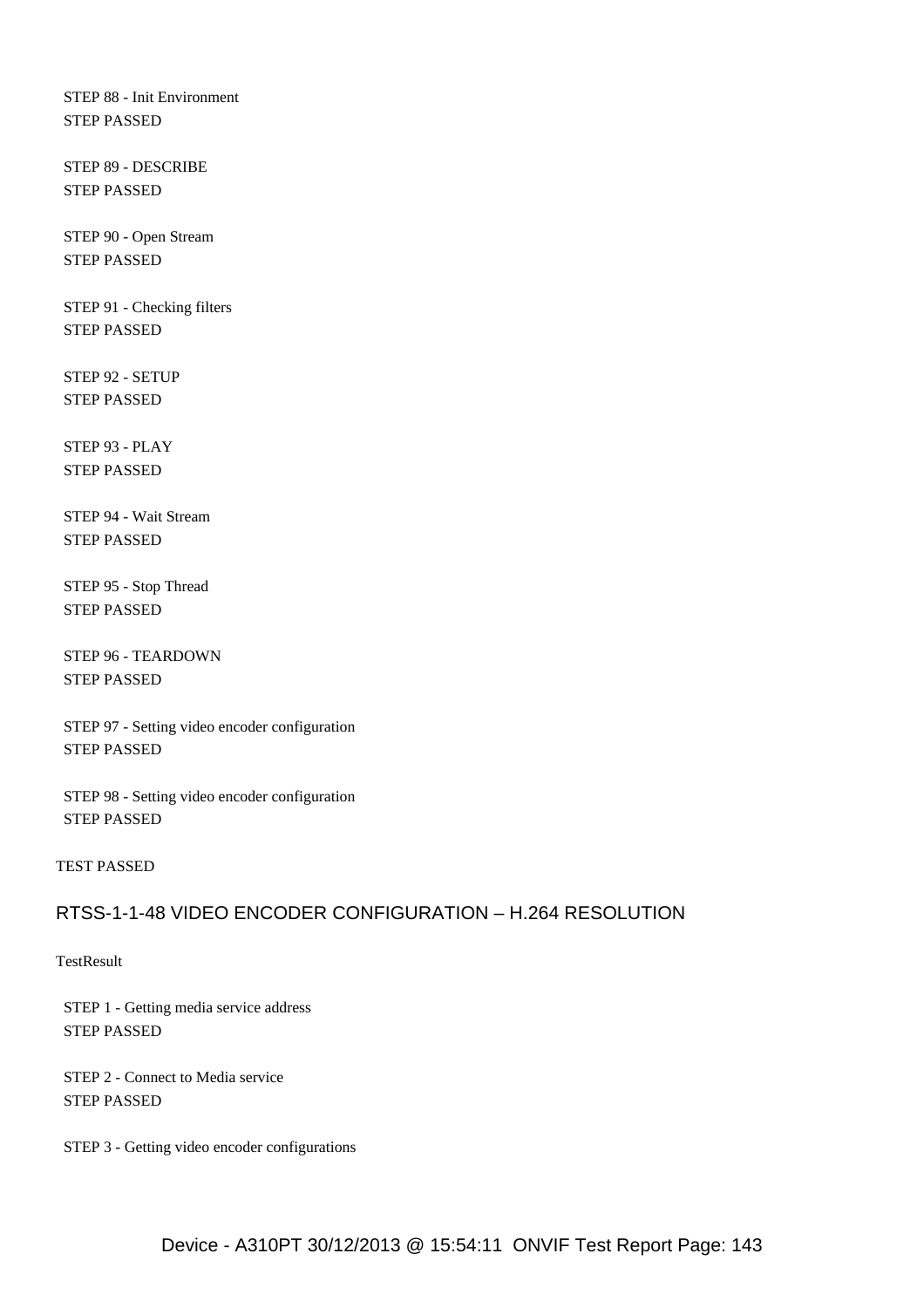STEP 88 - Init Environment
STEP PASSED

STEP 89 - DESCRIBE
STEP PASSED

STEP 90 - Open Stream
STEP PASSED

STEP 91 - Checking filters
STEP PASSED

STEP 92 - SETUP
STEP PASSED

STEP 93 - PLAY
STEP PASSED

STEP 94 - Wait Stream
STEP PASSED

STEP 95 - Stop Thread
STEP PASSED

STEP 96 - TEARDOWN
STEP PASSED

STEP 97 - Setting video encoder configuration
STEP PASSED

STEP 98 - Setting video encoder configuration
STEP PASSED

TEST PASSED

## RTSS-1-1-48 VIDEO ENCODER CONFIGURATION – H.264 RESOLUTION

TestResult

STEP 1 - Getting media service address
STEP PASSED

STEP 2 - Connect to Media service
STEP PASSED

STEP 3 - Getting video encoder configurations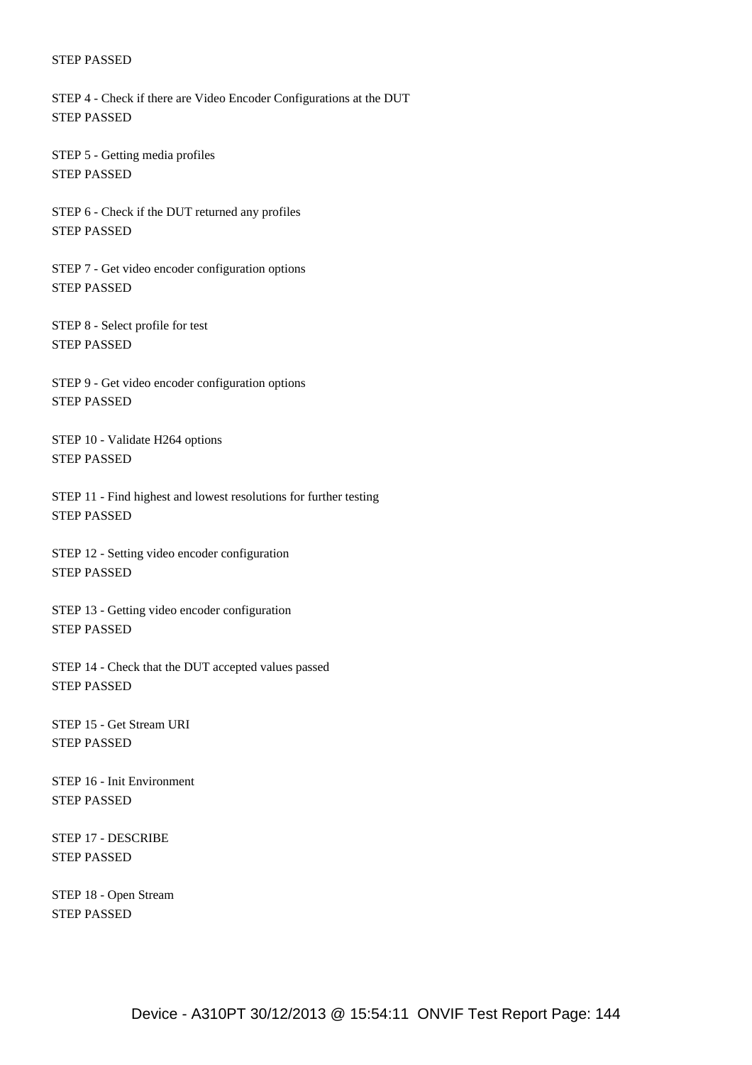STEP PASSED

STEP 4 - Check if there are Video Encoder Configurations at the DUT
STEP PASSED

STEP 5 - Getting media profiles
STEP PASSED

STEP 6 - Check if the DUT returned any profiles
STEP PASSED

STEP 7 - Get video encoder configuration options
STEP PASSED

STEP 8 - Select profile for test
STEP PASSED

STEP 9 - Get video encoder configuration options
STEP PASSED

STEP 10 - Validate H264 options
STEP PASSED

STEP 11 - Find highest and lowest resolutions for further testing
STEP PASSED

STEP 12 - Setting video encoder configuration
STEP PASSED

STEP 13 - Getting video encoder configuration
STEP PASSED

STEP 14 - Check that the DUT accepted values passed
STEP PASSED

STEP 15 - Get Stream URI
STEP PASSED

STEP 16 - Init Environment
STEP PASSED

STEP 17 - DESCRIBE
STEP PASSED

STEP 18 - Open Stream
STEP PASSED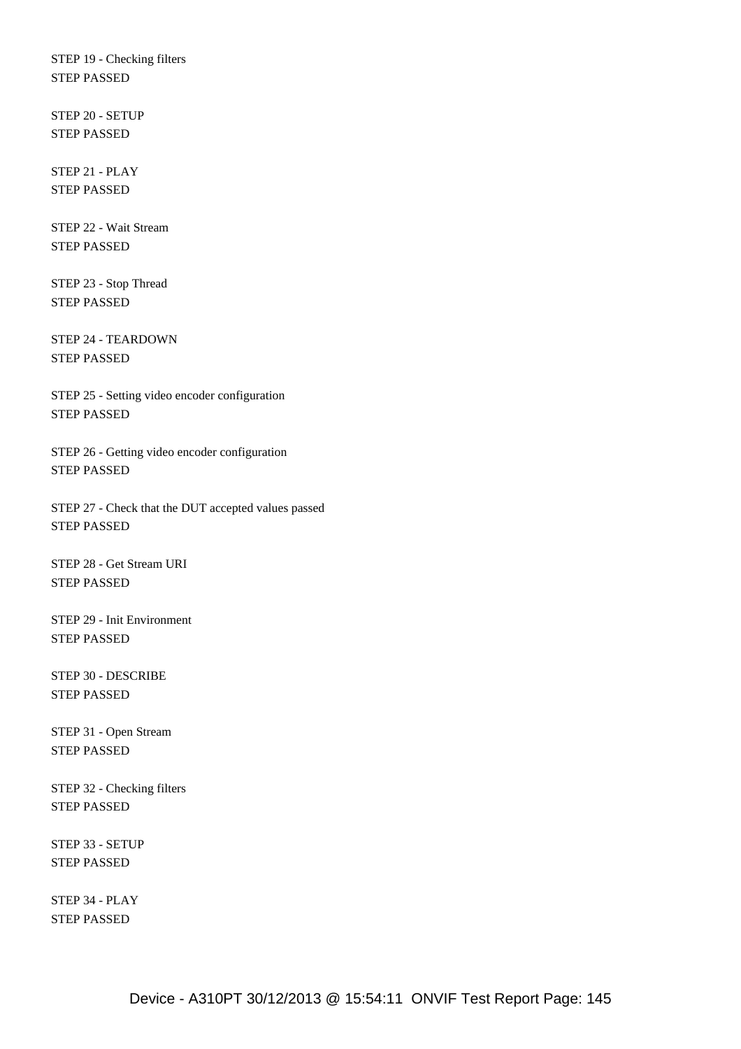STEP 19 - Checking filters
STEP PASSED

STEP 20 - SETUP
STEP PASSED

STEP 21 - PLAY
STEP PASSED

STEP 22 - Wait Stream
STEP PASSED

STEP 23 - Stop Thread
STEP PASSED

STEP 24 - TEARDOWN
STEP PASSED

STEP 25 - Setting video encoder configuration
STEP PASSED

STEP 26 - Getting video encoder configuration
STEP PASSED

STEP 27 - Check that the DUT accepted values passed
STEP PASSED

STEP 28 - Get Stream URI
STEP PASSED

STEP 29 - Init Environment
STEP PASSED

STEP 30 - DESCRIBE
STEP PASSED

STEP 31 - Open Stream
STEP PASSED

STEP 32 - Checking filters
STEP PASSED

STEP 33 - SETUP
STEP PASSED

STEP 34 - PLAY
STEP PASSED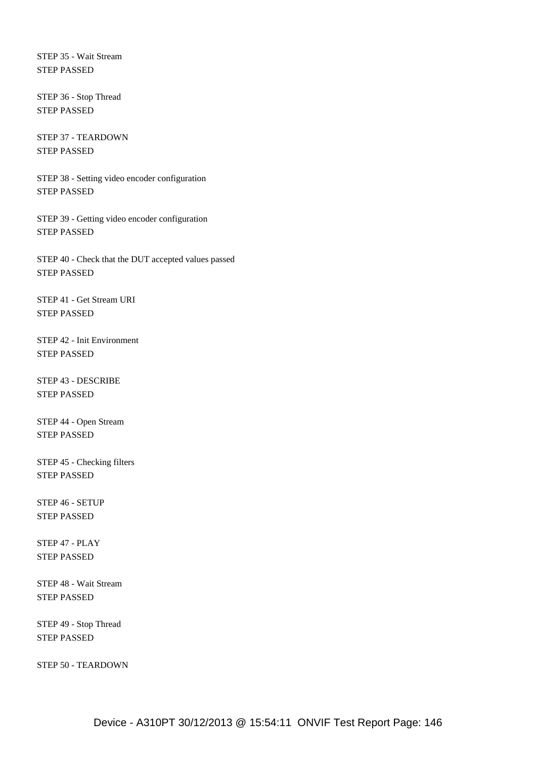STEP 35 - Wait Stream
STEP PASSED

STEP 36 - Stop Thread
STEP PASSED

STEP 37 - TEARDOWN
STEP PASSED

STEP 38 - Setting video encoder configuration
STEP PASSED

STEP 39 - Getting video encoder configuration
STEP PASSED

STEP 40 - Check that the DUT accepted values passed
STEP PASSED

STEP 41 - Get Stream URI
STEP PASSED

STEP 42 - Init Environment
STEP PASSED

STEP 43 - DESCRIBE
STEP PASSED

STEP 44 - Open Stream
STEP PASSED

STEP 45 - Checking filters
STEP PASSED

STEP 46 - SETUP
STEP PASSED

STEP 47 - PLAY
STEP PASSED

STEP 48 - Wait Stream
STEP PASSED

STEP 49 - Stop Thread
STEP PASSED

STEP 50 - TEARDOWN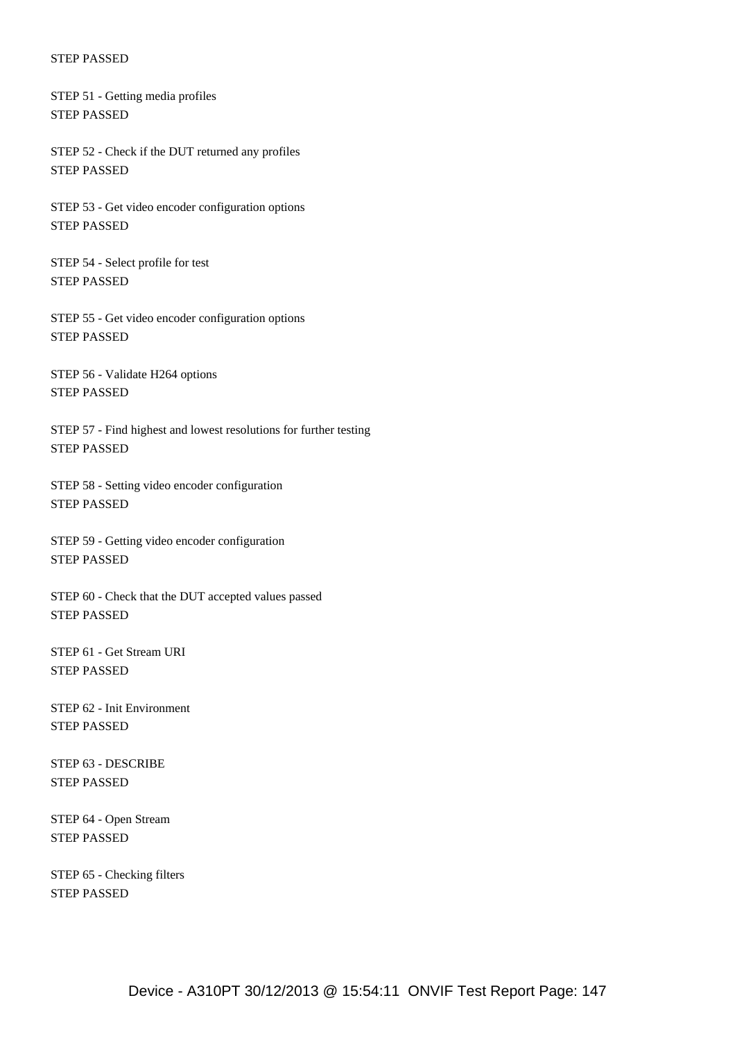STEP PASSED

STEP 51 - Getting media profiles
STEP PASSED

STEP 52 - Check if the DUT returned any profiles
STEP PASSED

STEP 53 - Get video encoder configuration options
STEP PASSED

STEP 54 - Select profile for test
STEP PASSED

STEP 55 - Get video encoder configuration options
STEP PASSED

STEP 56 - Validate H264 options
STEP PASSED

STEP 57 - Find highest and lowest resolutions for further testing
STEP PASSED

STEP 58 - Setting video encoder configuration
STEP PASSED

STEP 59 - Getting video encoder configuration
STEP PASSED

STEP 60 - Check that the DUT accepted values passed
STEP PASSED

STEP 61 - Get Stream URI
STEP PASSED

STEP 62 - Init Environment
STEP PASSED

STEP 63 - DESCRIBE
STEP PASSED

STEP 64 - Open Stream
STEP PASSED

STEP 65 - Checking filters
STEP PASSED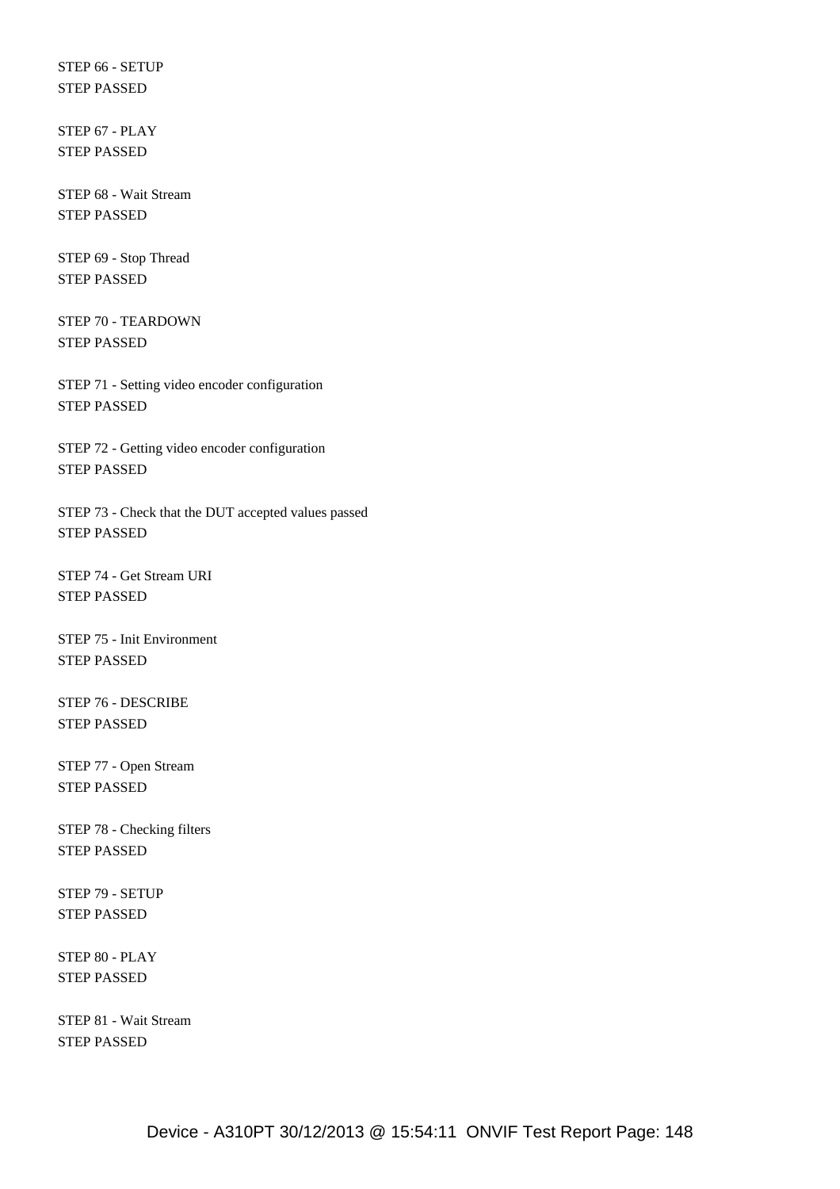STEP 66 - SETUP
STEP PASSED

STEP 67 - PLAY
STEP PASSED

STEP 68 - Wait Stream
STEP PASSED

STEP 69 - Stop Thread
STEP PASSED

STEP 70 - TEARDOWN
STEP PASSED

STEP 71 - Setting video encoder configuration
STEP PASSED

STEP 72 - Getting video encoder configuration
STEP PASSED

STEP 73 - Check that the DUT accepted values passed
STEP PASSED

STEP 74 - Get Stream URI
STEP PASSED

STEP 75 - Init Environment
STEP PASSED

STEP 76 - DESCRIBE
STEP PASSED

STEP 77 - Open Stream
STEP PASSED

STEP 78 - Checking filters
STEP PASSED

STEP 79 - SETUP
STEP PASSED

STEP 80 - PLAY
STEP PASSED

STEP 81 - Wait Stream
STEP PASSED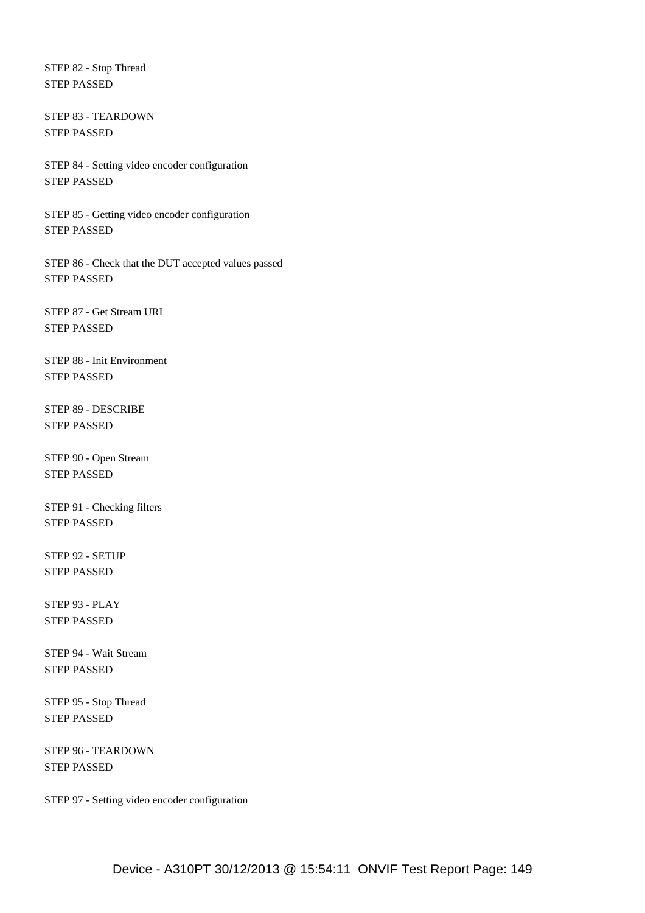STEP 82 - Stop Thread
STEP PASSED

STEP 83 - TEARDOWN
STEP PASSED

STEP 84 - Setting video encoder configuration
STEP PASSED

STEP 85 - Getting video encoder configuration
STEP PASSED

STEP 86 - Check that the DUT accepted values passed
STEP PASSED

STEP 87 - Get Stream URI
STEP PASSED

STEP 88 - Init Environment
STEP PASSED

STEP 89 - DESCRIBE
STEP PASSED

STEP 90 - Open Stream
STEP PASSED

STEP 91 - Checking filters
STEP PASSED

STEP 92 - SETUP
STEP PASSED

STEP 93 - PLAY
STEP PASSED

STEP 94 - Wait Stream
STEP PASSED

STEP 95 - Stop Thread
STEP PASSED

STEP 96 - TEARDOWN
STEP PASSED

STEP 97 - Setting video encoder configuration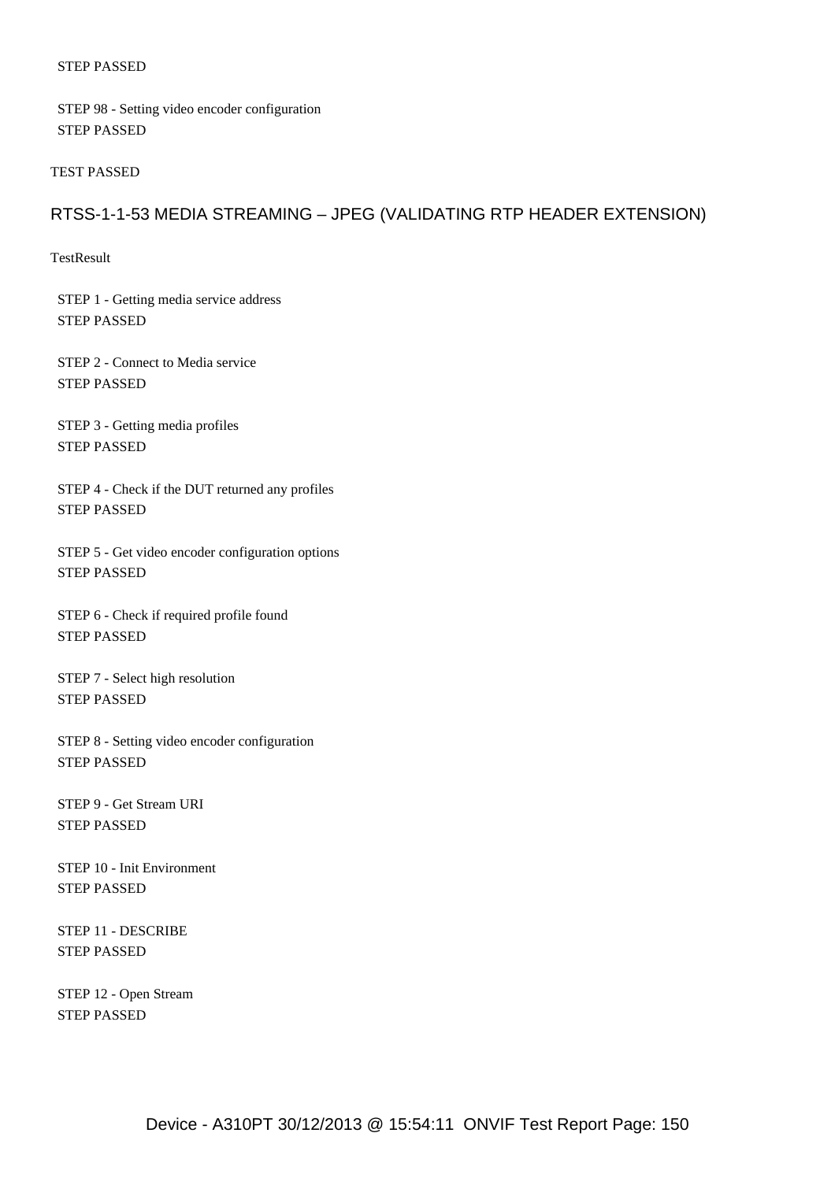STEP PASSED

STEP 98 - Setting video encoder configuration
STEP PASSED

TEST PASSED

## RTSS-1-1-53 MEDIA STREAMING – JPEG (VALIDATING RTP HEADER EXTENSION)

TestResult

STEP 1 - Getting media service address
STEP PASSED

STEP 2 - Connect to Media service
STEP PASSED

STEP 3 - Getting media profiles
STEP PASSED

STEP 4 - Check if the DUT returned any profiles
STEP PASSED

STEP 5 - Get video encoder configuration options
STEP PASSED

STEP 6 - Check if required profile found
STEP PASSED

STEP 7 - Select high resolution
STEP PASSED

STEP 8 - Setting video encoder configuration
STEP PASSED

STEP 9 - Get Stream URI
STEP PASSED

STEP 10 - Init Environment
STEP PASSED

STEP 11 - DESCRIBE
STEP PASSED

STEP 12 - Open Stream
STEP PASSED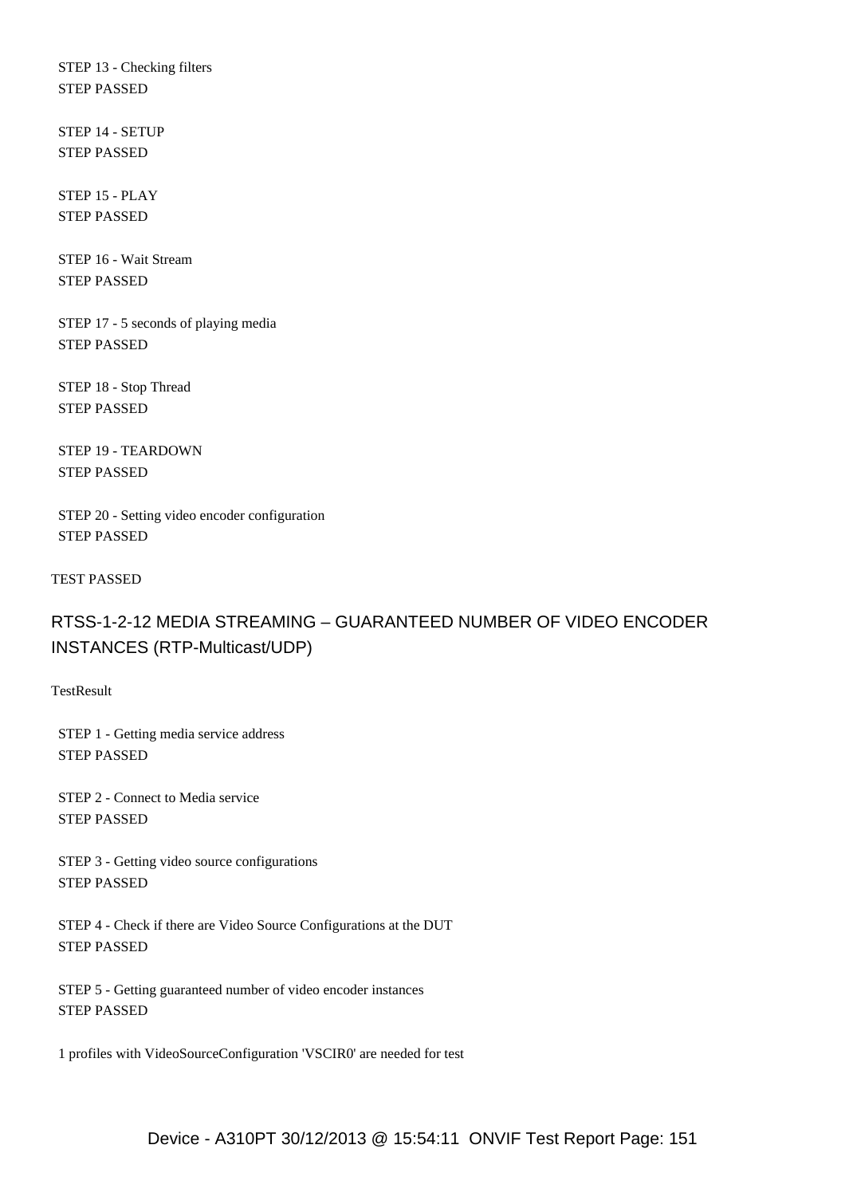STEP 13 - Checking filters
STEP PASSED

STEP 14 - SETUP
STEP PASSED

STEP 15 - PLAY
STEP PASSED

STEP 16 - Wait Stream
STEP PASSED

STEP 17 - 5 seconds of playing media
STEP PASSED

STEP 18 - Stop Thread
STEP PASSED

STEP 19 - TEARDOWN
STEP PASSED

STEP 20 - Setting video encoder configuration
STEP PASSED

TEST PASSED

## RTSS-1-2-12 MEDIA STREAMING – GUARANTEED NUMBER OF VIDEO ENCODER INSTANCES (RTP-Multicast/UDP)

TestResult

STEP 1 - Getting media service address
STEP PASSED

STEP 2 - Connect to Media service
STEP PASSED

STEP 3 - Getting video source configurations
STEP PASSED

STEP 4 - Check if there are Video Source Configurations at the DUT
STEP PASSED

STEP 5 - Getting guaranteed number of video encoder instances
STEP PASSED

1 profiles with VideoSourceConfiguration 'VSCIR0' are needed for test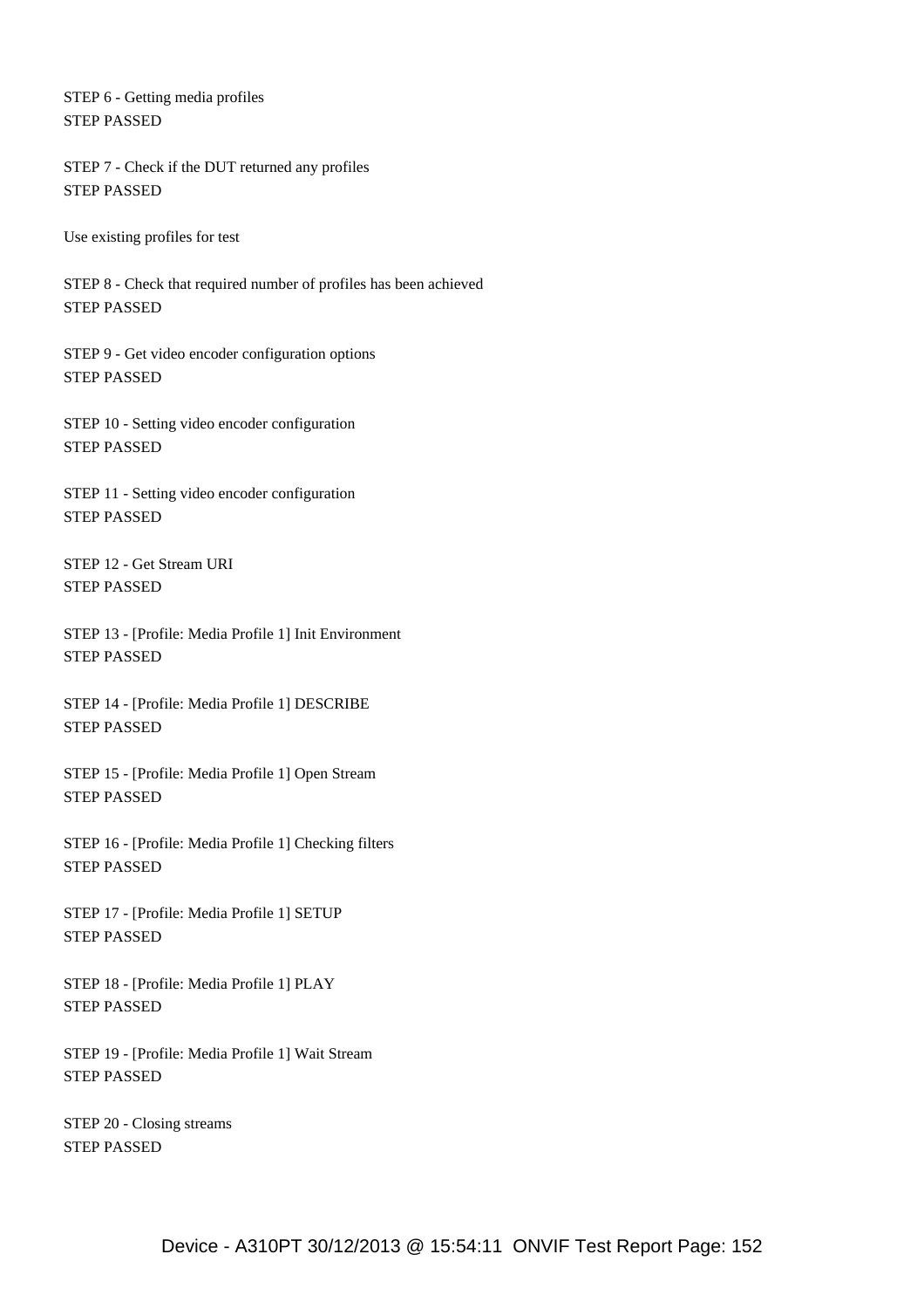STEP 6 - Getting media profiles
STEP PASSED

STEP 7 - Check if the DUT returned any profiles
STEP PASSED

Use existing profiles for test

STEP 8 - Check that required number of profiles has been achieved
STEP PASSED

STEP 9 - Get video encoder configuration options
STEP PASSED

STEP 10 - Setting video encoder configuration
STEP PASSED

STEP 11 - Setting video encoder configuration
STEP PASSED

STEP 12 - Get Stream URI
STEP PASSED

STEP 13 - [Profile: Media Profile 1] Init Environment
STEP PASSED

STEP 14 - [Profile: Media Profile 1] DESCRIBE
STEP PASSED

STEP 15 - [Profile: Media Profile 1] Open Stream
STEP PASSED

STEP 16 - [Profile: Media Profile 1] Checking filters
STEP PASSED

STEP 17 - [Profile: Media Profile 1] SETUP
STEP PASSED

STEP 18 - [Profile: Media Profile 1] PLAY
STEP PASSED

STEP 19 - [Profile: Media Profile 1] Wait Stream
STEP PASSED

STEP 20 - Closing streams
STEP PASSED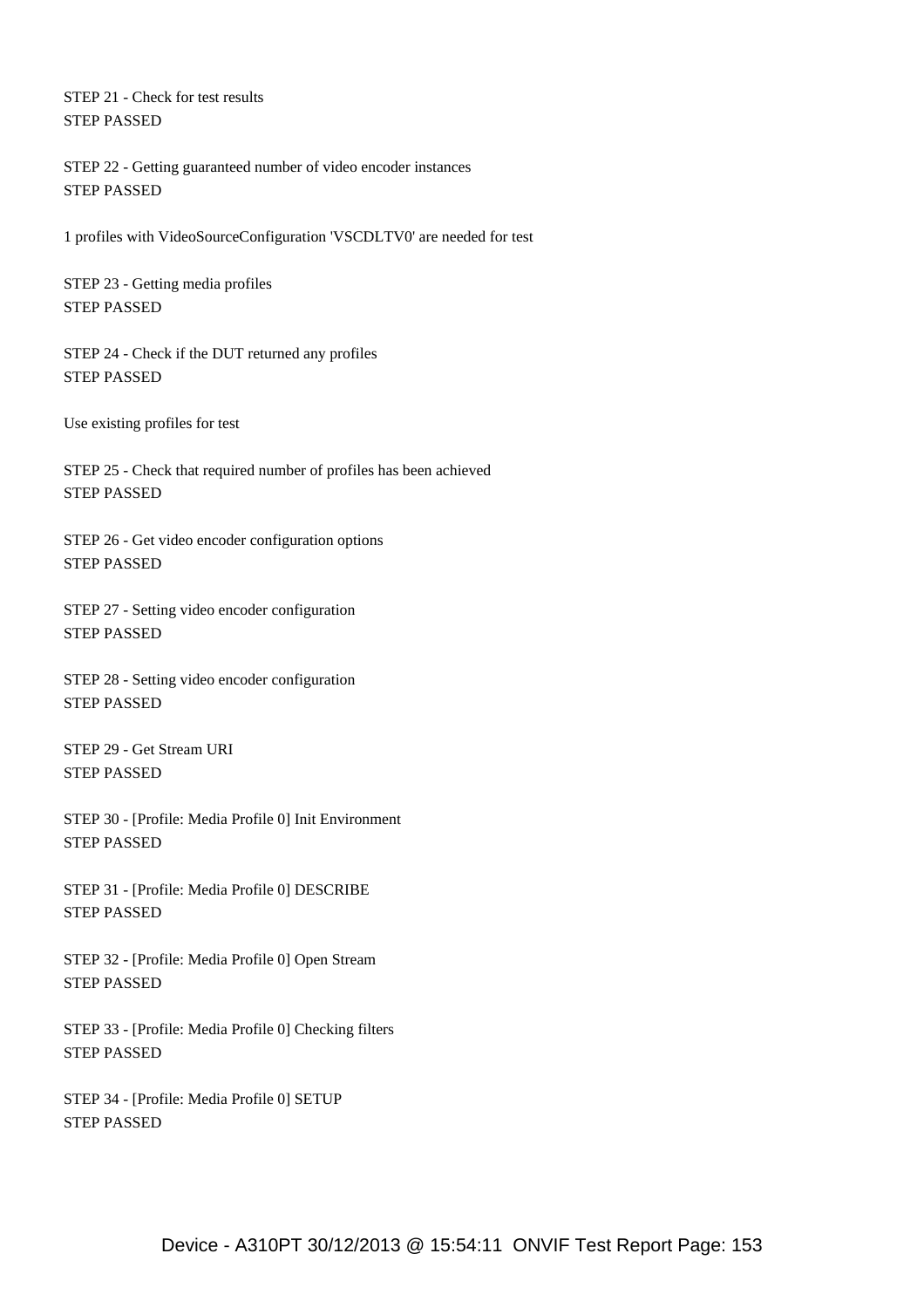STEP 21 - Check for test results
STEP PASSED

STEP 22 - Getting guaranteed number of video encoder instances
STEP PASSED

1 profiles with VideoSourceConfiguration 'VSCDLTV0' are needed for test

STEP 23 - Getting media profiles
STEP PASSED

STEP 24 - Check if the DUT returned any profiles
STEP PASSED

Use existing profiles for test

STEP 25 - Check that required number of profiles has been achieved
STEP PASSED

STEP 26 - Get video encoder configuration options
STEP PASSED

STEP 27 - Setting video encoder configuration
STEP PASSED

STEP 28 - Setting video encoder configuration
STEP PASSED

STEP 29 - Get Stream URI
STEP PASSED

STEP 30 - [Profile: Media Profile 0] Init Environment
STEP PASSED

STEP 31 - [Profile: Media Profile 0] DESCRIBE
STEP PASSED

STEP 32 - [Profile: Media Profile 0] Open Stream
STEP PASSED

STEP 33 - [Profile: Media Profile 0] Checking filters
STEP PASSED

STEP 34 - [Profile: Media Profile 0] SETUP
STEP PASSED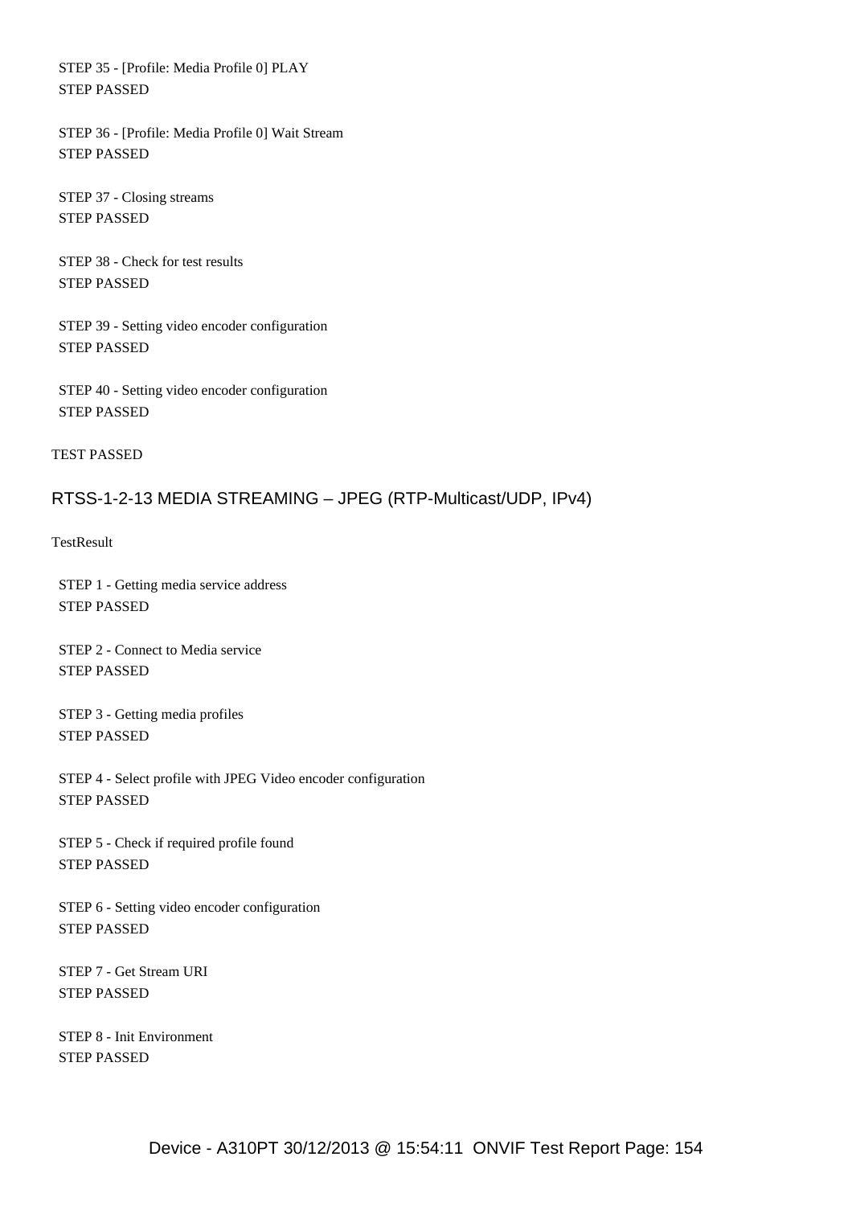STEP 35 - [Profile: Media Profile 0] PLAY
STEP PASSED

STEP 36 - [Profile: Media Profile 0] Wait Stream
STEP PASSED

STEP 37 - Closing streams
STEP PASSED

STEP 38 - Check for test results
STEP PASSED

STEP 39 - Setting video encoder configuration
STEP PASSED

STEP 40 - Setting video encoder configuration
STEP PASSED

TEST PASSED

## RTSS-1-2-13 MEDIA STREAMING – JPEG (RTP-Multicast/UDP, IPv4)

TestResult

STEP 1 - Getting media service address
STEP PASSED

STEP 2 - Connect to Media service
STEP PASSED

STEP 3 - Getting media profiles
STEP PASSED

STEP 4 - Select profile with JPEG Video encoder configuration
STEP PASSED

STEP 5 - Check if required profile found
STEP PASSED

STEP 6 - Setting video encoder configuration
STEP PASSED

STEP 7 - Get Stream URI
STEP PASSED

STEP 8 - Init Environment
STEP PASSED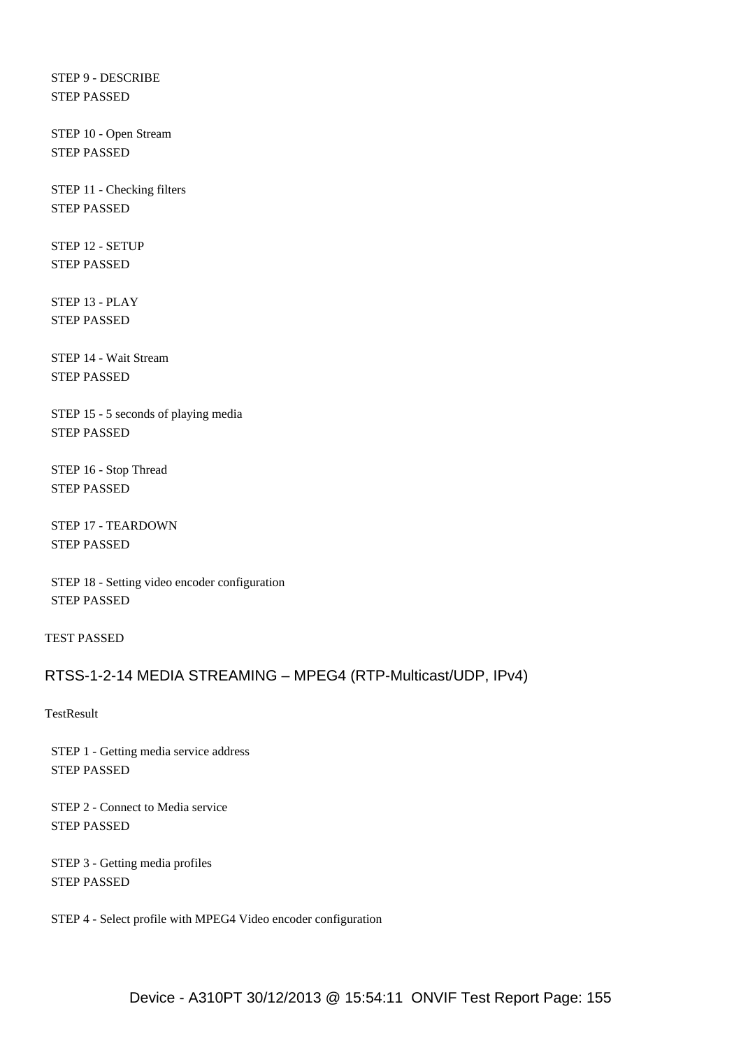STEP 9 - DESCRIBE
STEP PASSED

STEP 10 - Open Stream
STEP PASSED

STEP 11 - Checking filters
STEP PASSED

STEP 12 - SETUP
STEP PASSED

STEP 13 - PLAY
STEP PASSED

STEP 14 - Wait Stream
STEP PASSED

STEP 15 - 5 seconds of playing media
STEP PASSED

STEP 16 - Stop Thread
STEP PASSED

STEP 17 - TEARDOWN
STEP PASSED

STEP 18 - Setting video encoder configuration
STEP PASSED

TEST PASSED

## RTSS-1-2-14 MEDIA STREAMING – MPEG4 (RTP-Multicast/UDP, IPv4)

TestResult

STEP 1 - Getting media service address
STEP PASSED

STEP 2 - Connect to Media service
STEP PASSED

STEP 3 - Getting media profiles
STEP PASSED

STEP 4 - Select profile with MPEG4 Video encoder configuration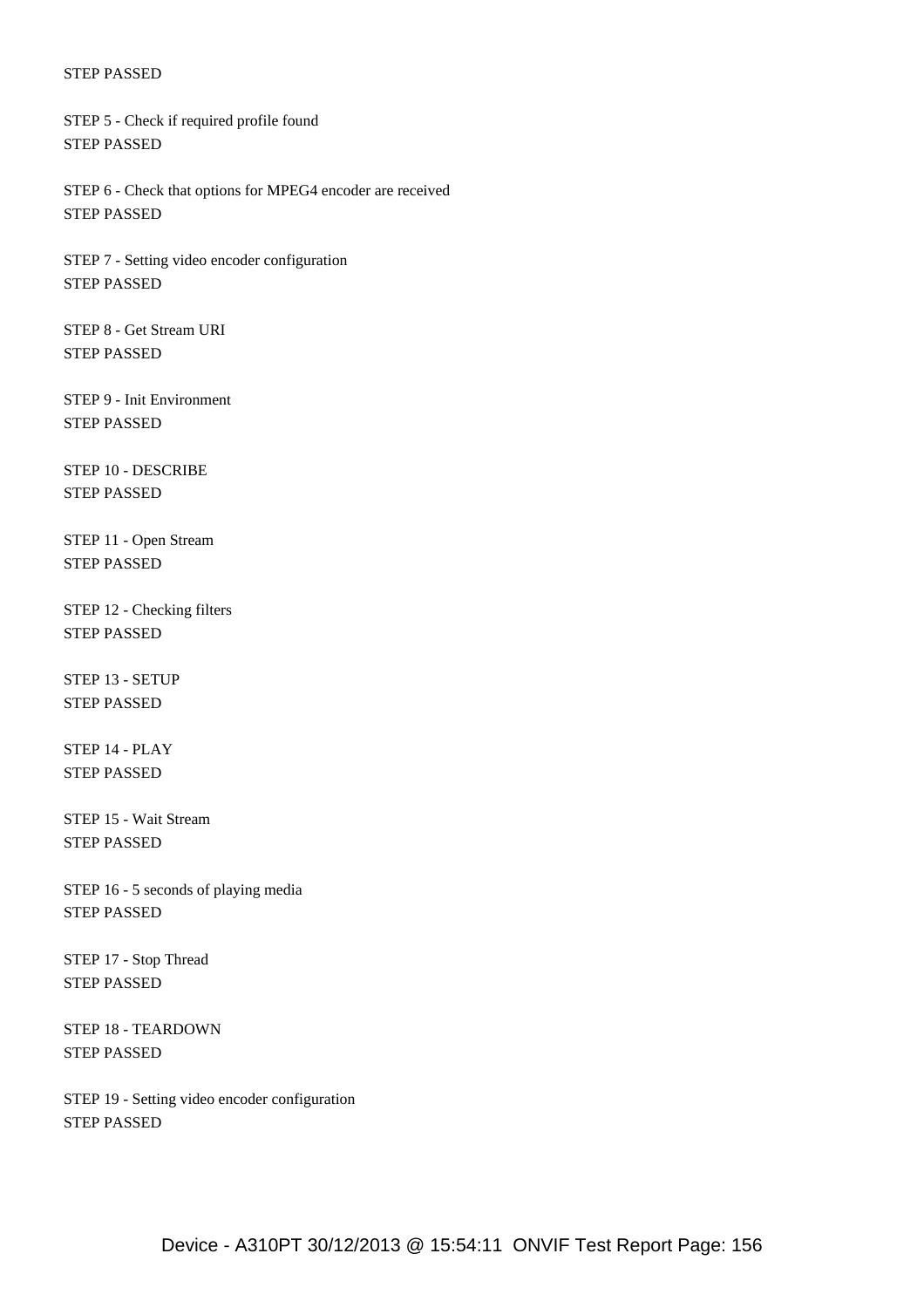STEP PASSED

STEP 5 - Check if required profile found
STEP PASSED

STEP 6 - Check that options for MPEG4 encoder are received
STEP PASSED

STEP 7 - Setting video encoder configuration
STEP PASSED

STEP 8 - Get Stream URI
STEP PASSED

STEP 9 - Init Environment
STEP PASSED

STEP 10 - DESCRIBE
STEP PASSED

STEP 11 - Open Stream
STEP PASSED

STEP 12 - Checking filters
STEP PASSED

STEP 13 - SETUP
STEP PASSED

STEP 14 - PLAY
STEP PASSED

STEP 15 - Wait Stream
STEP PASSED

STEP 16 - 5 seconds of playing media
STEP PASSED

STEP 17 - Stop Thread
STEP PASSED

STEP 18 - TEARDOWN
STEP PASSED

STEP 19 - Setting video encoder configuration
STEP PASSED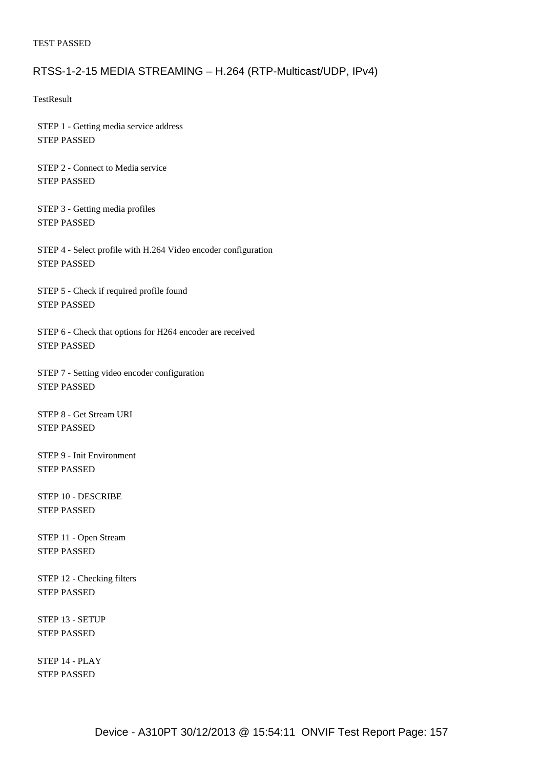TEST PASSED

## RTSS-1-2-15 MEDIA STREAMING – H.264 (RTP-Multicast/UDP, IPv4)

TestResult

STEP 1 - Getting media service address
STEP PASSED

STEP 2 - Connect to Media service
STEP PASSED

STEP 3 - Getting media profiles
STEP PASSED

STEP 4 - Select profile with H.264 Video encoder configuration
STEP PASSED

STEP 5 - Check if required profile found
STEP PASSED

STEP 6 - Check that options for H264 encoder are received
STEP PASSED

STEP 7 - Setting video encoder configuration
STEP PASSED

STEP 8 - Get Stream URI
STEP PASSED

STEP 9 - Init Environment
STEP PASSED

STEP 10 - DESCRIBE
STEP PASSED

STEP 11 - Open Stream
STEP PASSED

STEP 12 - Checking filters
STEP PASSED

STEP 13 - SETUP
STEP PASSED

STEP 14 - PLAY
STEP PASSED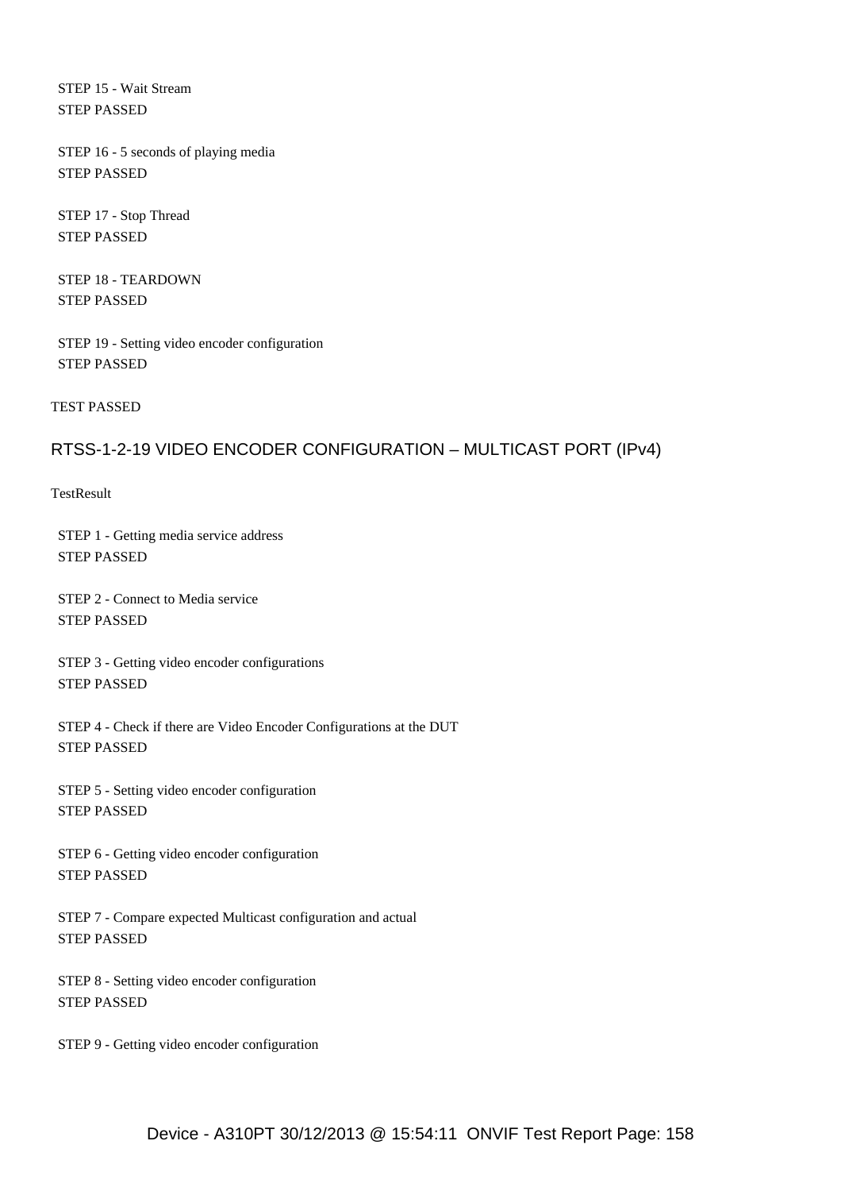STEP 15 - Wait Stream
STEP PASSED

STEP 16 - 5 seconds of playing media
STEP PASSED

STEP 17 - Stop Thread
STEP PASSED

STEP 18 - TEARDOWN
STEP PASSED

STEP 19 - Setting video encoder configuration
STEP PASSED

TEST PASSED

## RTSS-1-2-19 VIDEO ENCODER CONFIGURATION – MULTICAST PORT (IPv4)

TestResult

STEP 1 - Getting media service address
STEP PASSED

STEP 2 - Connect to Media service
STEP PASSED

STEP 3 - Getting video encoder configurations
STEP PASSED

STEP 4 - Check if there are Video Encoder Configurations at the DUT
STEP PASSED

STEP 5 - Setting video encoder configuration
STEP PASSED

STEP 6 - Getting video encoder configuration
STEP PASSED

STEP 7 - Compare expected Multicast configuration and actual
STEP PASSED

STEP 8 - Setting video encoder configuration
STEP PASSED

STEP 9 - Getting video encoder configuration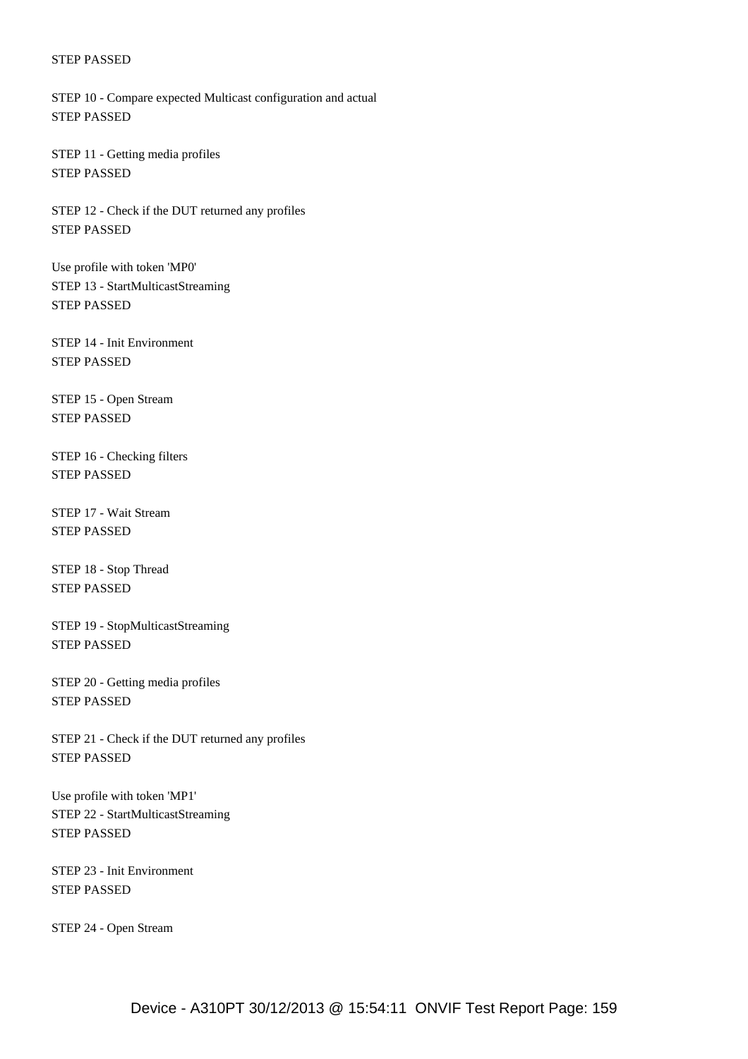STEP PASSED

STEP 10 - Compare expected Multicast configuration and actual
STEP PASSED

STEP 11 - Getting media profiles
STEP PASSED

STEP 12 - Check if the DUT returned any profiles
STEP PASSED

Use profile with token 'MP0'
STEP 13 - StartMulticastStreaming
STEP PASSED

STEP 14 - Init Environment
STEP PASSED

STEP 15 - Open Stream
STEP PASSED

STEP 16 - Checking filters
STEP PASSED

STEP 17 - Wait Stream
STEP PASSED

STEP 18 - Stop Thread
STEP PASSED

STEP 19 - StopMulticastStreaming
STEP PASSED

STEP 20 - Getting media profiles
STEP PASSED

STEP 21 - Check if the DUT returned any profiles
STEP PASSED

Use profile with token 'MP1'
STEP 22 - StartMulticastStreaming
STEP PASSED

STEP 23 - Init Environment
STEP PASSED

STEP 24 - Open Stream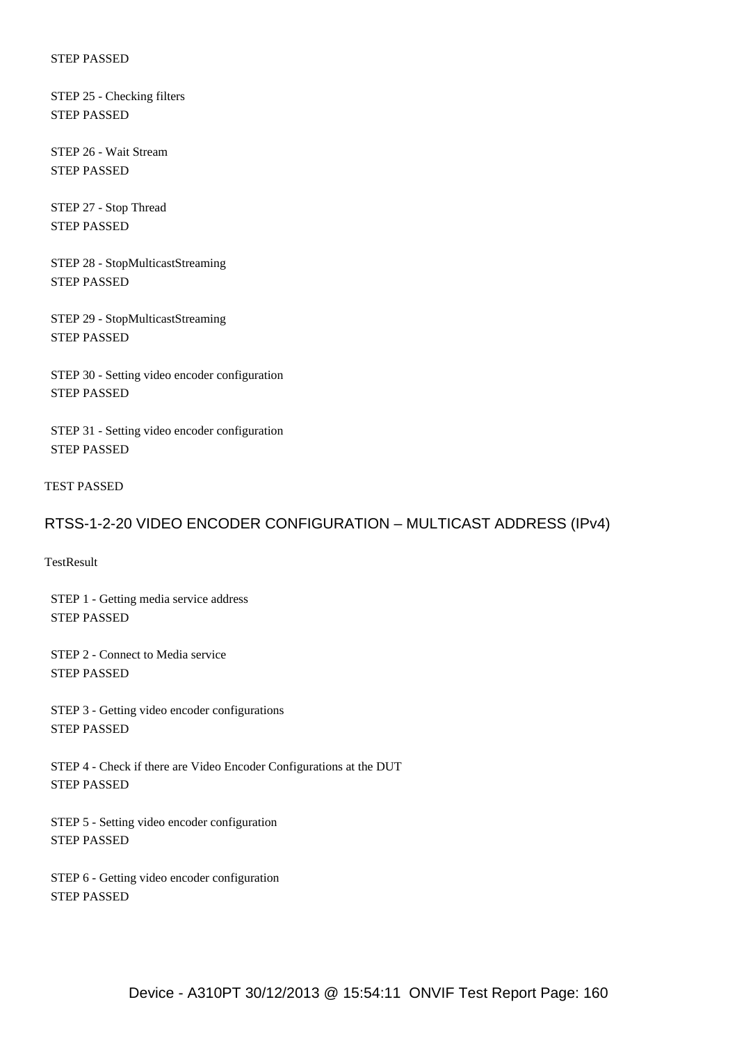STEP PASSED

STEP 25 - Checking filters
STEP PASSED

STEP 26 - Wait Stream
STEP PASSED

STEP 27 - Stop Thread
STEP PASSED

STEP 28 - StopMulticastStreaming
STEP PASSED

STEP 29 - StopMulticastStreaming
STEP PASSED

STEP 30 - Setting video encoder configuration
STEP PASSED

STEP 31 - Setting video encoder configuration
STEP PASSED

TEST PASSED

## RTSS-1-2-20 VIDEO ENCODER CONFIGURATION – MULTICAST ADDRESS (IPv4)

TestResult

STEP 1 - Getting media service address
STEP PASSED

STEP 2 - Connect to Media service
STEP PASSED

STEP 3 - Getting video encoder configurations
STEP PASSED

STEP 4 - Check if there are Video Encoder Configurations at the DUT
STEP PASSED

STEP 5 - Setting video encoder configuration
STEP PASSED

STEP 6 - Getting video encoder configuration
STEP PASSED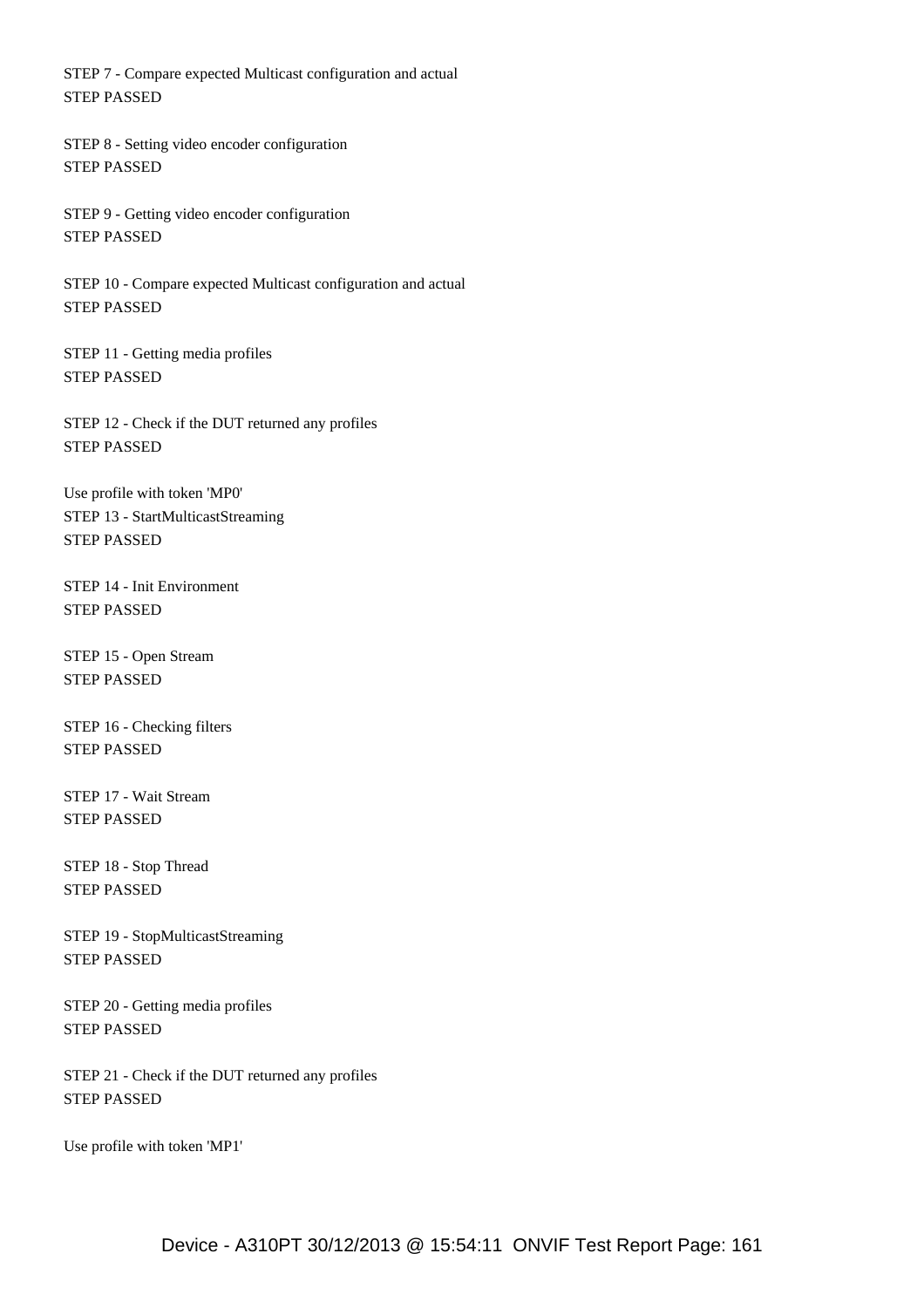STEP 7 - Compare expected Multicast configuration and actual
STEP PASSED

STEP 8 - Setting video encoder configuration
STEP PASSED

STEP 9 - Getting video encoder configuration
STEP PASSED

STEP 10 - Compare expected Multicast configuration and actual
STEP PASSED

STEP 11 - Getting media profiles
STEP PASSED

STEP 12 - Check if the DUT returned any profiles
STEP PASSED

Use profile with token 'MP0'
STEP 13 - StartMulticastStreaming
STEP PASSED

STEP 14 - Init Environment
STEP PASSED

STEP 15 - Open Stream
STEP PASSED

STEP 16 - Checking filters
STEP PASSED

STEP 17 - Wait Stream
STEP PASSED

STEP 18 - Stop Thread
STEP PASSED

STEP 19 - StopMulticastStreaming
STEP PASSED

STEP 20 - Getting media profiles
STEP PASSED

STEP 21 - Check if the DUT returned any profiles
STEP PASSED

Use profile with token 'MP1'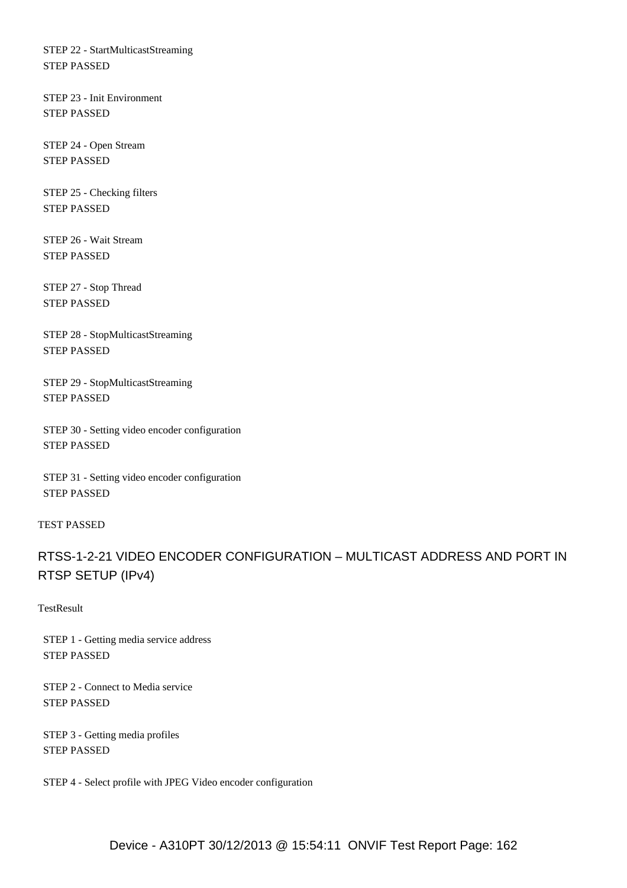STEP 22 - StartMulticastStreaming
STEP PASSED

STEP 23 - Init Environment
STEP PASSED

STEP 24 - Open Stream
STEP PASSED

STEP 25 - Checking filters
STEP PASSED

STEP 26 - Wait Stream
STEP PASSED

STEP 27 - Stop Thread
STEP PASSED

STEP 28 - StopMulticastStreaming
STEP PASSED

STEP 29 - StopMulticastStreaming
STEP PASSED

STEP 30 - Setting video encoder configuration
STEP PASSED

STEP 31 - Setting video encoder configuration
STEP PASSED

TEST PASSED

## RTSS-1-2-21 VIDEO ENCODER CONFIGURATION – MULTICAST ADDRESS AND PORT IN RTSP SETUP (IPv4)

TestResult

STEP 1 - Getting media service address
STEP PASSED

STEP 2 - Connect to Media service
STEP PASSED

STEP 3 - Getting media profiles
STEP PASSED

STEP 4 - Select profile with JPEG Video encoder configuration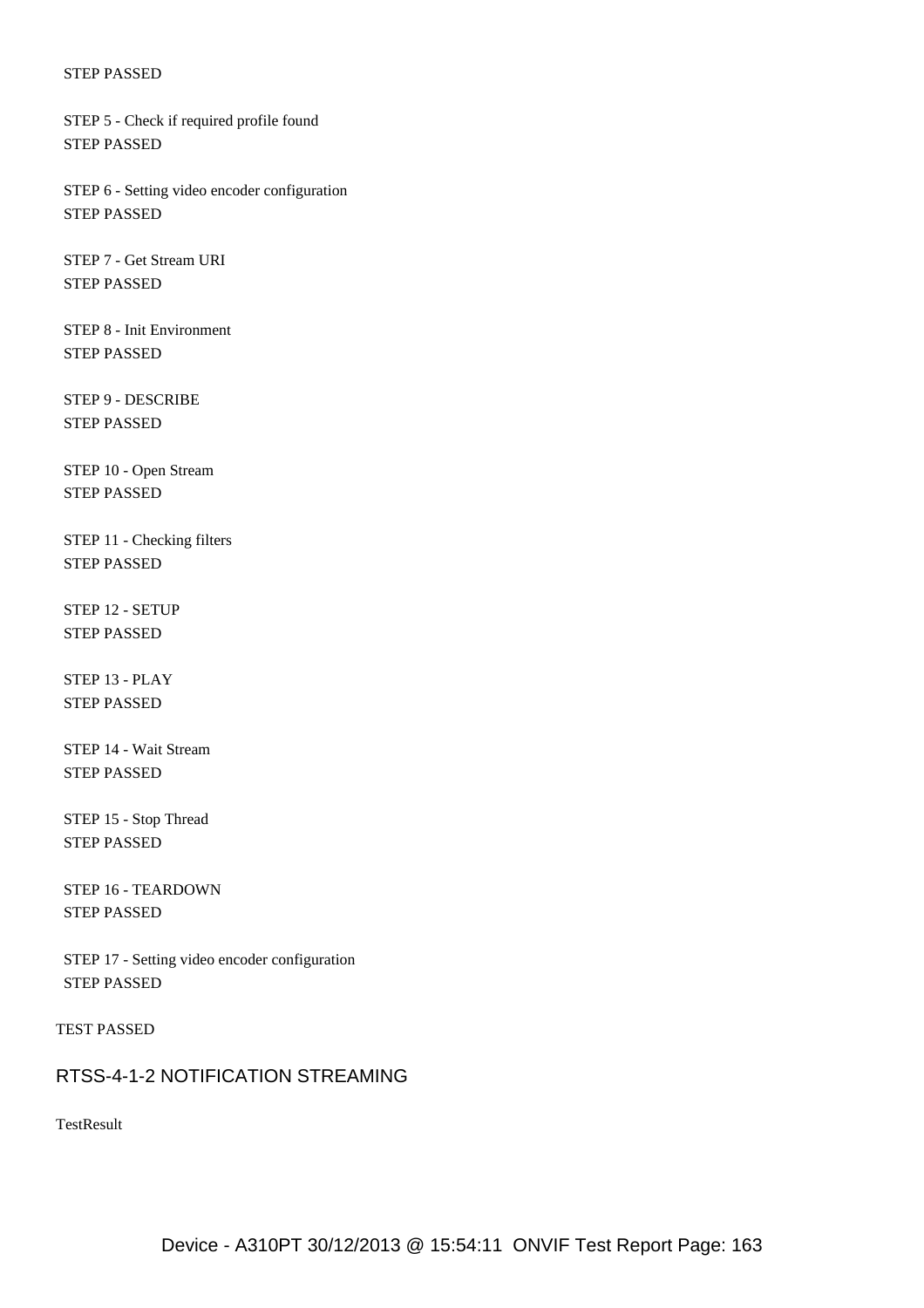STEP PASSED

STEP 5 - Check if required profile found
STEP PASSED

STEP 6 - Setting video encoder configuration
STEP PASSED

STEP 7 - Get Stream URI
STEP PASSED

STEP 8 - Init Environment
STEP PASSED

STEP 9 - DESCRIBE
STEP PASSED

STEP 10 - Open Stream
STEP PASSED

STEP 11 - Checking filters
STEP PASSED

STEP 12 - SETUP
STEP PASSED

STEP 13 - PLAY
STEP PASSED

STEP 14 - Wait Stream
STEP PASSED

STEP 15 - Stop Thread
STEP PASSED

STEP 16 - TEARDOWN
STEP PASSED

STEP 17 - Setting video encoder configuration
STEP PASSED

TEST PASSED

## RTSS-4-1-2 NOTIFICATION STREAMING

TestResult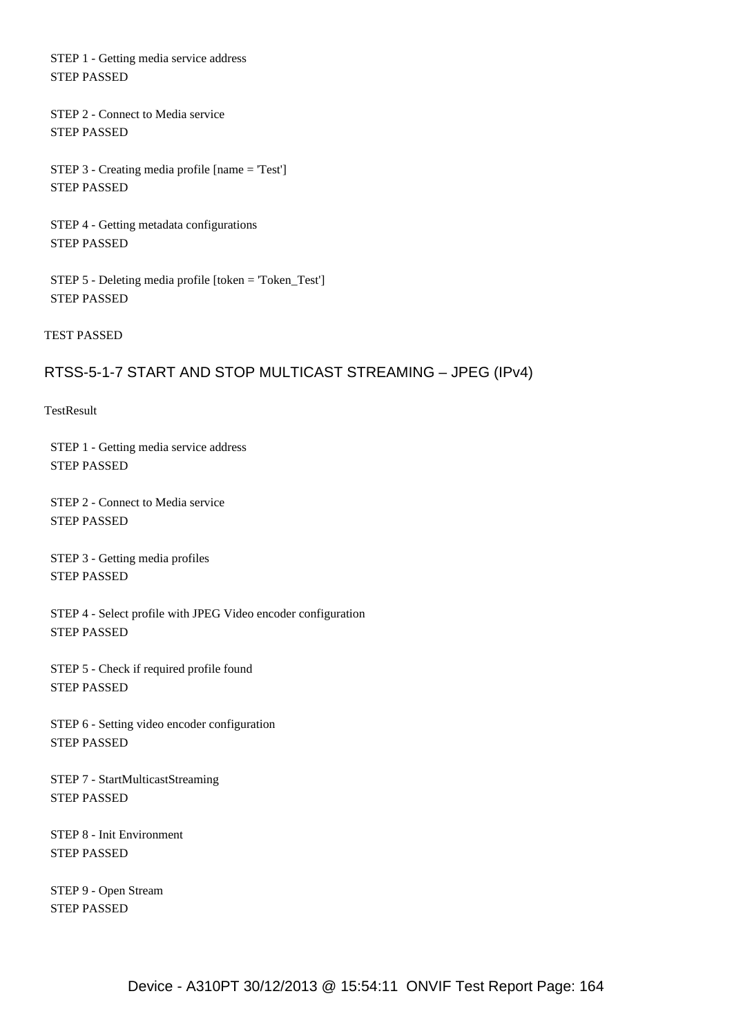STEP 1 - Getting media service address
STEP PASSED

STEP 2 - Connect to Media service
STEP PASSED

STEP 3 - Creating media profile [name = 'Test']
STEP PASSED

STEP 4 - Getting metadata configurations
STEP PASSED

STEP 5 - Deleting media profile [token = 'Token_Test']
STEP PASSED

TEST PASSED

## RTSS-5-1-7 START AND STOP MULTICAST STREAMING – JPEG (IPv4)

TestResult

STEP 1 - Getting media service address
STEP PASSED

STEP 2 - Connect to Media service
STEP PASSED

STEP 3 - Getting media profiles
STEP PASSED

STEP 4 - Select profile with JPEG Video encoder configuration
STEP PASSED

STEP 5 - Check if required profile found
STEP PASSED

STEP 6 - Setting video encoder configuration
STEP PASSED

STEP 7 - StartMulticastStreaming
STEP PASSED

STEP 8 - Init Environment
STEP PASSED

STEP 9 - Open Stream
STEP PASSED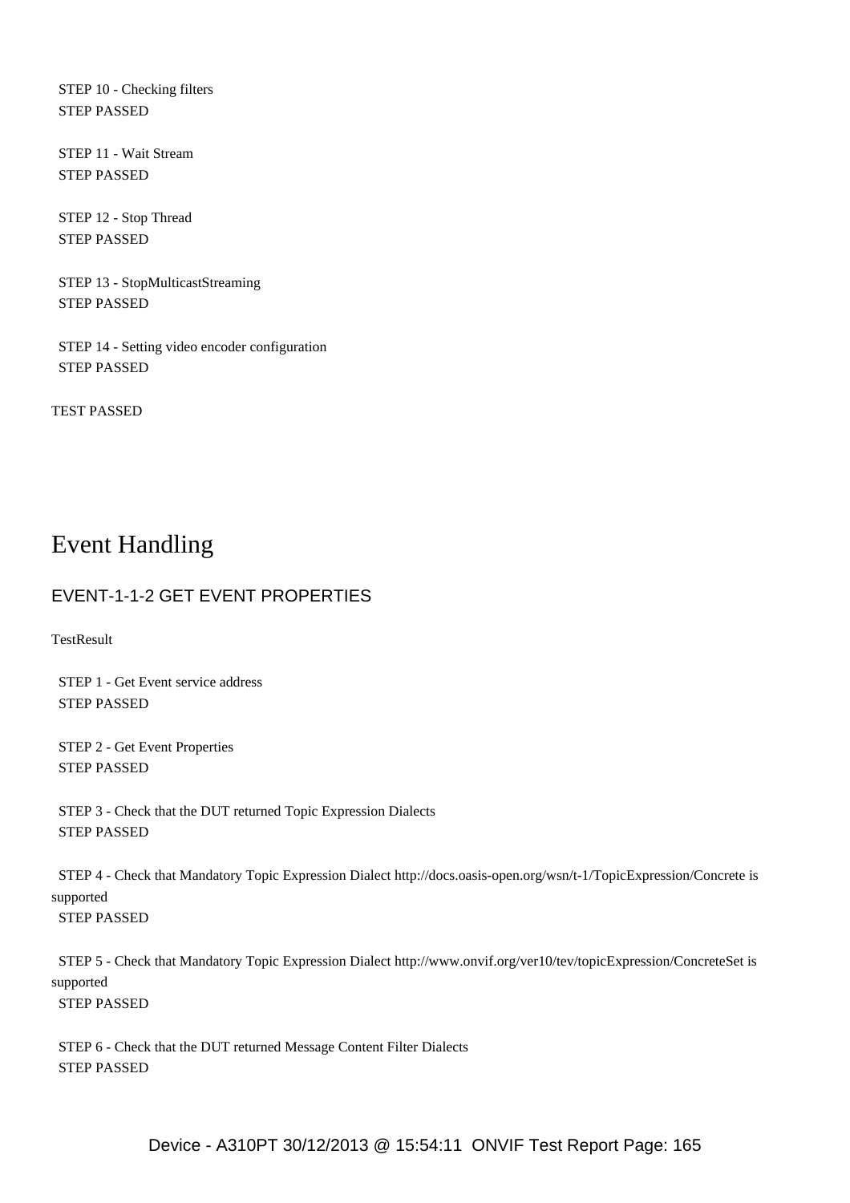STEP 10 - Checking filters
STEP PASSED

STEP 11 - Wait Stream
STEP PASSED

STEP 12 - Stop Thread
STEP PASSED

STEP 13 - StopMulticastStreaming
STEP PASSED

STEP 14 - Setting video encoder configuration
STEP PASSED

TEST PASSED

# Event Handling

## EVENT-1-1-2 GET EVENT PROPERTIES

TestResult

STEP 1 - Get Event service address
STEP PASSED

STEP 2 - Get Event Properties
STEP PASSED

STEP 3 - Check that the DUT returned Topic Expression Dialects
STEP PASSED

STEP 4 - Check that Mandatory Topic Expression Dialect http://docs.oasis-open.org/wsn/t-1/TopicExpression/Concrete is supported
STEP PASSED

STEP 5 - Check that Mandatory Topic Expression Dialect http://www.onvif.org/ver10/tev/topicExpression/ConcreteSet is supported
STEP PASSED

STEP 6 - Check that the DUT returned Message Content Filter Dialects
STEP PASSED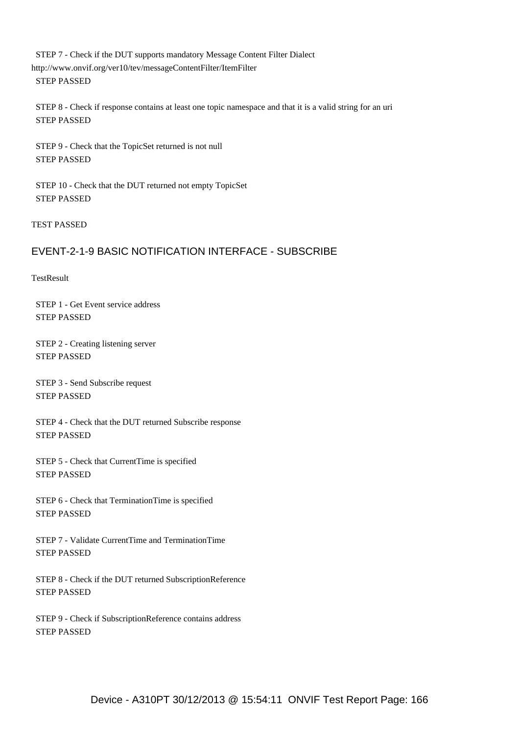STEP 7 - Check if the DUT supports mandatory Message Content Filter Dialect http://www.onvif.org/ver10/tev/messageContentFilter/ItemFilter
STEP PASSED

STEP 8 - Check if response contains at least one topic namespace and that it is a valid string for an uri
STEP PASSED

STEP 9 - Check that the TopicSet returned is not null
STEP PASSED

STEP 10 - Check that the DUT returned not empty TopicSet
STEP PASSED

TEST PASSED

## EVENT-2-1-9 BASIC NOTIFICATION INTERFACE - SUBSCRIBE

TestResult

STEP 1 - Get Event service address
STEP PASSED

STEP 2 - Creating listening server
STEP PASSED

STEP 3 - Send Subscribe request
STEP PASSED

STEP 4 - Check that the DUT returned Subscribe response
STEP PASSED

STEP 5 - Check that CurrentTime is specified
STEP PASSED

STEP 6 - Check that TerminationTime is specified
STEP PASSED

STEP 7 - Validate CurrentTime and TerminationTime
STEP PASSED

STEP 8 - Check if the DUT returned SubscriptionReference
STEP PASSED

STEP 9 - Check if SubscriptionReference contains address
STEP PASSED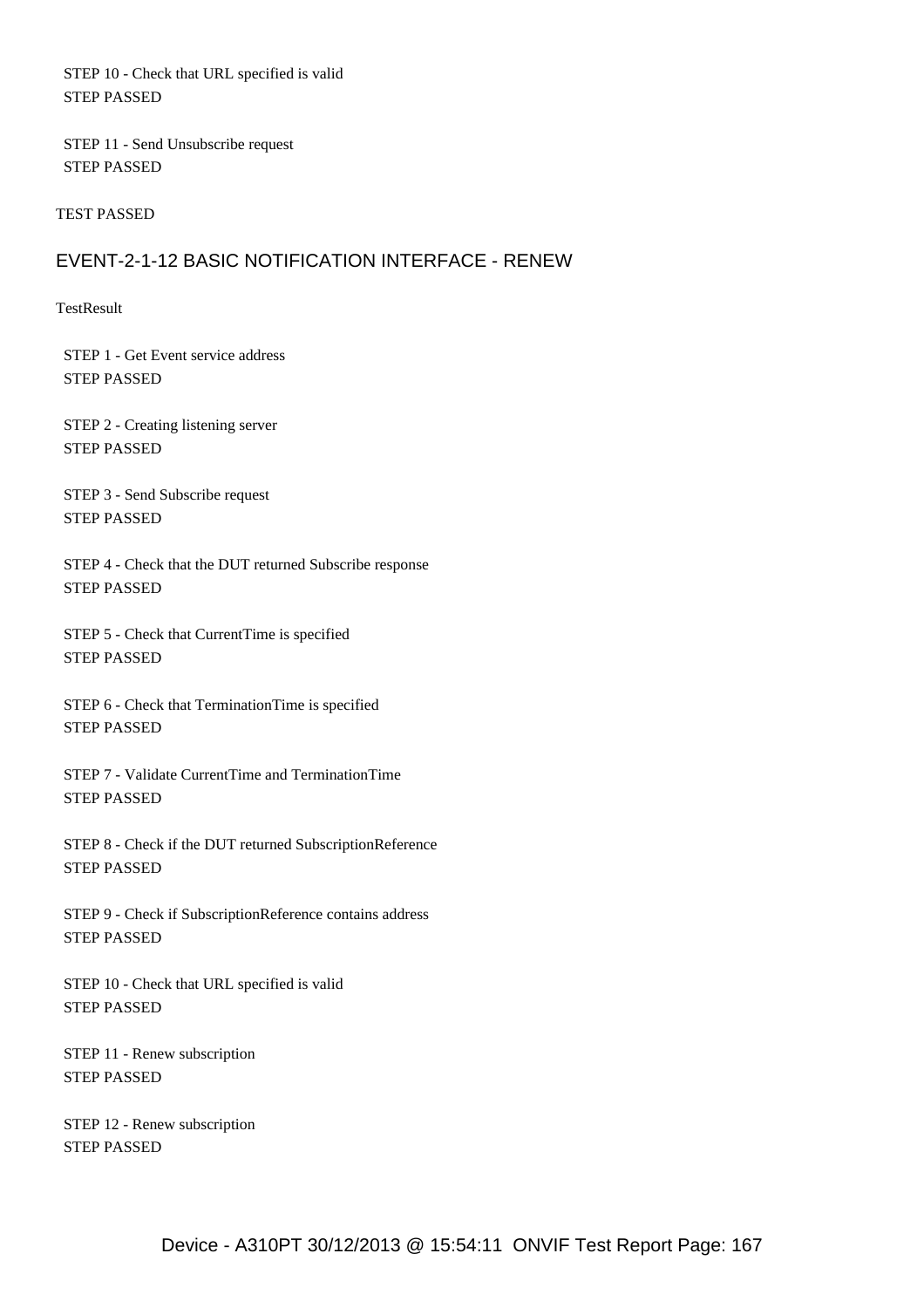STEP 10 - Check that URL specified is valid
STEP PASSED

STEP 11 - Send Unsubscribe request
STEP PASSED

TEST PASSED

## EVENT-2-1-12 BASIC NOTIFICATION INTERFACE - RENEW

TestResult

STEP 1 - Get Event service address
STEP PASSED

STEP 2 - Creating listening server
STEP PASSED

STEP 3 - Send Subscribe request
STEP PASSED

STEP 4 - Check that the DUT returned Subscribe response
STEP PASSED

STEP 5 - Check that CurrentTime is specified
STEP PASSED

STEP 6 - Check that TerminationTime is specified
STEP PASSED

STEP 7 - Validate CurrentTime and TerminationTime
STEP PASSED

STEP 8 - Check if the DUT returned SubscriptionReference
STEP PASSED

STEP 9 - Check if SubscriptionReference contains address
STEP PASSED

STEP 10 - Check that URL specified is valid
STEP PASSED

STEP 11 - Renew subscription
STEP PASSED

STEP 12 - Renew subscription
STEP PASSED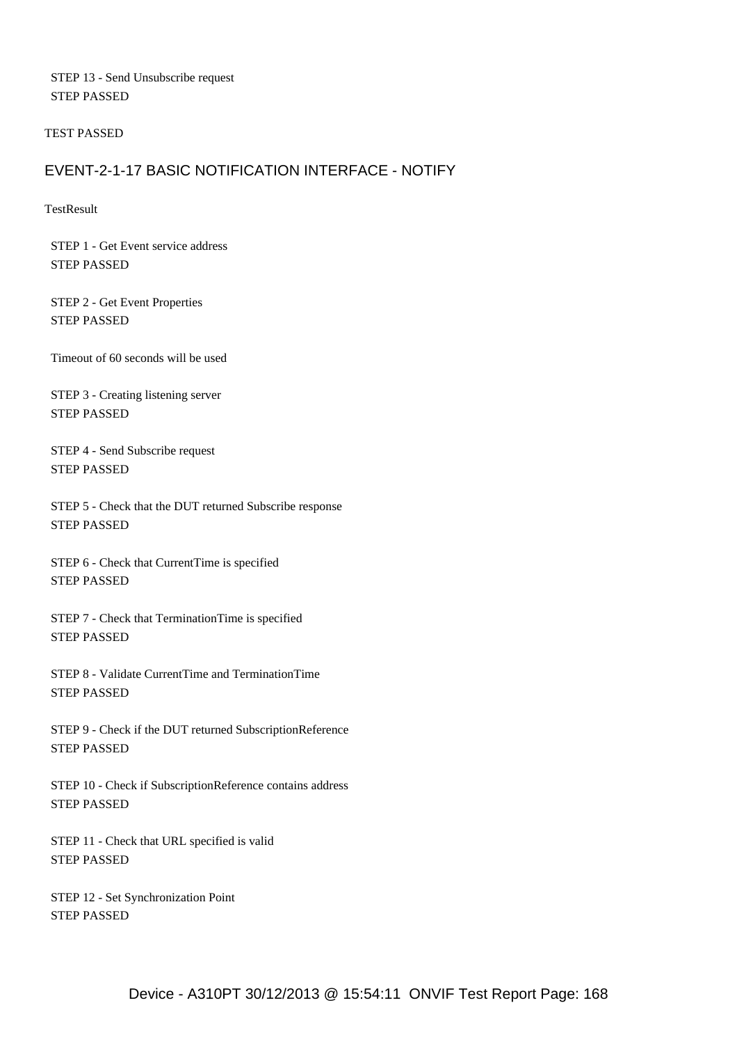STEP 13 - Send Unsubscribe request
STEP PASSED

TEST PASSED

## EVENT-2-1-17 BASIC NOTIFICATION INTERFACE - NOTIFY

TestResult

STEP 1 - Get Event service address
STEP PASSED

STEP 2 - Get Event Properties
STEP PASSED

Timeout of 60 seconds will be used

STEP 3 - Creating listening server
STEP PASSED

STEP 4 - Send Subscribe request
STEP PASSED

STEP 5 - Check that the DUT returned Subscribe response
STEP PASSED

STEP 6 - Check that CurrentTime is specified
STEP PASSED

STEP 7 - Check that TerminationTime is specified
STEP PASSED

STEP 8 - Validate CurrentTime and TerminationTime
STEP PASSED

STEP 9 - Check if the DUT returned SubscriptionReference
STEP PASSED

STEP 10 - Check if SubscriptionReference contains address
STEP PASSED

STEP 11 - Check that URL specified is valid
STEP PASSED

STEP 12 - Set Synchronization Point
STEP PASSED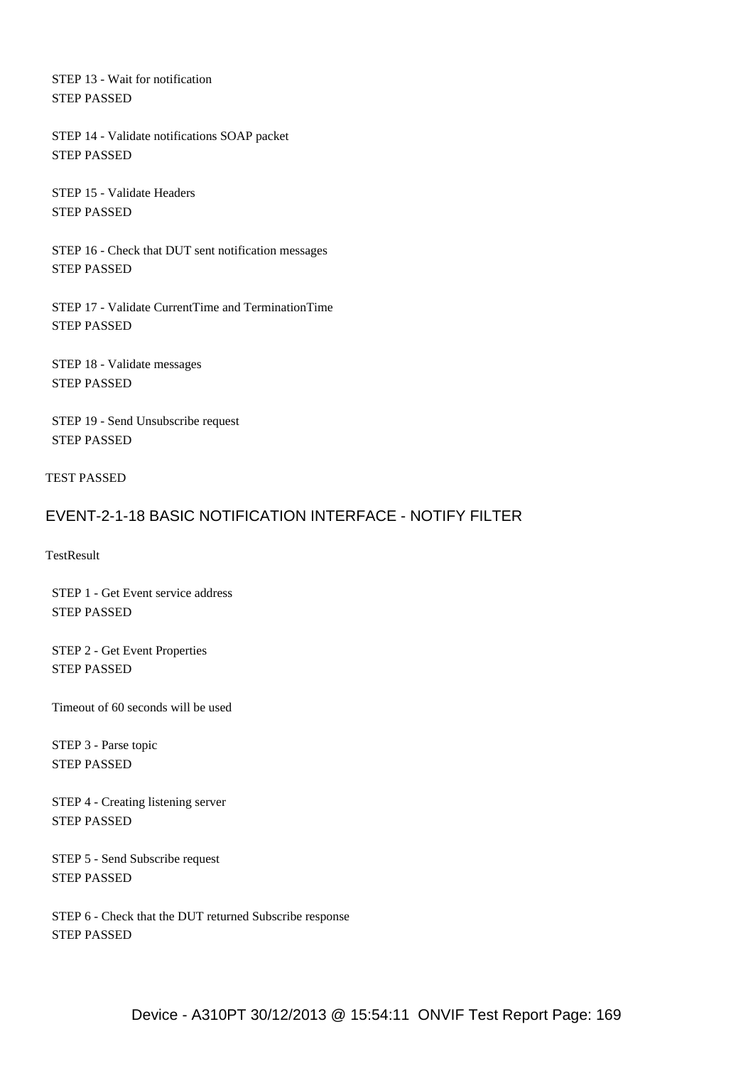STEP 13 - Wait for notification
STEP PASSED

STEP 14 - Validate notifications SOAP packet
STEP PASSED

STEP 15 - Validate Headers
STEP PASSED

STEP 16 - Check that DUT sent notification messages
STEP PASSED

STEP 17 - Validate CurrentTime and TerminationTime
STEP PASSED

STEP 18 - Validate messages
STEP PASSED

STEP 19 - Send Unsubscribe request
STEP PASSED

TEST PASSED

## EVENT-2-1-18 BASIC NOTIFICATION INTERFACE - NOTIFY FILTER

TestResult

STEP 1 - Get Event service address
STEP PASSED

STEP 2 - Get Event Properties
STEP PASSED

Timeout of 60 seconds will be used

STEP 3 - Parse topic
STEP PASSED

STEP 4 - Creating listening server
STEP PASSED

STEP 5 - Send Subscribe request
STEP PASSED

STEP 6 - Check that the DUT returned Subscribe response
STEP PASSED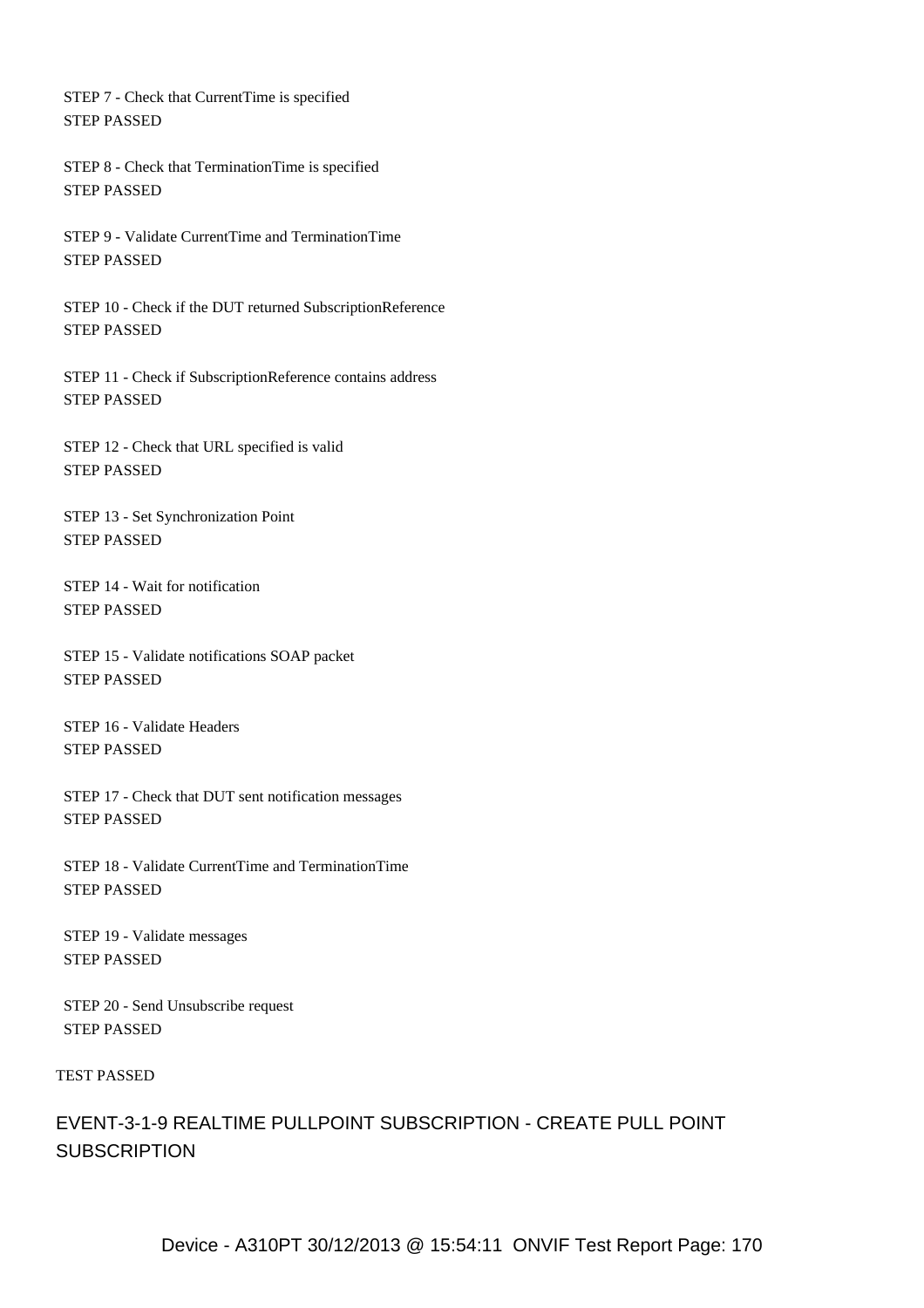STEP 7 - Check that CurrentTime is specified
STEP PASSED

STEP 8 - Check that TerminationTime is specified
STEP PASSED

STEP 9 - Validate CurrentTime and TerminationTime
STEP PASSED

STEP 10 - Check if the DUT returned SubscriptionReference
STEP PASSED

STEP 11 - Check if SubscriptionReference contains address
STEP PASSED

STEP 12 - Check that URL specified is valid
STEP PASSED

STEP 13 - Set Synchronization Point
STEP PASSED

STEP 14 - Wait for notification
STEP PASSED

STEP 15 - Validate notifications SOAP packet
STEP PASSED

STEP 16 - Validate Headers
STEP PASSED

STEP 17 - Check that DUT sent notification messages
STEP PASSED

STEP 18 - Validate CurrentTime and TerminationTime
STEP PASSED

STEP 19 - Validate messages
STEP PASSED

STEP 20 - Send Unsubscribe request
STEP PASSED

TEST PASSED

## EVENT-3-1-9 REALTIME PULLPOINT SUBSCRIPTION - CREATE PULL POINT SUBSCRIPTION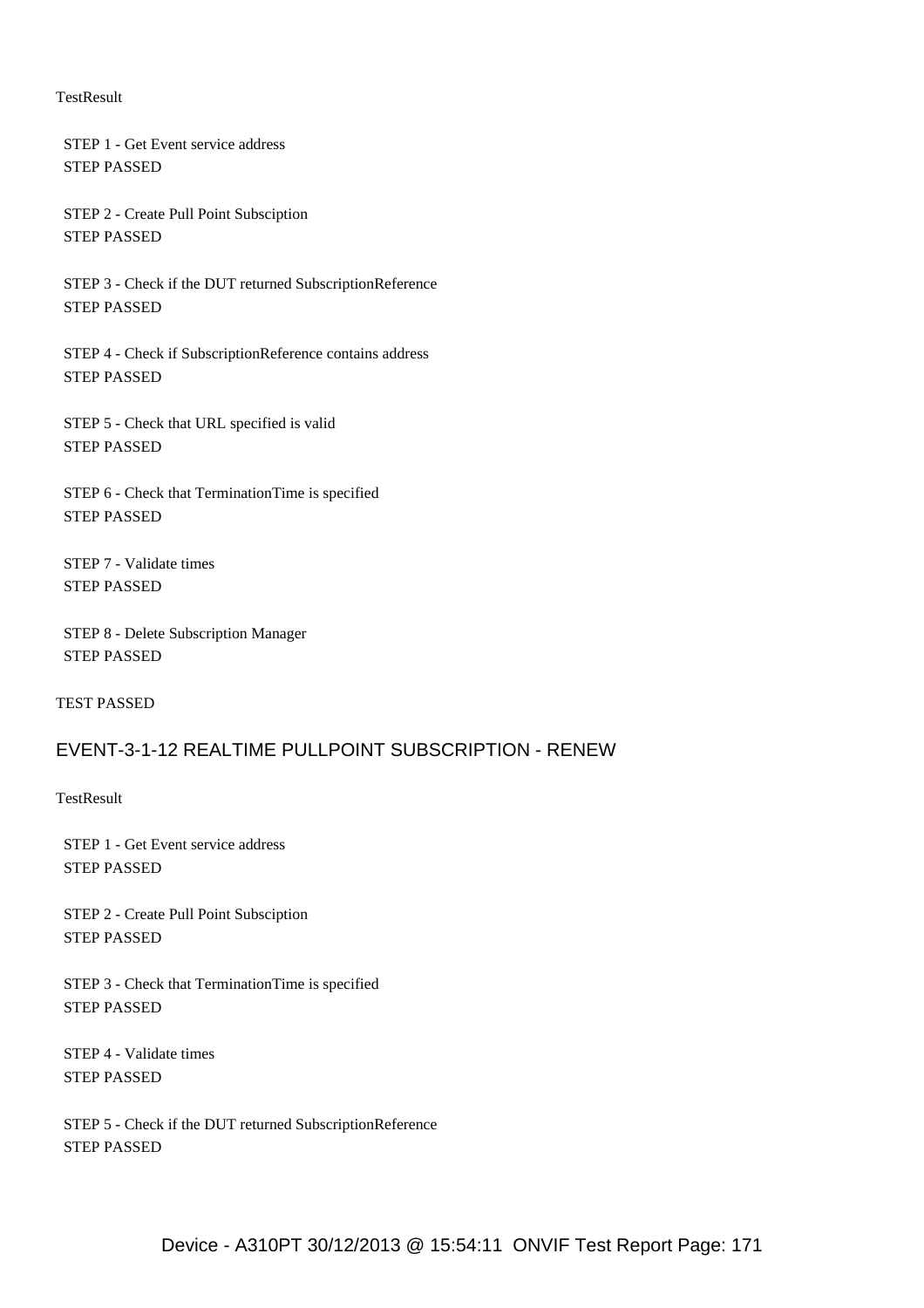TestResult

STEP 1 - Get Event service address
STEP PASSED

STEP 2 - Create Pull Point Subsciption
STEP PASSED

STEP 3 - Check if the DUT returned SubscriptionReference
STEP PASSED

STEP 4 - Check if SubscriptionReference contains address
STEP PASSED

STEP 5 - Check that URL specified is valid
STEP PASSED

STEP 6 - Check that TerminationTime is specified
STEP PASSED

STEP 7 - Validate times
STEP PASSED

STEP 8 - Delete Subscription Manager
STEP PASSED

TEST PASSED

## EVENT-3-1-12 REALTIME PULLPOINT SUBSCRIPTION - RENEW

TestResult

STEP 1 - Get Event service address
STEP PASSED

STEP 2 - Create Pull Point Subsciption
STEP PASSED

STEP 3 - Check that TerminationTime is specified
STEP PASSED

STEP 4 - Validate times
STEP PASSED

STEP 5 - Check if the DUT returned SubscriptionReference
STEP PASSED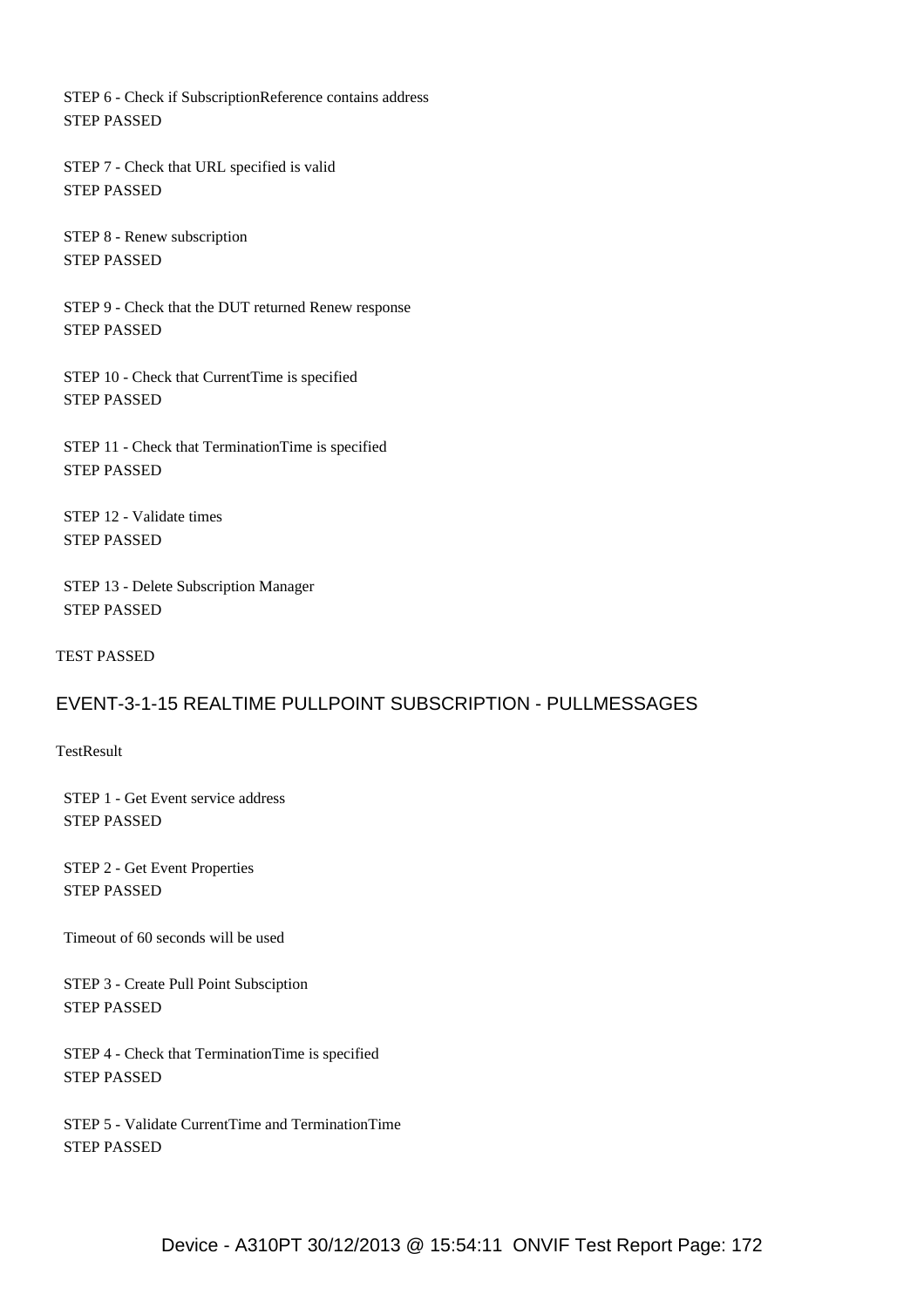STEP 6 - Check if SubscriptionReference contains address
STEP PASSED

STEP 7 - Check that URL specified is valid
STEP PASSED

STEP 8 - Renew subscription
STEP PASSED

STEP 9 - Check that the DUT returned Renew response
STEP PASSED

STEP 10 - Check that CurrentTime is specified
STEP PASSED

STEP 11 - Check that TerminationTime is specified
STEP PASSED

STEP 12 - Validate times
STEP PASSED

STEP 13 - Delete Subscription Manager
STEP PASSED

TEST PASSED

## EVENT-3-1-15 REALTIME PULLPOINT SUBSCRIPTION - PULLMESSAGES

TestResult

STEP 1 - Get Event service address
STEP PASSED

STEP 2 - Get Event Properties
STEP PASSED

Timeout of 60 seconds will be used

STEP 3 - Create Pull Point Subsciption
STEP PASSED

STEP 4 - Check that TerminationTime is specified
STEP PASSED

STEP 5 - Validate CurrentTime and TerminationTime
STEP PASSED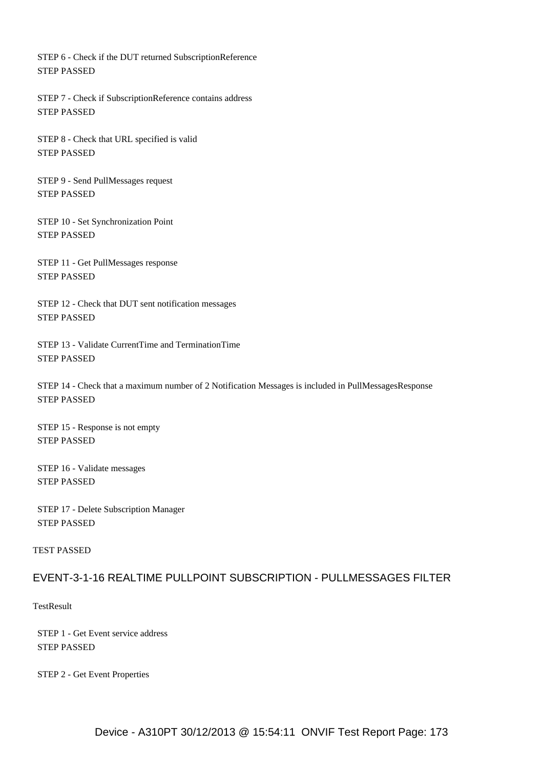STEP 6 - Check if the DUT returned SubscriptionReference
STEP PASSED

STEP 7 - Check if SubscriptionReference contains address
STEP PASSED

STEP 8 - Check that URL specified is valid
STEP PASSED

STEP 9 - Send PullMessages request
STEP PASSED

STEP 10 - Set Synchronization Point
STEP PASSED

STEP 11 - Get PullMessages response
STEP PASSED

STEP 12 - Check that DUT sent notification messages
STEP PASSED

STEP 13 - Validate CurrentTime and TerminationTime
STEP PASSED

STEP 14 - Check that a maximum number of 2 Notification Messages is included in PullMessagesResponse
STEP PASSED

STEP 15 - Response is not empty
STEP PASSED

STEP 16 - Validate messages
STEP PASSED

STEP 17 - Delete Subscription Manager
STEP PASSED

TEST PASSED

## EVENT-3-1-16 REALTIME PULLPOINT SUBSCRIPTION - PULLMESSAGES FILTER

TestResult

STEP 1 - Get Event service address
STEP PASSED

STEP 2 - Get Event Properties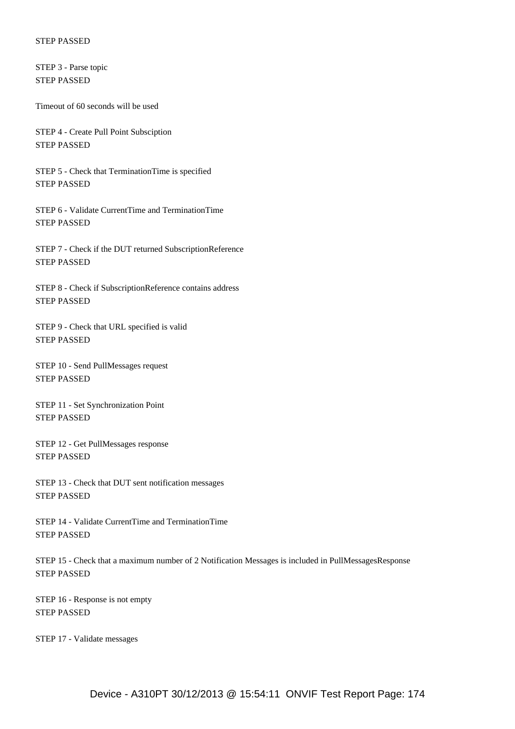STEP PASSED

STEP 3 - Parse topic
STEP PASSED

Timeout of 60 seconds will be used

STEP 4 - Create Pull Point Subsciption
STEP PASSED

STEP 5 - Check that TerminationTime is specified
STEP PASSED

STEP 6 - Validate CurrentTime and TerminationTime
STEP PASSED

STEP 7 - Check if the DUT returned SubscriptionReference
STEP PASSED

STEP 8 - Check if SubscriptionReference contains address
STEP PASSED

STEP 9 - Check that URL specified is valid
STEP PASSED

STEP 10 - Send PullMessages request
STEP PASSED

STEP 11 - Set Synchronization Point
STEP PASSED

STEP 12 - Get PullMessages response
STEP PASSED

STEP 13 - Check that DUT sent notification messages
STEP PASSED

STEP 14 - Validate CurrentTime and TerminationTime
STEP PASSED

STEP 15 - Check that a maximum number of 2 Notification Messages is included in PullMessagesResponse
STEP PASSED

STEP 16 - Response is not empty
STEP PASSED

STEP 17 - Validate messages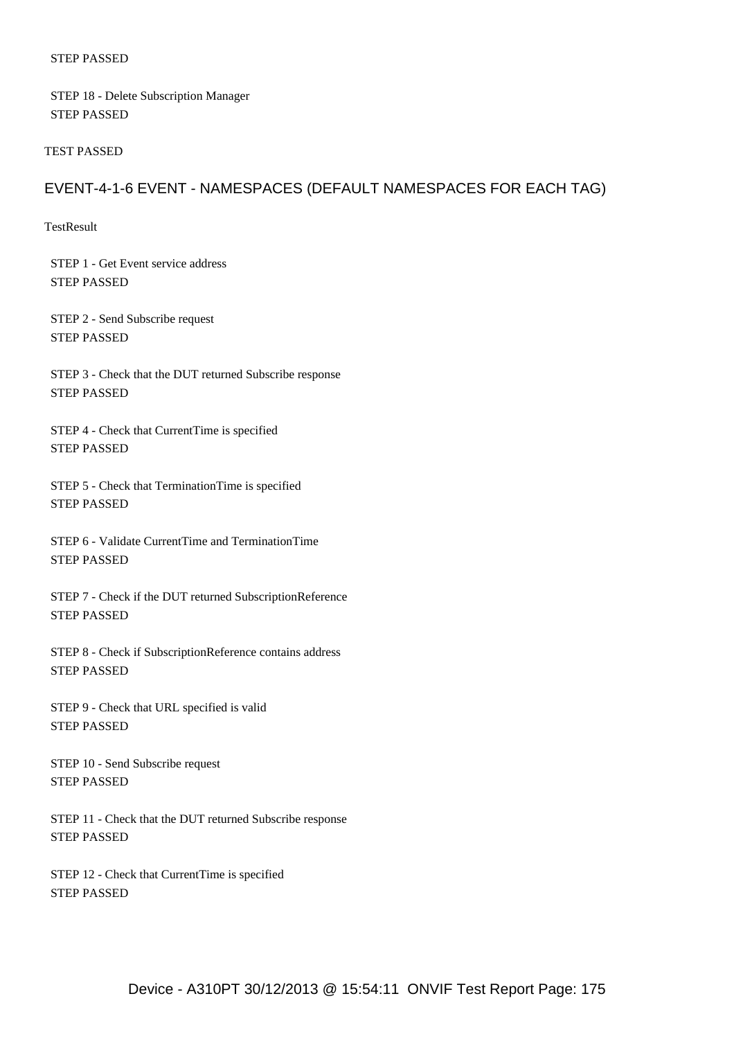STEP PASSED

STEP 18 - Delete Subscription Manager
STEP PASSED

TEST PASSED

## EVENT-4-1-6 EVENT - NAMESPACES (DEFAULT NAMESPACES FOR EACH TAG)

TestResult

STEP 1 - Get Event service address
STEP PASSED

STEP 2 - Send Subscribe request
STEP PASSED

STEP 3 - Check that the DUT returned Subscribe response
STEP PASSED

STEP 4 - Check that CurrentTime is specified
STEP PASSED

STEP 5 - Check that TerminationTime is specified
STEP PASSED

STEP 6 - Validate CurrentTime and TerminationTime
STEP PASSED

STEP 7 - Check if the DUT returned SubscriptionReference
STEP PASSED

STEP 8 - Check if SubscriptionReference contains address
STEP PASSED

STEP 9 - Check that URL specified is valid
STEP PASSED

STEP 10 - Send Subscribe request
STEP PASSED

STEP 11 - Check that the DUT returned Subscribe response
STEP PASSED

STEP 12 - Check that CurrentTime is specified
STEP PASSED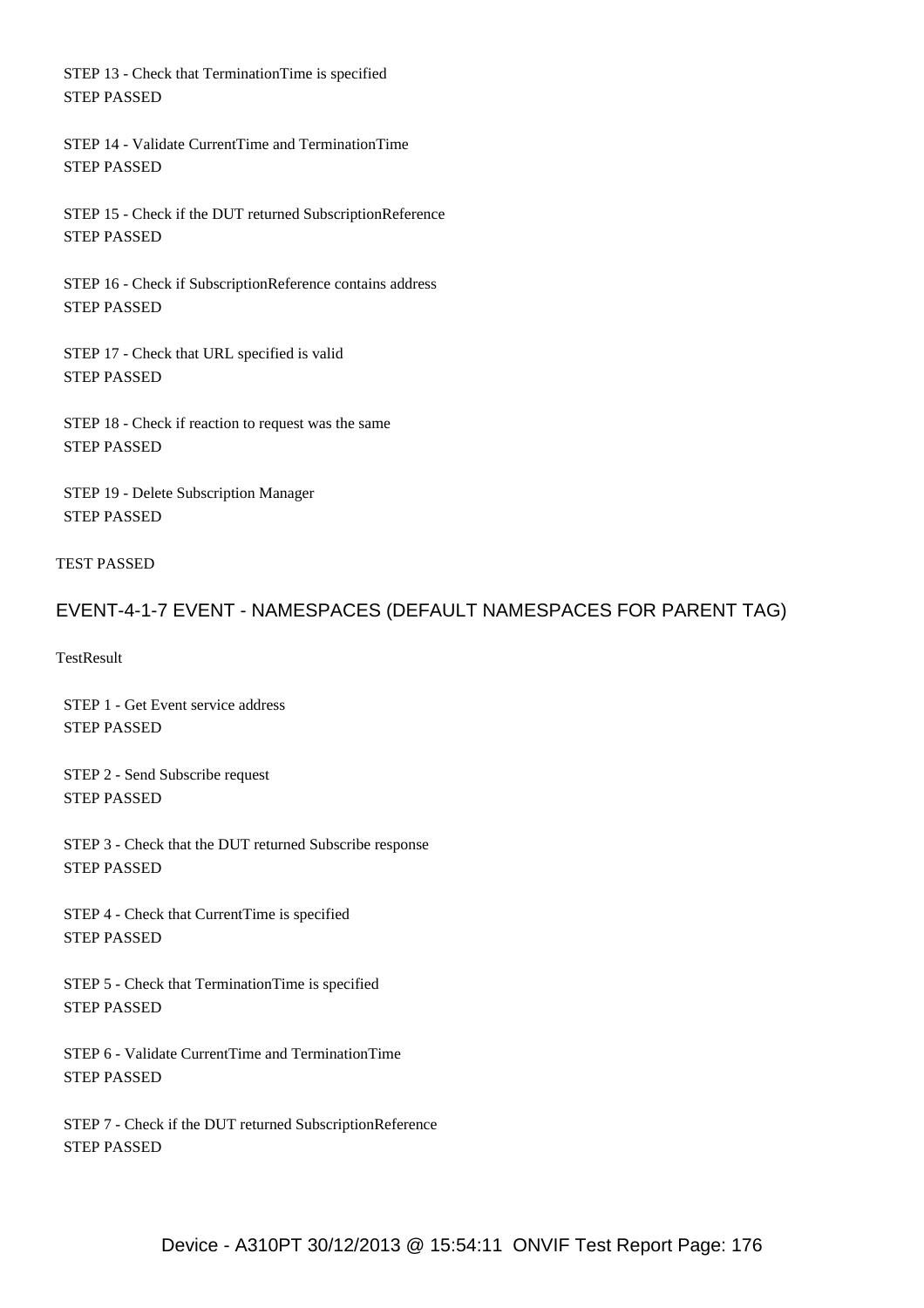STEP 13 - Check that TerminationTime is specified
STEP PASSED

STEP 14 - Validate CurrentTime and TerminationTime
STEP PASSED

STEP 15 - Check if the DUT returned SubscriptionReference
STEP PASSED

STEP 16 - Check if SubscriptionReference contains address
STEP PASSED

STEP 17 - Check that URL specified is valid
STEP PASSED

STEP 18 - Check if reaction to request was the same
STEP PASSED

STEP 19 - Delete Subscription Manager
STEP PASSED

TEST PASSED

## EVENT-4-1-7 EVENT - NAMESPACES (DEFAULT NAMESPACES FOR PARENT TAG)

TestResult

STEP 1 - Get Event service address
STEP PASSED

STEP 2 - Send Subscribe request
STEP PASSED

STEP 3 - Check that the DUT returned Subscribe response
STEP PASSED

STEP 4 - Check that CurrentTime is specified
STEP PASSED

STEP 5 - Check that TerminationTime is specified
STEP PASSED

STEP 6 - Validate CurrentTime and TerminationTime
STEP PASSED

STEP 7 - Check if the DUT returned SubscriptionReference
STEP PASSED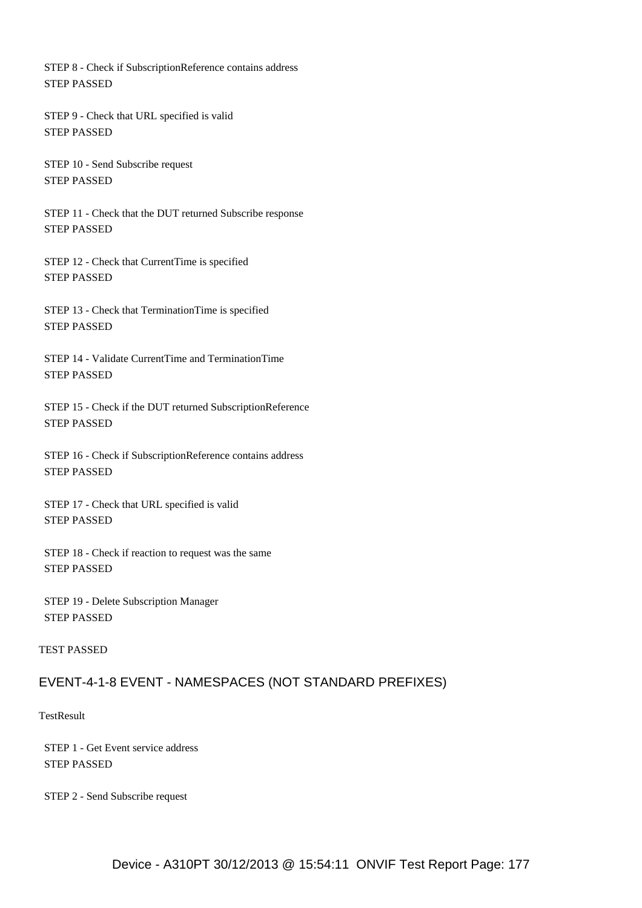STEP 8 - Check if SubscriptionReference contains address
STEP PASSED

STEP 9 - Check that URL specified is valid
STEP PASSED

STEP 10 - Send Subscribe request
STEP PASSED

STEP 11 - Check that the DUT returned Subscribe response
STEP PASSED

STEP 12 - Check that CurrentTime is specified
STEP PASSED

STEP 13 - Check that TerminationTime is specified
STEP PASSED

STEP 14 - Validate CurrentTime and TerminationTime
STEP PASSED

STEP 15 - Check if the DUT returned SubscriptionReference
STEP PASSED

STEP 16 - Check if SubscriptionReference contains address
STEP PASSED

STEP 17 - Check that URL specified is valid
STEP PASSED

STEP 18 - Check if reaction to request was the same
STEP PASSED

STEP 19 - Delete Subscription Manager
STEP PASSED

TEST PASSED

## EVENT-4-1-8 EVENT - NAMESPACES (NOT STANDARD PREFIXES)

TestResult

STEP 1 - Get Event service address
STEP PASSED

STEP 2 - Send Subscribe request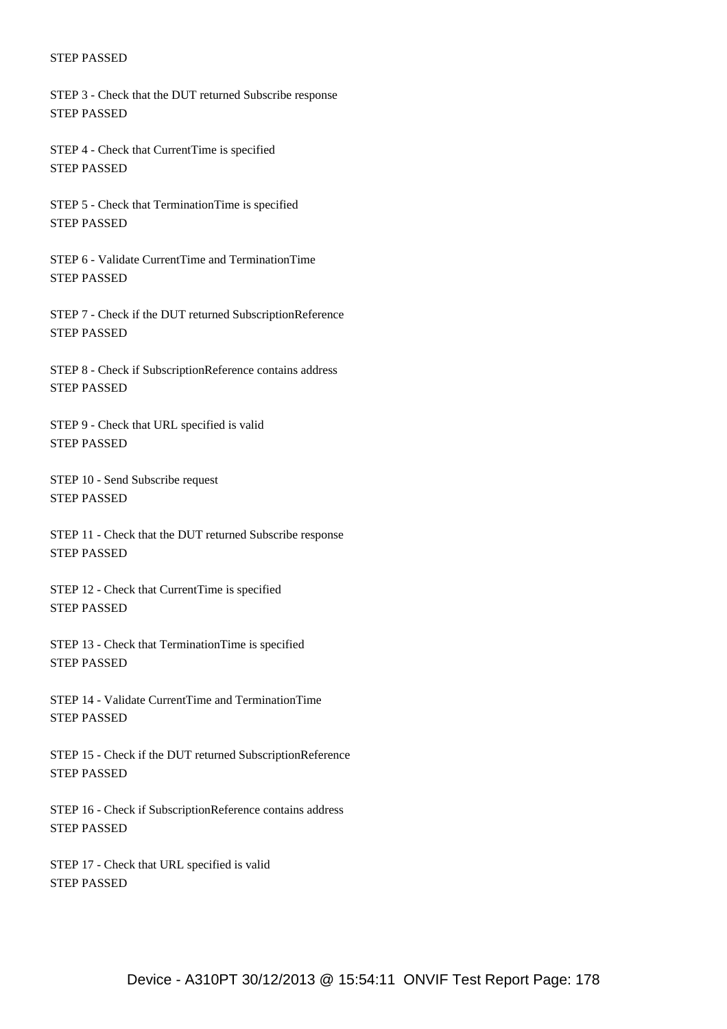STEP PASSED

STEP 3 - Check that the DUT returned Subscribe response
STEP PASSED

STEP 4 - Check that CurrentTime is specified
STEP PASSED

STEP 5 - Check that TerminationTime is specified
STEP PASSED

STEP 6 - Validate CurrentTime and TerminationTime
STEP PASSED

STEP 7 - Check if the DUT returned SubscriptionReference
STEP PASSED

STEP 8 - Check if SubscriptionReference contains address
STEP PASSED

STEP 9 - Check that URL specified is valid
STEP PASSED

STEP 10 - Send Subscribe request
STEP PASSED

STEP 11 - Check that the DUT returned Subscribe response
STEP PASSED

STEP 12 - Check that CurrentTime is specified
STEP PASSED

STEP 13 - Check that TerminationTime is specified
STEP PASSED

STEP 14 - Validate CurrentTime and TerminationTime
STEP PASSED

STEP 15 - Check if the DUT returned SubscriptionReference
STEP PASSED

STEP 16 - Check if SubscriptionReference contains address
STEP PASSED

STEP 17 - Check that URL specified is valid
STEP PASSED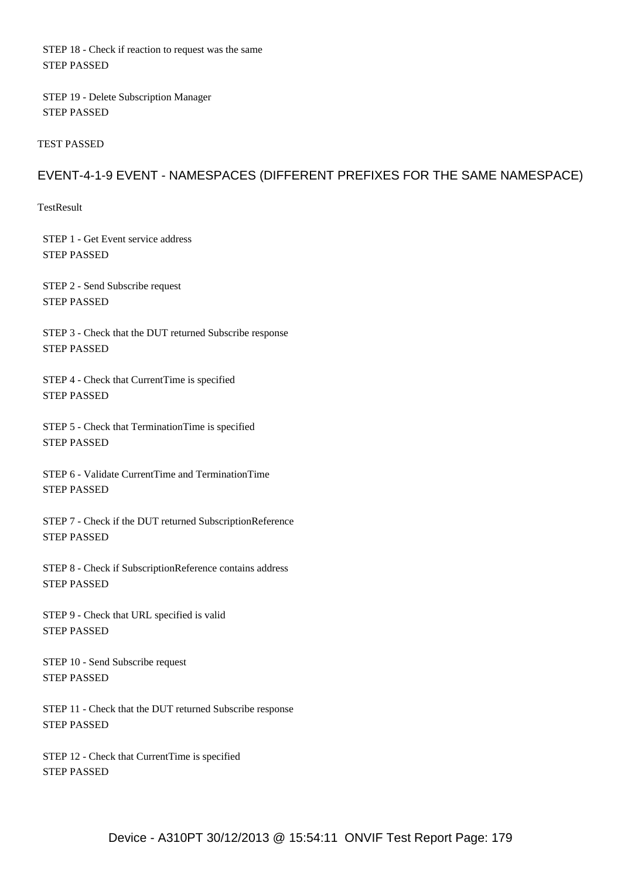STEP 18 - Check if reaction to request was the same
STEP PASSED

STEP 19 - Delete Subscription Manager
STEP PASSED

TEST PASSED

## EVENT-4-1-9 EVENT - NAMESPACES (DIFFERENT PREFIXES FOR THE SAME NAMESPACE)

TestResult

STEP 1 - Get Event service address
STEP PASSED

STEP 2 - Send Subscribe request
STEP PASSED

STEP 3 - Check that the DUT returned Subscribe response
STEP PASSED

STEP 4 - Check that CurrentTime is specified
STEP PASSED

STEP 5 - Check that TerminationTime is specified
STEP PASSED

STEP 6 - Validate CurrentTime and TerminationTime
STEP PASSED

STEP 7 - Check if the DUT returned SubscriptionReference
STEP PASSED

STEP 8 - Check if SubscriptionReference contains address
STEP PASSED

STEP 9 - Check that URL specified is valid
STEP PASSED

STEP 10 - Send Subscribe request
STEP PASSED

STEP 11 - Check that the DUT returned Subscribe response
STEP PASSED

STEP 12 - Check that CurrentTime is specified
STEP PASSED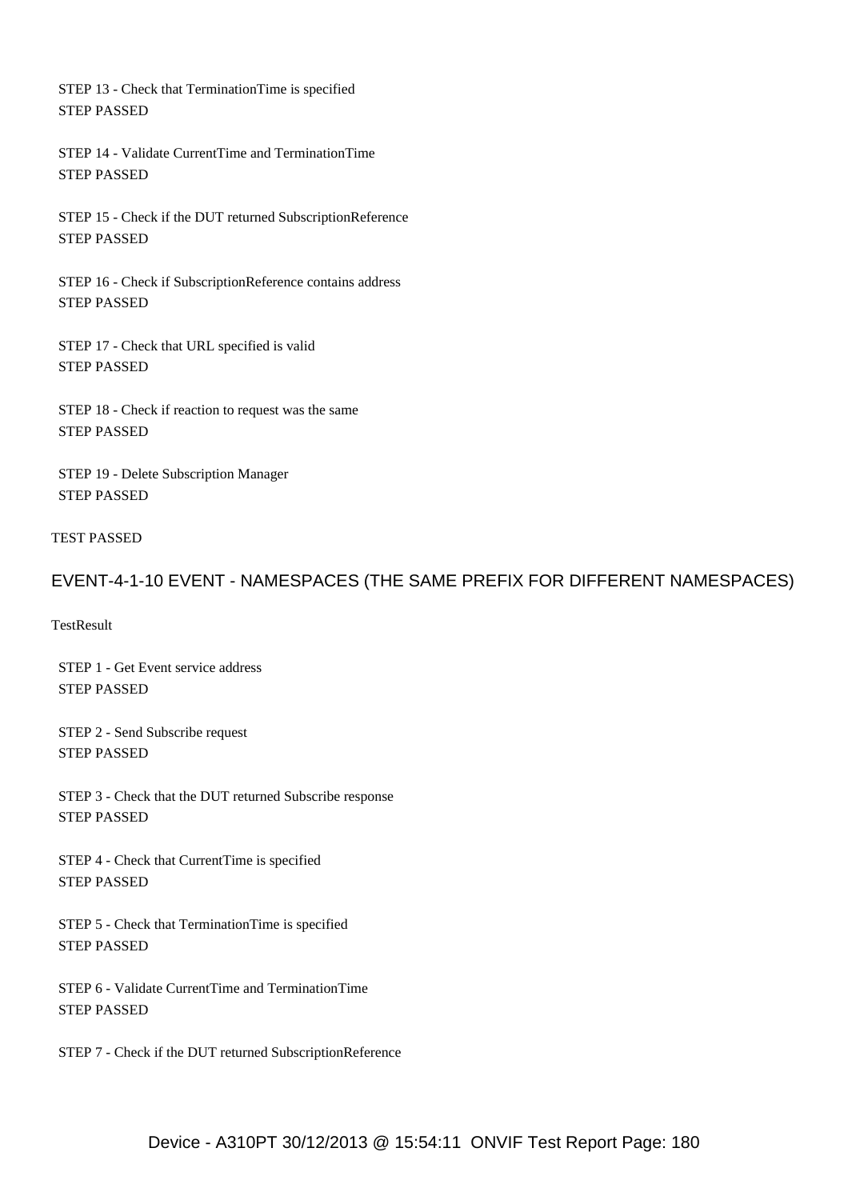STEP 13 - Check that TerminationTime is specified
STEP PASSED

STEP 14 - Validate CurrentTime and TerminationTime
STEP PASSED

STEP 15 - Check if the DUT returned SubscriptionReference
STEP PASSED

STEP 16 - Check if SubscriptionReference contains address
STEP PASSED

STEP 17 - Check that URL specified is valid
STEP PASSED

STEP 18 - Check if reaction to request was the same
STEP PASSED

STEP 19 - Delete Subscription Manager
STEP PASSED

TEST PASSED

## EVENT-4-1-10 EVENT - NAMESPACES (THE SAME PREFIX FOR DIFFERENT NAMESPACES)

TestResult

STEP 1 - Get Event service address
STEP PASSED

STEP 2 - Send Subscribe request
STEP PASSED

STEP 3 - Check that the DUT returned Subscribe response
STEP PASSED

STEP 4 - Check that CurrentTime is specified
STEP PASSED

STEP 5 - Check that TerminationTime is specified
STEP PASSED

STEP 6 - Validate CurrentTime and TerminationTime
STEP PASSED

STEP 7 - Check if the DUT returned SubscriptionReference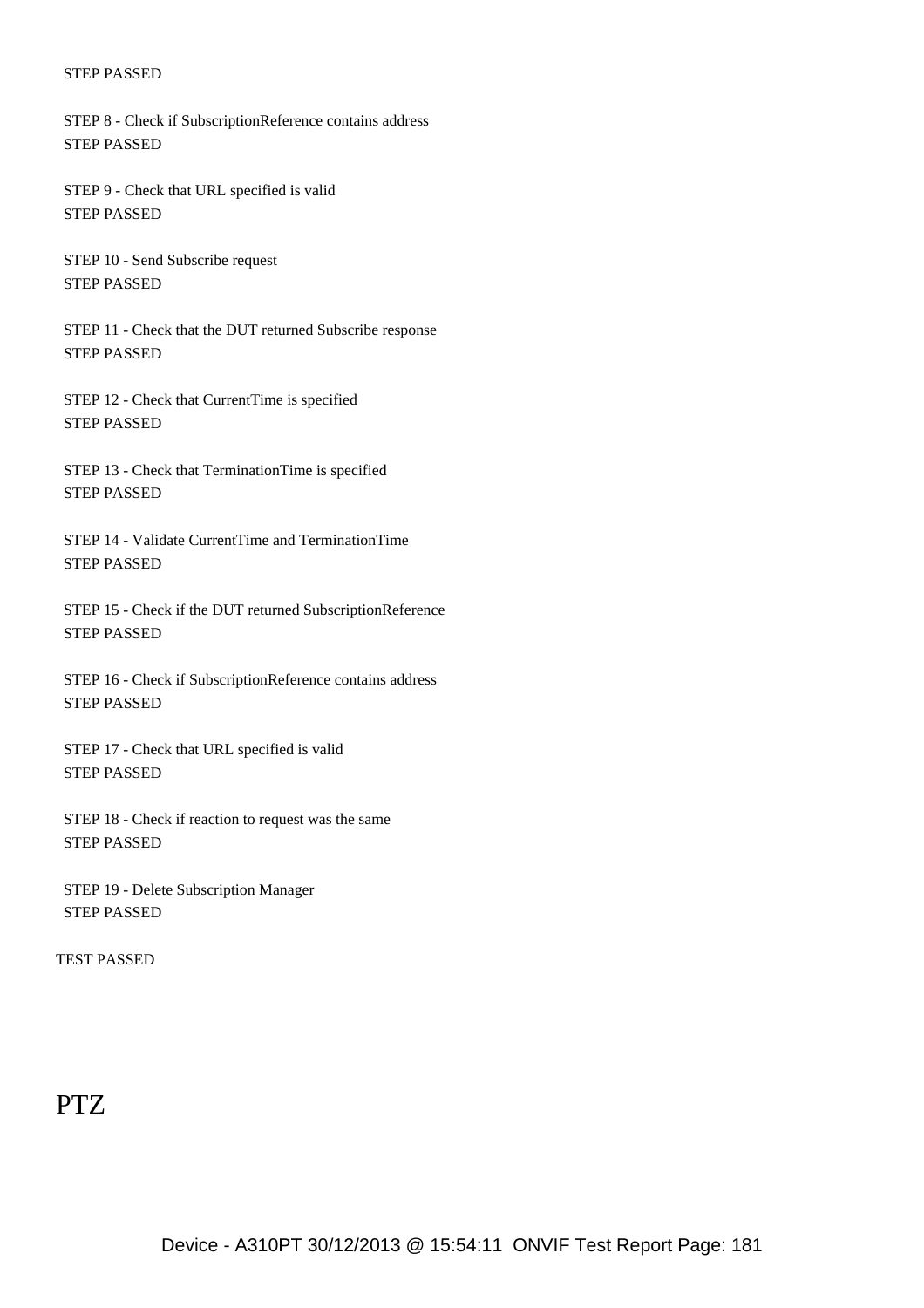STEP PASSED

STEP 8 - Check if SubscriptionReference contains address
STEP PASSED

STEP 9 - Check that URL specified is valid
STEP PASSED

STEP 10 - Send Subscribe request
STEP PASSED

STEP 11 - Check that the DUT returned Subscribe response
STEP PASSED

STEP 12 - Check that CurrentTime is specified
STEP PASSED

STEP 13 - Check that TerminationTime is specified
STEP PASSED

STEP 14 - Validate CurrentTime and TerminationTime
STEP PASSED

STEP 15 - Check if the DUT returned SubscriptionReference
STEP PASSED

STEP 16 - Check if SubscriptionReference contains address
STEP PASSED

STEP 17 - Check that URL specified is valid
STEP PASSED

STEP 18 - Check if reaction to request was the same
STEP PASSED

STEP 19 - Delete Subscription Manager
STEP PASSED

TEST PASSED

# PTZ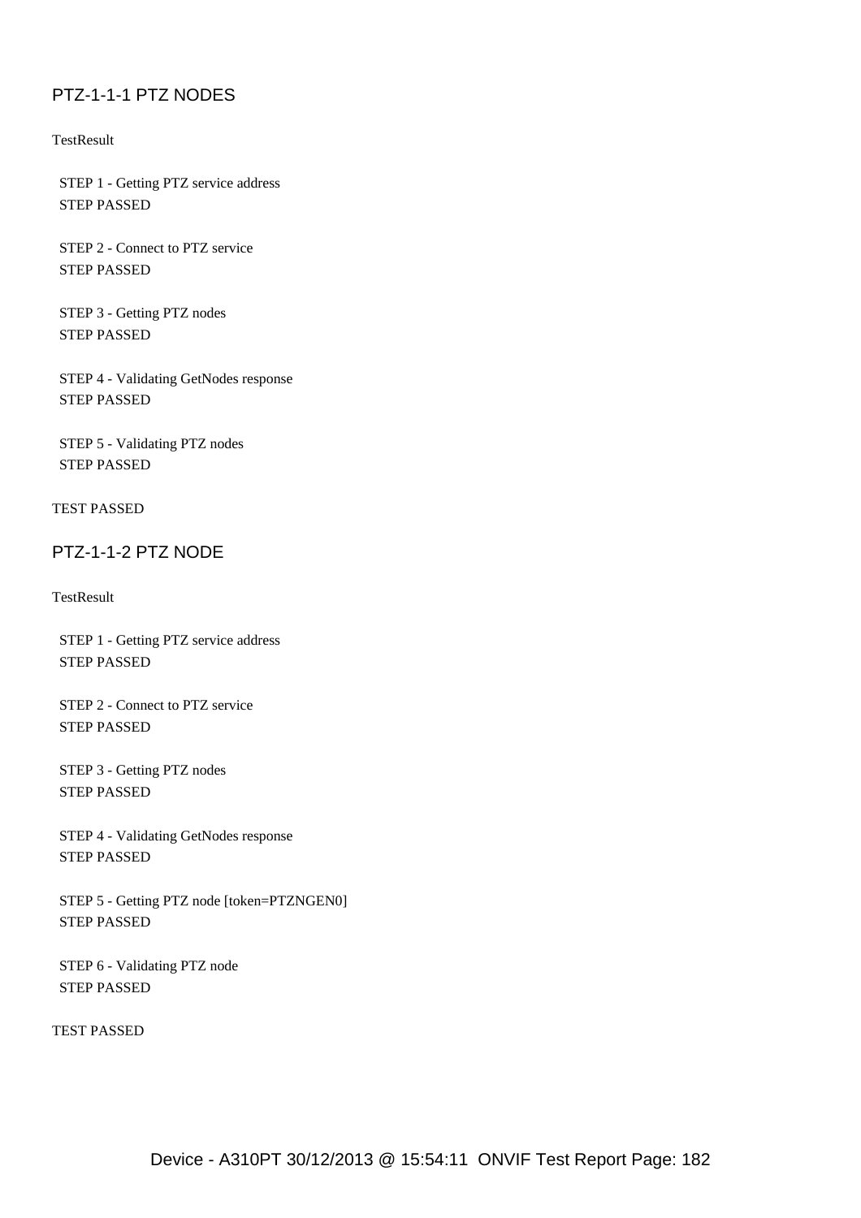## PTZ-1-1-1 PTZ NODES

TestResult

STEP 1 - Getting PTZ service address
STEP PASSED

STEP 2 - Connect to PTZ service
STEP PASSED

STEP 3 - Getting PTZ nodes
STEP PASSED

STEP 4 - Validating GetNodes response
STEP PASSED

STEP 5 - Validating PTZ nodes
STEP PASSED

TEST PASSED

## PTZ-1-1-2 PTZ NODE

TestResult

STEP 1 - Getting PTZ service address
STEP PASSED

STEP 2 - Connect to PTZ service
STEP PASSED

STEP 3 - Getting PTZ nodes
STEP PASSED

STEP 4 - Validating GetNodes response
STEP PASSED

STEP 5 - Getting PTZ node [token=PTZNGEN0]
STEP PASSED

STEP 6 - Validating PTZ node
STEP PASSED

TEST PASSED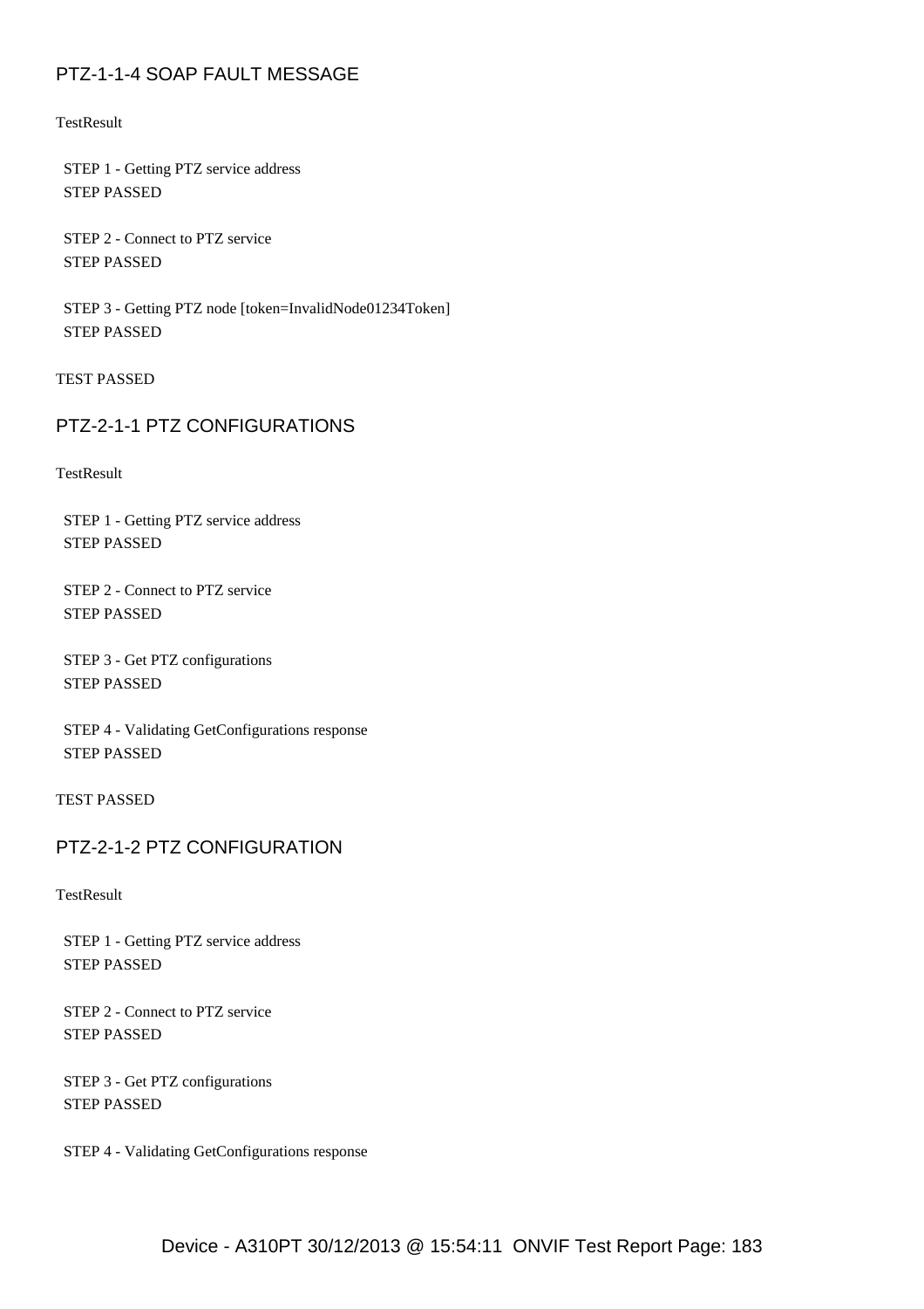## PTZ-1-1-4 SOAP FAULT MESSAGE

TestResult

STEP 1 - Getting PTZ service address
STEP PASSED

STEP 2 - Connect to PTZ service
STEP PASSED

STEP 3 - Getting PTZ node [token=InvalidNode01234Token]
STEP PASSED

TEST PASSED

## PTZ-2-1-1 PTZ CONFIGURATIONS

TestResult

STEP 1 - Getting PTZ service address
STEP PASSED

STEP 2 - Connect to PTZ service
STEP PASSED

STEP 3 - Get PTZ configurations
STEP PASSED

STEP 4 - Validating GetConfigurations response
STEP PASSED

TEST PASSED

## PTZ-2-1-2 PTZ CONFIGURATION

TestResult

STEP 1 - Getting PTZ service address
STEP PASSED

STEP 2 - Connect to PTZ service
STEP PASSED

STEP 3 - Get PTZ configurations
STEP PASSED

STEP 4 - Validating GetConfigurations response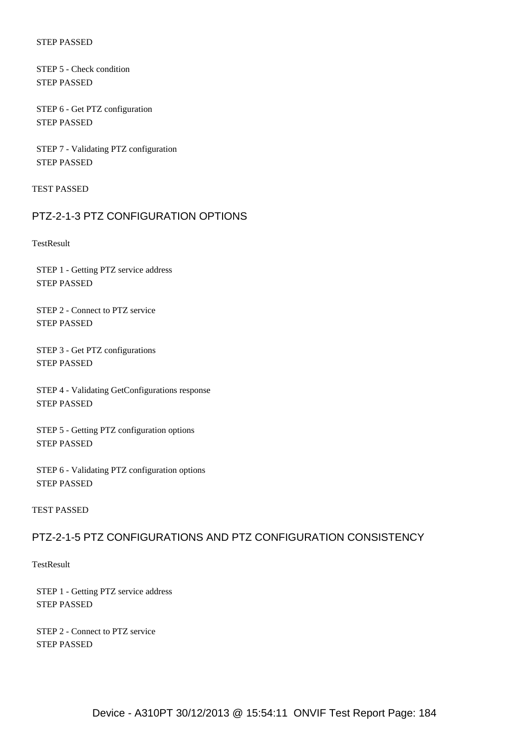STEP PASSED

STEP 5 - Check condition
STEP PASSED

STEP 6 - Get PTZ configuration
STEP PASSED

STEP 7 - Validating PTZ configuration
STEP PASSED

TEST PASSED

## PTZ-2-1-3 PTZ CONFIGURATION OPTIONS

TestResult

STEP 1 - Getting PTZ service address
STEP PASSED

STEP 2 - Connect to PTZ service
STEP PASSED

STEP 3 - Get PTZ configurations
STEP PASSED

STEP 4 - Validating GetConfigurations response
STEP PASSED

STEP 5 - Getting PTZ configuration options
STEP PASSED

STEP 6 - Validating PTZ configuration options
STEP PASSED

TEST PASSED

## PTZ-2-1-5 PTZ CONFIGURATIONS AND PTZ CONFIGURATION CONSISTENCY

TestResult

STEP 1 - Getting PTZ service address
STEP PASSED

STEP 2 - Connect to PTZ service
STEP PASSED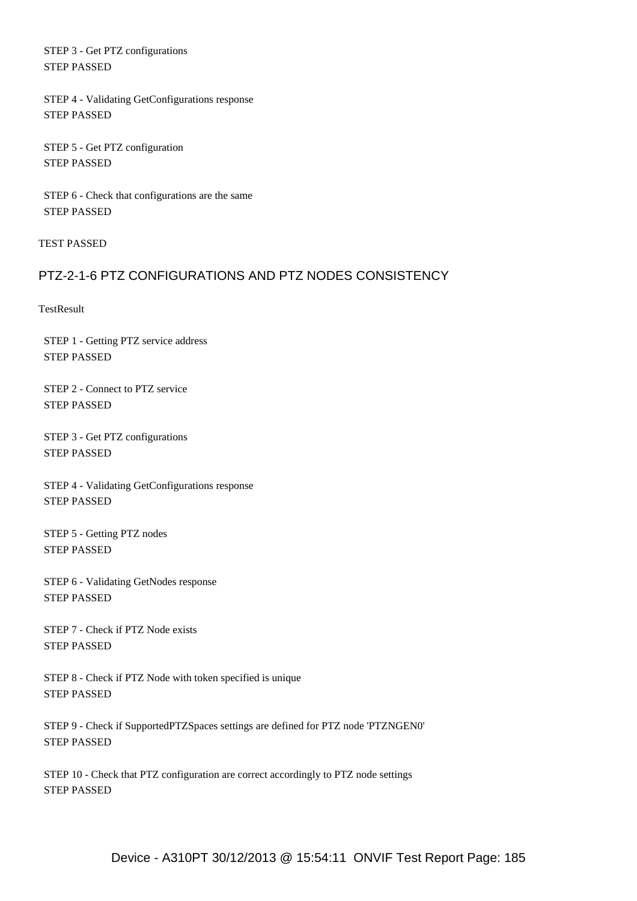STEP 3 - Get PTZ configurations
STEP PASSED

STEP 4 - Validating GetConfigurations response
STEP PASSED

STEP 5 - Get PTZ configuration
STEP PASSED

STEP 6 - Check that configurations are the same
STEP PASSED

TEST PASSED

## PTZ-2-1-6 PTZ CONFIGURATIONS AND PTZ NODES CONSISTENCY

TestResult

STEP 1 - Getting PTZ service address
STEP PASSED

STEP 2 - Connect to PTZ service
STEP PASSED

STEP 3 - Get PTZ configurations
STEP PASSED

STEP 4 - Validating GetConfigurations response
STEP PASSED

STEP 5 - Getting PTZ nodes
STEP PASSED

STEP 6 - Validating GetNodes response
STEP PASSED

STEP 7 - Check if PTZ Node exists
STEP PASSED

STEP 8 - Check if PTZ Node with token specified is unique
STEP PASSED

STEP 9 - Check if SupportedPTZSpaces settings are defined for PTZ node 'PTZNGEN0'
STEP PASSED

STEP 10 - Check that PTZ configuration are correct accordingly to PTZ node settings
STEP PASSED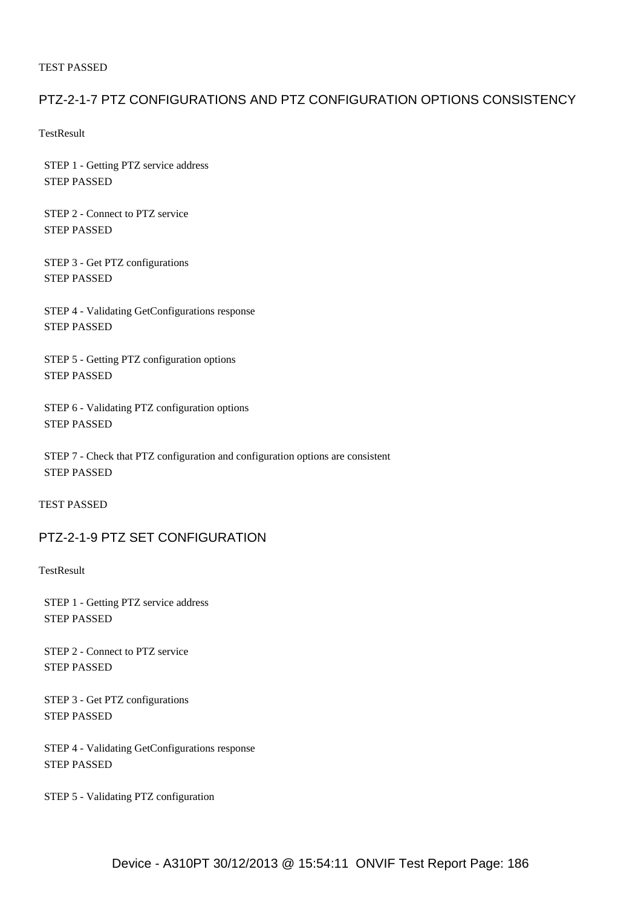TEST PASSED

## PTZ-2-1-7 PTZ CONFIGURATIONS AND PTZ CONFIGURATION OPTIONS CONSISTENCY

TestResult

STEP 1 - Getting PTZ service address
STEP PASSED

STEP 2 - Connect to PTZ service
STEP PASSED

STEP 3 - Get PTZ configurations
STEP PASSED

STEP 4 - Validating GetConfigurations response
STEP PASSED

STEP 5 - Getting PTZ configuration options
STEP PASSED

STEP 6 - Validating PTZ configuration options
STEP PASSED

STEP 7 - Check that PTZ configuration and configuration options are consistent
STEP PASSED

TEST PASSED

## PTZ-2-1-9 PTZ SET CONFIGURATION

TestResult

STEP 1 - Getting PTZ service address
STEP PASSED

STEP 2 - Connect to PTZ service
STEP PASSED

STEP 3 - Get PTZ configurations
STEP PASSED

STEP 4 - Validating GetConfigurations response
STEP PASSED

STEP 5 - Validating PTZ configuration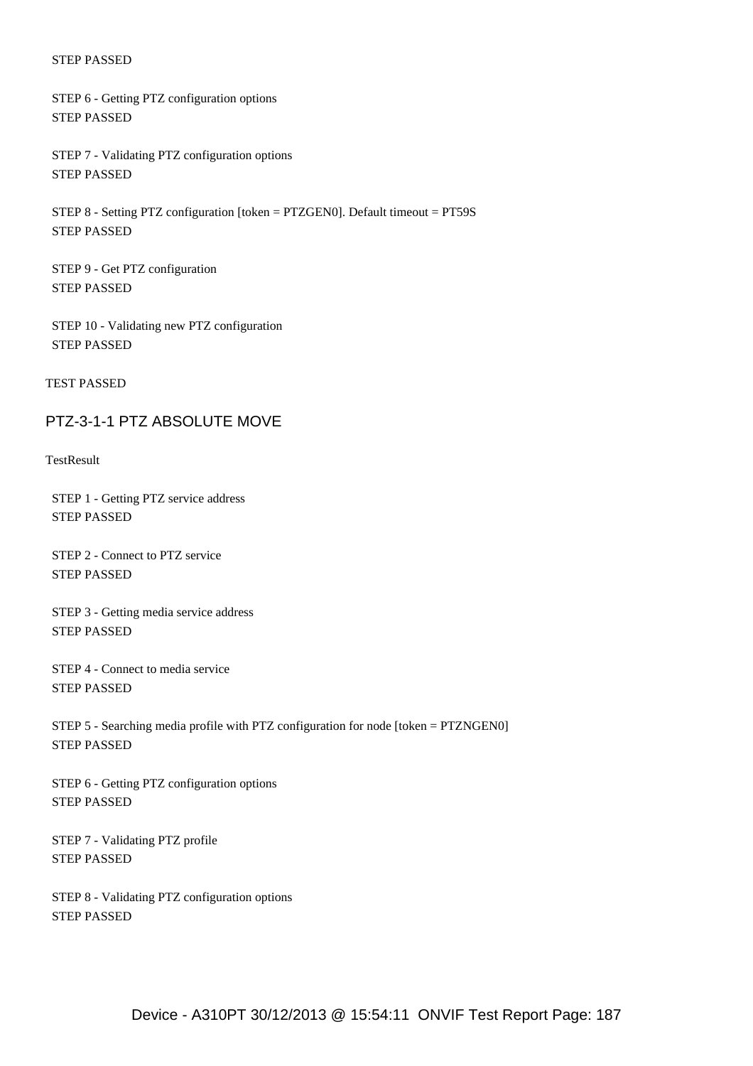STEP PASSED

STEP 6 - Getting PTZ configuration options
STEP PASSED

STEP 7 - Validating PTZ configuration options
STEP PASSED

STEP 8 - Setting PTZ configuration [token = PTZGEN0]. Default timeout = PT59S
STEP PASSED

STEP 9 - Get PTZ configuration
STEP PASSED

STEP 10 - Validating new PTZ configuration
STEP PASSED

TEST PASSED

## PTZ-3-1-1 PTZ ABSOLUTE MOVE

TestResult

STEP 1 - Getting PTZ service address
STEP PASSED

STEP 2 - Connect to PTZ service
STEP PASSED

STEP 3 - Getting media service address
STEP PASSED

STEP 4 - Connect to media service
STEP PASSED

STEP 5 - Searching media profile with PTZ configuration for node [token = PTZNGEN0]
STEP PASSED

STEP 6 - Getting PTZ configuration options
STEP PASSED

STEP 7 - Validating PTZ profile
STEP PASSED

STEP 8 - Validating PTZ configuration options
STEP PASSED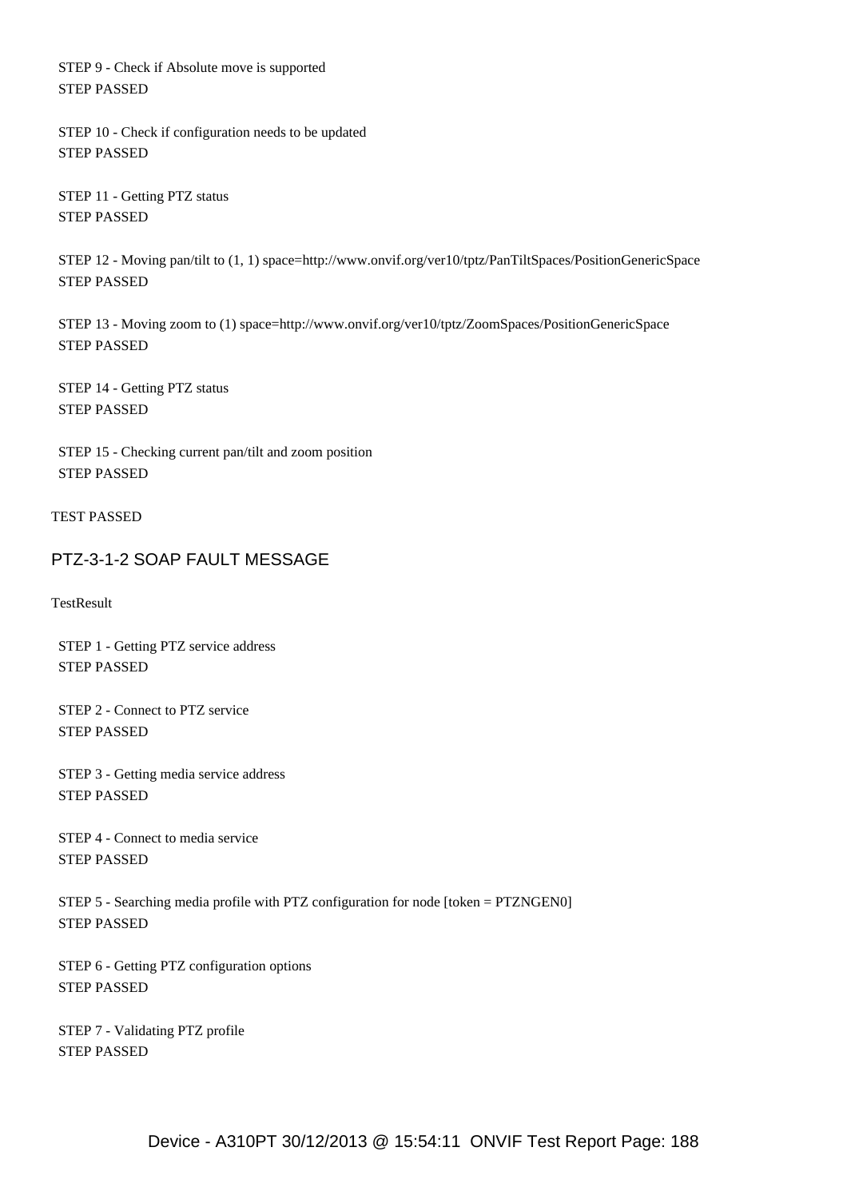STEP 9 - Check if Absolute move is supported
STEP PASSED

STEP 10 - Check if configuration needs to be updated
STEP PASSED

STEP 11 - Getting PTZ status
STEP PASSED

STEP 12 - Moving pan/tilt to (1, 1) space=http://www.onvif.org/ver10/tptz/PanTiltSpaces/PositionGenericSpace
STEP PASSED

STEP 13 - Moving zoom to (1) space=http://www.onvif.org/ver10/tptz/ZoomSpaces/PositionGenericSpace
STEP PASSED

STEP 14 - Getting PTZ status
STEP PASSED

STEP 15 - Checking current pan/tilt and zoom position
STEP PASSED

TEST PASSED

## PTZ-3-1-2 SOAP FAULT MESSAGE

TestResult

STEP 1 - Getting PTZ service address
STEP PASSED

STEP 2 - Connect to PTZ service
STEP PASSED

STEP 3 - Getting media service address
STEP PASSED

STEP 4 - Connect to media service
STEP PASSED

STEP 5 - Searching media profile with PTZ configuration for node [token = PTZNGEN0]
STEP PASSED

STEP 6 - Getting PTZ configuration options
STEP PASSED

STEP 7 - Validating PTZ profile
STEP PASSED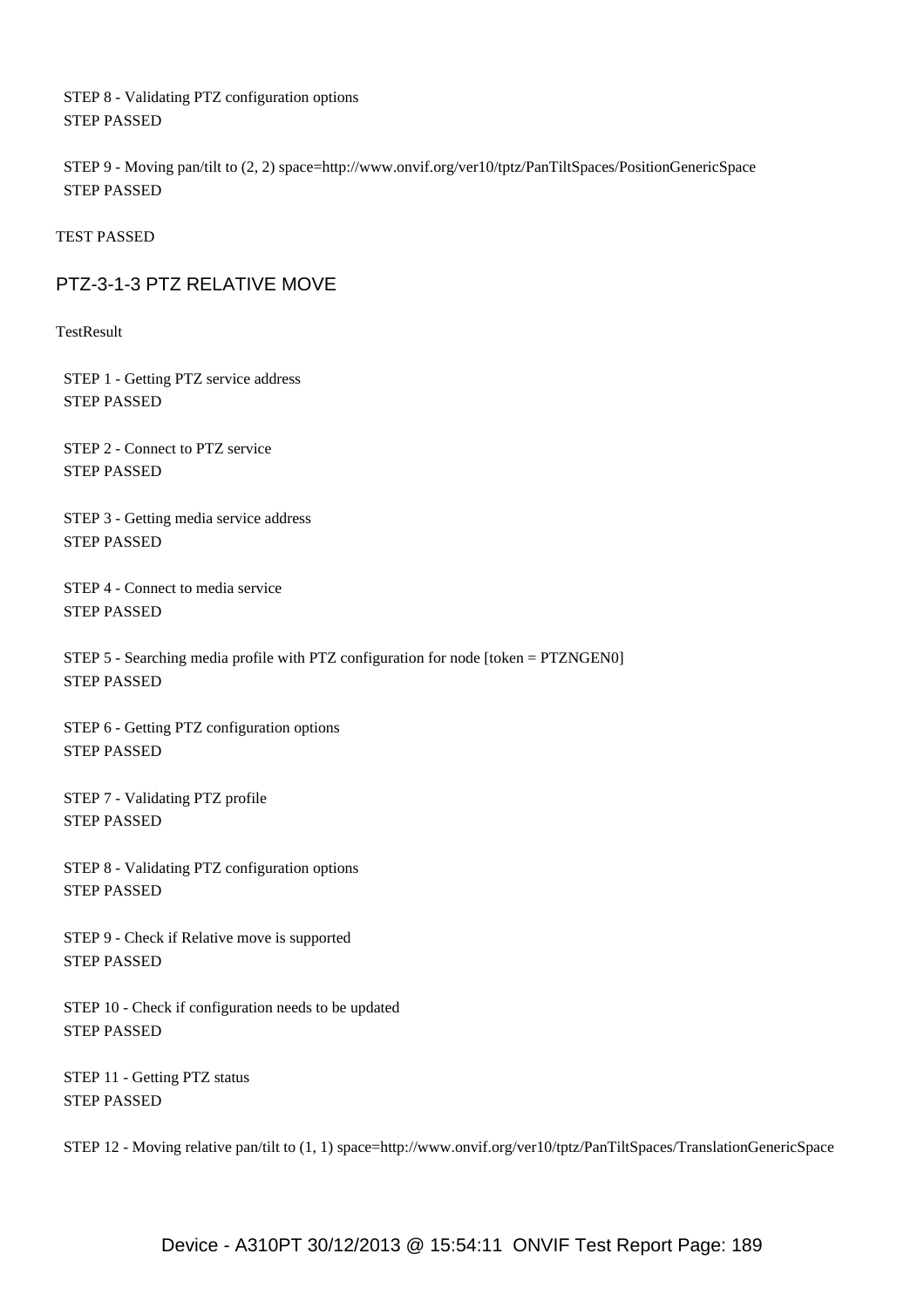STEP 8 - Validating PTZ configuration options
STEP PASSED

STEP 9 - Moving pan/tilt to (2, 2) space=http://www.onvif.org/ver10/tptz/PanTiltSpaces/PositionGenericSpace
STEP PASSED

TEST PASSED

## PTZ-3-1-3 PTZ RELATIVE MOVE

TestResult

STEP 1 - Getting PTZ service address
STEP PASSED

STEP 2 - Connect to PTZ service
STEP PASSED

STEP 3 - Getting media service address
STEP PASSED

STEP 4 - Connect to media service
STEP PASSED

STEP 5 - Searching media profile with PTZ configuration for node [token = PTZNGEN0]
STEP PASSED

STEP 6 - Getting PTZ configuration options
STEP PASSED

STEP 7 - Validating PTZ profile
STEP PASSED

STEP 8 - Validating PTZ configuration options
STEP PASSED

STEP 9 - Check if Relative move is supported
STEP PASSED

STEP 10 - Check if configuration needs to be updated
STEP PASSED

STEP 11 - Getting PTZ status
STEP PASSED

STEP 12 - Moving relative pan/tilt to (1, 1) space=http://www.onvif.org/ver10/tptz/PanTiltSpaces/TranslationGenericSpace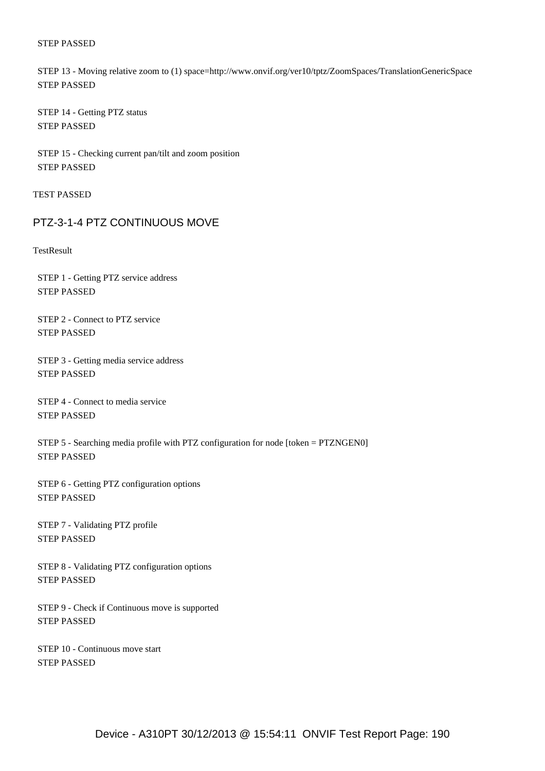STEP PASSED

STEP 13 - Moving relative zoom to (1) space=http://www.onvif.org/ver10/tptz/ZoomSpaces/TranslationGenericSpace
STEP PASSED

STEP 14 - Getting PTZ status
STEP PASSED

STEP 15 - Checking current pan/tilt and zoom position
STEP PASSED

TEST PASSED

## PTZ-3-1-4 PTZ CONTINUOUS MOVE

TestResult

STEP 1 - Getting PTZ service address
STEP PASSED

STEP 2 - Connect to PTZ service
STEP PASSED

STEP 3 - Getting media service address
STEP PASSED

STEP 4 - Connect to media service
STEP PASSED

STEP 5 - Searching media profile with PTZ configuration for node [token = PTZNGEN0]
STEP PASSED

STEP 6 - Getting PTZ configuration options
STEP PASSED

STEP 7 - Validating PTZ profile
STEP PASSED

STEP 8 - Validating PTZ configuration options
STEP PASSED

STEP 9 - Check if Continuous move is supported
STEP PASSED

STEP 10 - Continuous move start
STEP PASSED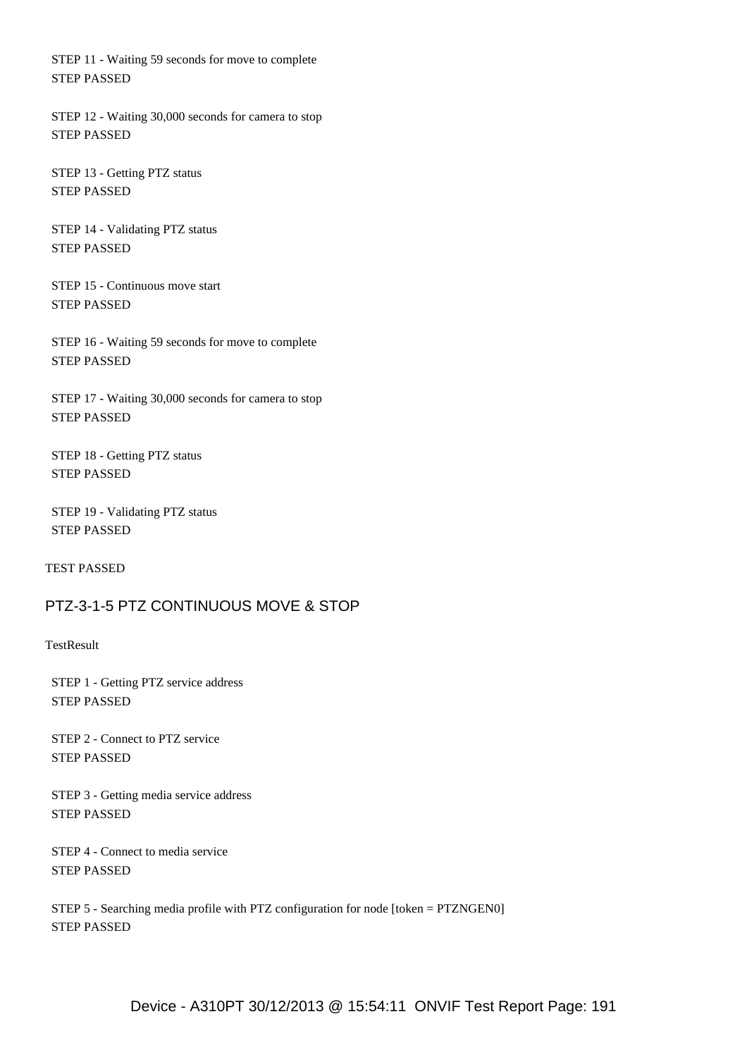STEP 11 - Waiting 59 seconds for move to complete
STEP PASSED

STEP 12 - Waiting 30,000 seconds for camera to stop
STEP PASSED

STEP 13 - Getting PTZ status
STEP PASSED

STEP 14 - Validating PTZ status
STEP PASSED

STEP 15 - Continuous move start
STEP PASSED

STEP 16 - Waiting 59 seconds for move to complete
STEP PASSED

STEP 17 - Waiting 30,000 seconds for camera to stop
STEP PASSED

STEP 18 - Getting PTZ status
STEP PASSED

STEP 19 - Validating PTZ status
STEP PASSED

TEST PASSED

## PTZ-3-1-5 PTZ CONTINUOUS MOVE & STOP

TestResult

STEP 1 - Getting PTZ service address
STEP PASSED

STEP 2 - Connect to PTZ service
STEP PASSED

STEP 3 - Getting media service address
STEP PASSED

STEP 4 - Connect to media service
STEP PASSED

STEP 5 - Searching media profile with PTZ configuration for node [token = PTZNGEN0]
STEP PASSED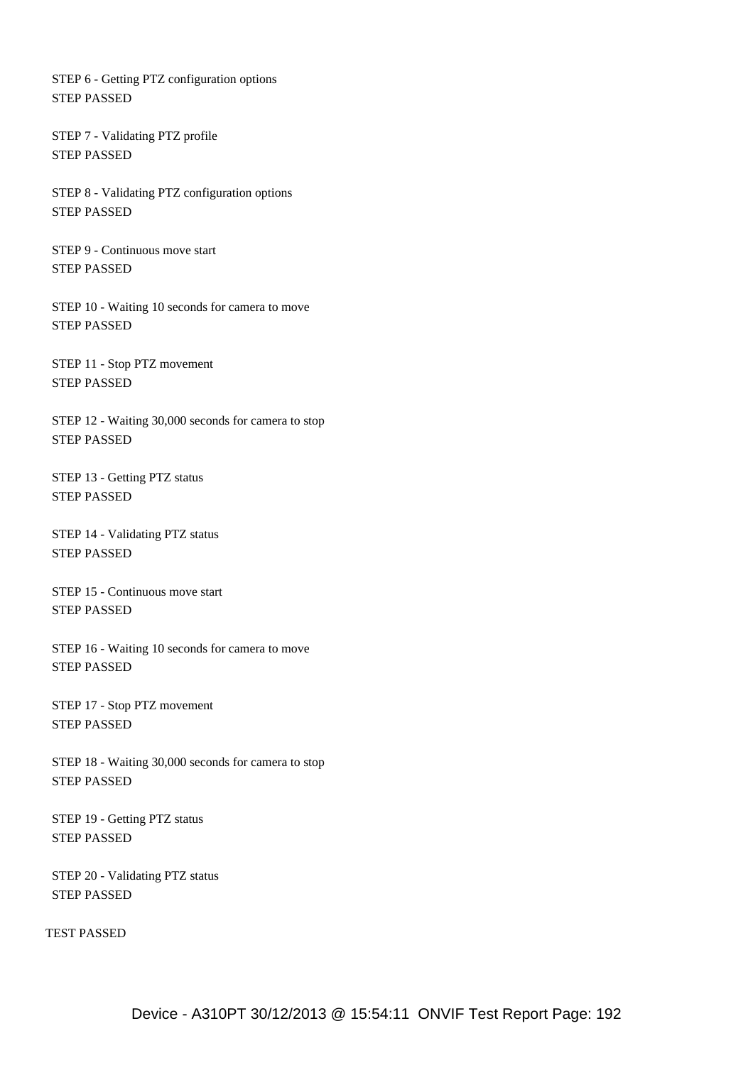STEP 6 - Getting PTZ configuration options
STEP PASSED

STEP 7 - Validating PTZ profile
STEP PASSED

STEP 8 - Validating PTZ configuration options
STEP PASSED

STEP 9 - Continuous move start
STEP PASSED

STEP 10 - Waiting 10 seconds for camera to move
STEP PASSED

STEP 11 - Stop PTZ movement
STEP PASSED

STEP 12 - Waiting 30,000 seconds for camera to stop
STEP PASSED

STEP 13 - Getting PTZ status
STEP PASSED

STEP 14 - Validating PTZ status
STEP PASSED

STEP 15 - Continuous move start
STEP PASSED

STEP 16 - Waiting 10 seconds for camera to move
STEP PASSED

STEP 17 - Stop PTZ movement
STEP PASSED

STEP 18 - Waiting 30,000 seconds for camera to stop
STEP PASSED

STEP 19 - Getting PTZ status
STEP PASSED

STEP 20 - Validating PTZ status
STEP PASSED

TEST PASSED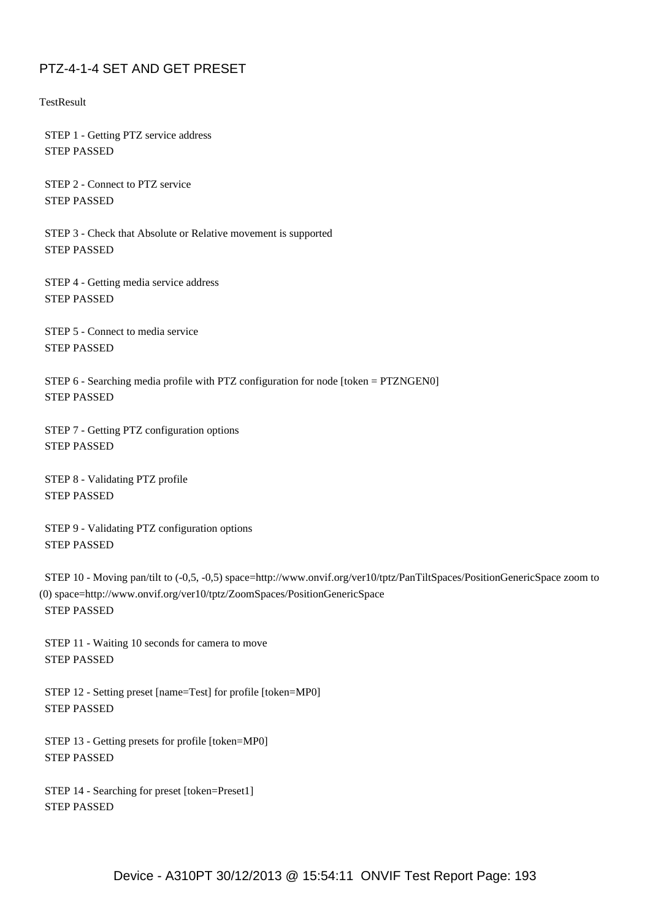## PTZ-4-1-4 SET AND GET PRESET

TestResult

STEP 1 - Getting PTZ service address
STEP PASSED

STEP 2 - Connect to PTZ service
STEP PASSED

STEP 3 - Check that Absolute or Relative movement is supported
STEP PASSED

STEP 4 - Getting media service address
STEP PASSED

STEP 5 - Connect to media service
STEP PASSED

STEP 6 - Searching media profile with PTZ configuration for node [token = PTZNGEN0]
STEP PASSED

STEP 7 - Getting PTZ configuration options
STEP PASSED

STEP 8 - Validating PTZ profile
STEP PASSED

STEP 9 - Validating PTZ configuration options
STEP PASSED

STEP 10 - Moving pan/tilt to (-0,5, -0,5) space=http://www.onvif.org/ver10/tptz/PanTiltSpaces/PositionGenericSpace zoom to (0) space=http://www.onvif.org/ver10/tptz/ZoomSpaces/PositionGenericSpace
STEP PASSED

STEP 11 - Waiting 10 seconds for camera to move
STEP PASSED

STEP 12 - Setting preset [name=Test] for profile [token=MP0]
STEP PASSED

STEP 13 - Getting presets for profile [token=MP0]
STEP PASSED

STEP 14 - Searching for preset [token=Preset1]
STEP PASSED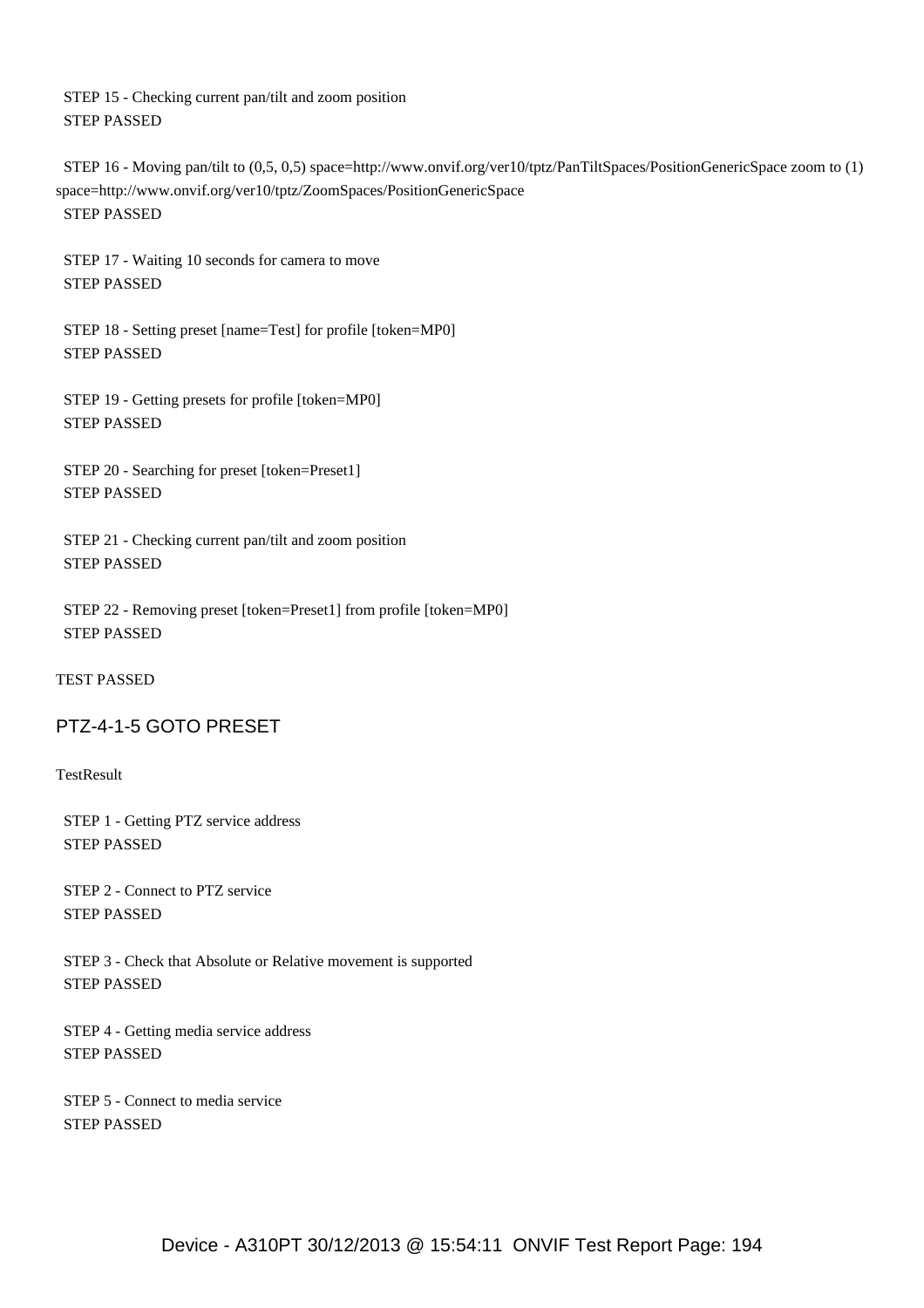STEP 15 - Checking current pan/tilt and zoom position
STEP PASSED

STEP 16 - Moving pan/tilt to (0,5, 0,5) space=http://www.onvif.org/ver10/tptz/PanTiltSpaces/PositionGenericSpace zoom to (1) space=http://www.onvif.org/ver10/tptz/ZoomSpaces/PositionGenericSpace
STEP PASSED

STEP 17 - Waiting 10 seconds for camera to move
STEP PASSED

STEP 18 - Setting preset [name=Test] for profile [token=MP0]
STEP PASSED

STEP 19 - Getting presets for profile [token=MP0]
STEP PASSED

STEP 20 - Searching for preset [token=Preset1]
STEP PASSED

STEP 21 - Checking current pan/tilt and zoom position
STEP PASSED

STEP 22 - Removing preset [token=Preset1] from profile [token=MP0]
STEP PASSED

TEST PASSED

## PTZ-4-1-5 GOTO PRESET

TestResult

STEP 1 - Getting PTZ service address
STEP PASSED

STEP 2 - Connect to PTZ service
STEP PASSED

STEP 3 - Check that Absolute or Relative movement is supported
STEP PASSED

STEP 4 - Getting media service address
STEP PASSED

STEP 5 - Connect to media service
STEP PASSED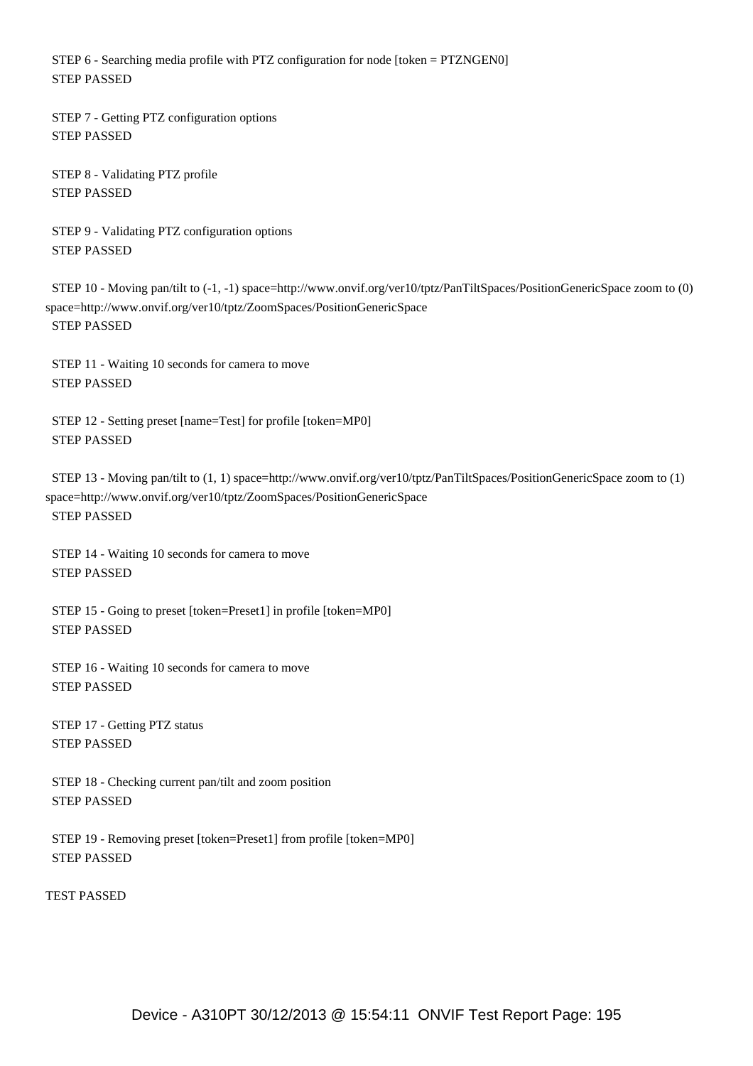STEP 6 - Searching media profile with PTZ configuration for node [token = PTZNGEN0]
STEP PASSED

STEP 7 - Getting PTZ configuration options
STEP PASSED

STEP 8 - Validating PTZ profile
STEP PASSED

STEP 9 - Validating PTZ configuration options
STEP PASSED

STEP 10 - Moving pan/tilt to (-1, -1) space=http://www.onvif.org/ver10/tptz/PanTiltSpaces/PositionGenericSpace zoom to (0) space=http://www.onvif.org/ver10/tptz/ZoomSpaces/PositionGenericSpace
STEP PASSED

STEP 11 - Waiting 10 seconds for camera to move
STEP PASSED

STEP 12 - Setting preset [name=Test] for profile [token=MP0]
STEP PASSED

STEP 13 - Moving pan/tilt to (1, 1) space=http://www.onvif.org/ver10/tptz/PanTiltSpaces/PositionGenericSpace zoom to (1) space=http://www.onvif.org/ver10/tptz/ZoomSpaces/PositionGenericSpace
STEP PASSED

STEP 14 - Waiting 10 seconds for camera to move
STEP PASSED

STEP 15 - Going to preset [token=Preset1] in profile [token=MP0]
STEP PASSED

STEP 16 - Waiting 10 seconds for camera to move
STEP PASSED

STEP 17 - Getting PTZ status
STEP PASSED

STEP 18 - Checking current pan/tilt and zoom position
STEP PASSED

STEP 19 - Removing preset [token=Preset1] from profile [token=MP0]
STEP PASSED

TEST PASSED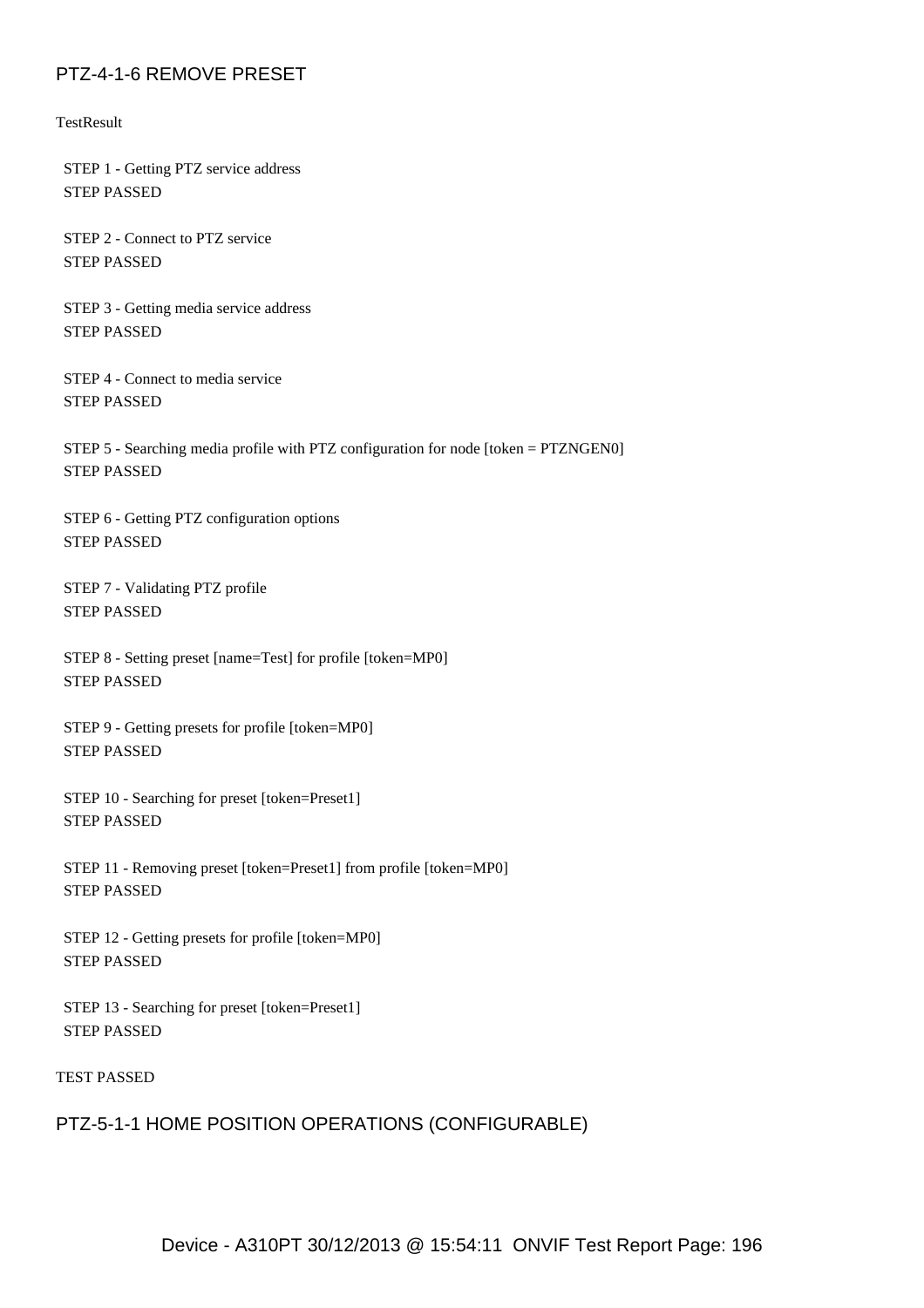## PTZ-4-1-6 REMOVE PRESET

TestResult

STEP 1 - Getting PTZ service address
STEP PASSED

STEP 2 - Connect to PTZ service
STEP PASSED

STEP 3 - Getting media service address
STEP PASSED

STEP 4 - Connect to media service
STEP PASSED

STEP 5 - Searching media profile with PTZ configuration for node [token = PTZNGEN0]
STEP PASSED

STEP 6 - Getting PTZ configuration options
STEP PASSED

STEP 7 - Validating PTZ profile
STEP PASSED

STEP 8 - Setting preset [name=Test] for profile [token=MP0]
STEP PASSED

STEP 9 - Getting presets for profile [token=MP0]
STEP PASSED

STEP 10 - Searching for preset [token=Preset1]
STEP PASSED

STEP 11 - Removing preset [token=Preset1] from profile [token=MP0]
STEP PASSED

STEP 12 - Getting presets for profile [token=MP0]
STEP PASSED

STEP 13 - Searching for preset [token=Preset1]
STEP PASSED

TEST PASSED

## PTZ-5-1-1 HOME POSITION OPERATIONS (CONFIGURABLE)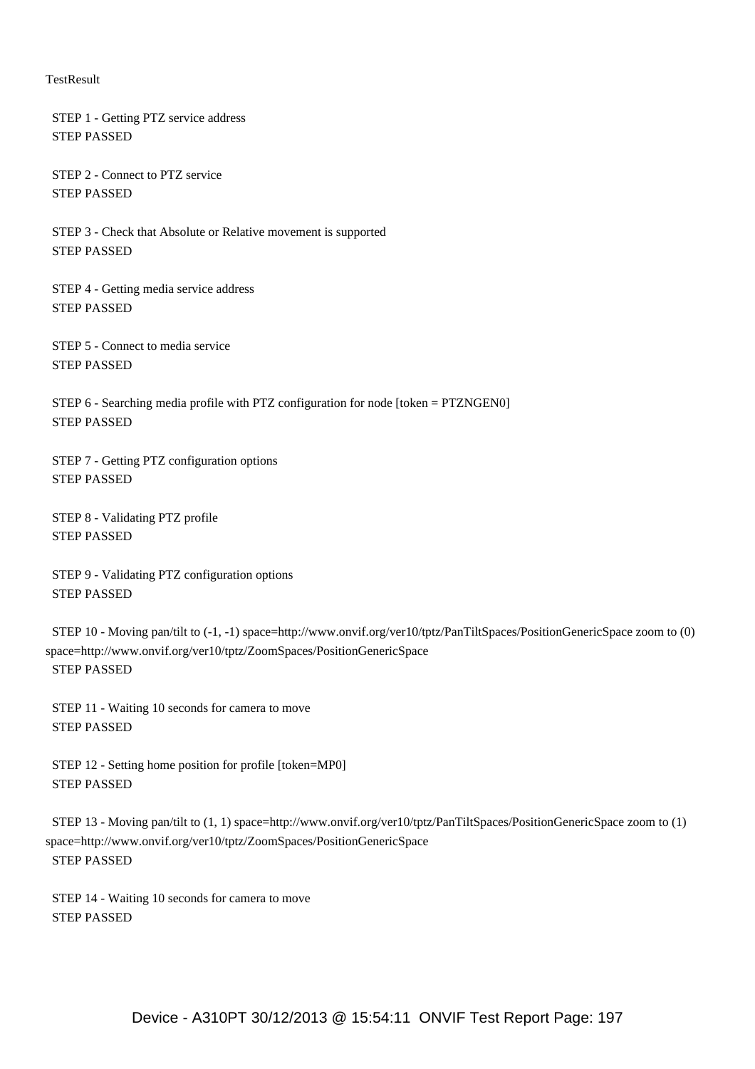TestResult

STEP 1 - Getting PTZ service address
STEP PASSED

STEP 2 - Connect to PTZ service
STEP PASSED

STEP 3 - Check that Absolute or Relative movement is supported
STEP PASSED

STEP 4 - Getting media service address
STEP PASSED

STEP 5 - Connect to media service
STEP PASSED

STEP 6 - Searching media profile with PTZ configuration for node [token = PTZNGEN0]
STEP PASSED

STEP 7 - Getting PTZ configuration options
STEP PASSED

STEP 8 - Validating PTZ profile
STEP PASSED

STEP 9 - Validating PTZ configuration options
STEP PASSED

STEP 10 - Moving pan/tilt to (-1, -1) space=http://www.onvif.org/ver10/tptz/PanTiltSpaces/PositionGenericSpace zoom to (0) space=http://www.onvif.org/ver10/tptz/ZoomSpaces/PositionGenericSpace
STEP PASSED

STEP 11 - Waiting 10 seconds for camera to move
STEP PASSED

STEP 12 - Setting home position for profile [token=MP0]
STEP PASSED

STEP 13 - Moving pan/tilt to (1, 1) space=http://www.onvif.org/ver10/tptz/PanTiltSpaces/PositionGenericSpace zoom to (1) space=http://www.onvif.org/ver10/tptz/ZoomSpaces/PositionGenericSpace
STEP PASSED

STEP 14 - Waiting 10 seconds for camera to move
STEP PASSED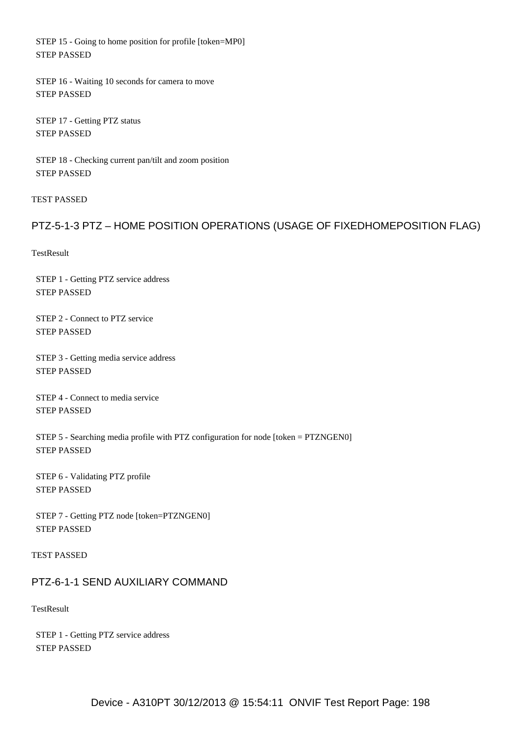STEP 15 - Going to home position for profile [token=MP0]
STEP PASSED

STEP 16 - Waiting 10 seconds for camera to move
STEP PASSED

STEP 17 - Getting PTZ status
STEP PASSED

STEP 18 - Checking current pan/tilt and zoom position
STEP PASSED

TEST PASSED

## PTZ-5-1-3 PTZ – HOME POSITION OPERATIONS (USAGE OF FIXEDHOMEPOSITION FLAG)

TestResult

STEP 1 - Getting PTZ service address
STEP PASSED

STEP 2 - Connect to PTZ service
STEP PASSED

STEP 3 - Getting media service address
STEP PASSED

STEP 4 - Connect to media service
STEP PASSED

STEP 5 - Searching media profile with PTZ configuration for node [token = PTZNGEN0]
STEP PASSED

STEP 6 - Validating PTZ profile
STEP PASSED

STEP 7 - Getting PTZ node [token=PTZNGEN0]
STEP PASSED

TEST PASSED

## PTZ-6-1-1 SEND AUXILIARY COMMAND

TestResult

STEP 1 - Getting PTZ service address
STEP PASSED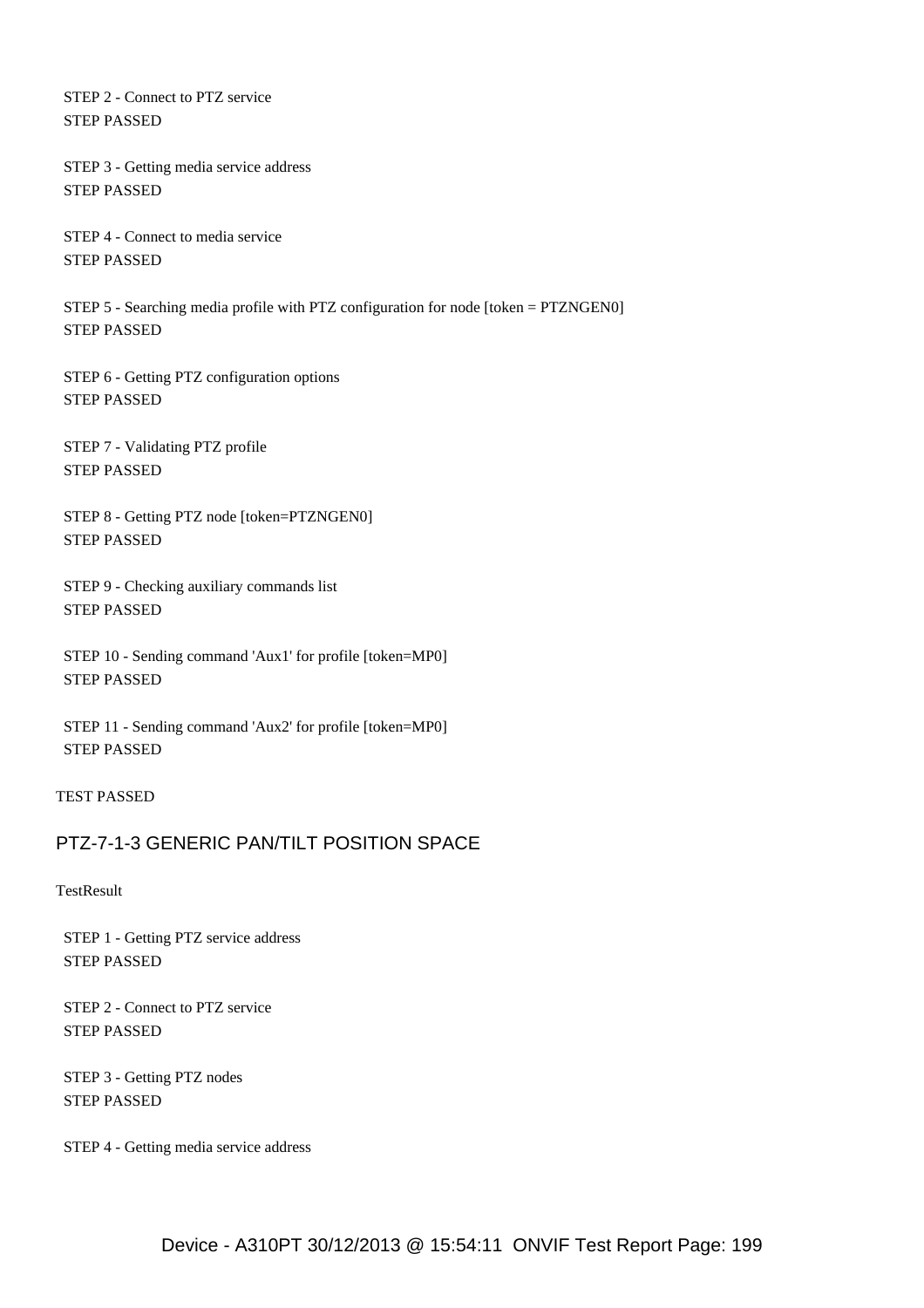STEP 2 - Connect to PTZ service
STEP PASSED

STEP 3 - Getting media service address
STEP PASSED

STEP 4 - Connect to media service
STEP PASSED

STEP 5 - Searching media profile with PTZ configuration for node [token = PTZNGEN0]
STEP PASSED

STEP 6 - Getting PTZ configuration options
STEP PASSED

STEP 7 - Validating PTZ profile
STEP PASSED

STEP 8 - Getting PTZ node [token=PTZNGEN0]
STEP PASSED

STEP 9 - Checking auxiliary commands list
STEP PASSED

STEP 10 - Sending command 'Aux1' for profile [token=MP0]
STEP PASSED

STEP 11 - Sending command 'Aux2' for profile [token=MP0]
STEP PASSED

TEST PASSED

## PTZ-7-1-3 GENERIC PAN/TILT POSITION SPACE

TestResult

STEP 1 - Getting PTZ service address
STEP PASSED

STEP 2 - Connect to PTZ service
STEP PASSED

STEP 3 - Getting PTZ nodes
STEP PASSED

STEP 4 - Getting media service address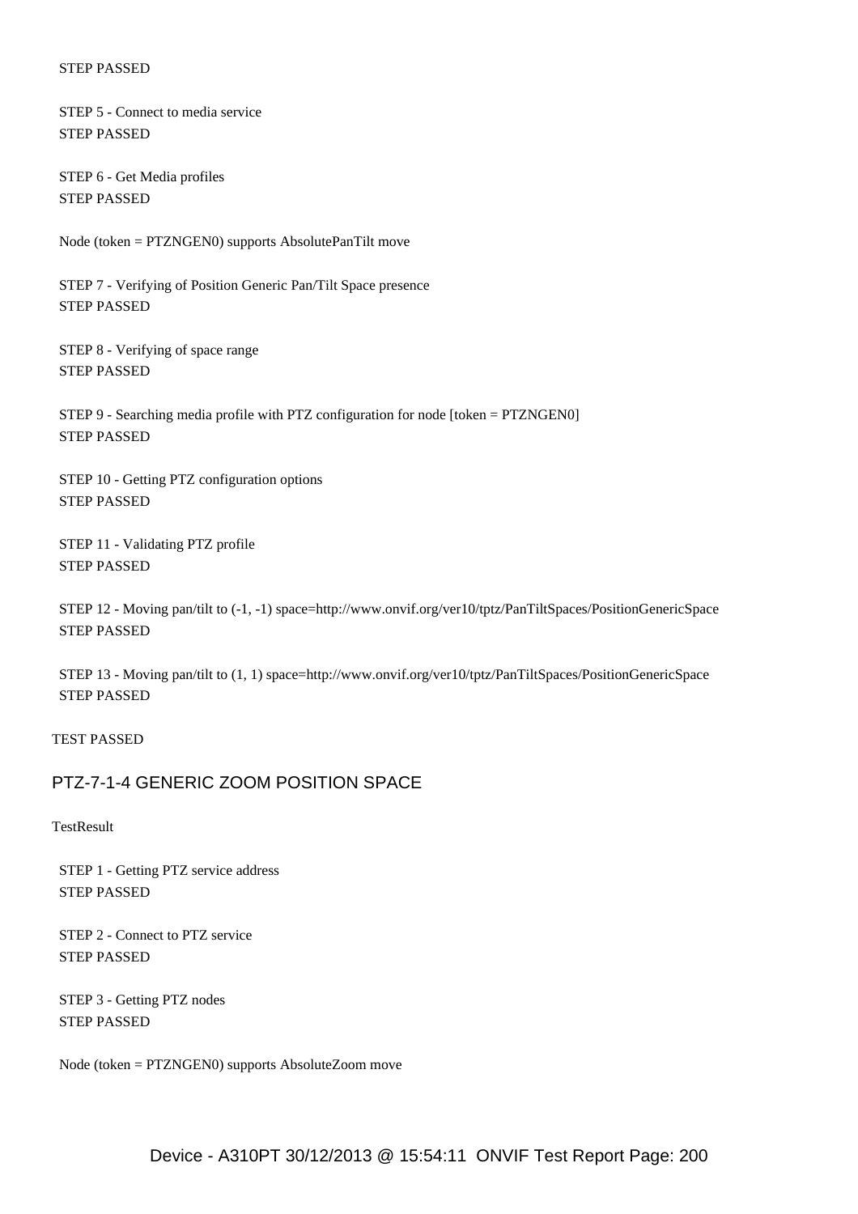STEP PASSED

STEP 5 - Connect to media service
STEP PASSED

STEP 6 - Get Media profiles
STEP PASSED

Node (token = PTZNGEN0) supports AbsolutePanTilt move

STEP 7 - Verifying of Position Generic Pan/Tilt Space presence
STEP PASSED

STEP 8 - Verifying of space range
STEP PASSED

STEP 9 - Searching media profile with PTZ configuration for node [token = PTZNGEN0]
STEP PASSED

STEP 10 - Getting PTZ configuration options
STEP PASSED

STEP 11 - Validating PTZ profile
STEP PASSED

STEP 12 - Moving pan/tilt to (-1, -1) space=http://www.onvif.org/ver10/tptz/PanTiltSpaces/PositionGenericSpace
STEP PASSED

STEP 13 - Moving pan/tilt to (1, 1) space=http://www.onvif.org/ver10/tptz/PanTiltSpaces/PositionGenericSpace
STEP PASSED

TEST PASSED

## PTZ-7-1-4 GENERIC ZOOM POSITION SPACE

TestResult

STEP 1 - Getting PTZ service address
STEP PASSED

STEP 2 - Connect to PTZ service
STEP PASSED

STEP 3 - Getting PTZ nodes
STEP PASSED

Node (token = PTZNGEN0) supports AbsoluteZoom move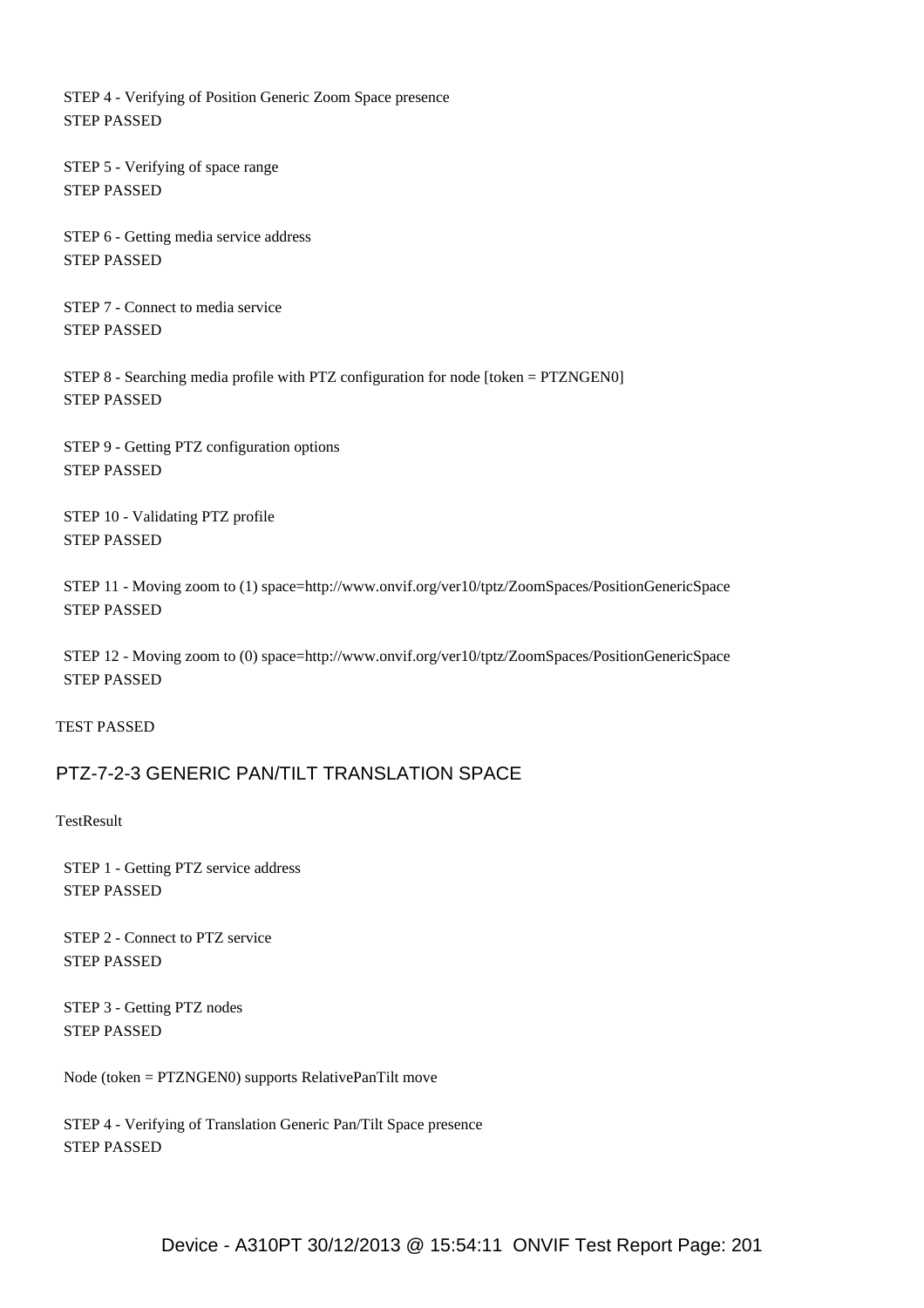STEP 4 - Verifying of Position Generic Zoom Space presence
STEP PASSED

STEP 5 - Verifying of space range
STEP PASSED

STEP 6 - Getting media service address
STEP PASSED

STEP 7 - Connect to media service
STEP PASSED

STEP 8 - Searching media profile with PTZ configuration for node [token = PTZNGEN0]
STEP PASSED

STEP 9 - Getting PTZ configuration options
STEP PASSED

STEP 10 - Validating PTZ profile
STEP PASSED

STEP 11 - Moving zoom to (1) space=http://www.onvif.org/ver10/tptz/ZoomSpaces/PositionGenericSpace
STEP PASSED

STEP 12 - Moving zoom to (0) space=http://www.onvif.org/ver10/tptz/ZoomSpaces/PositionGenericSpace
STEP PASSED

TEST PASSED

## PTZ-7-2-3 GENERIC PAN/TILT TRANSLATION SPACE

TestResult

STEP 1 - Getting PTZ service address
STEP PASSED

STEP 2 - Connect to PTZ service
STEP PASSED

STEP 3 - Getting PTZ nodes
STEP PASSED

Node (token = PTZNGEN0) supports RelativePanTilt move

STEP 4 - Verifying of Translation Generic Pan/Tilt Space presence
STEP PASSED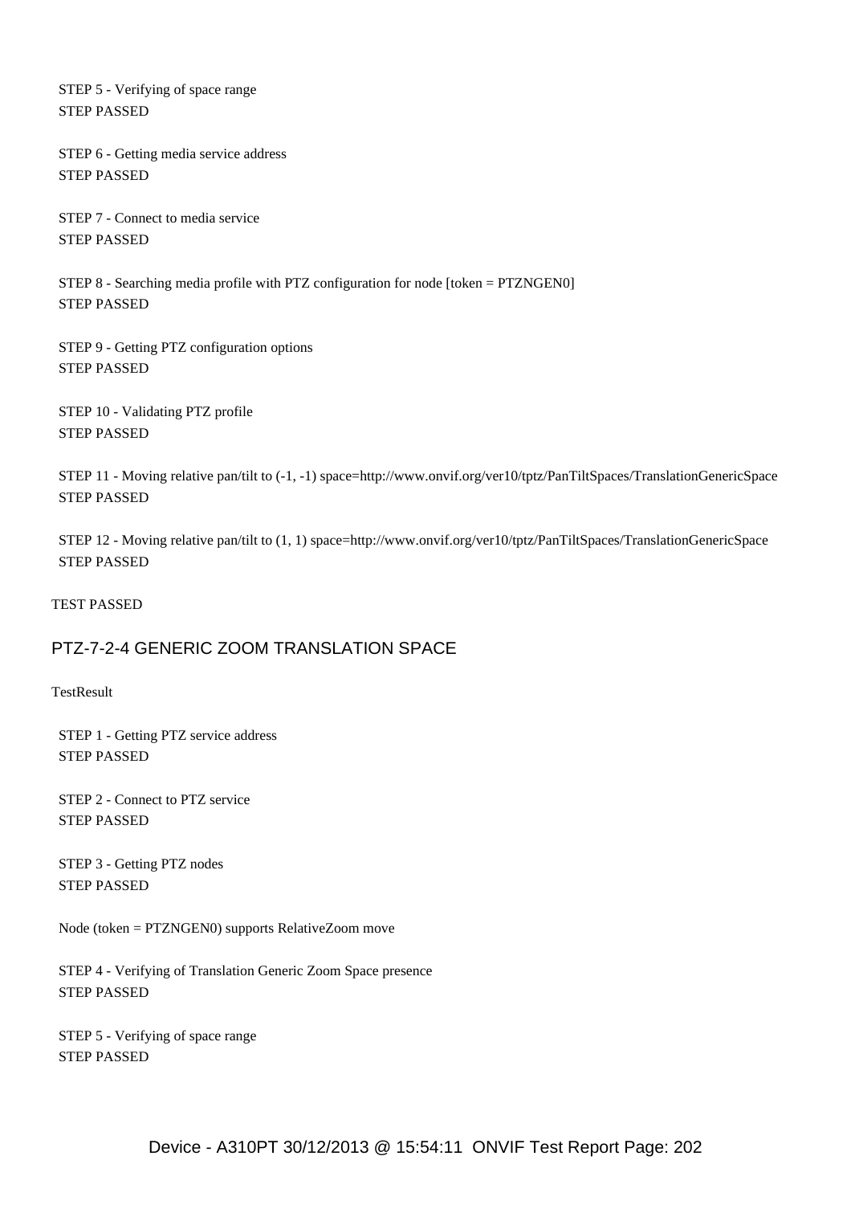STEP 5 - Verifying of space range
STEP PASSED

STEP 6 - Getting media service address
STEP PASSED

STEP 7 - Connect to media service
STEP PASSED

STEP 8 - Searching media profile with PTZ configuration for node [token = PTZNGEN0]
STEP PASSED

STEP 9 - Getting PTZ configuration options
STEP PASSED

STEP 10 - Validating PTZ profile
STEP PASSED

STEP 11 - Moving relative pan/tilt to (-1, -1) space=http://www.onvif.org/ver10/tptz/PanTiltSpaces/TranslationGenericSpace
STEP PASSED

STEP 12 - Moving relative pan/tilt to (1, 1) space=http://www.onvif.org/ver10/tptz/PanTiltSpaces/TranslationGenericSpace
STEP PASSED

TEST PASSED

## PTZ-7-2-4 GENERIC ZOOM TRANSLATION SPACE

TestResult

STEP 1 - Getting PTZ service address
STEP PASSED

STEP 2 - Connect to PTZ service
STEP PASSED

STEP 3 - Getting PTZ nodes
STEP PASSED

Node (token = PTZNGEN0) supports RelativeZoom move

STEP 4 - Verifying of Translation Generic Zoom Space presence
STEP PASSED

STEP 5 - Verifying of space range
STEP PASSED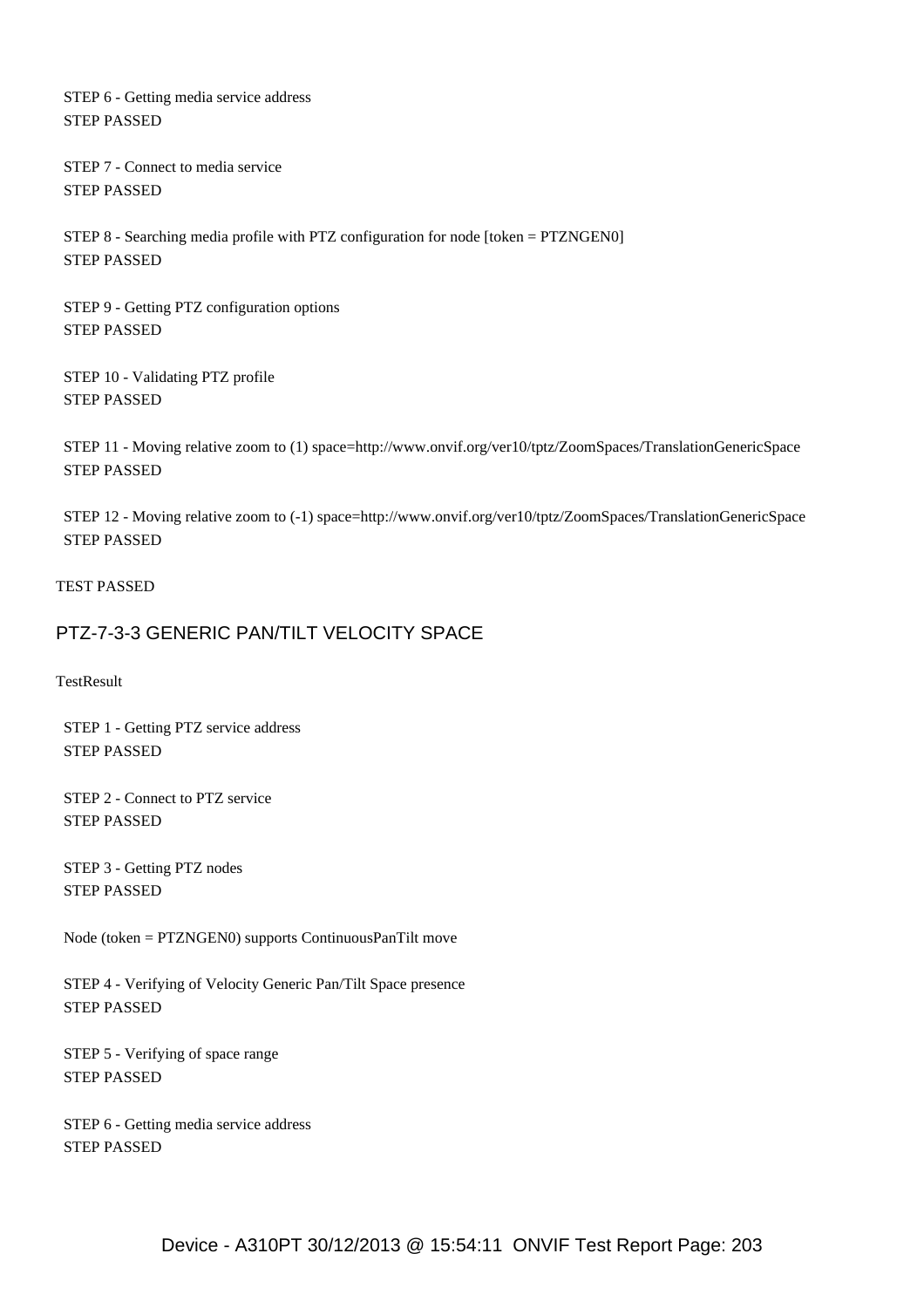STEP 6 - Getting media service address
STEP PASSED

STEP 7 - Connect to media service
STEP PASSED

STEP 8 - Searching media profile with PTZ configuration for node [token = PTZNGEN0]
STEP PASSED

STEP 9 - Getting PTZ configuration options
STEP PASSED

STEP 10 - Validating PTZ profile
STEP PASSED

STEP 11 - Moving relative zoom to (1) space=http://www.onvif.org/ver10/tptz/ZoomSpaces/TranslationGenericSpace
STEP PASSED

STEP 12 - Moving relative zoom to (-1) space=http://www.onvif.org/ver10/tptz/ZoomSpaces/TranslationGenericSpace
STEP PASSED

TEST PASSED

## PTZ-7-3-3 GENERIC PAN/TILT VELOCITY SPACE

TestResult

STEP 1 - Getting PTZ service address
STEP PASSED

STEP 2 - Connect to PTZ service
STEP PASSED

STEP 3 - Getting PTZ nodes
STEP PASSED

Node (token = PTZNGEN0) supports ContinuousPanTilt move

STEP 4 - Verifying of Velocity Generic Pan/Tilt Space presence
STEP PASSED

STEP 5 - Verifying of space range
STEP PASSED

STEP 6 - Getting media service address
STEP PASSED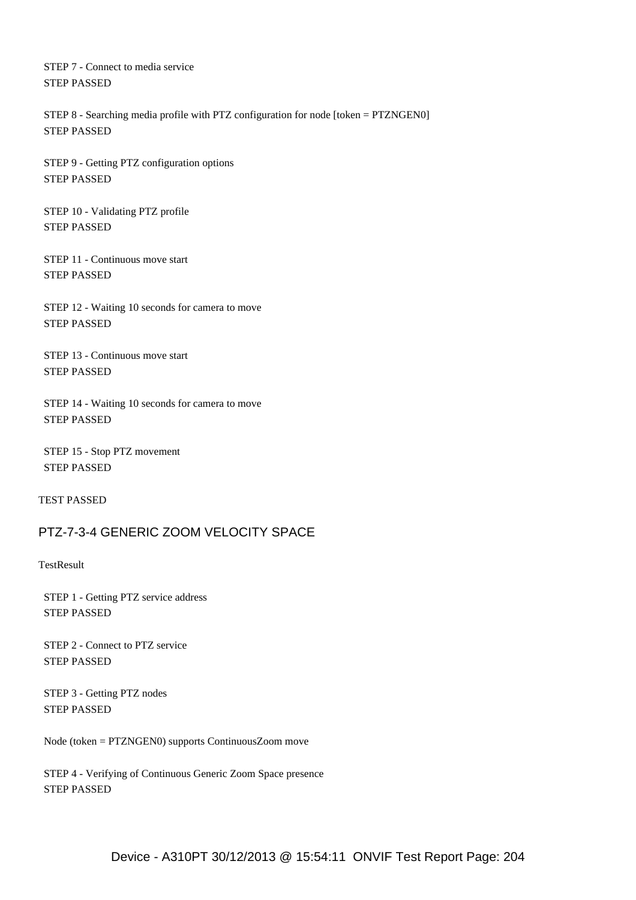STEP 7 - Connect to media service
STEP PASSED

STEP 8 - Searching media profile with PTZ configuration for node [token = PTZNGEN0]
STEP PASSED

STEP 9 - Getting PTZ configuration options
STEP PASSED

STEP 10 - Validating PTZ profile
STEP PASSED

STEP 11 - Continuous move start
STEP PASSED

STEP 12 - Waiting 10 seconds for camera to move
STEP PASSED

STEP 13 - Continuous move start
STEP PASSED

STEP 14 - Waiting 10 seconds for camera to move
STEP PASSED

STEP 15 - Stop PTZ movement
STEP PASSED

TEST PASSED

## PTZ-7-3-4 GENERIC ZOOM VELOCITY SPACE

TestResult

STEP 1 - Getting PTZ service address
STEP PASSED

STEP 2 - Connect to PTZ service
STEP PASSED

STEP 3 - Getting PTZ nodes
STEP PASSED

Node (token = PTZNGEN0) supports ContinuousZoom move

STEP 4 - Verifying of Continuous Generic Zoom Space presence
STEP PASSED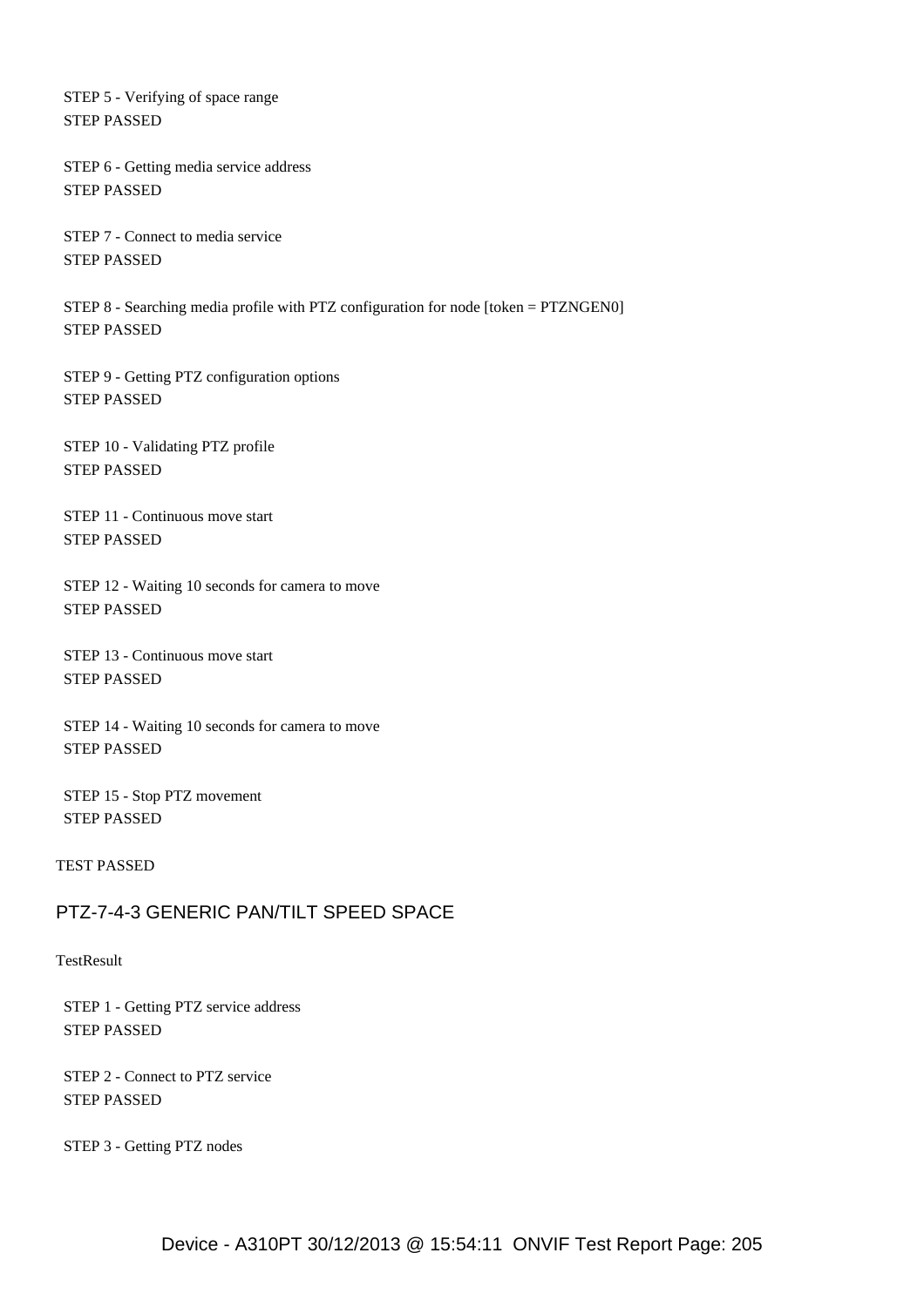STEP 5 - Verifying of space range
STEP PASSED

STEP 6 - Getting media service address
STEP PASSED

STEP 7 - Connect to media service
STEP PASSED

STEP 8 - Searching media profile with PTZ configuration for node [token = PTZNGEN0]
STEP PASSED

STEP 9 - Getting PTZ configuration options
STEP PASSED

STEP 10 - Validating PTZ profile
STEP PASSED

STEP 11 - Continuous move start
STEP PASSED

STEP 12 - Waiting 10 seconds for camera to move
STEP PASSED

STEP 13 - Continuous move start
STEP PASSED

STEP 14 - Waiting 10 seconds for camera to move
STEP PASSED

STEP 15 - Stop PTZ movement
STEP PASSED

TEST PASSED

## PTZ-7-4-3 GENERIC PAN/TILT SPEED SPACE

TestResult

STEP 1 - Getting PTZ service address
STEP PASSED

STEP 2 - Connect to PTZ service
STEP PASSED

STEP 3 - Getting PTZ nodes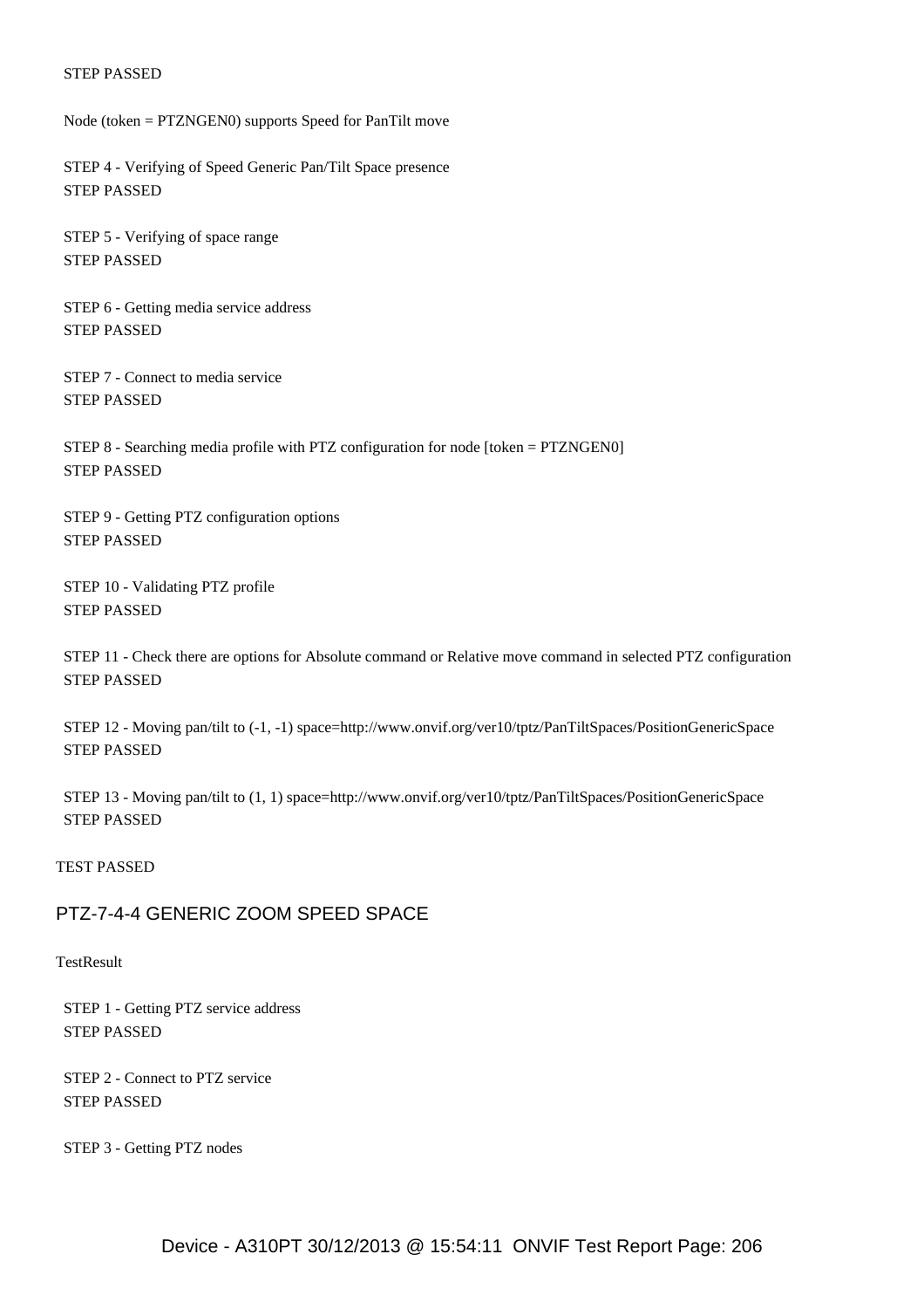STEP PASSED

Node (token = PTZNGEN0) supports Speed for PanTilt move

STEP 4 - Verifying of Speed Generic Pan/Tilt Space presence
STEP PASSED

STEP 5 - Verifying of space range
STEP PASSED

STEP 6 - Getting media service address
STEP PASSED

STEP 7 - Connect to media service
STEP PASSED

STEP 8 - Searching media profile with PTZ configuration for node [token = PTZNGEN0]
STEP PASSED

STEP 9 - Getting PTZ configuration options
STEP PASSED

STEP 10 - Validating PTZ profile
STEP PASSED

STEP 11 - Check there are options for Absolute command or Relative move command in selected PTZ configuration
STEP PASSED

STEP 12 - Moving pan/tilt to (-1, -1) space=http://www.onvif.org/ver10/tptz/PanTiltSpaces/PositionGenericSpace
STEP PASSED

STEP 13 - Moving pan/tilt to (1, 1) space=http://www.onvif.org/ver10/tptz/PanTiltSpaces/PositionGenericSpace
STEP PASSED

TEST PASSED

## PTZ-7-4-4 GENERIC ZOOM SPEED SPACE

TestResult

STEP 1 - Getting PTZ service address
STEP PASSED

STEP 2 - Connect to PTZ service
STEP PASSED

STEP 3 - Getting PTZ nodes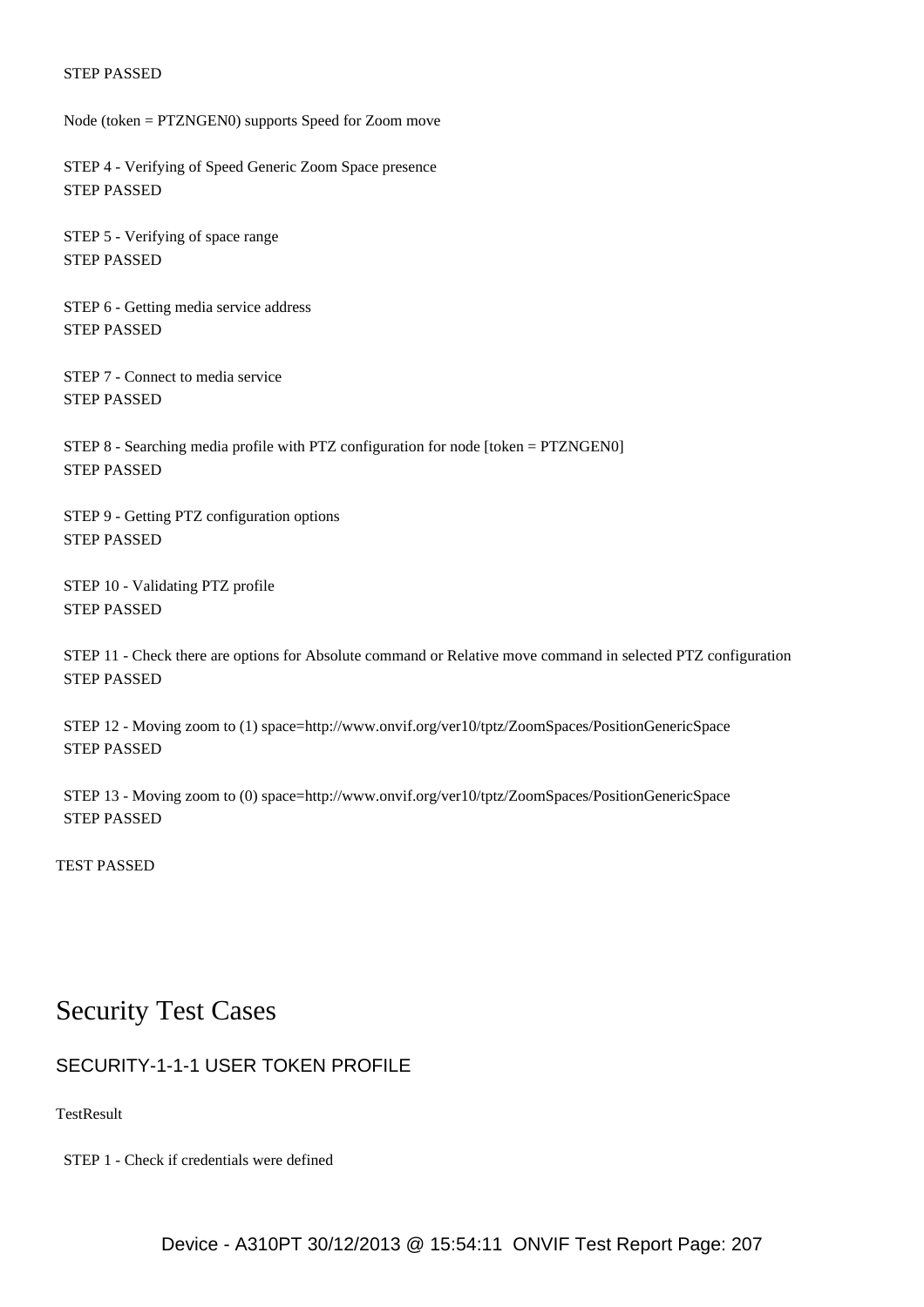STEP PASSED

Node (token = PTZNGEN0) supports Speed for Zoom move

STEP 4 - Verifying of Speed Generic Zoom Space presence
STEP PASSED

STEP 5 - Verifying of space range
STEP PASSED

STEP 6 - Getting media service address
STEP PASSED

STEP 7 - Connect to media service
STEP PASSED

STEP 8 - Searching media profile with PTZ configuration for node [token = PTZNGEN0]
STEP PASSED

STEP 9 - Getting PTZ configuration options
STEP PASSED

STEP 10 - Validating PTZ profile
STEP PASSED

STEP 11 - Check there are options for Absolute command or Relative move command in selected PTZ configuration
STEP PASSED

STEP 12 - Moving zoom to (1) space=http://www.onvif.org/ver10/tptz/ZoomSpaces/PositionGenericSpace
STEP PASSED

STEP 13 - Moving zoom to (0) space=http://www.onvif.org/ver10/tptz/ZoomSpaces/PositionGenericSpace
STEP PASSED

TEST PASSED

# Security Test Cases

## SECURITY-1-1-1 USER TOKEN PROFILE

TestResult

STEP 1 - Check if credentials were defined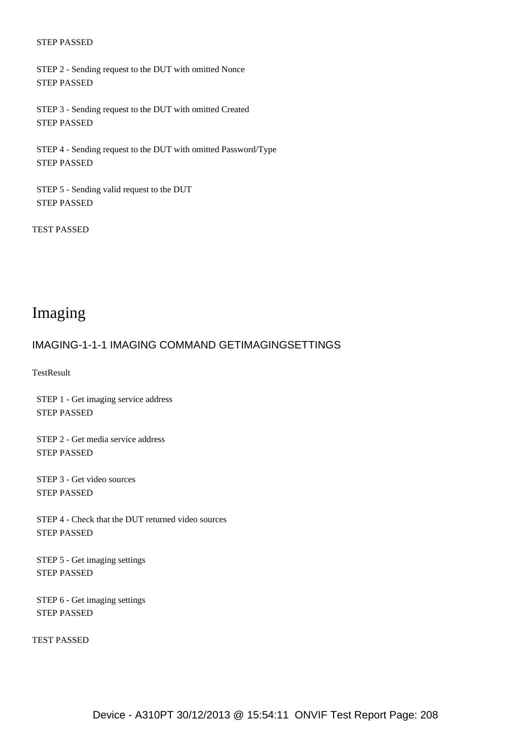STEP PASSED

STEP 2 - Sending request to the DUT with omitted Nonce
STEP PASSED

STEP 3 - Sending request to the DUT with omitted Created
STEP PASSED

STEP 4 - Sending request to the DUT with omitted Password/Type
STEP PASSED

STEP 5 - Sending valid request to the DUT
STEP PASSED

TEST PASSED

# Imaging

## IMAGING-1-1-1 IMAGING COMMAND GETIMAGINGSETTINGS

TestResult

STEP 1 - Get imaging service address
STEP PASSED

STEP 2 - Get media service address
STEP PASSED

STEP 3 - Get video sources
STEP PASSED

STEP 4 - Check that the DUT returned video sources
STEP PASSED

STEP 5 - Get imaging settings
STEP PASSED

STEP 6 - Get imaging settings
STEP PASSED

TEST PASSED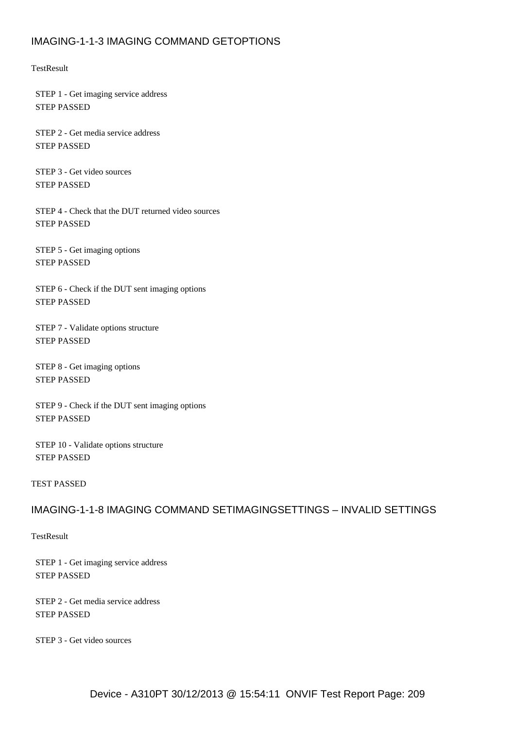## IMAGING-1-1-3 IMAGING COMMAND GETOPTIONS

TestResult

STEP 1 - Get imaging service address
STEP PASSED

STEP 2 - Get media service address
STEP PASSED

STEP 3 - Get video sources
STEP PASSED

STEP 4 - Check that the DUT returned video sources
STEP PASSED

STEP 5 - Get imaging options
STEP PASSED

STEP 6 - Check if the DUT sent imaging options
STEP PASSED

STEP 7 - Validate options structure
STEP PASSED

STEP 8 - Get imaging options
STEP PASSED

STEP 9 - Check if the DUT sent imaging options
STEP PASSED

STEP 10 - Validate options structure
STEP PASSED

TEST PASSED

## IMAGING-1-1-8 IMAGING COMMAND SETIMAGINGSETTINGS – INVALID SETTINGS

TestResult

STEP 1 - Get imaging service address
STEP PASSED

STEP 2 - Get media service address
STEP PASSED

STEP 3 - Get video sources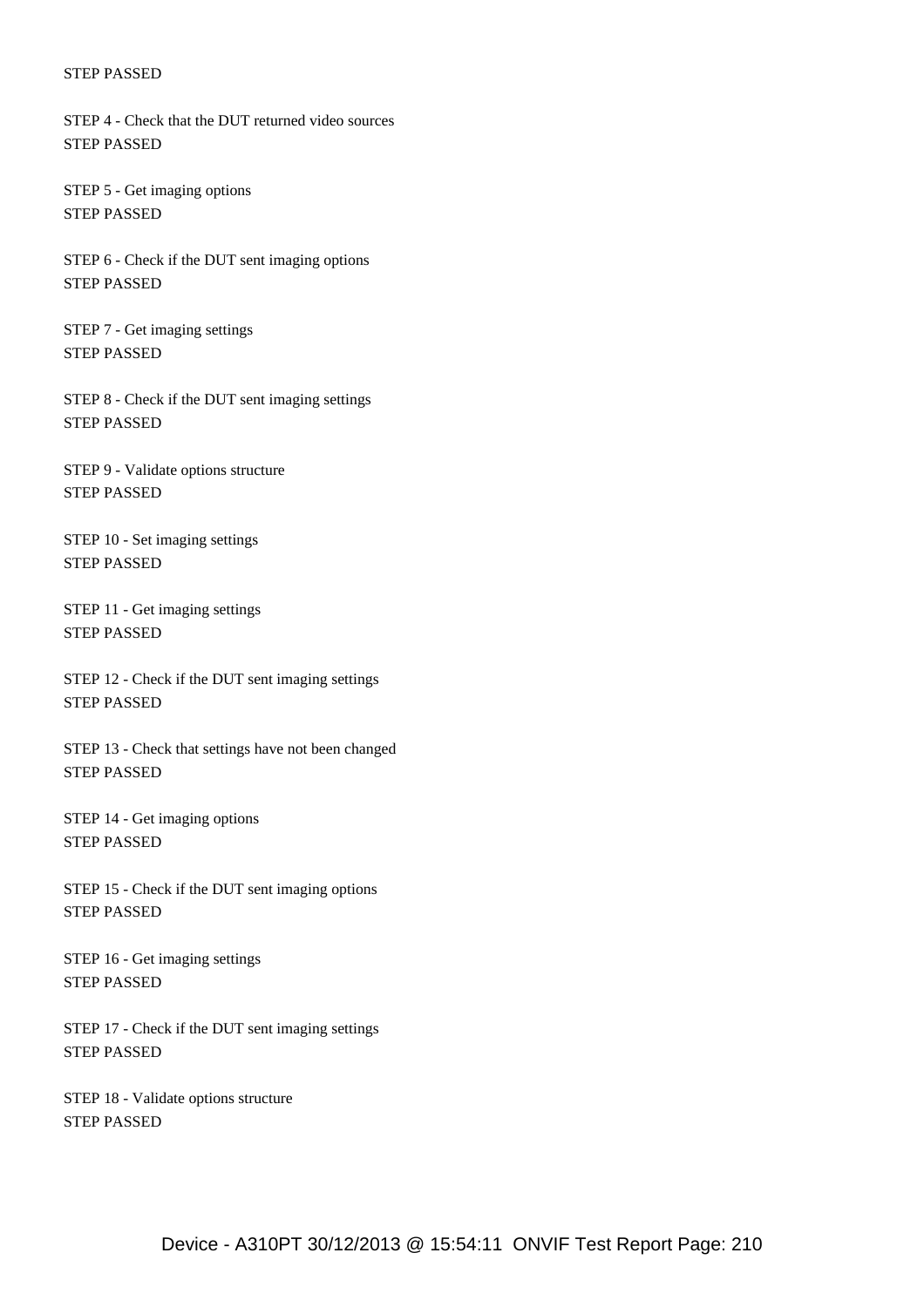STEP PASSED

STEP 4 - Check that the DUT returned video sources
STEP PASSED

STEP 5 - Get imaging options
STEP PASSED

STEP 6 - Check if the DUT sent imaging options
STEP PASSED

STEP 7 - Get imaging settings
STEP PASSED

STEP 8 - Check if the DUT sent imaging settings
STEP PASSED

STEP 9 - Validate options structure
STEP PASSED

STEP 10 - Set imaging settings
STEP PASSED

STEP 11 - Get imaging settings
STEP PASSED

STEP 12 - Check if the DUT sent imaging settings
STEP PASSED

STEP 13 - Check that settings have not been changed
STEP PASSED

STEP 14 - Get imaging options
STEP PASSED

STEP 15 - Check if the DUT sent imaging options
STEP PASSED

STEP 16 - Get imaging settings
STEP PASSED

STEP 17 - Check if the DUT sent imaging settings
STEP PASSED

STEP 18 - Validate options structure
STEP PASSED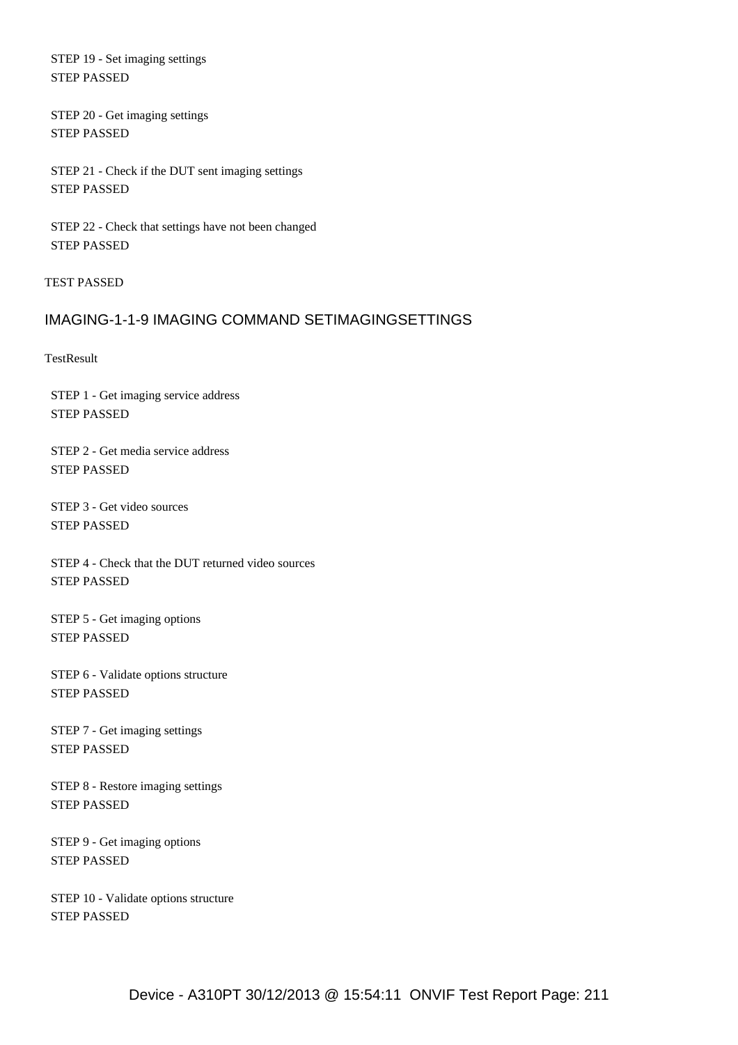STEP 19 - Set imaging settings
STEP PASSED

STEP 20 - Get imaging settings
STEP PASSED

STEP 21 - Check if the DUT sent imaging settings
STEP PASSED

STEP 22 - Check that settings have not been changed
STEP PASSED

TEST PASSED

## IMAGING-1-1-9 IMAGING COMMAND SETIMAGINGSETTINGS

TestResult

STEP 1 - Get imaging service address
STEP PASSED

STEP 2 - Get media service address
STEP PASSED

STEP 3 - Get video sources
STEP PASSED

STEP 4 - Check that the DUT returned video sources
STEP PASSED

STEP 5 - Get imaging options
STEP PASSED

STEP 6 - Validate options structure
STEP PASSED

STEP 7 - Get imaging settings
STEP PASSED

STEP 8 - Restore imaging settings
STEP PASSED

STEP 9 - Get imaging options
STEP PASSED

STEP 10 - Validate options structure
STEP PASSED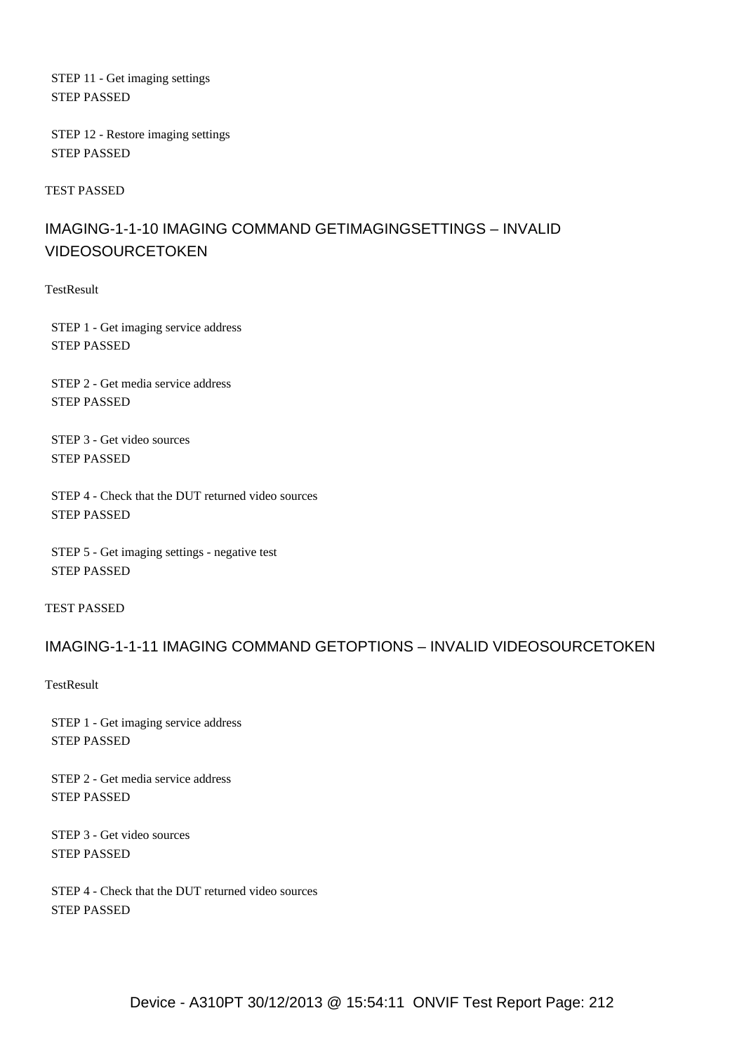STEP 11 - Get imaging settings
STEP PASSED

STEP 12 - Restore imaging settings
STEP PASSED

TEST PASSED

## IMAGING-1-1-10 IMAGING COMMAND GETIMAGINGSETTINGS – INVALID VIDEOSOURCETOKEN

TestResult

STEP 1 - Get imaging service address
STEP PASSED

STEP 2 - Get media service address
STEP PASSED

STEP 3 - Get video sources
STEP PASSED

STEP 4 - Check that the DUT returned video sources
STEP PASSED

STEP 5 - Get imaging settings - negative test
STEP PASSED

TEST PASSED

## IMAGING-1-1-11 IMAGING COMMAND GETOPTIONS – INVALID VIDEOSOURCETOKEN

TestResult

STEP 1 - Get imaging service address
STEP PASSED

STEP 2 - Get media service address
STEP PASSED

STEP 3 - Get video sources
STEP PASSED

STEP 4 - Check that the DUT returned video sources
STEP PASSED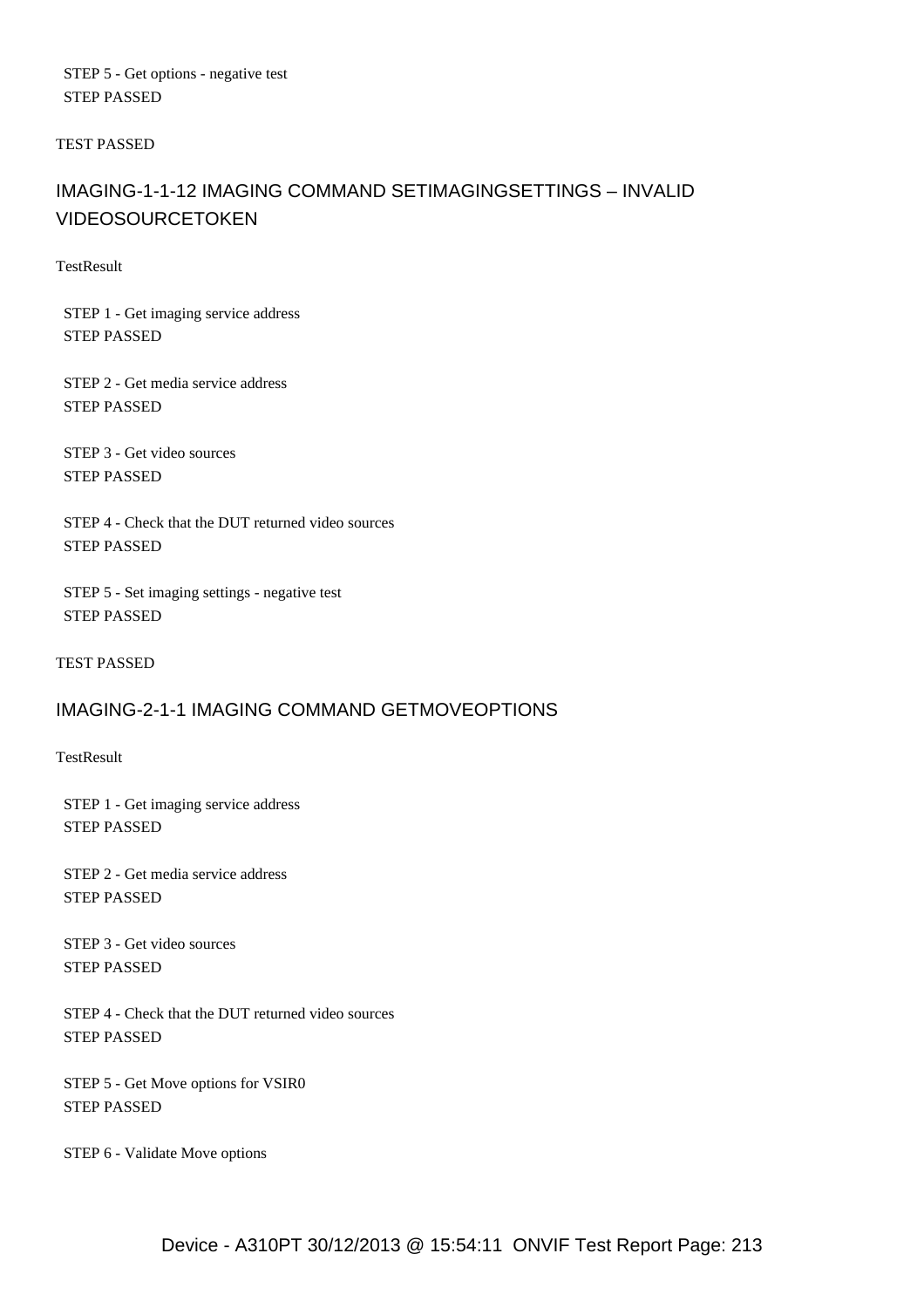STEP 5 - Get options - negative test
STEP PASSED

TEST PASSED

## IMAGING-1-1-12 IMAGING COMMAND SETIMAGINGSETTINGS – INVALID VIDEOSOURCETOKEN

TestResult

STEP 1 - Get imaging service address
STEP PASSED

STEP 2 - Get media service address
STEP PASSED

STEP 3 - Get video sources
STEP PASSED

STEP 4 - Check that the DUT returned video sources
STEP PASSED

STEP 5 - Set imaging settings - negative test
STEP PASSED

TEST PASSED

## IMAGING-2-1-1 IMAGING COMMAND GETMOVEOPTIONS

TestResult

STEP 1 - Get imaging service address
STEP PASSED

STEP 2 - Get media service address
STEP PASSED

STEP 3 - Get video sources
STEP PASSED

STEP 4 - Check that the DUT returned video sources
STEP PASSED

STEP 5 - Get Move options for VSIR0
STEP PASSED

STEP 6 - Validate Move options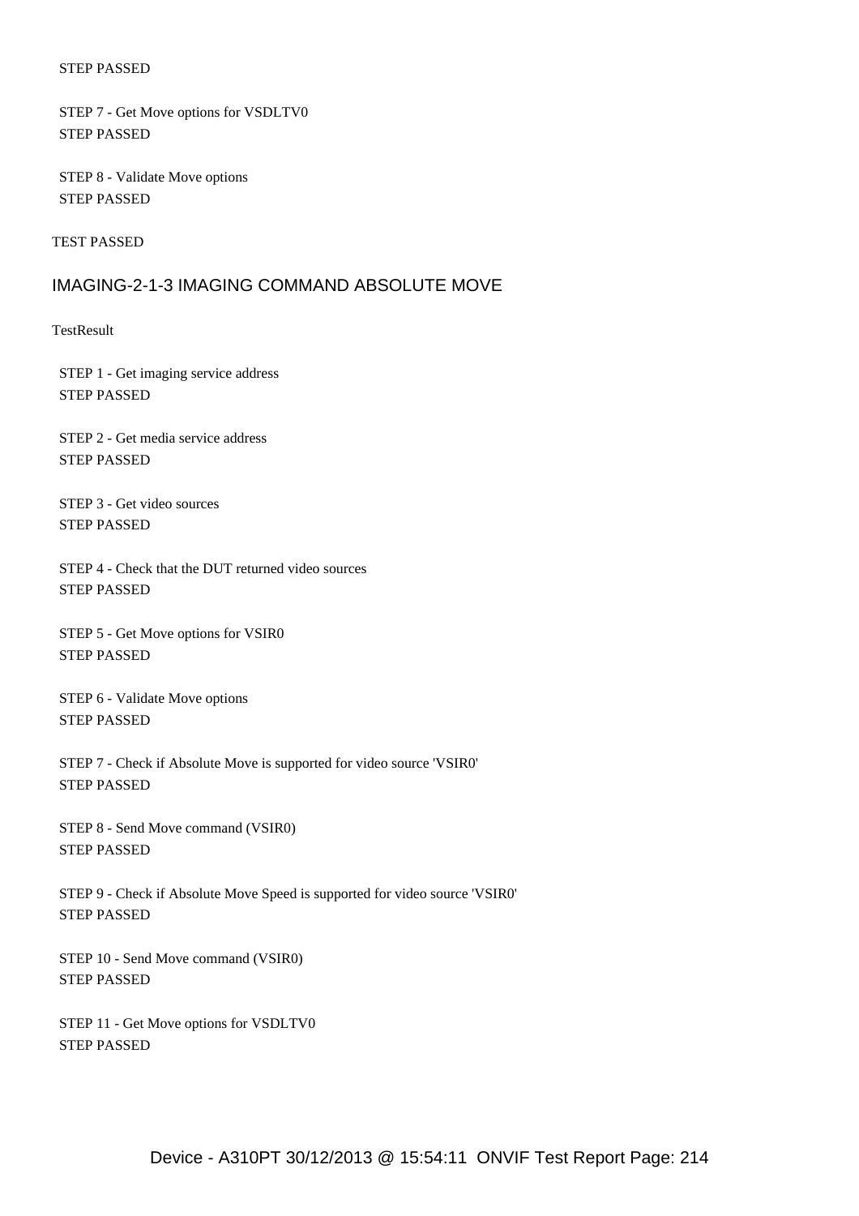STEP PASSED

STEP 7 - Get Move options for VSDLTV0
STEP PASSED

STEP 8 - Validate Move options
STEP PASSED

TEST PASSED

## IMAGING-2-1-3 IMAGING COMMAND ABSOLUTE MOVE

TestResult

STEP 1 - Get imaging service address
STEP PASSED

STEP 2 - Get media service address
STEP PASSED

STEP 3 - Get video sources
STEP PASSED

STEP 4 - Check that the DUT returned video sources
STEP PASSED

STEP 5 - Get Move options for VSIR0
STEP PASSED

STEP 6 - Validate Move options
STEP PASSED

STEP 7 - Check if Absolute Move is supported for video source 'VSIR0'
STEP PASSED

STEP 8 - Send Move command (VSIR0)
STEP PASSED

STEP 9 - Check if Absolute Move Speed is supported for video source 'VSIR0'
STEP PASSED

STEP 10 - Send Move command (VSIR0)
STEP PASSED

STEP 11 - Get Move options for VSDLTV0
STEP PASSED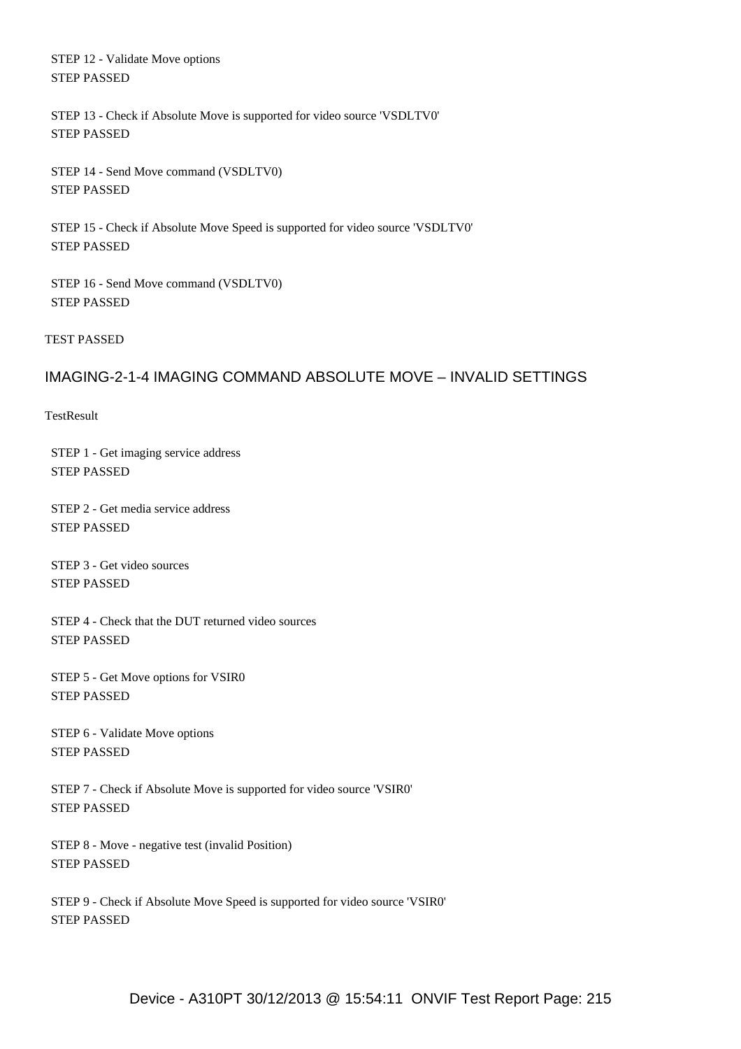STEP 12 - Validate Move options
STEP PASSED

STEP 13 - Check if Absolute Move is supported for video source 'VSDLTV0'
STEP PASSED

STEP 14 - Send Move command (VSDLTV0)
STEP PASSED

STEP 15 - Check if Absolute Move Speed is supported for video source 'VSDLTV0'
STEP PASSED

STEP 16 - Send Move command (VSDLTV0)
STEP PASSED

TEST PASSED

## IMAGING-2-1-4 IMAGING COMMAND ABSOLUTE MOVE – INVALID SETTINGS

TestResult

STEP 1 - Get imaging service address
STEP PASSED

STEP 2 - Get media service address
STEP PASSED

STEP 3 - Get video sources
STEP PASSED

STEP 4 - Check that the DUT returned video sources
STEP PASSED

STEP 5 - Get Move options for VSIR0
STEP PASSED

STEP 6 - Validate Move options
STEP PASSED

STEP 7 - Check if Absolute Move is supported for video source 'VSIR0'
STEP PASSED

STEP 8 - Move - negative test (invalid Position)
STEP PASSED

STEP 9 - Check if Absolute Move Speed is supported for video source 'VSIR0'
STEP PASSED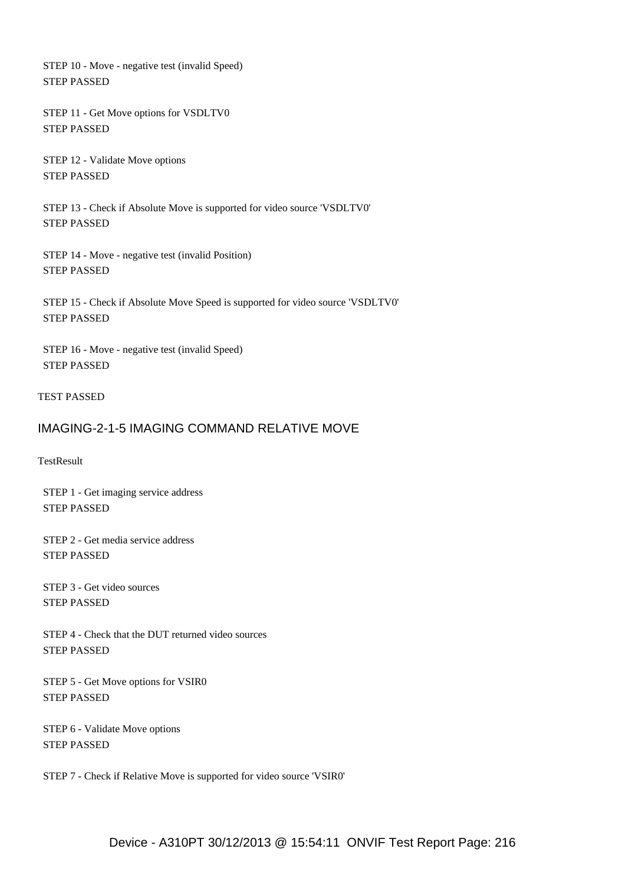STEP 10 - Move - negative test (invalid Speed)
STEP PASSED

STEP 11 - Get Move options for VSDLTV0
STEP PASSED

STEP 12 - Validate Move options
STEP PASSED

STEP 13 - Check if Absolute Move is supported for video source 'VSDLTV0'
STEP PASSED

STEP 14 - Move - negative test (invalid Position)
STEP PASSED

STEP 15 - Check if Absolute Move Speed is supported for video source 'VSDLTV0'
STEP PASSED

STEP 16 - Move - negative test (invalid Speed)
STEP PASSED

TEST PASSED

## IMAGING-2-1-5 IMAGING COMMAND RELATIVE MOVE

TestResult

STEP 1 - Get imaging service address
STEP PASSED

STEP 2 - Get media service address
STEP PASSED

STEP 3 - Get video sources
STEP PASSED

STEP 4 - Check that the DUT returned video sources
STEP PASSED

STEP 5 - Get Move options for VSIR0
STEP PASSED

STEP 6 - Validate Move options
STEP PASSED

STEP 7 - Check if Relative Move is supported for video source 'VSIR0'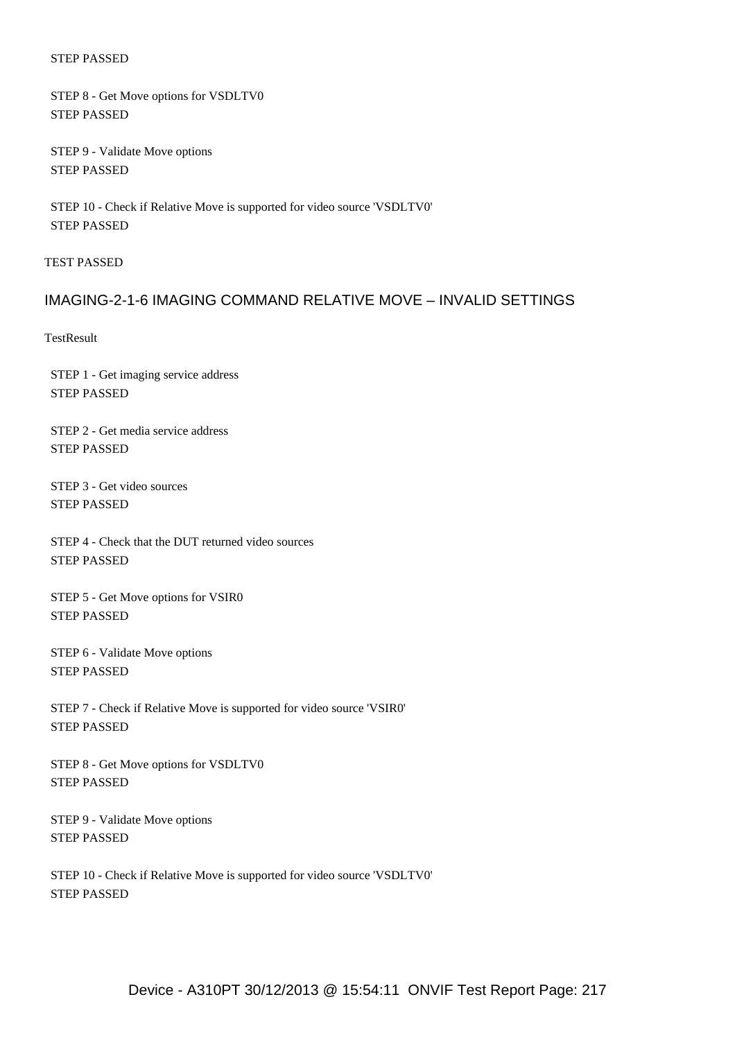STEP PASSED

STEP 8 - Get Move options for VSDLTV0
STEP PASSED

STEP 9 - Validate Move options
STEP PASSED

STEP 10 - Check if Relative Move is supported for video source 'VSDLTV0'
STEP PASSED

TEST PASSED

## IMAGING-2-1-6 IMAGING COMMAND RELATIVE MOVE – INVALID SETTINGS

TestResult

STEP 1 - Get imaging service address
STEP PASSED

STEP 2 - Get media service address
STEP PASSED

STEP 3 - Get video sources
STEP PASSED

STEP 4 - Check that the DUT returned video sources
STEP PASSED

STEP 5 - Get Move options for VSIR0
STEP PASSED

STEP 6 - Validate Move options
STEP PASSED

STEP 7 - Check if Relative Move is supported for video source 'VSIR0'
STEP PASSED

STEP 8 - Get Move options for VSDLTV0
STEP PASSED

STEP 9 - Validate Move options
STEP PASSED

STEP 10 - Check if Relative Move is supported for video source 'VSDLTV0'
STEP PASSED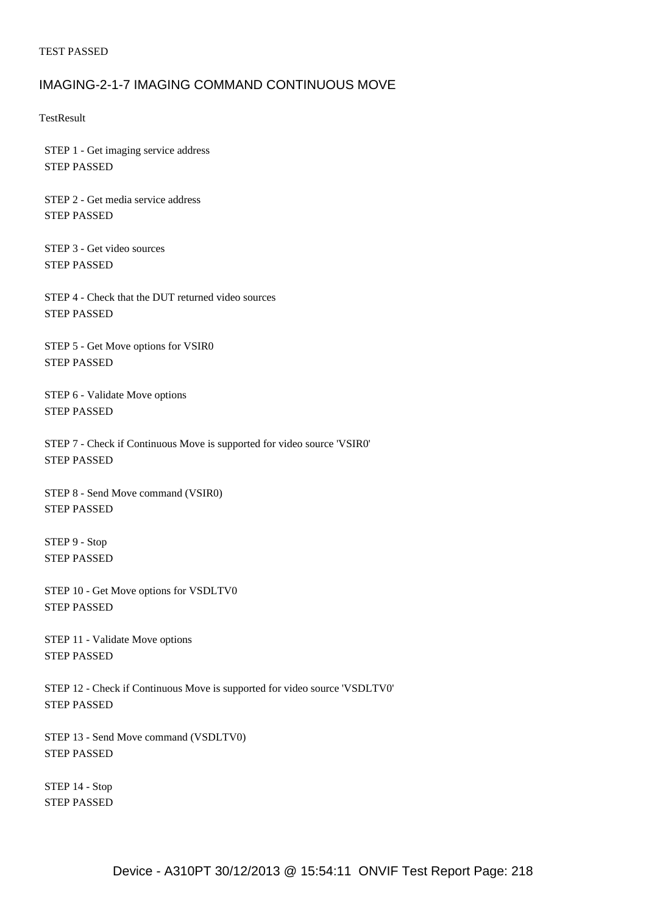TEST PASSED

## IMAGING-2-1-7 IMAGING COMMAND CONTINUOUS MOVE

TestResult

STEP 1 - Get imaging service address
STEP PASSED

STEP 2 - Get media service address
STEP PASSED

STEP 3 - Get video sources
STEP PASSED

STEP 4 - Check that the DUT returned video sources
STEP PASSED

STEP 5 - Get Move options for VSIR0
STEP PASSED

STEP 6 - Validate Move options
STEP PASSED

STEP 7 - Check if Continuous Move is supported for video source 'VSIR0'
STEP PASSED

STEP 8 - Send Move command (VSIR0)
STEP PASSED

STEP 9 - Stop
STEP PASSED

STEP 10 - Get Move options for VSDLTV0
STEP PASSED

STEP 11 - Validate Move options
STEP PASSED

STEP 12 - Check if Continuous Move is supported for video source 'VSDLTV0'
STEP PASSED

STEP 13 - Send Move command (VSDLTV0)
STEP PASSED

STEP 14 - Stop
STEP PASSED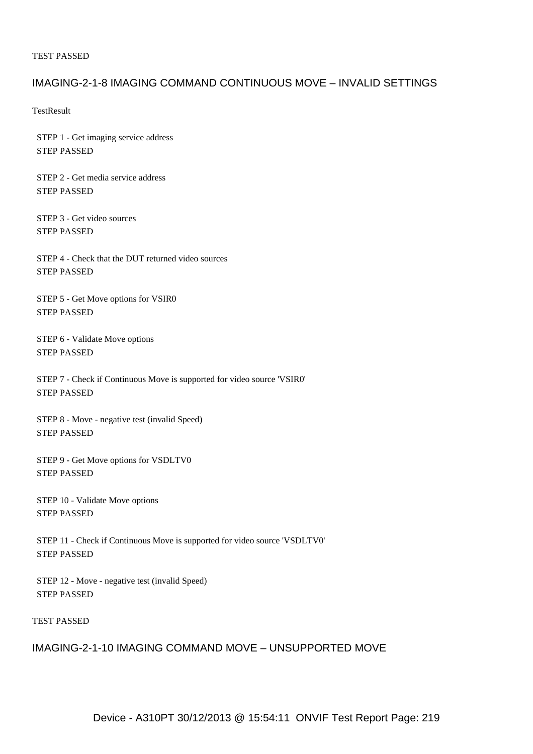TEST PASSED

## IMAGING-2-1-8 IMAGING COMMAND CONTINUOUS MOVE – INVALID SETTINGS

TestResult

STEP 1 - Get imaging service address
STEP PASSED

STEP 2 - Get media service address
STEP PASSED

STEP 3 - Get video sources
STEP PASSED

STEP 4 - Check that the DUT returned video sources
STEP PASSED

STEP 5 - Get Move options for VSIR0
STEP PASSED

STEP 6 - Validate Move options
STEP PASSED

STEP 7 - Check if Continuous Move is supported for video source 'VSIR0'
STEP PASSED

STEP 8 - Move - negative test (invalid Speed)
STEP PASSED

STEP 9 - Get Move options for VSDLTV0
STEP PASSED

STEP 10 - Validate Move options
STEP PASSED

STEP 11 - Check if Continuous Move is supported for video source 'VSDLTV0'
STEP PASSED

STEP 12 - Move - negative test (invalid Speed)
STEP PASSED

TEST PASSED

## IMAGING-2-1-10 IMAGING COMMAND MOVE – UNSUPPORTED MOVE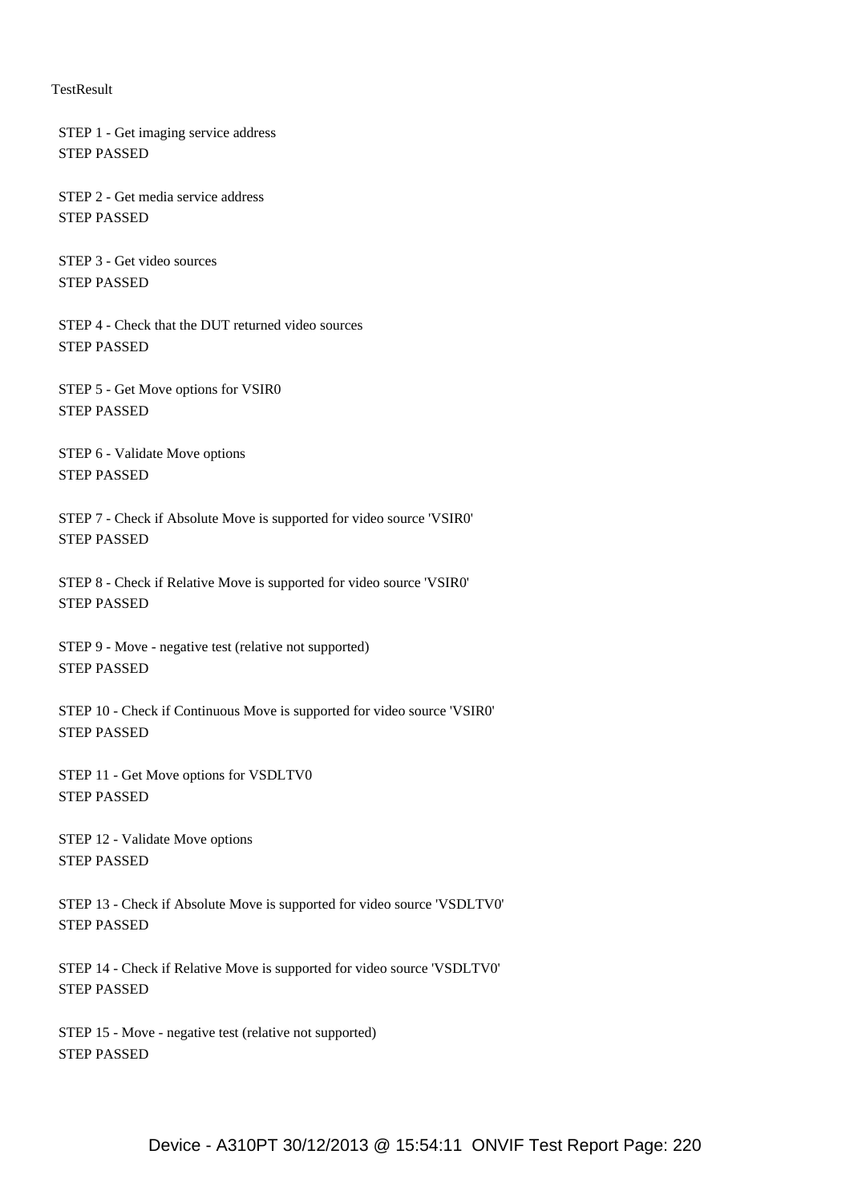TestResult

STEP 1 - Get imaging service address
STEP PASSED

STEP 2 - Get media service address
STEP PASSED

STEP 3 - Get video sources
STEP PASSED

STEP 4 - Check that the DUT returned video sources
STEP PASSED

STEP 5 - Get Move options for VSIR0
STEP PASSED

STEP 6 - Validate Move options
STEP PASSED

STEP 7 - Check if Absolute Move is supported for video source 'VSIR0'
STEP PASSED

STEP 8 - Check if Relative Move is supported for video source 'VSIR0'
STEP PASSED

STEP 9 - Move - negative test (relative not supported)
STEP PASSED

STEP 10 - Check if Continuous Move is supported for video source 'VSIR0'
STEP PASSED

STEP 11 - Get Move options for VSDLTV0
STEP PASSED

STEP 12 - Validate Move options
STEP PASSED

STEP 13 - Check if Absolute Move is supported for video source 'VSDLTV0'
STEP PASSED

STEP 14 - Check if Relative Move is supported for video source 'VSDLTV0'
STEP PASSED

STEP 15 - Move - negative test (relative not supported)
STEP PASSED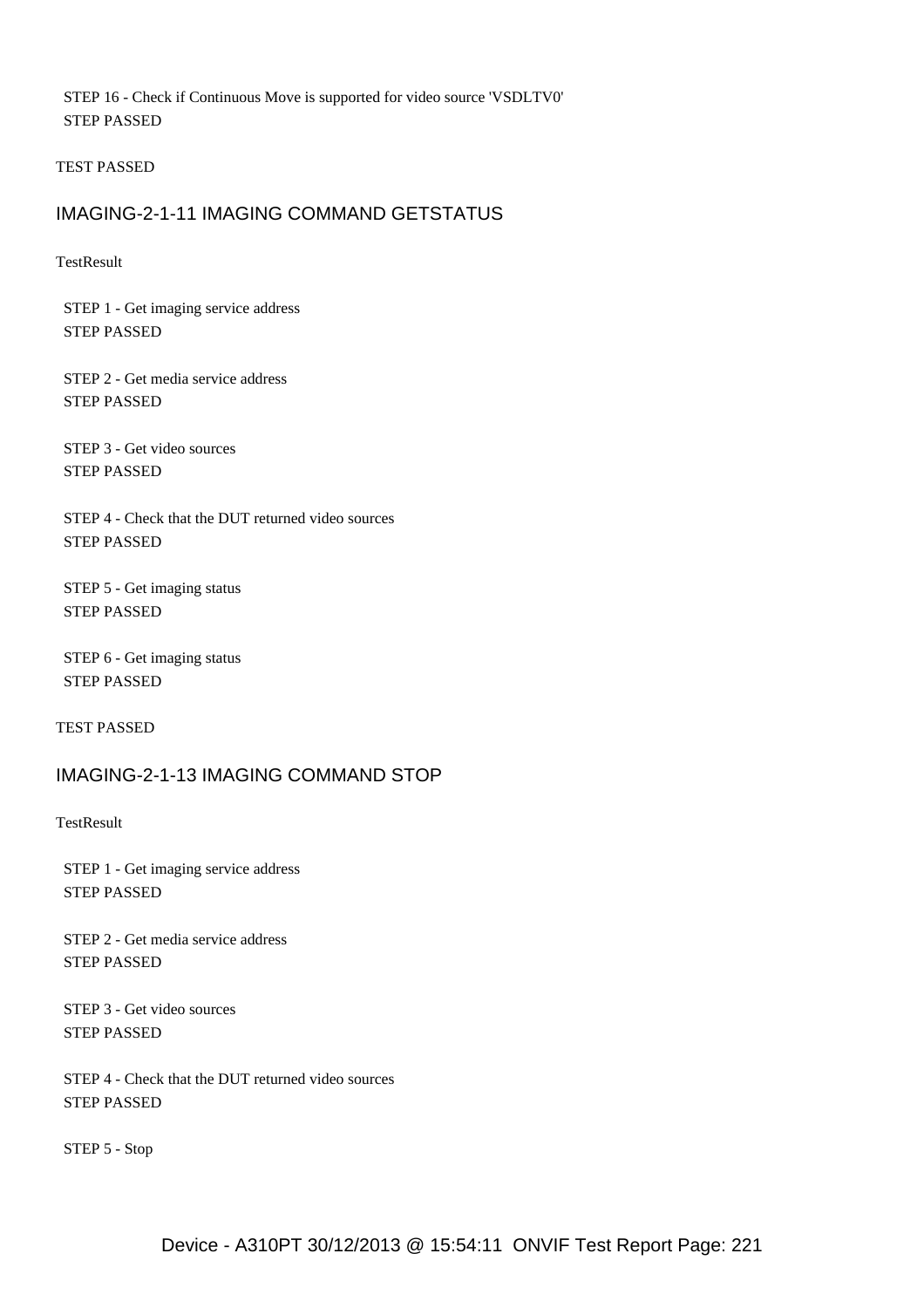STEP 16 - Check if Continuous Move is supported for video source 'VSDLTV0'
STEP PASSED

TEST PASSED

## IMAGING-2-1-11 IMAGING COMMAND GETSTATUS

TestResult

STEP 1 - Get imaging service address
STEP PASSED

STEP 2 - Get media service address
STEP PASSED

STEP 3 - Get video sources
STEP PASSED

STEP 4 - Check that the DUT returned video sources
STEP PASSED

STEP 5 - Get imaging status
STEP PASSED

STEP 6 - Get imaging status
STEP PASSED

TEST PASSED

## IMAGING-2-1-13 IMAGING COMMAND STOP

TestResult

STEP 1 - Get imaging service address
STEP PASSED

STEP 2 - Get media service address
STEP PASSED

STEP 3 - Get video sources
STEP PASSED

STEP 4 - Check that the DUT returned video sources
STEP PASSED

STEP 5 - Stop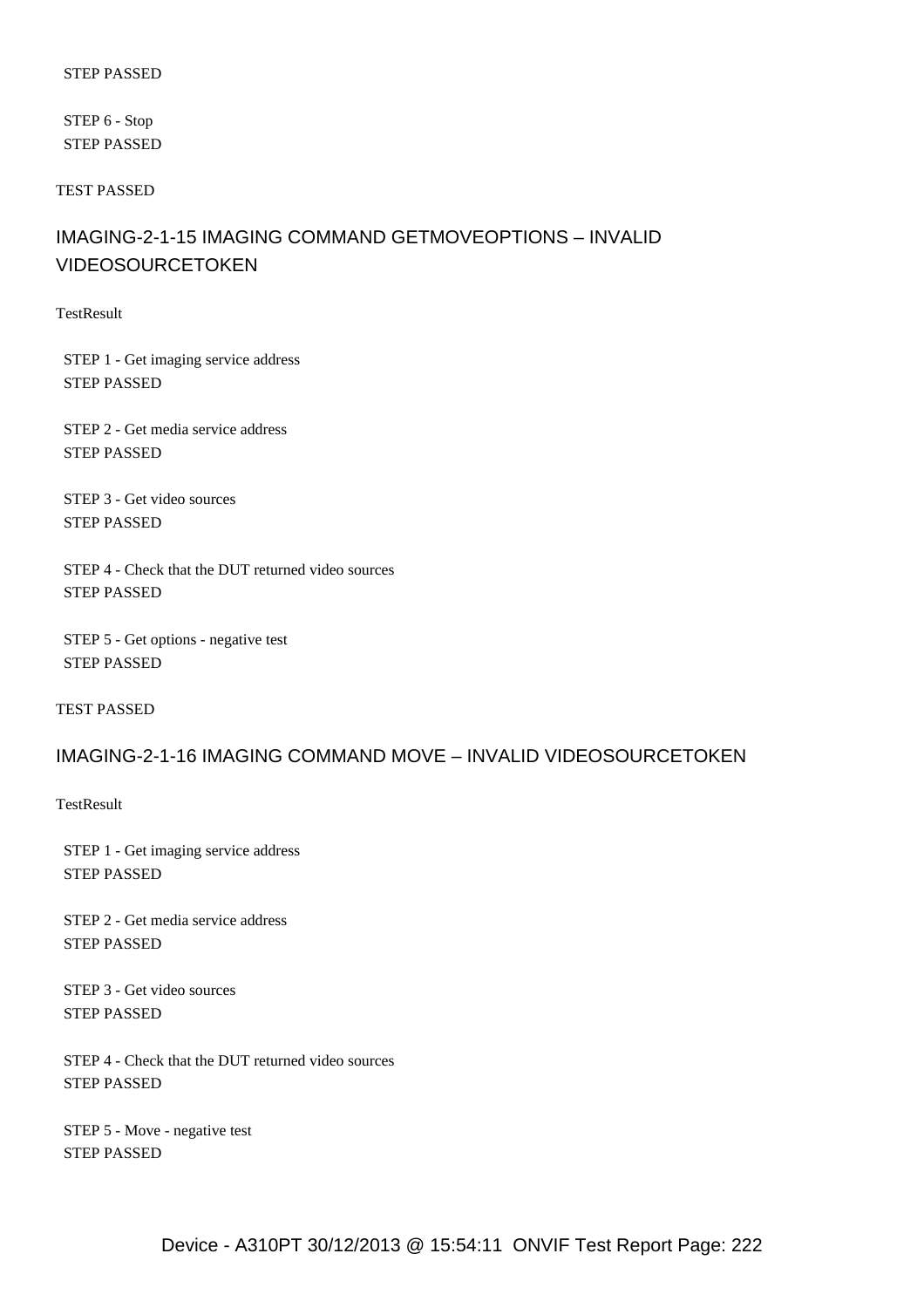STEP PASSED

STEP 6 - Stop
STEP PASSED

TEST PASSED

## IMAGING-2-1-15 IMAGING COMMAND GETMOVEOPTIONS – INVALID VIDEOSOURCETOKEN

TestResult

STEP 1 - Get imaging service address
STEP PASSED

STEP 2 - Get media service address
STEP PASSED

STEP 3 - Get video sources
STEP PASSED

STEP 4 - Check that the DUT returned video sources
STEP PASSED

STEP 5 - Get options - negative test
STEP PASSED

TEST PASSED

## IMAGING-2-1-16 IMAGING COMMAND MOVE – INVALID VIDEOSOURCETOKEN

TestResult

STEP 1 - Get imaging service address
STEP PASSED

STEP 2 - Get media service address
STEP PASSED

STEP 3 - Get video sources
STEP PASSED

STEP 4 - Check that the DUT returned video sources
STEP PASSED

STEP 5 - Move - negative test
STEP PASSED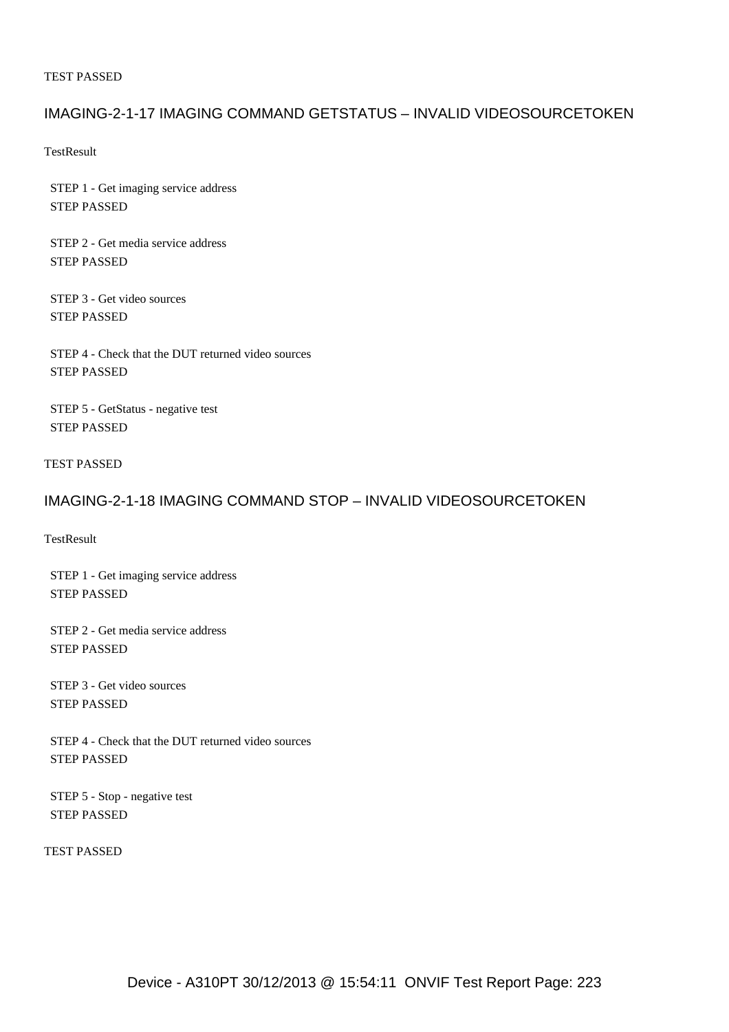TEST PASSED

## IMAGING-2-1-17 IMAGING COMMAND GETSTATUS – INVALID VIDEOSOURCETOKEN

TestResult

STEP 1 - Get imaging service address
STEP PASSED

STEP 2 - Get media service address
STEP PASSED

STEP 3 - Get video sources
STEP PASSED

STEP 4 - Check that the DUT returned video sources
STEP PASSED

STEP 5 - GetStatus - negative test
STEP PASSED

TEST PASSED

## IMAGING-2-1-18 IMAGING COMMAND STOP – INVALID VIDEOSOURCETOKEN

TestResult

STEP 1 - Get imaging service address
STEP PASSED

STEP 2 - Get media service address
STEP PASSED

STEP 3 - Get video sources
STEP PASSED

STEP 4 - Check that the DUT returned video sources
STEP PASSED

STEP 5 - Stop - negative test
STEP PASSED

TEST PASSED